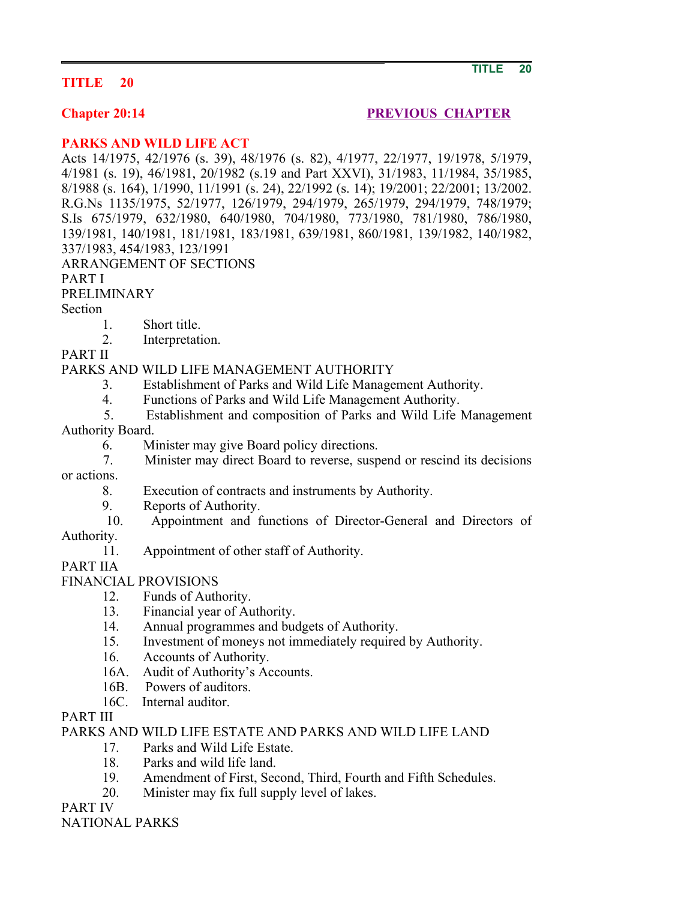# TITLE 20

## Chapter 20:14

PREVIOUS CHAPTER

## PARKS AND WILD LIFE ACT

Acts 14/1975, 42/1976 (s. 39), 48/1976 (s. 82), 4/1977, 22/1977, 19/1978, 5/1979, 4/1981 (s. 19), 46/1981, 20/1982 (s.19 and Part XXVI), 31/1983, 11/1984, 35/1985, 8/1988 (s. 164), 1/1990, 11/1991 (s. 24), 22/1992 (s. 14); 19/2001; 22/2001; 13/2002. R.G.Ns 1135/1975, 52/1977, 126/1979, 294/1979, 265/1979, 294/1979, 748/1979; S.Is 675/1979, 632/1980, 640/1980, 704/1980, 773/1980, 781/1980, 786/1980, 139/1981, 140/1981, 181/1981, 183/1981, 639/1981, 860/1981, 139/1982, 140/1982, 337/1983, 454/1983, 123/1991

ARRANGEMENT OF SECTIONS

PART I

PRELIMINARY

Section

1. Short title.
2. Interpretation.

PART II

PARKS AND WILD LIFE MANAGEMENT AUTHORITY

3. Establishment of Parks and Wild Life Management Authority.
4. Functions of Parks and Wild Life Management Authority.
5. Establishment and composition of Parks and Wild Life Management Authority Board.
6. Minister may give Board policy directions.
7. Minister may direct Board to reverse, suspend or rescind its decisions or actions.
8. Execution of contracts and instruments by Authority.
9. Reports of Authority.
10. Appointment and functions of Director-General and Directors of Authority.
11. Appointment of other staff of Authority.

PART IIA

FINANCIAL PROVISIONS

12. Funds of Authority.
13. Financial year of Authority.
14. Annual programmes and budgets of Authority.
15. Investment of moneys not immediately required by Authority.
16. Accounts of Authority.

16A. Audit of Authority's Accounts.

16B. Powers of auditors.

16C. Internal auditor.

PART III

PARKS AND WILD LIFE ESTATE AND PARKS AND WILD LIFE LAND

17. Parks and Wild Life Estate.
18. Parks and wild life land.
19. Amendment of First, Second, Third, Fourth and Fifth Schedules.
20. Minister may fix full supply level of lakes.

PART IV

NATIONAL PARKS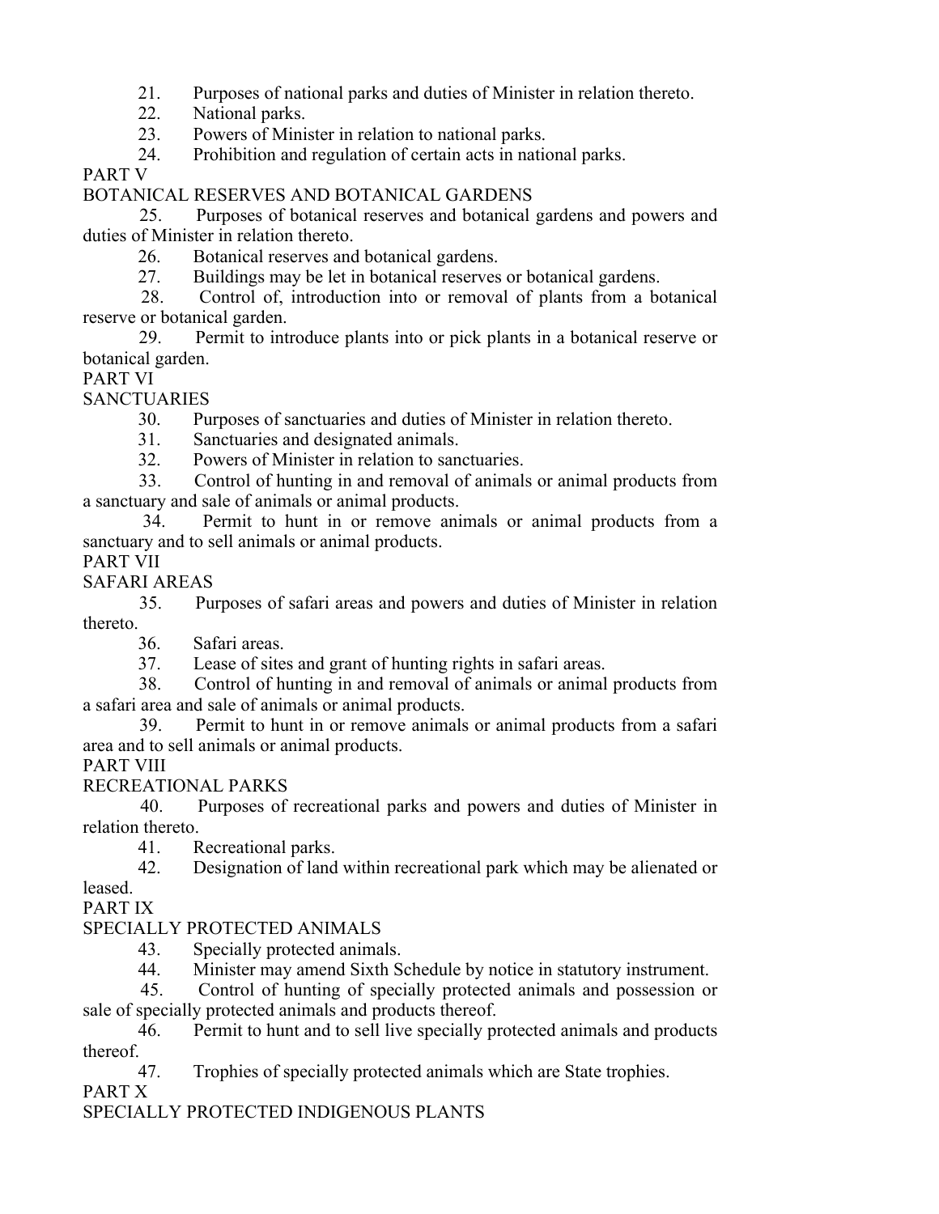21. Purposes of national parks and duties of Minister in relation thereto.

22. National parks.

23. Powers of Minister in relation to national parks.

24. Prohibition and regulation of certain acts in national parks.

PART V

BOTANICAL RESERVES AND BOTANICAL GARDENS

25. Purposes of botanical reserves and botanical gardens and powers and duties of Minister in relation thereto.

26. Botanical reserves and botanical gardens.

27. Buildings may be let in botanical reserves or botanical gardens.

28. Control of, introduction into or removal of plants from a botanical reserve or botanical garden.

29. Permit to introduce plants into or pick plants in a botanical reserve or botanical garden.

PART VI

SANCTUARIES

30. Purposes of sanctuaries and duties of Minister in relation thereto.

31. Sanctuaries and designated animals.

32. Powers of Minister in relation to sanctuaries.

33. Control of hunting in and removal of animals or animal products from a sanctuary and sale of animals or animal products.

34. Permit to hunt in or remove animals or animal products from a sanctuary and to sell animals or animal products.

PART VII

SAFARI AREAS

35. Purposes of safari areas and powers and duties of Minister in relation thereto.

36. Safari areas.

37. Lease of sites and grant of hunting rights in safari areas.

38. Control of hunting in and removal of animals or animal products from a safari area and sale of animals or animal products.

39. Permit to hunt in or remove animals or animal products from a safari area and to sell animals or animal products.

PART VIII

RECREATIONAL PARKS

40. Purposes of recreational parks and powers and duties of Minister in relation thereto.

41. Recreational parks.

42. Designation of land within recreational park which may be alienated or leased.

PART IX

SPECIALLY PROTECTED ANIMALS

43. Specially protected animals.

44. Minister may amend Sixth Schedule by notice in statutory instrument.

45. Control of hunting of specially protected animals and possession or sale of specially protected animals and products thereof.

46. Permit to hunt and to sell live specially protected animals and products thereof.

47. Trophies of specially protected animals which are State trophies.

PART X

SPECIALLY PROTECTED INDIGENOUS PLANTS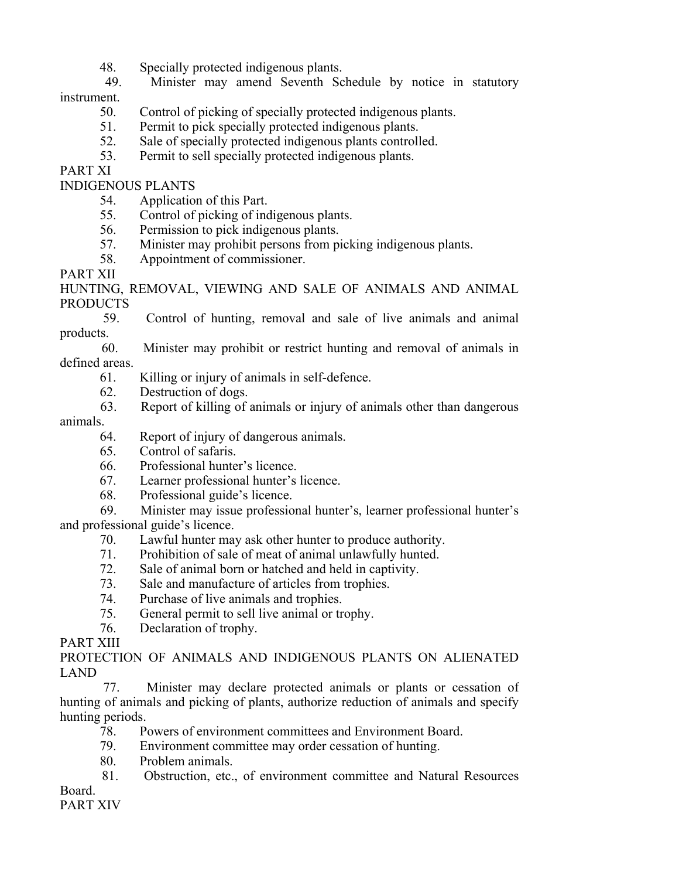48. Specially protected indigenous plants.

49. Minister may amend Seventh Schedule by notice in statutory instrument.

50. Control of picking of specially protected indigenous plants.

51. Permit to pick specially protected indigenous plants.

52. Sale of specially protected indigenous plants controlled.

53. Permit to sell specially protected indigenous plants.

PART XI

INDIGENOUS PLANTS

54. Application of this Part.

55. Control of picking of indigenous plants.

56. Permission to pick indigenous plants.

57. Minister may prohibit persons from picking indigenous plants.

58. Appointment of commissioner.

PART XII

HUNTING, REMOVAL, VIEWING AND SALE OF ANIMALS AND ANIMAL PRODUCTS

59. Control of hunting, removal and sale of live animals and animal products.

60. Minister may prohibit or restrict hunting and removal of animals in defined areas.

61. Killing or injury of animals in self-defence.

62. Destruction of dogs.

63. Report of killing of animals or injury of animals other than dangerous animals.

64. Report of injury of dangerous animals.

65. Control of safaris.

66. Professional hunter's licence.

67. Learner professional hunter's licence.

68. Professional guide's licence.

69. Minister may issue professional hunter's, learner professional hunter's and professional guide's licence.

70. Lawful hunter may ask other hunter to produce authority.

71. Prohibition of sale of meat of animal unlawfully hunted.

72. Sale of animal born or hatched and held in captivity.

73. Sale and manufacture of articles from trophies.

74. Purchase of live animals and trophies.

75. General permit to sell live animal or trophy.

76. Declaration of trophy.

PART XIII

PROTECTION OF ANIMALS AND INDIGENOUS PLANTS ON ALIENATED LAND

77. Minister may declare protected animals or plants or cessation of hunting of animals and picking of plants, authorize reduction of animals and specify hunting periods.

78. Powers of environment committees and Environment Board.

79. Environment committee may order cessation of hunting.

80. Problem animals.

81. Obstruction, etc., of environment committee and Natural Resources Board.

PART XIV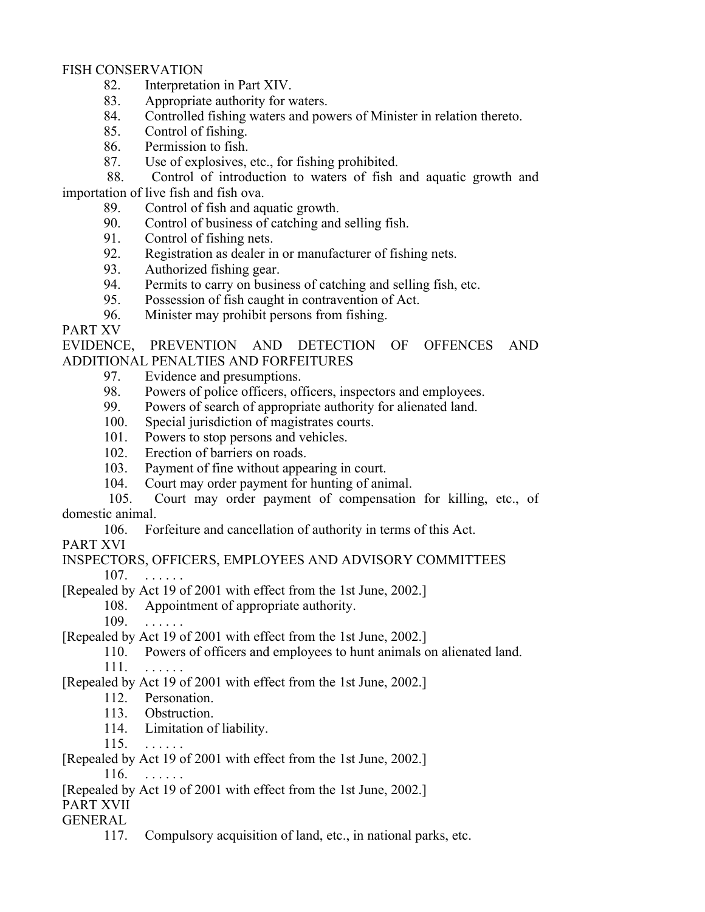FISH CONSERVATION

82. Interpretation in Part XIV.
83. Appropriate authority for waters.
84. Controlled fishing waters and powers of Minister in relation thereto.
85. Control of fishing.
86. Permission to fish.
87. Use of explosives, etc., for fishing prohibited.
88. Control of introduction to waters of fish and aquatic growth and importation of live fish and fish ova.
89. Control of fish and aquatic growth.
90. Control of business of catching and selling fish.
91. Control of fishing nets.
92. Registration as dealer in or manufacturer of fishing nets.
93. Authorized fishing gear.
94. Permits to carry on business of catching and selling fish, etc.
95. Possession of fish caught in contravention of Act.
96. Minister may prohibit persons from fishing.

PART XV

EVIDENCE, PREVENTION AND DETECTION OF OFFENCES AND ADDITIONAL PENALTIES AND FORFEITURES

97. Evidence and presumptions.
98. Powers of police officers, officers, inspectors and employees.
99. Powers of search of appropriate authority for alienated land.
100. Special jurisdiction of magistrates courts.
101. Powers to stop persons and vehicles.
102. Erection of barriers on roads.
103. Payment of fine without appearing in court.
104. Court may order payment for hunting of animal.
105. Court may order payment of compensation for killing, etc., of domestic animal.
106. Forfeiture and cancellation of authority in terms of this Act.

PART XVI

INSPECTORS, OFFICERS, EMPLOYEES AND ADVISORY COMMITTEES

107. . . . . . .

[Repealed by Act 19 of 2001 with effect from the 1st June, 2002.]

108. Appointment of appropriate authority.
109. . . . . . .

[Repealed by Act 19 of 2001 with effect from the 1st June, 2002.]

110. Powers of officers and employees to hunt animals on alienated land.
111. . . . . . .

[Repealed by Act 19 of 2001 with effect from the 1st June, 2002.]

112. Personation.
113. Obstruction.
114. Limitation of liability.
115. . . . . . .

[Repealed by Act 19 of 2001 with effect from the 1st June, 2002.]

116. . . . . . .

[Repealed by Act 19 of 2001 with effect from the 1st June, 2002.]

PART XVII

GENERAL

117. Compulsory acquisition of land, etc., in national parks, etc.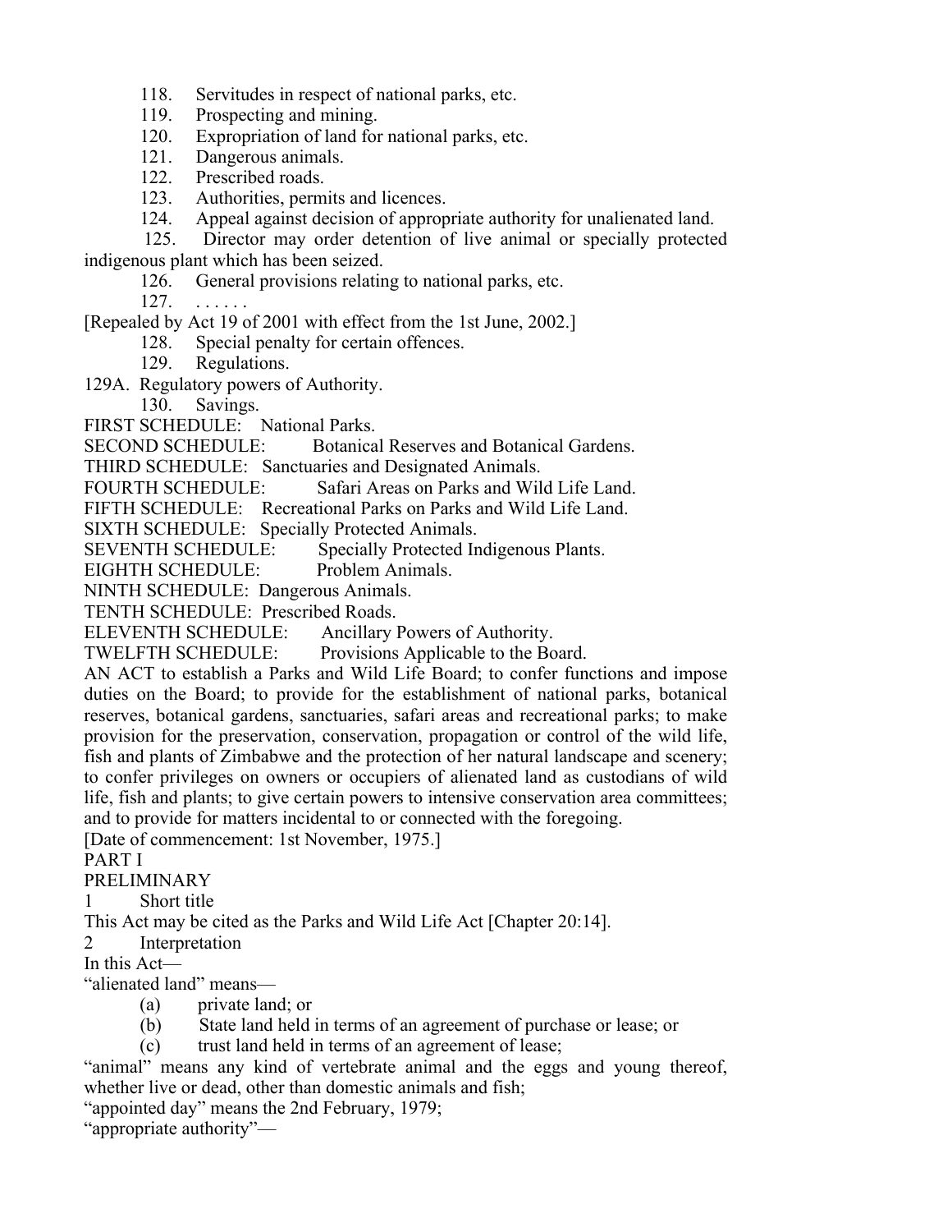118. Servitudes in respect of national parks, etc.

119. Prospecting and mining.

120. Expropriation of land for national parks, etc.

121. Dangerous animals.

122. Prescribed roads.

123. Authorities, permits and licences.

124. Appeal against decision of appropriate authority for unalienated land.

125. Director may order detention of live animal or specially protected indigenous plant which has been seized.

126. General provisions relating to national parks, etc.

127. . . . . . .

[Repealed by Act 19 of 2001 with effect from the 1st June, 2002.]

128. Special penalty for certain offences.

129. Regulations.

129A. Regulatory powers of Authority.

130. Savings.

FIRST SCHEDULE: National Parks.

SECOND SCHEDULE: Botanical Reserves and Botanical Gardens.

THIRD SCHEDULE: Sanctuaries and Designated Animals.

FOURTH SCHEDULE: Safari Areas on Parks and Wild Life Land.

FIFTH SCHEDULE: Recreational Parks on Parks and Wild Life Land.

SIXTH SCHEDULE: Specially Protected Animals.

SEVENTH SCHEDULE: Specially Protected Indigenous Plants.

EIGHTH SCHEDULE: Problem Animals.

NINTH SCHEDULE: Dangerous Animals.

TENTH SCHEDULE: Prescribed Roads.

ELEVENTH SCHEDULE: Ancillary Powers of Authority.

TWELFTH SCHEDULE: Provisions Applicable to the Board.

AN ACT to establish a Parks and Wild Life Board; to confer functions and impose duties on the Board; to provide for the establishment of national parks, botanical reserves, botanical gardens, sanctuaries, safari areas and recreational parks; to make provision for the preservation, conservation, propagation or control of the wild life, fish and plants of Zimbabwe and the protection of her natural landscape and scenery; to confer privileges on owners or occupiers of alienated land as custodians of wild life, fish and plants; to give certain powers to intensive conservation area committees; and to provide for matters incidental to or connected with the foregoing.

[Date of commencement: 1st November, 1975.]

## PART I

## PRELIMINARY

### 1 Short title

This Act may be cited as the Parks and Wild Life Act [Chapter 20:14].

### 2 Interpretation

In this Act—

"alienated land" means—

(a) private land; or

(b) State land held in terms of an agreement of purchase or lease; or

(c) trust land held in terms of an agreement of lease;

"animal" means any kind of vertebrate animal and the eggs and young thereof, whether live or dead, other than domestic animals and fish;

"appointed day" means the 2nd February, 1979;

"appropriate authority"—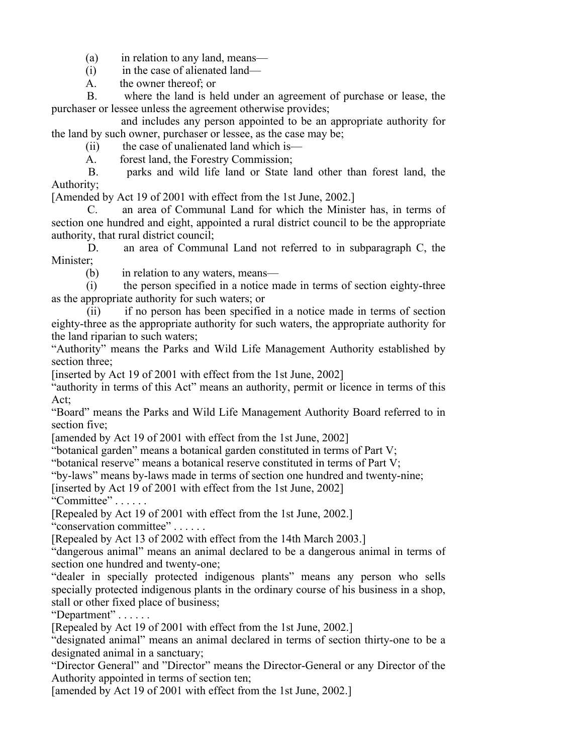(a) in relation to any land, means—

(i) in the case of alienated land—

A. the owner thereof; or

B. where the land is held under an agreement of purchase or lease, the purchaser or lessee unless the agreement otherwise provides;

and includes any person appointed to be an appropriate authority for the land by such owner, purchaser or lessee, as the case may be;

(ii) the case of unalienated land which is—

A. forest land, the Forestry Commission;

B. parks and wild life land or State land other than forest land, the Authority;

[Amended by Act 19 of 2001 with effect from the 1st June, 2002.]

C. an area of Communal Land for which the Minister has, in terms of section one hundred and eight, appointed a rural district council to be the appropriate authority, that rural district council;

D. an area of Communal Land not referred to in subparagraph C, the Minister;

(b) in relation to any waters, means—

(i) the person specified in a notice made in terms of section eighty-three as the appropriate authority for such waters; or

(ii) if no person has been specified in a notice made in terms of section eighty-three as the appropriate authority for such waters, the appropriate authority for the land riparian to such waters;

"Authority" means the Parks and Wild Life Management Authority established by section three;

[inserted by Act 19 of 2001 with effect from the 1st June, 2002]

"authority in terms of this Act" means an authority, permit or licence in terms of this Act;

"Board" means the Parks and Wild Life Management Authority Board referred to in section five;

[amended by Act 19 of 2001 with effect from the 1st June, 2002]

"botanical garden" means a botanical garden constituted in terms of Part V;

"botanical reserve" means a botanical reserve constituted in terms of Part V;

"by-laws" means by-laws made in terms of section one hundred and twenty-nine;

[inserted by Act 19 of 2001 with effect from the 1st June, 2002]

"Committee" . . . . . .

[Repealed by Act 19 of 2001 with effect from the 1st June, 2002.]

"conservation committee" . . . . . .

[Repealed by Act 13 of 2002 with effect from the 14th March 2003.]

"dangerous animal" means an animal declared to be a dangerous animal in terms of section one hundred and twenty-one;

"dealer in specially protected indigenous plants" means any person who sells specially protected indigenous plants in the ordinary course of his business in a shop, stall or other fixed place of business;

"Department" . . . . . .

[Repealed by Act 19 of 2001 with effect from the 1st June, 2002.]

"designated animal" means an animal declared in terms of section thirty-one to be a designated animal in a sanctuary;

"Director General" and "Director" means the Director-General or any Director of the Authority appointed in terms of section ten;

[amended by Act 19 of 2001 with effect from the 1st June, 2002.]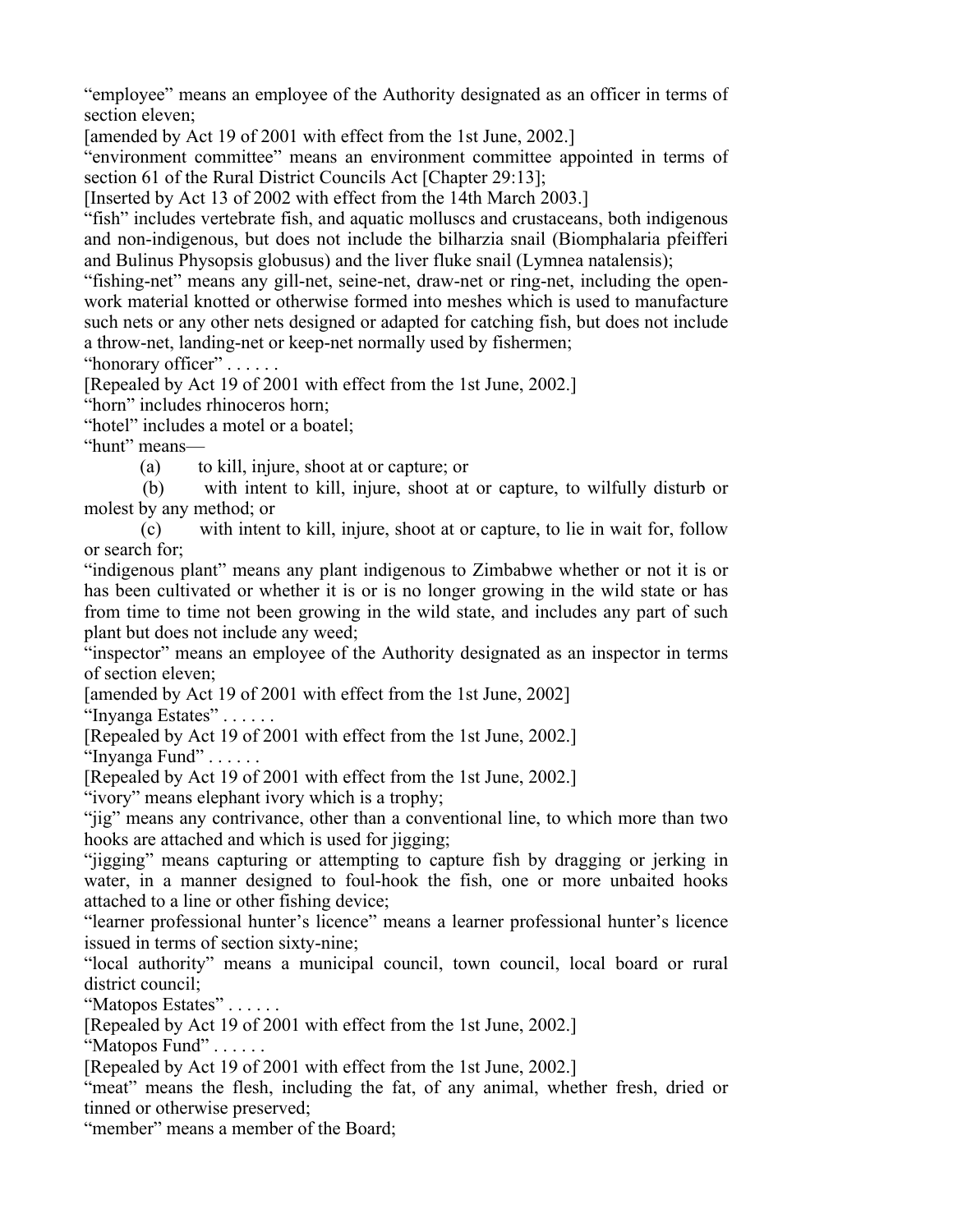"employee" means an employee of the Authority designated as an officer in terms of section eleven;

[amended by Act 19 of 2001 with effect from the 1st June, 2002.]

"environment committee" means an environment committee appointed in terms of section 61 of the Rural District Councils Act [Chapter 29:13];

[Inserted by Act 13 of 2002 with effect from the 14th March 2003.]

"fish" includes vertebrate fish, and aquatic molluscs and crustaceans, both indigenous and non-indigenous, but does not include the bilharzia snail (Biomphalaria pfeifferi and Bulinus Physopsis globusus) and the liver fluke snail (Lymnea natalensis);

"fishing-net" means any gill-net, seine-net, draw-net or ring-net, including the open-work material knotted or otherwise formed into meshes which is used to manufacture such nets or any other nets designed or adapted for catching fish, but does not include a throw-net, landing-net or keep-net normally used by fishermen;

"honorary officer" . . . . . .

[Repealed by Act 19 of 2001 with effect from the 1st June, 2002.]

"horn" includes rhinoceros horn;

"hotel" includes a motel or a boatel;

"hunt" means—

(a) to kill, injure, shoot at or capture; or

(b) with intent to kill, injure, shoot at or capture, to wilfully disturb or molest by any method; or

(c) with intent to kill, injure, shoot at or capture, to lie in wait for, follow or search for;

"indigenous plant" means any plant indigenous to Zimbabwe whether or not it is or has been cultivated or whether it is or is no longer growing in the wild state or has from time to time not been growing in the wild state, and includes any part of such plant but does not include any weed;

"inspector" means an employee of the Authority designated as an inspector in terms of section eleven;

[amended by Act 19 of 2001 with effect from the 1st June, 2002]

"Inyanga Estates" . . . . . .

[Repealed by Act 19 of 2001 with effect from the 1st June, 2002.]

"Inyanga Fund" . . . . . .

[Repealed by Act 19 of 2001 with effect from the 1st June, 2002.]

"ivory" means elephant ivory which is a trophy;

"jig" means any contrivance, other than a conventional line, to which more than two hooks are attached and which is used for jigging;

"jigging" means capturing or attempting to capture fish by dragging or jerking in water, in a manner designed to foul-hook the fish, one or more unbaited hooks attached to a line or other fishing device;

"learner professional hunter's licence" means a learner professional hunter's licence issued in terms of section sixty-nine;

"local authority" means a municipal council, town council, local board or rural district council;

"Matopos Estates" . . . . . .

[Repealed by Act 19 of 2001 with effect from the 1st June, 2002.]

"Matopos Fund" . . . . . .

[Repealed by Act 19 of 2001 with effect from the 1st June, 2002.]

"meat" means the flesh, including the fat, of any animal, whether fresh, dried or tinned or otherwise preserved;

"member" means a member of the Board;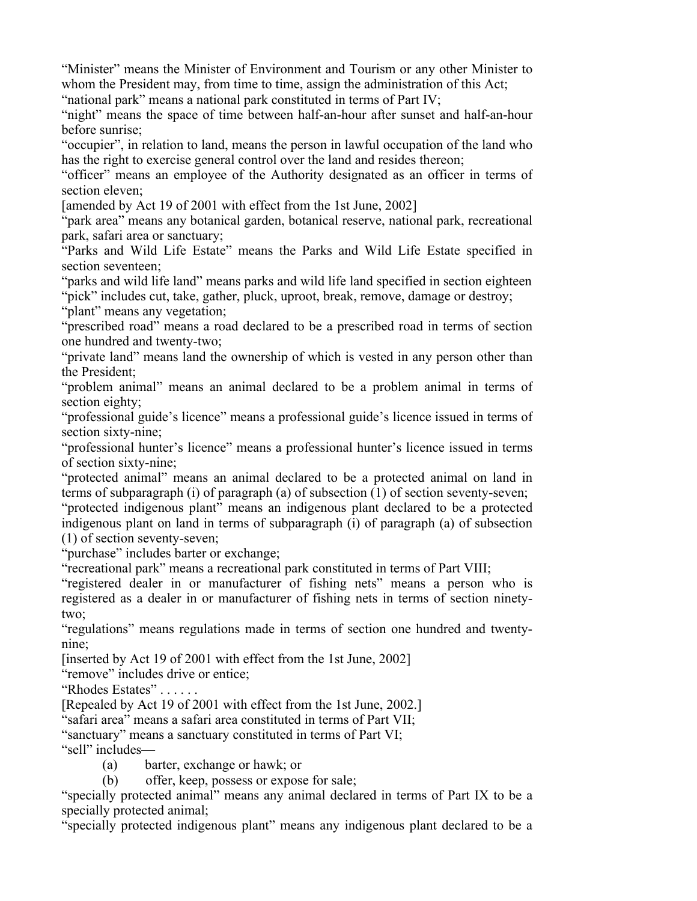"Minister" means the Minister of Environment and Tourism or any other Minister to whom the President may, from time to time, assign the administration of this Act;

"national park" means a national park constituted in terms of Part IV;

"night" means the space of time between half-an-hour after sunset and half-an-hour before sunrise;

"occupier", in relation to land, means the person in lawful occupation of the land who has the right to exercise general control over the land and resides thereon;

"officer" means an employee of the Authority designated as an officer in terms of section eleven;

[amended by Act 19 of 2001 with effect from the 1st June, 2002]

"park area" means any botanical garden, botanical reserve, national park, recreational park, safari area or sanctuary;

"Parks and Wild Life Estate" means the Parks and Wild Life Estate specified in section seventeen;

"parks and wild life land" means parks and wild life land specified in section eighteen

"pick" includes cut, take, gather, pluck, uproot, break, remove, damage or destroy;

"plant" means any vegetation;

"prescribed road" means a road declared to be a prescribed road in terms of section one hundred and twenty-two;

"private land" means land the ownership of which is vested in any person other than the President;

"problem animal" means an animal declared to be a problem animal in terms of section eighty;

"professional guide's licence" means a professional guide's licence issued in terms of section sixty-nine;

"professional hunter's licence" means a professional hunter's licence issued in terms of section sixty-nine;

"protected animal" means an animal declared to be a protected animal on land in terms of subparagraph (i) of paragraph (a) of subsection (1) of section seventy-seven;

"protected indigenous plant" means an indigenous plant declared to be a protected indigenous plant on land in terms of subparagraph (i) of paragraph (a) of subsection (1) of section seventy-seven;

"purchase" includes barter or exchange;

"recreational park" means a recreational park constituted in terms of Part VIII;

"registered dealer in or manufacturer of fishing nets" means a person who is registered as a dealer in or manufacturer of fishing nets in terms of section ninety-two;

"regulations" means regulations made in terms of section one hundred and twenty-nine;

[inserted by Act 19 of 2001 with effect from the 1st June, 2002]

"remove" includes drive or entice;

"Rhodes Estates" . . . . . .

[Repealed by Act 19 of 2001 with effect from the 1st June, 2002.]

"safari area" means a safari area constituted in terms of Part VII;

"sanctuary" means a sanctuary constituted in terms of Part VI;

"sell" includes—

(a) barter, exchange or hawk; or

(b) offer, keep, possess or expose for sale;

"specially protected animal" means any animal declared in terms of Part IX to be a specially protected animal;

"specially protected indigenous plant" means any indigenous plant declared to be a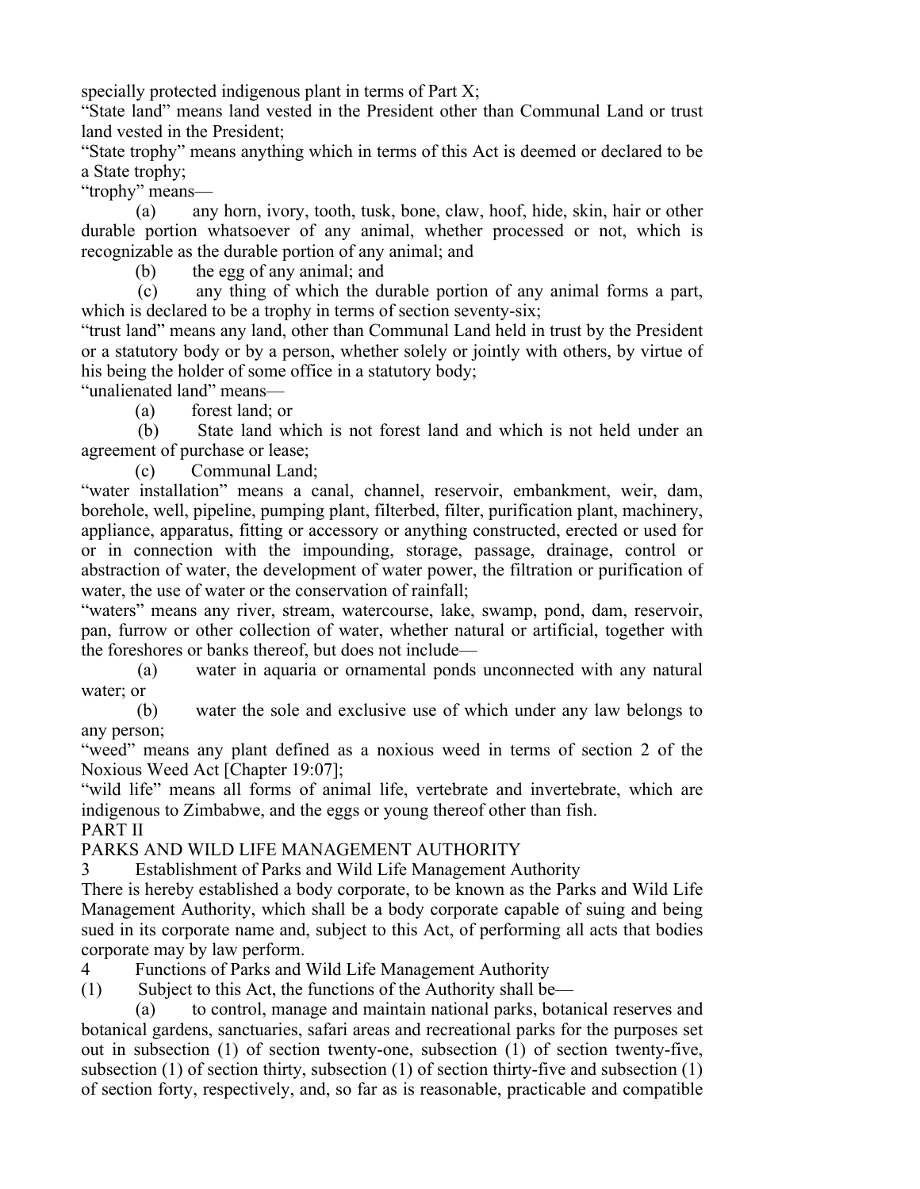specially protected indigenous plant in terms of Part X;

"State land" means land vested in the President other than Communal Land or trust land vested in the President;

"State trophy" means anything which in terms of this Act is deemed or declared to be a State trophy;

"trophy" means—

(a) any horn, ivory, tooth, tusk, bone, claw, hoof, hide, skin, hair or other durable portion whatsoever of any animal, whether processed or not, which is recognizable as the durable portion of any animal; and

(b) the egg of any animal; and

(c) any thing of which the durable portion of any animal forms a part, which is declared to be a trophy in terms of section seventy-six;

"trust land" means any land, other than Communal Land held in trust by the President or a statutory body or by a person, whether solely or jointly with others, by virtue of his being the holder of some office in a statutory body;

"unalienated land" means—

(a) forest land; or

(b) State land which is not forest land and which is not held under an agreement of purchase or lease;

(c) Communal Land;

"water installation" means a canal, channel, reservoir, embankment, weir, dam, borehole, well, pipeline, pumping plant, filterbed, filter, purification plant, machinery, appliance, apparatus, fitting or accessory or anything constructed, erected or used for or in connection with the impounding, storage, passage, drainage, control or abstraction of water, the development of water power, the filtration or purification of water, the use of water or the conservation of rainfall;

"waters" means any river, stream, watercourse, lake, swamp, pond, dam, reservoir, pan, furrow or other collection of water, whether natural or artificial, together with the foreshores or banks thereof, but does not include—

(a) water in aquaria or ornamental ponds unconnected with any natural water; or

(b) water the sole and exclusive use of which under any law belongs to any person;

"weed" means any plant defined as a noxious weed in terms of section 2 of the Noxious Weed Act [Chapter 19:07];

"wild life" means all forms of animal life, vertebrate and invertebrate, which are indigenous to Zimbabwe, and the eggs or young thereof other than fish.

## PART II

## PARKS AND WILD LIFE MANAGEMENT AUTHORITY

### 3 Establishment of Parks and Wild Life Management Authority

There is hereby established a body corporate, to be known as the Parks and Wild Life Management Authority, which shall be a body corporate capable of suing and being sued in its corporate name and, subject to this Act, of performing all acts that bodies corporate may by law perform.

### 4 Functions of Parks and Wild Life Management Authority

(1) Subject to this Act, the functions of the Authority shall be—

(a) to control, manage and maintain national parks, botanical reserves and botanical gardens, sanctuaries, safari areas and recreational parks for the purposes set out in subsection (1) of section twenty-one, subsection (1) of section twenty-five, subsection (1) of section thirty, subsection (1) of section thirty-five and subsection (1) of section forty, respectively, and, so far as is reasonable, practicable and compatible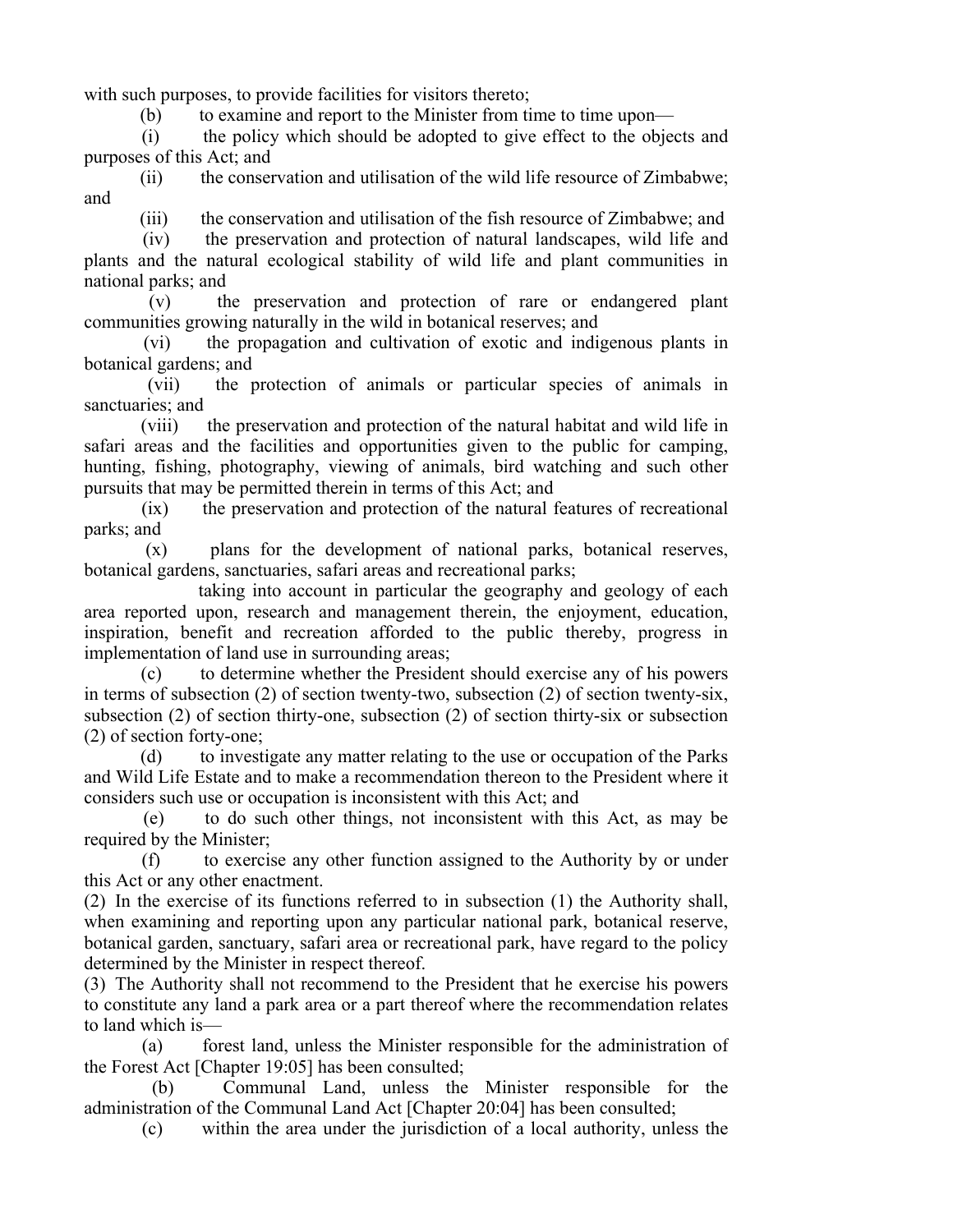with such purposes, to provide facilities for visitors thereto;

(b) to examine and report to the Minister from time to time upon—

(i) the policy which should be adopted to give effect to the objects and purposes of this Act; and

(ii) the conservation and utilisation of the wild life resource of Zimbabwe; and

(iii) the conservation and utilisation of the fish resource of Zimbabwe; and

(iv) the preservation and protection of natural landscapes, wild life and plants and the natural ecological stability of wild life and plant communities in national parks; and

(v) the preservation and protection of rare or endangered plant communities growing naturally in the wild in botanical reserves; and

(vi) the propagation and cultivation of exotic and indigenous plants in botanical gardens; and

(vii) the protection of animals or particular species of animals in sanctuaries; and

(viii) the preservation and protection of the natural habitat and wild life in safari areas and the facilities and opportunities given to the public for camping, hunting, fishing, photography, viewing of animals, bird watching and such other pursuits that may be permitted therein in terms of this Act; and

(ix) the preservation and protection of the natural features of recreational parks; and

(x) plans for the development of national parks, botanical reserves, botanical gardens, sanctuaries, safari areas and recreational parks;

taking into account in particular the geography and geology of each area reported upon, research and management therein, the enjoyment, education, inspiration, benefit and recreation afforded to the public thereby, progress in implementation of land use in surrounding areas;

(c) to determine whether the President should exercise any of his powers in terms of subsection (2) of section twenty-two, subsection (2) of section twenty-six, subsection (2) of section thirty-one, subsection (2) of section thirty-six or subsection (2) of section forty-one;

(d) to investigate any matter relating to the use or occupation of the Parks and Wild Life Estate and to make a recommendation thereon to the President where it considers such use or occupation is inconsistent with this Act; and

(e) to do such other things, not inconsistent with this Act, as may be required by the Minister;

(f) to exercise any other function assigned to the Authority by or under this Act or any other enactment.

(2) In the exercise of its functions referred to in subsection (1) the Authority shall, when examining and reporting upon any particular national park, botanical reserve, botanical garden, sanctuary, safari area or recreational park, have regard to the policy determined by the Minister in respect thereof.

(3) The Authority shall not recommend to the President that he exercise his powers to constitute any land a park area or a part thereof where the recommendation relates to land which is—

(a) forest land, unless the Minister responsible for the administration of the Forest Act [Chapter 19:05] has been consulted;

(b) Communal Land, unless the Minister responsible for the administration of the Communal Land Act [Chapter 20:04] has been consulted;

(c) within the area under the jurisdiction of a local authority, unless the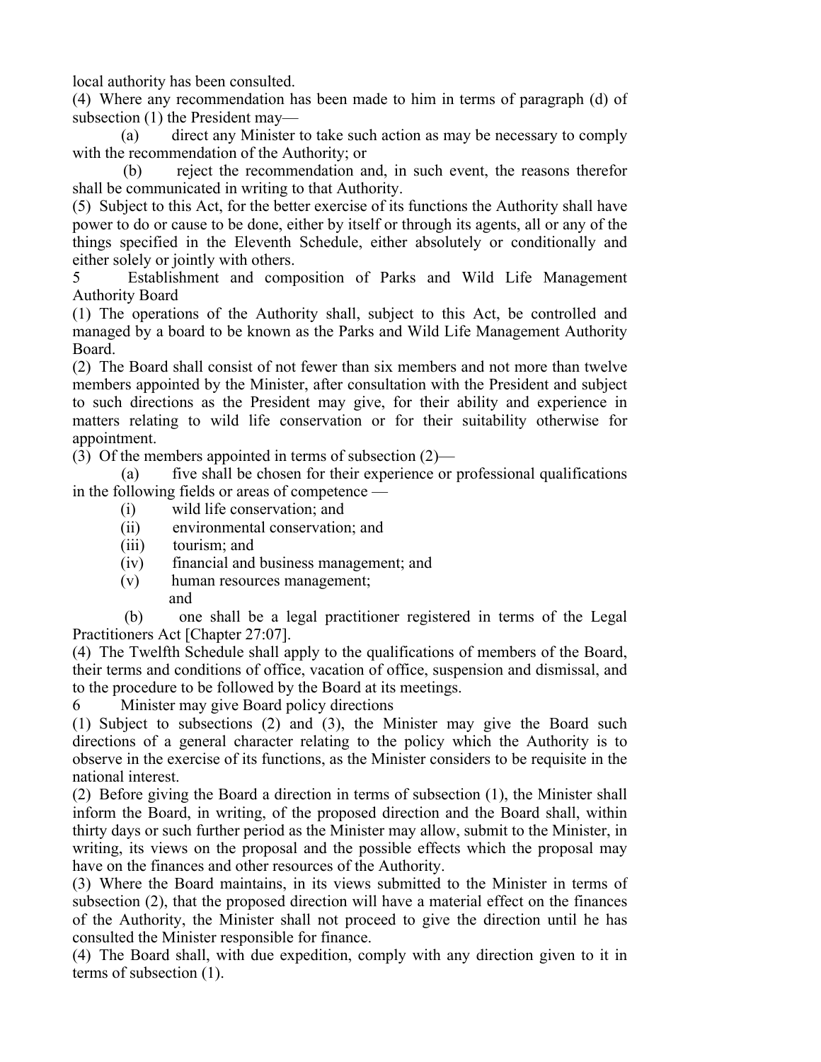local authority has been consulted.

(4) Where any recommendation has been made to him in terms of paragraph (d) of subsection (1) the President may—

(a) direct any Minister to take such action as may be necessary to comply with the recommendation of the Authority; or

(b) reject the recommendation and, in such event, the reasons therefor shall be communicated in writing to that Authority.

(5) Subject to this Act, for the better exercise of its functions the Authority shall have power to do or cause to be done, either by itself or through its agents, all or any of the things specified in the Eleventh Schedule, either absolutely or conditionally and either solely or jointly with others.

5 Establishment and composition of Parks and Wild Life Management Authority Board

(1) The operations of the Authority shall, subject to this Act, be controlled and managed by a board to be known as the Parks and Wild Life Management Authority Board.

(2) The Board shall consist of not fewer than six members and not more than twelve members appointed by the Minister, after consultation with the President and subject to such directions as the President may give, for their ability and experience in matters relating to wild life conservation or for their suitability otherwise for appointment.

(3) Of the members appointed in terms of subsection (2)—

(a) five shall be chosen for their experience or professional qualifications in the following fields or areas of competence —

(i) wild life conservation; and

(ii) environmental conservation; and

(iii) tourism; and

(iv) financial and business management; and

(v) human resources management;

and

(b) one shall be a legal practitioner registered in terms of the Legal Practitioners Act [Chapter 27:07].

(4) The Twelfth Schedule shall apply to the qualifications of members of the Board, their terms and conditions of office, vacation of office, suspension and dismissal, and to the procedure to be followed by the Board at its meetings.

6 Minister may give Board policy directions

(1) Subject to subsections (2) and (3), the Minister may give the Board such directions of a general character relating to the policy which the Authority is to observe in the exercise of its functions, as the Minister considers to be requisite in the national interest.

(2) Before giving the Board a direction in terms of subsection (1), the Minister shall inform the Board, in writing, of the proposed direction and the Board shall, within thirty days or such further period as the Minister may allow, submit to the Minister, in writing, its views on the proposal and the possible effects which the proposal may have on the finances and other resources of the Authority.

(3) Where the Board maintains, in its views submitted to the Minister in terms of subsection (2), that the proposed direction will have a material effect on the finances of the Authority, the Minister shall not proceed to give the direction until he has consulted the Minister responsible for finance.

(4) The Board shall, with due expedition, comply with any direction given to it in terms of subsection (1).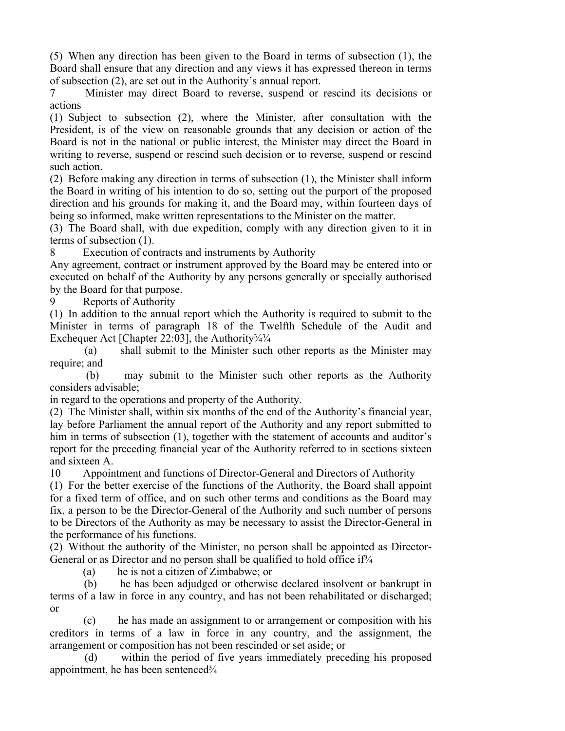(5) When any direction has been given to the Board in terms of subsection (1), the Board shall ensure that any direction and any views it has expressed thereon in terms of subsection (2), are set out in the Authority's annual report.

7 Minister may direct Board to reverse, suspend or rescind its decisions or actions

(1) Subject to subsection (2), where the Minister, after consultation with the President, is of the view on reasonable grounds that any decision or action of the Board is not in the national or public interest, the Minister may direct the Board in writing to reverse, suspend or rescind such decision or to reverse, suspend or rescind such action.

(2) Before making any direction in terms of subsection (1), the Minister shall inform the Board in writing of his intention to do so, setting out the purport of the proposed direction and his grounds for making it, and the Board may, within fourteen days of being so informed, make written representations to the Minister on the matter.

(3) The Board shall, with due expedition, comply with any direction given to it in terms of subsection (1).

8 Execution of contracts and instruments by Authority

Any agreement, contract or instrument approved by the Board may be entered into or executed on behalf of the Authority by any persons generally or specially authorised by the Board for that purpose.

9 Reports of Authority

(1) In addition to the annual report which the Authority is required to submit to the Minister in terms of paragraph 18 of the Twelfth Schedule of the Audit and Exchequer Act [Chapter 22:03], the Authority¾¾

(a) shall submit to the Minister such other reports as the Minister may require; and

(b) may submit to the Minister such other reports as the Authority considers advisable;

in regard to the operations and property of the Authority.

(2) The Minister shall, within six months of the end of the Authority's financial year, lay before Parliament the annual report of the Authority and any report submitted to him in terms of subsection (1), together with the statement of accounts and auditor's report for the preceding financial year of the Authority referred to in sections sixteen and sixteen A.

10 Appointment and functions of Director-General and Directors of Authority

(1) For the better exercise of the functions of the Authority, the Board shall appoint for a fixed term of office, and on such other terms and conditions as the Board may fix, a person to be the Director-General of the Authority and such number of persons to be Directors of the Authority as may be necessary to assist the Director-General in the performance of his functions.

(2) Without the authority of the Minister, no person shall be appointed as Director-General or as Director and no person shall be qualified to hold office if¾

(a) he is not a citizen of Zimbabwe; or

(b) he has been adjudged or otherwise declared insolvent or bankrupt in terms of a law in force in any country, and has not been rehabilitated or discharged; or

(c) he has made an assignment to or arrangement or composition with his creditors in terms of a law in force in any country, and the assignment, the arrangement or composition has not been rescinded or set aside; or

(d) within the period of five years immediately preceding his proposed appointment, he has been sentenced¾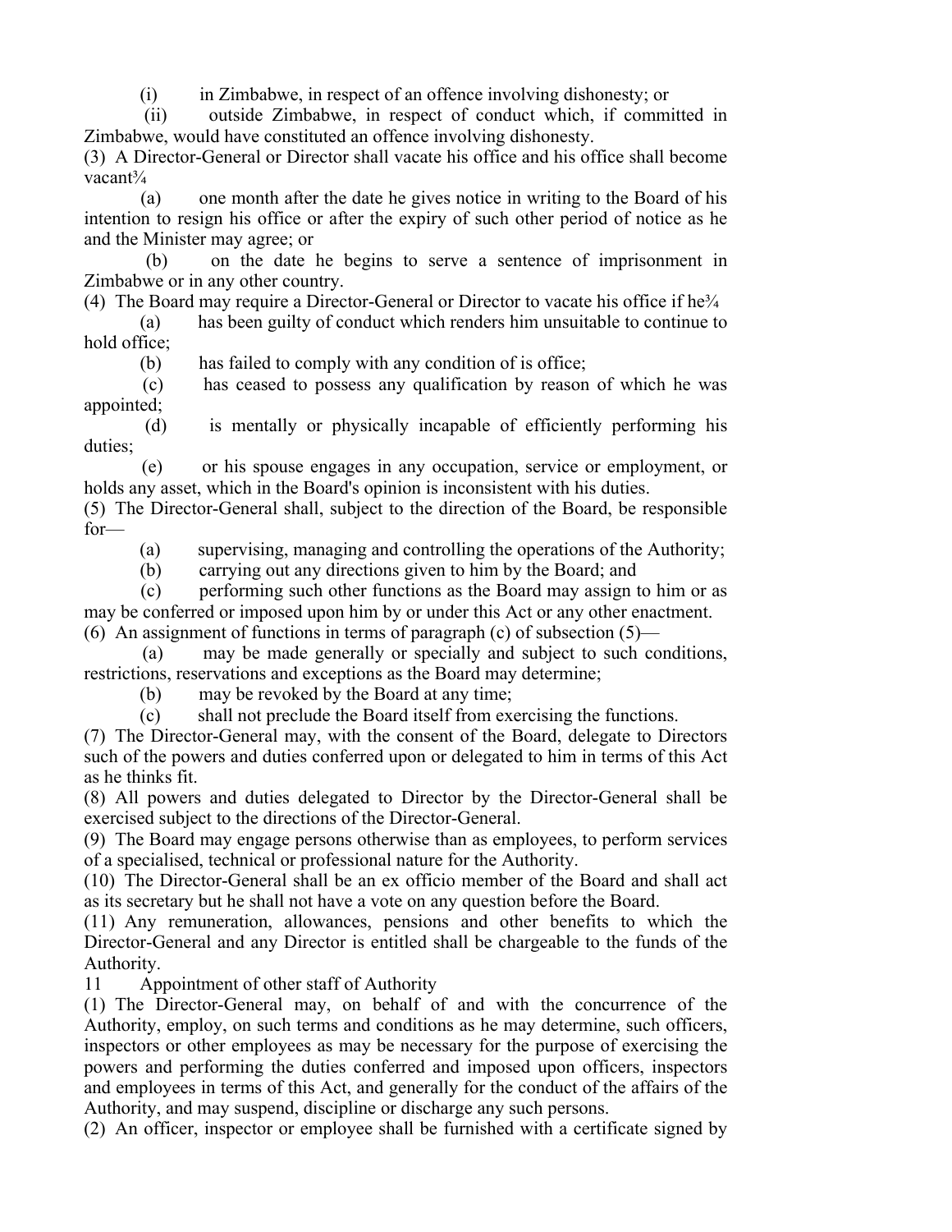(i) in Zimbabwe, in respect of an offence involving dishonesty; or

(ii) outside Zimbabwe, in respect of conduct which, if committed in Zimbabwe, would have constituted an offence involving dishonesty.

(3) A Director-General or Director shall vacate his office and his office shall become vacant¾

(a) one month after the date he gives notice in writing to the Board of his intention to resign his office or after the expiry of such other period of notice as he and the Minister may agree; or

(b) on the date he begins to serve a sentence of imprisonment in Zimbabwe or in any other country.

(4) The Board may require a Director-General or Director to vacate his office if he¾

(a) has been guilty of conduct which renders him unsuitable to continue to hold office;

(b) has failed to comply with any condition of is office;

(c) has ceased to possess any qualification by reason of which he was appointed;

(d) is mentally or physically incapable of efficiently performing his duties;

(e) or his spouse engages in any occupation, service or employment, or holds any asset, which in the Board's opinion is inconsistent with his duties.

(5) The Director-General shall, subject to the direction of the Board, be responsible for—

(a) supervising, managing and controlling the operations of the Authority;

(b) carrying out any directions given to him by the Board; and

(c) performing such other functions as the Board may assign to him or as may be conferred or imposed upon him by or under this Act or any other enactment.

(6) An assignment of functions in terms of paragraph (c) of subsection (5)—

(a) may be made generally or specially and subject to such conditions, restrictions, reservations and exceptions as the Board may determine;

(b) may be revoked by the Board at any time;

(c) shall not preclude the Board itself from exercising the functions.

(7) The Director-General may, with the consent of the Board, delegate to Directors such of the powers and duties conferred upon or delegated to him in terms of this Act as he thinks fit.

(8) All powers and duties delegated to Director by the Director-General shall be exercised subject to the directions of the Director-General.

(9) The Board may engage persons otherwise than as employees, to perform services of a specialised, technical or professional nature for the Authority.

(10) The Director-General shall be an ex officio member of the Board and shall act as its secretary but he shall not have a vote on any question before the Board.

(11) Any remuneration, allowances, pensions and other benefits to which the Director-General and any Director is entitled shall be chargeable to the funds of the Authority.

11 Appointment of other staff of Authority

(1) The Director-General may, on behalf of and with the concurrence of the Authority, employ, on such terms and conditions as he may determine, such officers, inspectors or other employees as may be necessary for the purpose of exercising the powers and performing the duties conferred and imposed upon officers, inspectors and employees in terms of this Act, and generally for the conduct of the affairs of the Authority, and may suspend, discipline or discharge any such persons.

(2) An officer, inspector or employee shall be furnished with a certificate signed by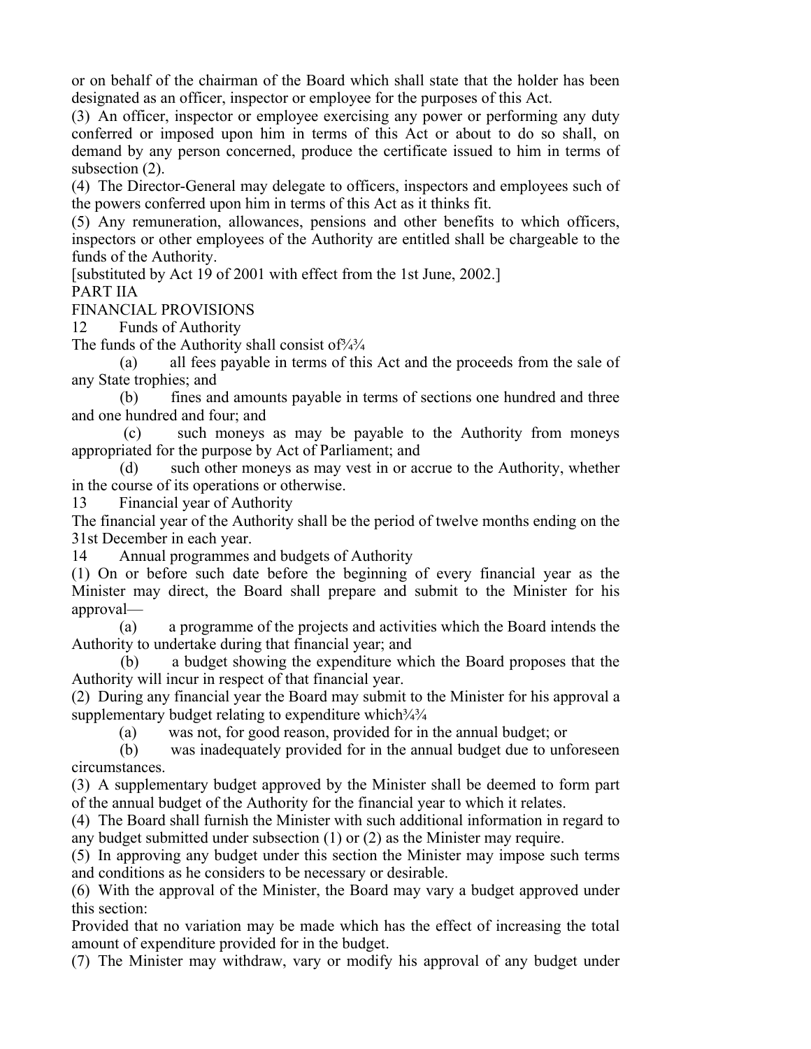or on behalf of the chairman of the Board which shall state that the holder has been designated as an officer, inspector or employee for the purposes of this Act.

(3) An officer, inspector or employee exercising any power or performing any duty conferred or imposed upon him in terms of this Act or about to do so shall, on demand by any person concerned, produce the certificate issued to him in terms of subsection (2).

(4) The Director-General may delegate to officers, inspectors and employees such of the powers conferred upon him in terms of this Act as it thinks fit.

(5) Any remuneration, allowances, pensions and other benefits to which officers, inspectors or other employees of the Authority are entitled shall be chargeable to the funds of the Authority.

[substituted by Act 19 of 2001 with effect from the 1st June, 2002.]

PART IIA

FINANCIAL PROVISIONS

12 Funds of Authority

The funds of the Authority shall consist of¾¾

(a) all fees payable in terms of this Act and the proceeds from the sale of any State trophies; and

(b) fines and amounts payable in terms of sections one hundred and three and one hundred and four; and

(c) such moneys as may be payable to the Authority from moneys appropriated for the purpose by Act of Parliament; and

(d) such other moneys as may vest in or accrue to the Authority, whether in the course of its operations or otherwise.

13 Financial year of Authority

The financial year of the Authority shall be the period of twelve months ending on the 31st December in each year.

14 Annual programmes and budgets of Authority

(1) On or before such date before the beginning of every financial year as the Minister may direct, the Board shall prepare and submit to the Minister for his approval—

(a) a programme of the projects and activities which the Board intends the Authority to undertake during that financial year; and

(b) a budget showing the expenditure which the Board proposes that the Authority will incur in respect of that financial year.

(2) During any financial year the Board may submit to the Minister for his approval a supplementary budget relating to expenditure which¾¾

(a) was not, for good reason, provided for in the annual budget; or

(b) was inadequately provided for in the annual budget due to unforeseen circumstances.

(3) A supplementary budget approved by the Minister shall be deemed to form part of the annual budget of the Authority for the financial year to which it relates.

(4) The Board shall furnish the Minister with such additional information in regard to any budget submitted under subsection (1) or (2) as the Minister may require.

(5) In approving any budget under this section the Minister may impose such terms and conditions as he considers to be necessary or desirable.

(6) With the approval of the Minister, the Board may vary a budget approved under this section:

Provided that no variation may be made which has the effect of increasing the total amount of expenditure provided for in the budget.

(7) The Minister may withdraw, vary or modify his approval of any budget under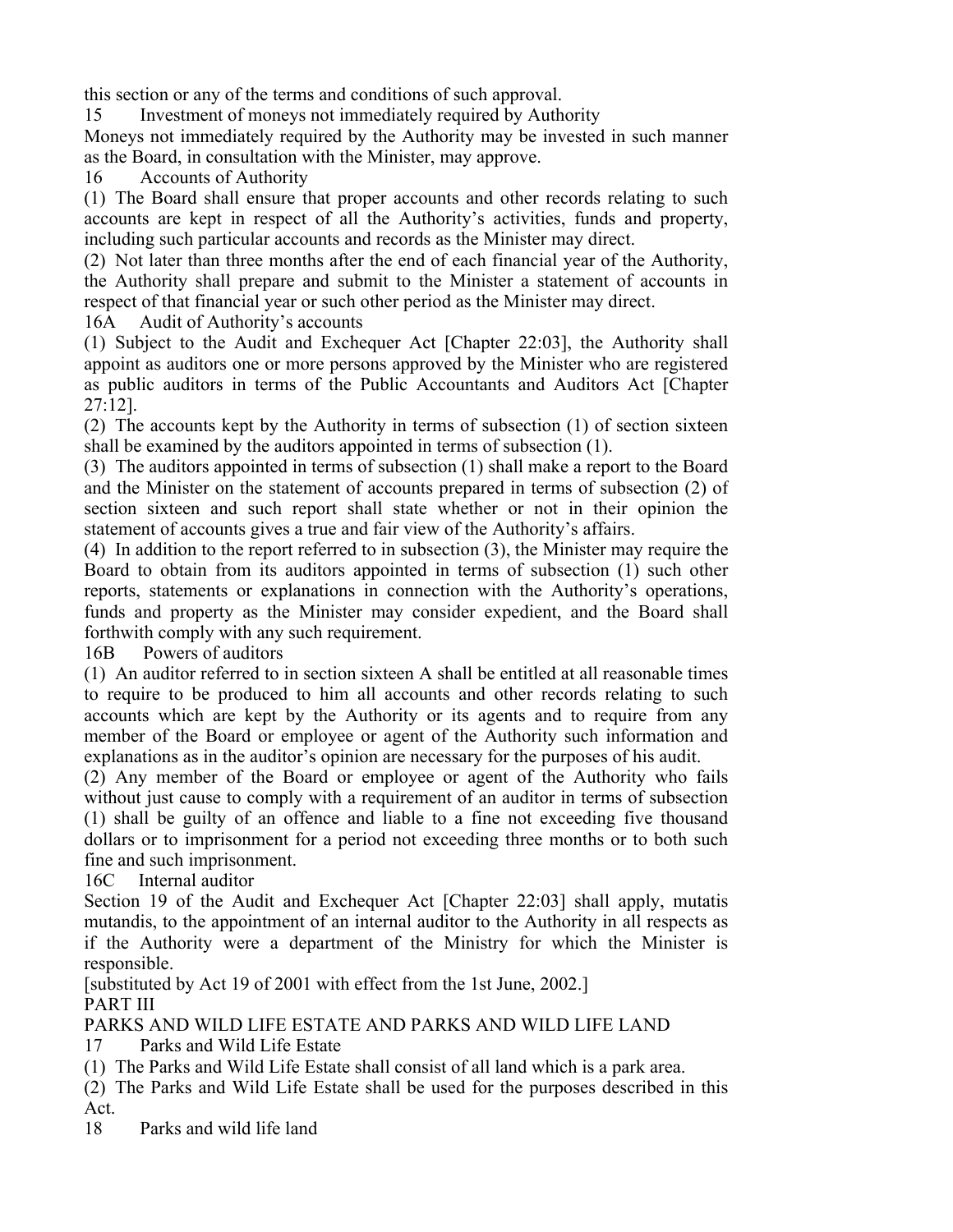this section or any of the terms and conditions of such approval.

### 15 Investment of moneys not immediately required by Authority

Moneys not immediately required by the Authority may be invested in such manner as the Board, in consultation with the Minister, may approve.

### 16 Accounts of Authority

(1) The Board shall ensure that proper accounts and other records relating to such accounts are kept in respect of all the Authority's activities, funds and property, including such particular accounts and records as the Minister may direct.

(2) Not later than three months after the end of each financial year of the Authority, the Authority shall prepare and submit to the Minister a statement of accounts in respect of that financial year or such other period as the Minister may direct.

### 16A Audit of Authority's accounts

(1) Subject to the Audit and Exchequer Act [Chapter 22:03], the Authority shall appoint as auditors one or more persons approved by the Minister who are registered as public auditors in terms of the Public Accountants and Auditors Act [Chapter 27:12].

(2) The accounts kept by the Authority in terms of subsection (1) of section sixteen shall be examined by the auditors appointed in terms of subsection (1).

(3) The auditors appointed in terms of subsection (1) shall make a report to the Board and the Minister on the statement of accounts prepared in terms of subsection (2) of section sixteen and such report shall state whether or not in their opinion the statement of accounts gives a true and fair view of the Authority's affairs.

(4) In addition to the report referred to in subsection (3), the Minister may require the Board to obtain from its auditors appointed in terms of subsection (1) such other reports, statements or explanations in connection with the Authority's operations, funds and property as the Minister may consider expedient, and the Board shall forthwith comply with any such requirement.

### 16B Powers of auditors

(1) An auditor referred to in section sixteen A shall be entitled at all reasonable times to require to be produced to him all accounts and other records relating to such accounts which are kept by the Authority or its agents and to require from any member of the Board or employee or agent of the Authority such information and explanations as in the auditor's opinion are necessary for the purposes of his audit.

(2) Any member of the Board or employee or agent of the Authority who fails without just cause to comply with a requirement of an auditor in terms of subsection (1) shall be guilty of an offence and liable to a fine not exceeding five thousand dollars or to imprisonment for a period not exceeding three months or to both such fine and such imprisonment.

### 16C Internal auditor

Section 19 of the Audit and Exchequer Act [Chapter 22:03] shall apply, mutatis mutandis, to the appointment of an internal auditor to the Authority in all respects as if the Authority were a department of the Ministry for which the Minister is responsible.

[substituted by Act 19 of 2001 with effect from the 1st June, 2002.]

## PART III

## PARKS AND WILD LIFE ESTATE AND PARKS AND WILD LIFE LAND

### 17 Parks and Wild Life Estate

(1) The Parks and Wild Life Estate shall consist of all land which is a park area.

(2) The Parks and Wild Life Estate shall be used for the purposes described in this Act.

### 18 Parks and wild life land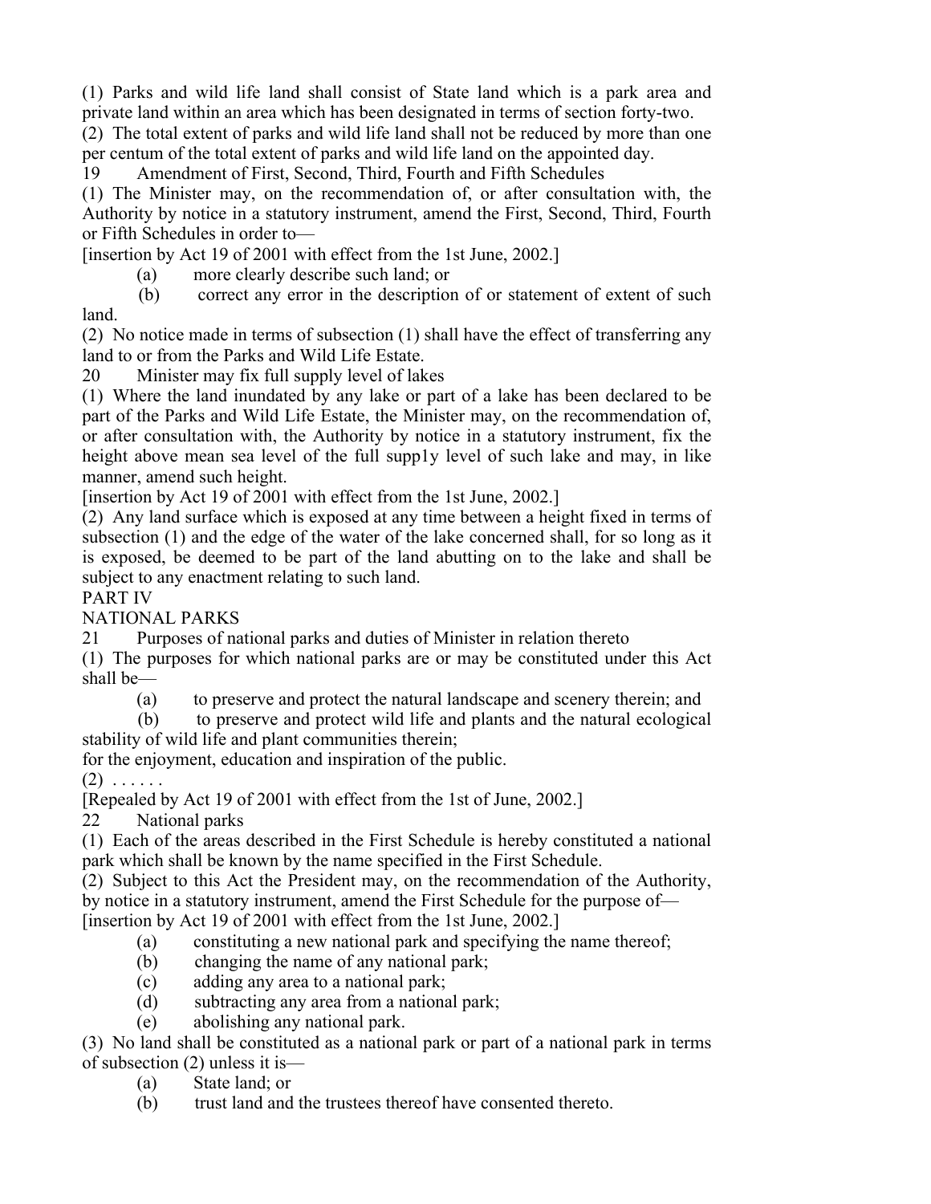(1) Parks and wild life land shall consist of State land which is a park area and private land within an area which has been designated in terms of section forty-two.

(2) The total extent of parks and wild life land shall not be reduced by more than one per centum of the total extent of parks and wild life land on the appointed day.

19 Amendment of First, Second, Third, Fourth and Fifth Schedules

(1) The Minister may, on the recommendation of, or after consultation with, the Authority by notice in a statutory instrument, amend the First, Second, Third, Fourth or Fifth Schedules in order to—

[insertion by Act 19 of 2001 with effect from the 1st June, 2002.]

(a) more clearly describe such land; or

(b) correct any error in the description of or statement of extent of such land.

(2) No notice made in terms of subsection (1) shall have the effect of transferring any land to or from the Parks and Wild Life Estate.

20 Minister may fix full supply level of lakes

(1) Where the land inundated by any lake or part of a lake has been declared to be part of the Parks and Wild Life Estate, the Minister may, on the recommendation of, or after consultation with, the Authority by notice in a statutory instrument, fix the height above mean sea level of the full supp1y level of such lake and may, in like manner, amend such height.

[insertion by Act 19 of 2001 with effect from the 1st June, 2002.]

(2) Any land surface which is exposed at any time between a height fixed in terms of subsection (1) and the edge of the water of the lake concerned shall, for so long as it is exposed, be deemed to be part of the land abutting on to the lake and shall be subject to any enactment relating to such land.

PART IV

NATIONAL PARKS

21 Purposes of national parks and duties of Minister in relation thereto

(1) The purposes for which national parks are or may be constituted under this Act shall be—

(a) to preserve and protect the natural landscape and scenery therein; and

(b) to preserve and protect wild life and plants and the natural ecological stability of wild life and plant communities therein;

for the enjoyment, education and inspiration of the public.

(2) . . . . . .

[Repealed by Act 19 of 2001 with effect from the 1st of June, 2002.]

22 National parks

(1) Each of the areas described in the First Schedule is hereby constituted a national park which shall be known by the name specified in the First Schedule.

(2) Subject to this Act the President may, on the recommendation of the Authority, by notice in a statutory instrument, amend the First Schedule for the purpose of—

[insertion by Act 19 of 2001 with effect from the 1st June, 2002.]

(a) constituting a new national park and specifying the name thereof;

(b) changing the name of any national park;

(c) adding any area to a national park;

(d) subtracting any area from a national park;

(e) abolishing any national park.

(3) No land shall be constituted as a national park or part of a national park in terms of subsection (2) unless it is—

(a) State land; or

(b) trust land and the trustees thereof have consented thereto.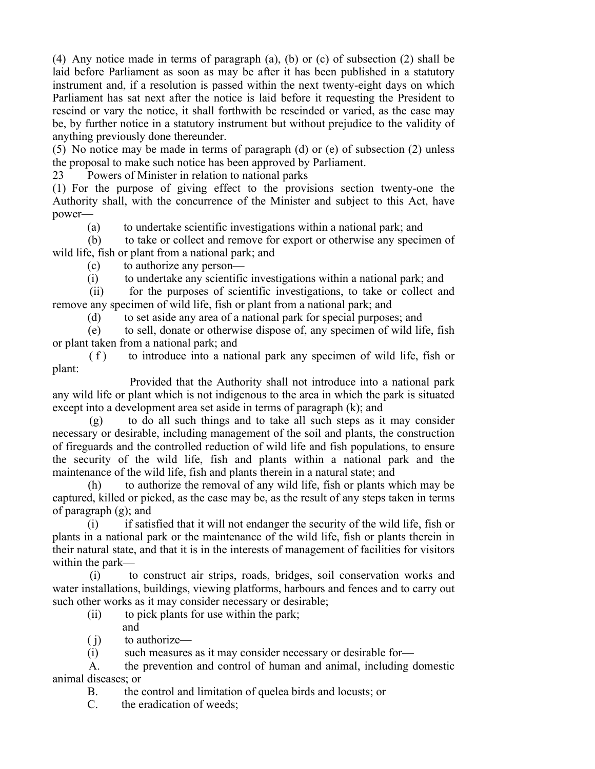(4) Any notice made in terms of paragraph (a), (b) or (c) of subsection (2) shall be laid before Parliament as soon as may be after it has been published in a statutory instrument and, if a resolution is passed within the next twenty-eight days on which Parliament has sat next after the notice is laid before it requesting the President to rescind or vary the notice, it shall forthwith be rescinded or varied, as the case may be, by further notice in a statutory instrument but without prejudice to the validity of anything previously done thereunder.

(5) No notice may be made in terms of paragraph (d) or (e) of subsection (2) unless the proposal to make such notice has been approved by Parliament.

23 Powers of Minister in relation to national parks

(1) For the purpose of giving effect to the provisions section twenty-one the Authority shall, with the concurrence of the Minister and subject to this Act, have power—

(a) to undertake scientific investigations within a national park; and

(b) to take or collect and remove for export or otherwise any specimen of wild life, fish or plant from a national park; and

(c) to authorize any person—

(i) to undertake any scientific investigations within a national park; and

(ii) for the purposes of scientific investigations, to take or collect and remove any specimen of wild life, fish or plant from a national park; and

(d) to set aside any area of a national park for special purposes; and

(e) to sell, donate or otherwise dispose of, any specimen of wild life, fish or plant taken from a national park; and

( f ) to introduce into a national park any specimen of wild life, fish or plant:

Provided that the Authority shall not introduce into a national park any wild life or plant which is not indigenous to the area in which the park is situated except into a development area set aside in terms of paragraph (k); and

(g) to do all such things and to take all such steps as it may consider necessary or desirable, including management of the soil and plants, the construction of fireguards and the controlled reduction of wild life and fish populations, to ensure the security of the wild life, fish and plants within a national park and the maintenance of the wild life, fish and plants therein in a natural state; and

(h) to authorize the removal of any wild life, fish or plants which may be captured, killed or picked, as the case may be, as the result of any steps taken in terms of paragraph (g); and

(i) if satisfied that it will not endanger the security of the wild life, fish or plants in a national park or the maintenance of the wild life, fish or plants therein in their natural state, and that it is in the interests of management of facilities for visitors within the park—

(i) to construct air strips, roads, bridges, soil conservation works and water installations, buildings, viewing platforms, harbours and fences and to carry out such other works as it may consider necessary or desirable;

(ii) to pick plants for use within the park;

and

( j) to authorize—

(i) such measures as it may consider necessary or desirable for—

A. the prevention and control of human and animal, including domestic animal diseases; or

B. the control and limitation of quelea birds and locusts; or

C. the eradication of weeds;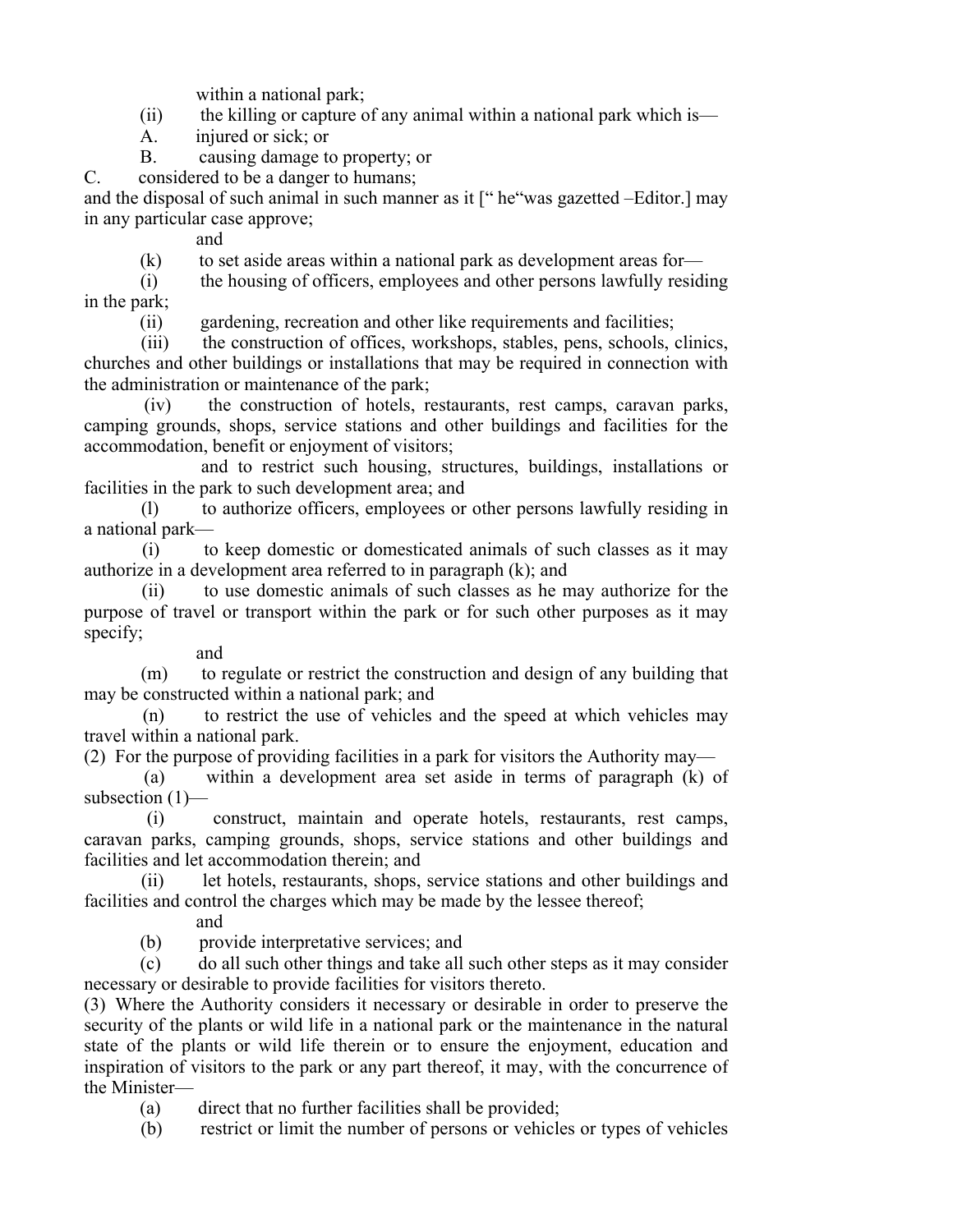within a national park;

(ii) the killing or capture of any animal within a national park which is—

A. injured or sick; or

B. causing damage to property; or

C. considered to be a danger to humans;

and the disposal of such animal in such manner as it [" he"was gazetted –Editor.] may in any particular case approve;

and

(k) to set aside areas within a national park as development areas for—

(i) the housing of officers, employees and other persons lawfully residing in the park;

(ii) gardening, recreation and other like requirements and facilities;

(iii) the construction of offices, workshops, stables, pens, schools, clinics, churches and other buildings or installations that may be required in connection with the administration or maintenance of the park;

(iv) the construction of hotels, restaurants, rest camps, caravan parks, camping grounds, shops, service stations and other buildings and facilities for the accommodation, benefit or enjoyment of visitors;

and to restrict such housing, structures, buildings, installations or facilities in the park to such development area; and

(l) to authorize officers, employees or other persons lawfully residing in a national park—

(i) to keep domestic or domesticated animals of such classes as it may authorize in a development area referred to in paragraph (k); and

(ii) to use domestic animals of such classes as he may authorize for the purpose of travel or transport within the park or for such other purposes as it may specify;

and

(m) to regulate or restrict the construction and design of any building that may be constructed within a national park; and

(n) to restrict the use of vehicles and the speed at which vehicles may travel within a national park.

(2) For the purpose of providing facilities in a park for visitors the Authority may—

(a) within a development area set aside in terms of paragraph (k) of subsection (1)—

(i) construct, maintain and operate hotels, restaurants, rest camps, caravan parks, camping grounds, shops, service stations and other buildings and facilities and let accommodation therein; and

(ii) let hotels, restaurants, shops, service stations and other buildings and facilities and control the charges which may be made by the lessee thereof;

and

(b) provide interpretative services; and

(c) do all such other things and take all such other steps as it may consider necessary or desirable to provide facilities for visitors thereto.

(3) Where the Authority considers it necessary or desirable in order to preserve the security of the plants or wild life in a national park or the maintenance in the natural state of the plants or wild life therein or to ensure the enjoyment, education and inspiration of visitors to the park or any part thereof, it may, with the concurrence of the Minister—

(a) direct that no further facilities shall be provided;

(b) restrict or limit the number of persons or vehicles or types of vehicles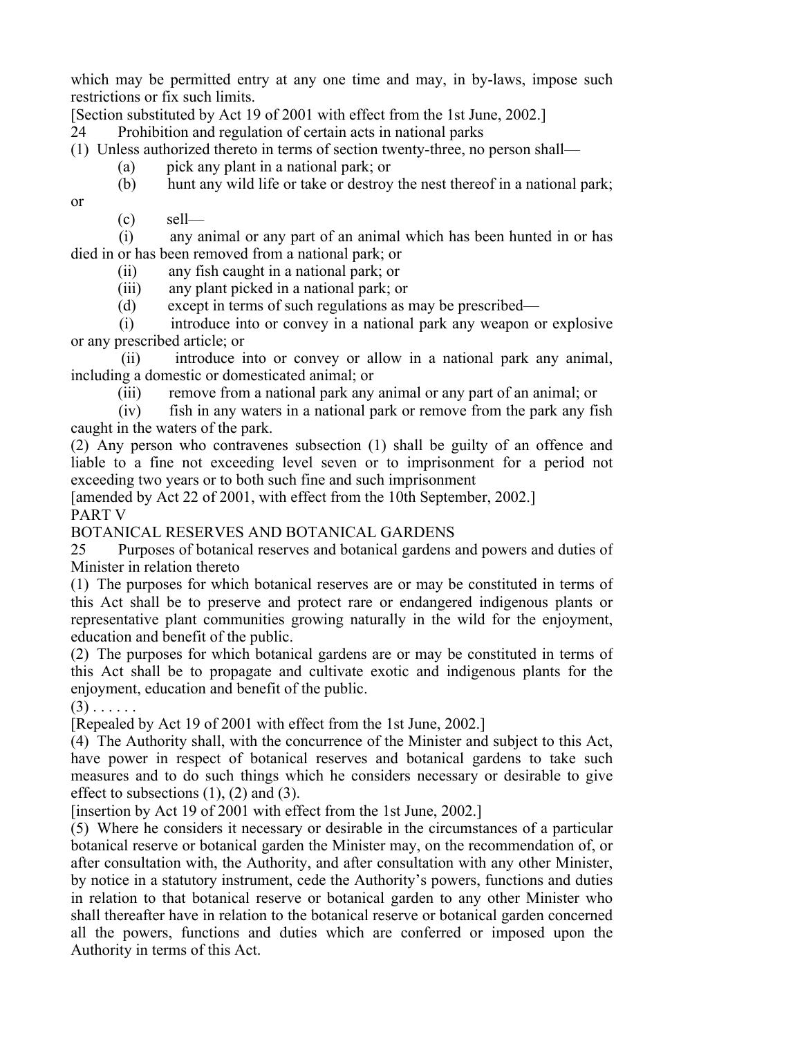which may be permitted entry at any one time and may, in by-laws, impose such restrictions or fix such limits.

[Section substituted by Act 19 of 2001 with effect from the 1st June, 2002.]

24 Prohibition and regulation of certain acts in national parks

(1) Unless authorized thereto in terms of section twenty-three, no person shall—

(a) pick any plant in a national park; or

(b) hunt any wild life or take or destroy the nest thereof in a national park; or

(c) sell—

(i) any animal or any part of an animal which has been hunted in or has died in or has been removed from a national park; or

(ii) any fish caught in a national park; or

(iii) any plant picked in a national park; or

(d) except in terms of such regulations as may be prescribed—

(i) introduce into or convey in a national park any weapon or explosive or any prescribed article; or

(ii) introduce into or convey or allow in a national park any animal, including a domestic or domesticated animal; or

(iii) remove from a national park any animal or any part of an animal; or

(iv) fish in any waters in a national park or remove from the park any fish caught in the waters of the park.

(2) Any person who contravenes subsection (1) shall be guilty of an offence and liable to a fine not exceeding level seven or to imprisonment for a period not exceeding two years or to both such fine and such imprisonment

[amended by Act 22 of 2001, with effect from the 10th September, 2002.]

PART V

BOTANICAL RESERVES AND BOTANICAL GARDENS

25 Purposes of botanical reserves and botanical gardens and powers and duties of Minister in relation thereto

(1) The purposes for which botanical reserves are or may be constituted in terms of this Act shall be to preserve and protect rare or endangered indigenous plants or representative plant communities growing naturally in the wild for the enjoyment, education and benefit of the public.

(2) The purposes for which botanical gardens are or may be constituted in terms of this Act shall be to propagate and cultivate exotic and indigenous plants for the enjoyment, education and benefit of the public.

(3) . . . . . .

[Repealed by Act 19 of 2001 with effect from the 1st June, 2002.]

(4) The Authority shall, with the concurrence of the Minister and subject to this Act, have power in respect of botanical reserves and botanical gardens to take such measures and to do such things which he considers necessary or desirable to give effect to subsections (1), (2) and (3).

[insertion by Act 19 of 2001 with effect from the 1st June, 2002.]

(5) Where he considers it necessary or desirable in the circumstances of a particular botanical reserve or botanical garden the Minister may, on the recommendation of, or after consultation with, the Authority, and after consultation with any other Minister, by notice in a statutory instrument, cede the Authority's powers, functions and duties in relation to that botanical reserve or botanical garden to any other Minister who shall thereafter have in relation to the botanical reserve or botanical garden concerned all the powers, functions and duties which are conferred or imposed upon the Authority in terms of this Act.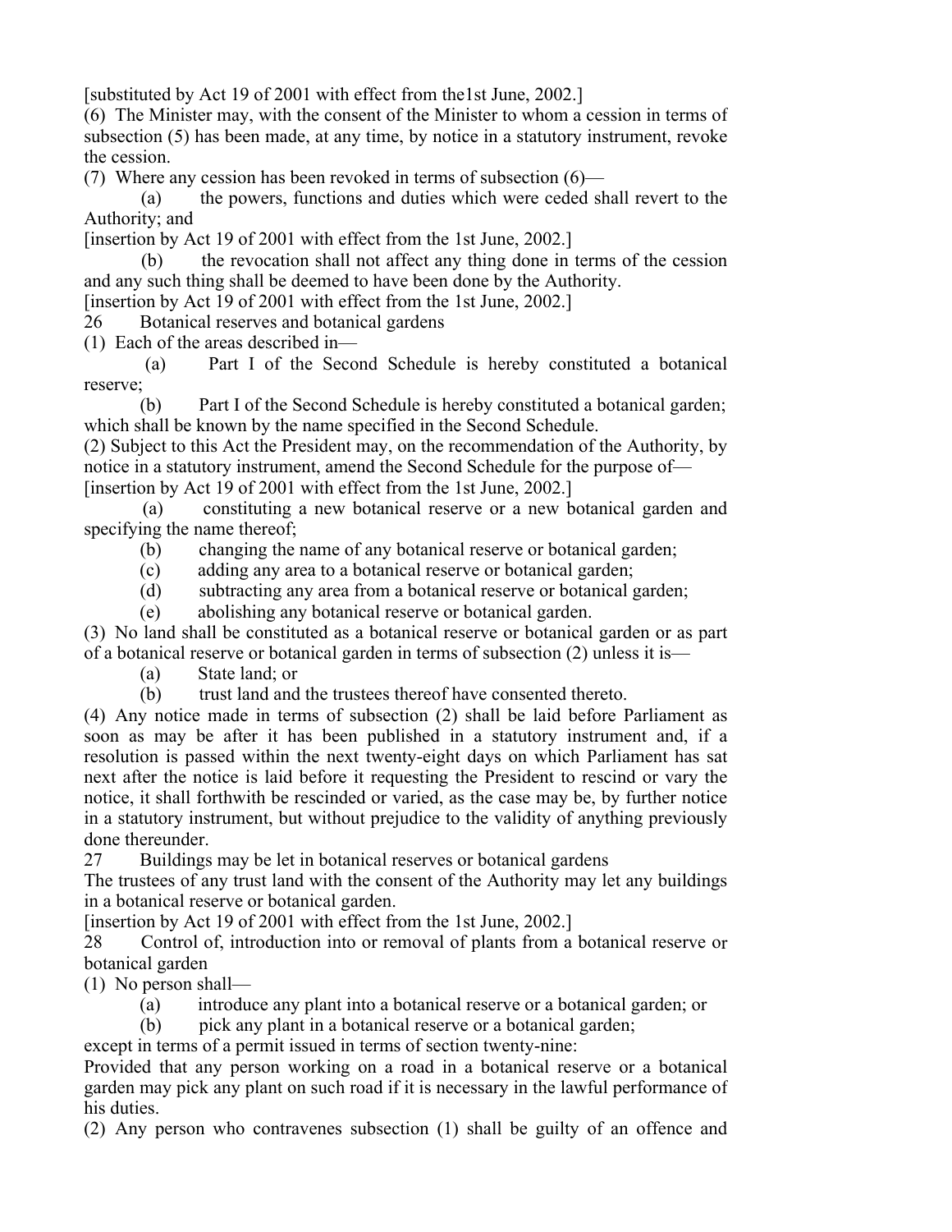[substituted by Act 19 of 2001 with effect from the1st June, 2002.]

(6) The Minister may, with the consent of the Minister to whom a cession in terms of subsection (5) has been made, at any time, by notice in a statutory instrument, revoke the cession.

(7) Where any cession has been revoked in terms of subsection (6)—

(a) the powers, functions and duties which were ceded shall revert to the Authority; and

[insertion by Act 19 of 2001 with effect from the 1st June, 2002.]

(b) the revocation shall not affect any thing done in terms of the cession and any such thing shall be deemed to have been done by the Authority.

[insertion by Act 19 of 2001 with effect from the 1st June, 2002.]

26 Botanical reserves and botanical gardens

(1) Each of the areas described in—

(a) Part I of the Second Schedule is hereby constituted a botanical reserve;

(b) Part I of the Second Schedule is hereby constituted a botanical garden;

which shall be known by the name specified in the Second Schedule.

(2) Subject to this Act the President may, on the recommendation of the Authority, by notice in a statutory instrument, amend the Second Schedule for the purpose of—

[insertion by Act 19 of 2001 with effect from the 1st June, 2002.]

(a) constituting a new botanical reserve or a new botanical garden and specifying the name thereof;

(b) changing the name of any botanical reserve or botanical garden;

(c) adding any area to a botanical reserve or botanical garden;

(d) subtracting any area from a botanical reserve or botanical garden;

(e) abolishing any botanical reserve or botanical garden.

(3) No land shall be constituted as a botanical reserve or botanical garden or as part of a botanical reserve or botanical garden in terms of subsection (2) unless it is—

(a) State land; or

(b) trust land and the trustees thereof have consented thereto.

(4) Any notice made in terms of subsection (2) shall be laid before Parliament as soon as may be after it has been published in a statutory instrument and, if a resolution is passed within the next twenty-eight days on which Parliament has sat next after the notice is laid before it requesting the President to rescind or vary the notice, it shall forthwith be rescinded or varied, as the case may be, by further notice in a statutory instrument, but without prejudice to the validity of anything previously done thereunder.

27 Buildings may be let in botanical reserves or botanical gardens

The trustees of any trust land with the consent of the Authority may let any buildings in a botanical reserve or botanical garden.

[insertion by Act 19 of 2001 with effect from the 1st June, 2002.]

28 Control of, introduction into or removal of plants from a botanical reserve or botanical garden

(1) No person shall—

(a) introduce any plant into a botanical reserve or a botanical garden; or

(b) pick any plant in a botanical reserve or a botanical garden;

except in terms of a permit issued in terms of section twenty-nine:

Provided that any person working on a road in a botanical reserve or a botanical garden may pick any plant on such road if it is necessary in the lawful performance of his duties.

(2) Any person who contravenes subsection (1) shall be guilty of an offence and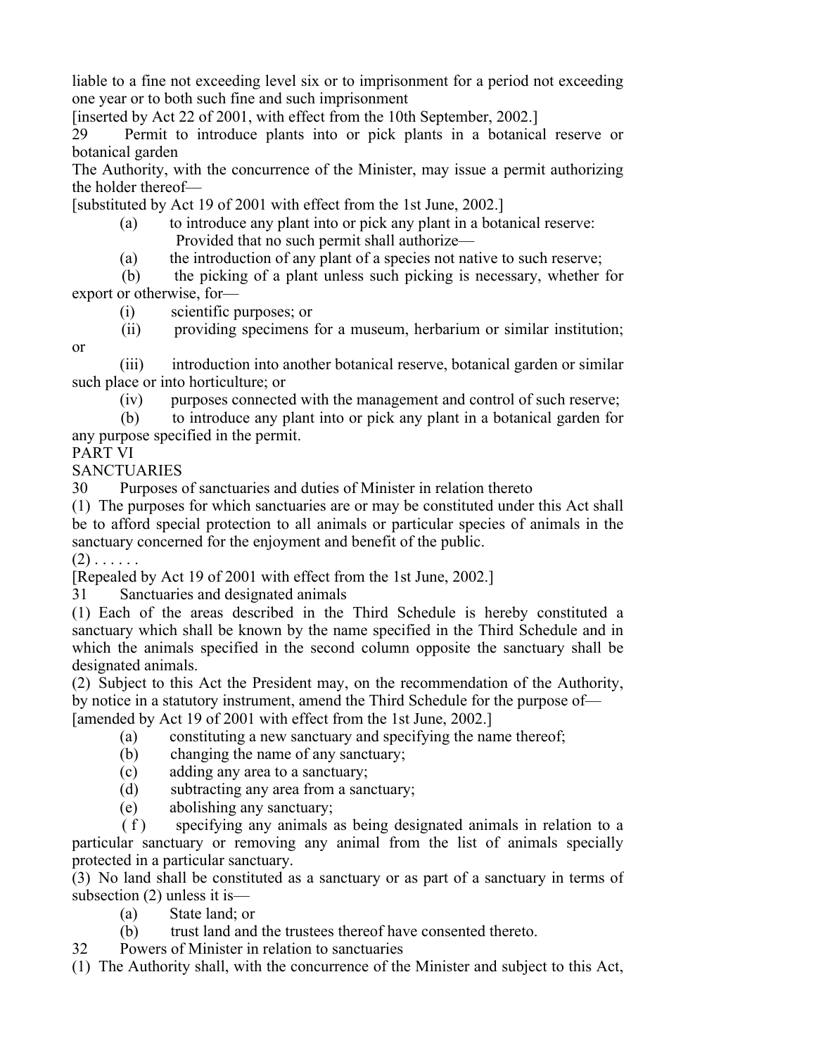liable to a fine not exceeding level six or to imprisonment for a period not exceeding one year or to both such fine and such imprisonment

[inserted by Act 22 of 2001, with effect from the 10th September, 2002.]

29 Permit to introduce plants into or pick plants in a botanical reserve or botanical garden

The Authority, with the concurrence of the Minister, may issue a permit authorizing the holder thereof—

[substituted by Act 19 of 2001 with effect from the 1st June, 2002.]

(a) to introduce any plant into or pick any plant in a botanical reserve:

Provided that no such permit shall authorize—

(a) the introduction of any plant of a species not native to such reserve;

(b) the picking of a plant unless such picking is necessary, whether for export or otherwise, for—

(i) scientific purposes; or

(ii) providing specimens for a museum, herbarium or similar institution; or

(iii) introduction into another botanical reserve, botanical garden or similar such place or into horticulture; or

(iv) purposes connected with the management and control of such reserve;

(b) to introduce any plant into or pick any plant in a botanical garden for any purpose specified in the permit.

PART VI

SANCTUARIES

30 Purposes of sanctuaries and duties of Minister in relation thereto

(1) The purposes for which sanctuaries are or may be constituted under this Act shall be to afford special protection to all animals or particular species of animals in the sanctuary concerned for the enjoyment and benefit of the public.

(2) . . . . . .

[Repealed by Act 19 of 2001 with effect from the 1st June, 2002.]

31 Sanctuaries and designated animals

(1) Each of the areas described in the Third Schedule is hereby constituted a sanctuary which shall be known by the name specified in the Third Schedule and in which the animals specified in the second column opposite the sanctuary shall be designated animals.

(2) Subject to this Act the President may, on the recommendation of the Authority, by notice in a statutory instrument, amend the Third Schedule for the purpose of—

[amended by Act 19 of 2001 with effect from the 1st June, 2002.]

(a) constituting a new sanctuary and specifying the name thereof;

(b) changing the name of any sanctuary;

(c) adding any area to a sanctuary;

(d) subtracting any area from a sanctuary;

(e) abolishing any sanctuary;

(f) specifying any animals as being designated animals in relation to a particular sanctuary or removing any animal from the list of animals specially protected in a particular sanctuary.

(3) No land shall be constituted as a sanctuary or as part of a sanctuary in terms of subsection (2) unless it is—

(a) State land; or

(b) trust land and the trustees thereof have consented thereto.

32 Powers of Minister in relation to sanctuaries

(1) The Authority shall, with the concurrence of the Minister and subject to this Act,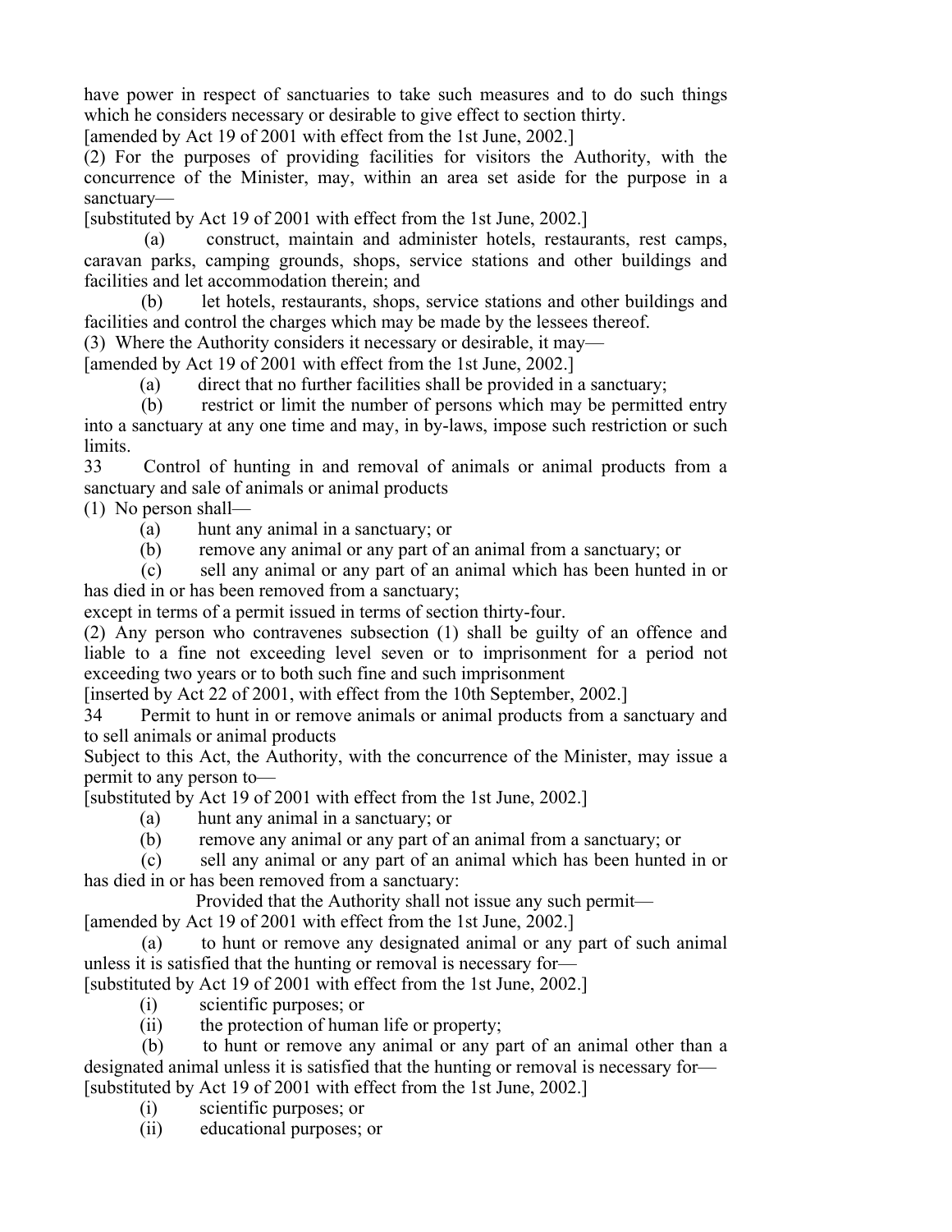have power in respect of sanctuaries to take such measures and to do such things which he considers necessary or desirable to give effect to section thirty.

[amended by Act 19 of 2001 with effect from the 1st June, 2002.]

(2) For the purposes of providing facilities for visitors the Authority, with the concurrence of the Minister, may, within an area set aside for the purpose in a sanctuary—

[substituted by Act 19 of 2001 with effect from the 1st June, 2002.]

(a) construct, maintain and administer hotels, restaurants, rest camps, caravan parks, camping grounds, shops, service stations and other buildings and facilities and let accommodation therein; and

(b) let hotels, restaurants, shops, service stations and other buildings and facilities and control the charges which may be made by the lessees thereof.

(3) Where the Authority considers it necessary or desirable, it may—

[amended by Act 19 of 2001 with effect from the 1st June, 2002.]

(a) direct that no further facilities shall be provided in a sanctuary;

(b) restrict or limit the number of persons which may be permitted entry into a sanctuary at any one time and may, in by-laws, impose such restriction or such limits.

33 Control of hunting in and removal of animals or animal products from a sanctuary and sale of animals or animal products

(1) No person shall—

(a) hunt any animal in a sanctuary; or

(b) remove any animal or any part of an animal from a sanctuary; or

(c) sell any animal or any part of an animal which has been hunted in or has died in or has been removed from a sanctuary;

except in terms of a permit issued in terms of section thirty-four.

(2) Any person who contravenes subsection (1) shall be guilty of an offence and liable to a fine not exceeding level seven or to imprisonment for a period not exceeding two years or to both such fine and such imprisonment

[inserted by Act 22 of 2001, with effect from the 10th September, 2002.]

34 Permit to hunt in or remove animals or animal products from a sanctuary and to sell animals or animal products

Subject to this Act, the Authority, with the concurrence of the Minister, may issue a permit to any person to—

[substituted by Act 19 of 2001 with effect from the 1st June, 2002.]

(a) hunt any animal in a sanctuary; or

(b) remove any animal or any part of an animal from a sanctuary; or

(c) sell any animal or any part of an animal which has been hunted in or has died in or has been removed from a sanctuary:

Provided that the Authority shall not issue any such permit—

[amended by Act 19 of 2001 with effect from the 1st June, 2002.]

(a) to hunt or remove any designated animal or any part of such animal unless it is satisfied that the hunting or removal is necessary for—

[substituted by Act 19 of 2001 with effect from the 1st June, 2002.]

(i) scientific purposes; or

(ii) the protection of human life or property;

(b) to hunt or remove any animal or any part of an animal other than a designated animal unless it is satisfied that the hunting or removal is necessary for—

[substituted by Act 19 of 2001 with effect from the 1st June, 2002.]

(i) scientific purposes; or

(ii) educational purposes; or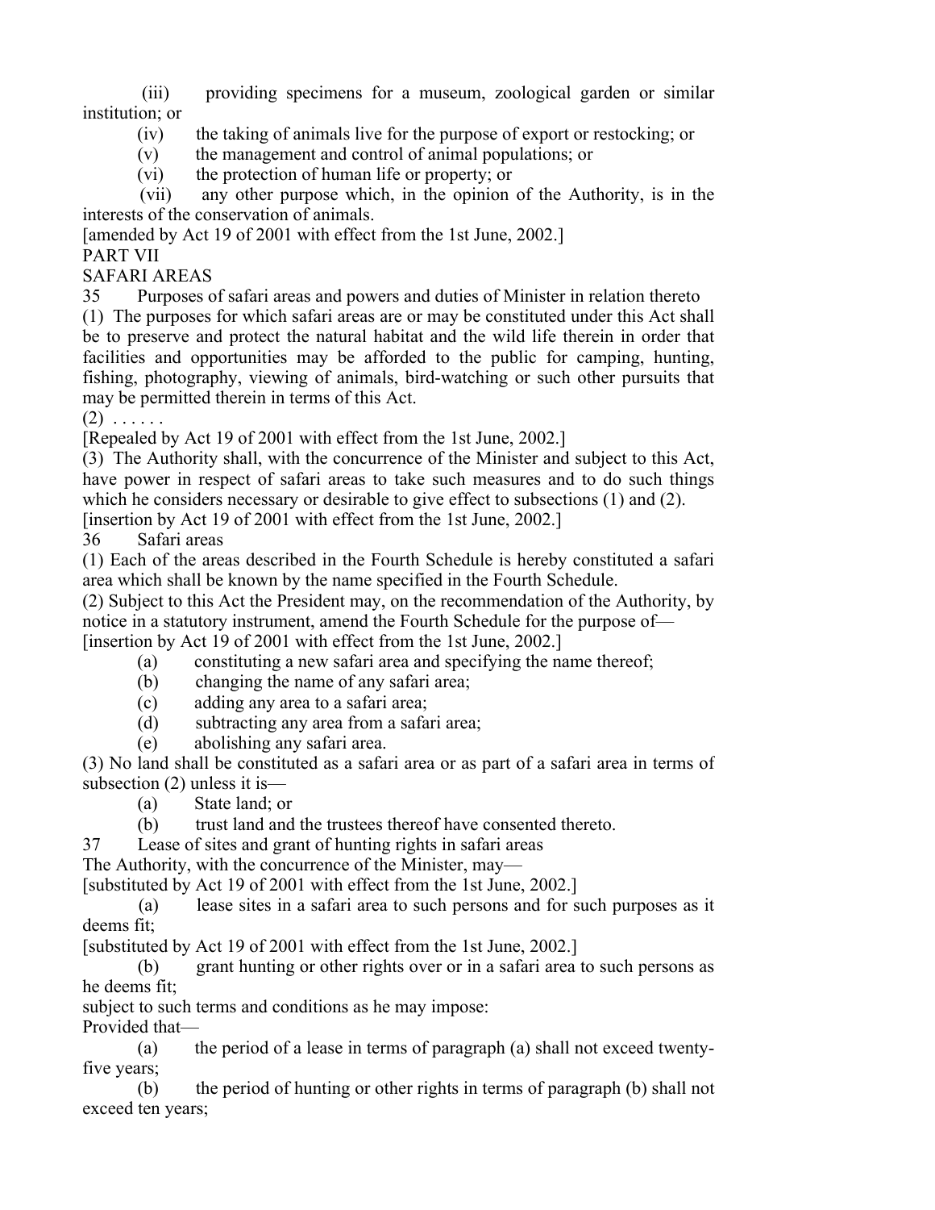(iii) providing specimens for a museum, zoological garden or similar institution; or

(iv) the taking of animals live for the purpose of export or restocking; or

(v) the management and control of animal populations; or

(vi) the protection of human life or property; or

(vii) any other purpose which, in the opinion of the Authority, is in the interests of the conservation of animals.

[amended by Act 19 of 2001 with effect from the 1st June, 2002.]

## PART VII

## SAFARI AREAS

### 35 Purposes of safari areas and powers and duties of Minister in relation thereto

(1) The purposes for which safari areas are or may be constituted under this Act shall be to preserve and protect the natural habitat and the wild life therein in order that facilities and opportunities may be afforded to the public for camping, hunting, fishing, photography, viewing of animals, bird-watching or such other pursuits that may be permitted therein in terms of this Act.

(2) . . . . . .

[Repealed by Act 19 of 2001 with effect from the 1st June, 2002.]

(3) The Authority shall, with the concurrence of the Minister and subject to this Act, have power in respect of safari areas to take such measures and to do such things which he considers necessary or desirable to give effect to subsections (1) and (2).

[insertion by Act 19 of 2001 with effect from the 1st June, 2002.]

### 36 Safari areas

(1) Each of the areas described in the Fourth Schedule is hereby constituted a safari area which shall be known by the name specified in the Fourth Schedule.

(2) Subject to this Act the President may, on the recommendation of the Authority, by notice in a statutory instrument, amend the Fourth Schedule for the purpose of—

[insertion by Act 19 of 2001 with effect from the 1st June, 2002.]

(a) constituting a new safari area and specifying the name thereof;

(b) changing the name of any safari area;

(c) adding any area to a safari area;

(d) subtracting any area from a safari area;

(e) abolishing any safari area.

(3) No land shall be constituted as a safari area or as part of a safari area in terms of subsection (2) unless it is—

(a) State land; or

(b) trust land and the trustees thereof have consented thereto.

### 37 Lease of sites and grant of hunting rights in safari areas

The Authority, with the concurrence of the Minister, may—

[substituted by Act 19 of 2001 with effect from the 1st June, 2002.]

(a) lease sites in a safari area to such persons and for such purposes as it deems fit;

[substituted by Act 19 of 2001 with effect from the 1st June, 2002.]

(b) grant hunting or other rights over or in a safari area to such persons as he deems fit;

subject to such terms and conditions as he may impose:

Provided that—

(a) the period of a lease in terms of paragraph (a) shall not exceed twenty-five years;

(b) the period of hunting or other rights in terms of paragraph (b) shall not exceed ten years;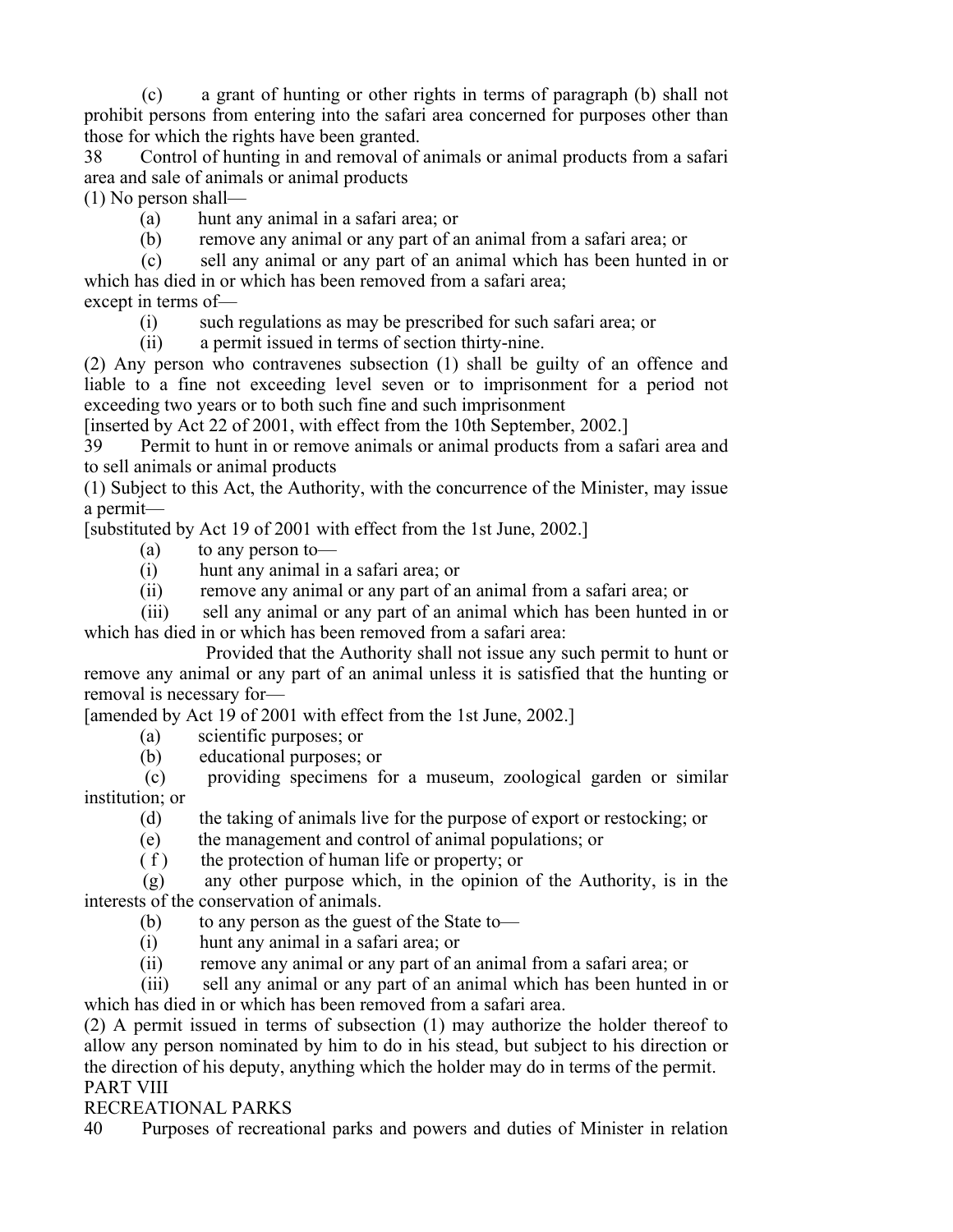(c) a grant of hunting or other rights in terms of paragraph (b) shall not prohibit persons from entering into the safari area concerned for purposes other than those for which the rights have been granted.

38 Control of hunting in and removal of animals or animal products from a safari area and sale of animals or animal products

(1) No person shall—

(a) hunt any animal in a safari area; or

(b) remove any animal or any part of an animal from a safari area; or

(c) sell any animal or any part of an animal which has been hunted in or which has died in or which has been removed from a safari area;

except in terms of—

(i) such regulations as may be prescribed for such safari area; or

(ii) a permit issued in terms of section thirty-nine.

(2) Any person who contravenes subsection (1) shall be guilty of an offence and liable to a fine not exceeding level seven or to imprisonment for a period not exceeding two years or to both such fine and such imprisonment

[inserted by Act 22 of 2001, with effect from the 10th September, 2002.]

39 Permit to hunt in or remove animals or animal products from a safari area and to sell animals or animal products

(1) Subject to this Act, the Authority, with the concurrence of the Minister, may issue a permit—

[substituted by Act 19 of 2001 with effect from the 1st June, 2002.]

(a) to any person to—

(i) hunt any animal in a safari area; or

(ii) remove any animal or any part of an animal from a safari area; or

(iii) sell any animal or any part of an animal which has been hunted in or which has died in or which has been removed from a safari area:

Provided that the Authority shall not issue any such permit to hunt or remove any animal or any part of an animal unless it is satisfied that the hunting or removal is necessary for—

[amended by Act 19 of 2001 with effect from the 1st June, 2002.]

(a) scientific purposes; or

(b) educational purposes; or

(c) providing specimens for a museum, zoological garden or similar institution; or

(d) the taking of animals live for the purpose of export or restocking; or

(e) the management and control of animal populations; or

(f) the protection of human life or property; or

(g) any other purpose which, in the opinion of the Authority, is in the interests of the conservation of animals.

(b) to any person as the guest of the State to—

(i) hunt any animal in a safari area; or

(ii) remove any animal or any part of an animal from a safari area; or

(iii) sell any animal or any part of an animal which has been hunted in or which has died in or which has been removed from a safari area.

(2) A permit issued in terms of subsection (1) may authorize the holder thereof to allow any person nominated by him to do in his stead, but subject to his direction or the direction of his deputy, anything which the holder may do in terms of the permit.

## PART VIII

## RECREATIONAL PARKS

40 Purposes of recreational parks and powers and duties of Minister in relation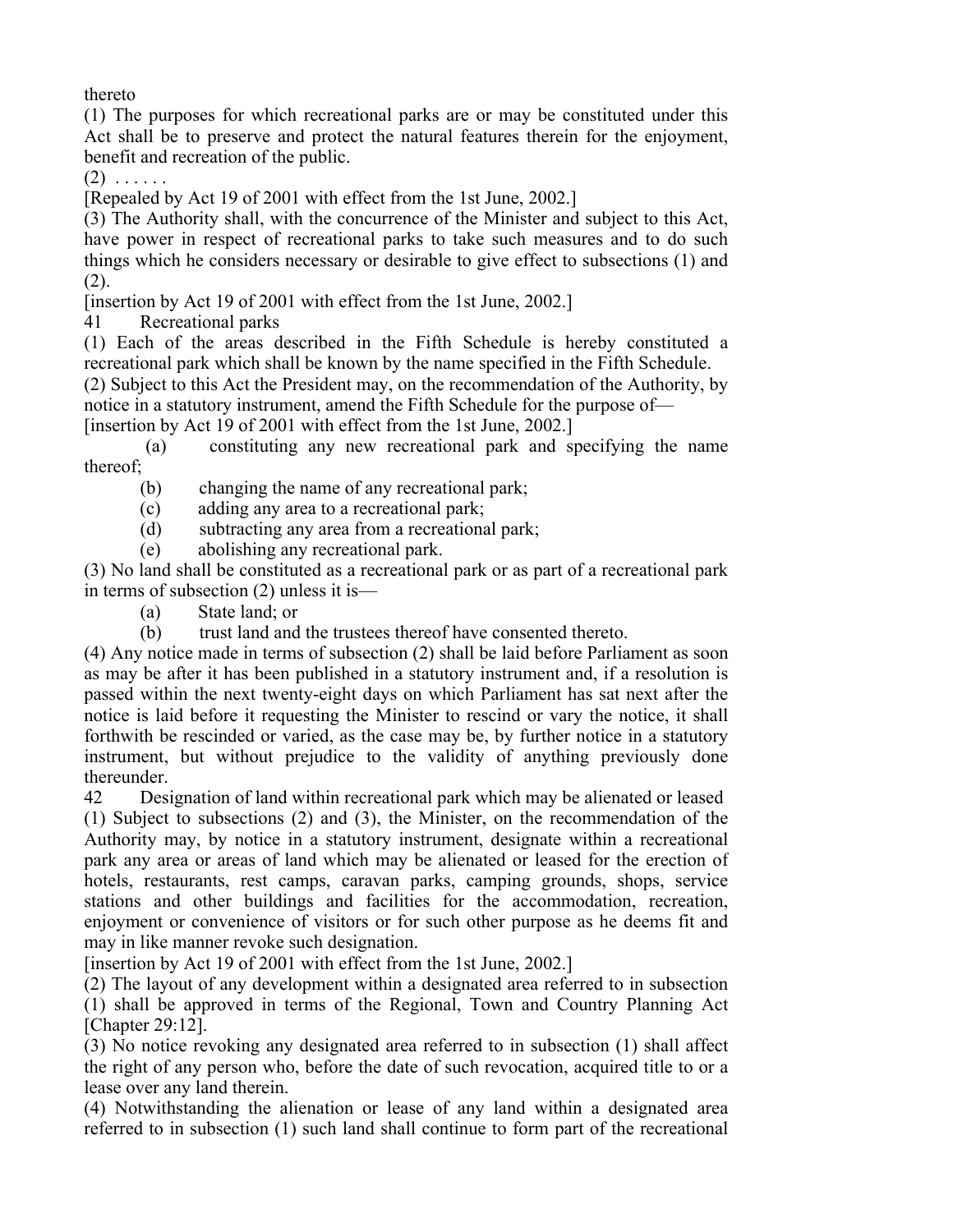thereto

(1) The purposes for which recreational parks are or may be constituted under this Act shall be to preserve and protect the natural features therein for the enjoyment, benefit and recreation of the public.

(2) . . . . . .

[Repealed by Act 19 of 2001 with effect from the 1st June, 2002.]

(3) The Authority shall, with the concurrence of the Minister and subject to this Act, have power in respect of recreational parks to take such measures and to do such things which he considers necessary or desirable to give effect to subsections (1) and (2).

[insertion by Act 19 of 2001 with effect from the 1st June, 2002.]

41 Recreational parks

(1) Each of the areas described in the Fifth Schedule is hereby constituted a recreational park which shall be known by the name specified in the Fifth Schedule.

(2) Subject to this Act the President may, on the recommendation of the Authority, by notice in a statutory instrument, amend the Fifth Schedule for the purpose of—

[insertion by Act 19 of 2001 with effect from the 1st June, 2002.]

(a) constituting any new recreational park and specifying the name thereof;

(b) changing the name of any recreational park;

(c) adding any area to a recreational park;

(d) subtracting any area from a recreational park;

(e) abolishing any recreational park.

(3) No land shall be constituted as a recreational park or as part of a recreational park in terms of subsection (2) unless it is—

(a) State land; or

(b) trust land and the trustees thereof have consented thereto.

(4) Any notice made in terms of subsection (2) shall be laid before Parliament as soon as may be after it has been published in a statutory instrument and, if a resolution is passed within the next twenty-eight days on which Parliament has sat next after the notice is laid before it requesting the Minister to rescind or vary the notice, it shall forthwith be rescinded or varied, as the case may be, by further notice in a statutory instrument, but without prejudice to the validity of anything previously done thereunder.

42 Designation of land within recreational park which may be alienated or leased

(1) Subject to subsections (2) and (3), the Minister, on the recommendation of the Authority may, by notice in a statutory instrument, designate within a recreational park any area or areas of land which may be alienated or leased for the erection of hotels, restaurants, rest camps, caravan parks, camping grounds, shops, service stations and other buildings and facilities for the accommodation, recreation, enjoyment or convenience of visitors or for such other purpose as he deems fit and may in like manner revoke such designation.

[insertion by Act 19 of 2001 with effect from the 1st June, 2002.]

(2) The layout of any development within a designated area referred to in subsection (1) shall be approved in terms of the Regional, Town and Country Planning Act [Chapter 29:12].

(3) No notice revoking any designated area referred to in subsection (1) shall affect the right of any person who, before the date of such revocation, acquired title to or a lease over any land therein.

(4) Notwithstanding the alienation or lease of any land within a designated area referred to in subsection (1) such land shall continue to form part of the recreational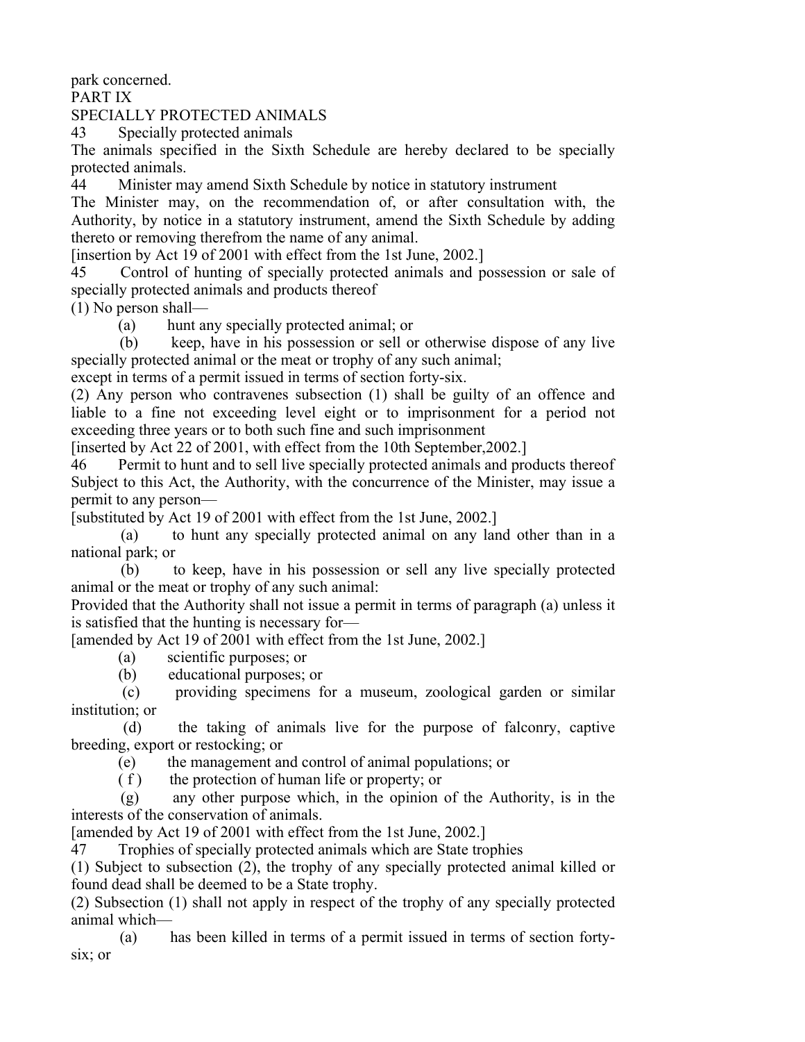park concerned.

## PART IX

## SPECIALLY PROTECTED ANIMALS

### 43 Specially protected animals

The animals specified in the Sixth Schedule are hereby declared to be specially protected animals.

### 44 Minister may amend Sixth Schedule by notice in statutory instrument

The Minister may, on the recommendation of, or after consultation with, the Authority, by notice in a statutory instrument, amend the Sixth Schedule by adding thereto or removing therefrom the name of any animal.

[insertion by Act 19 of 2001 with effect from the 1st June, 2002.]

### 45 Control of hunting of specially protected animals and possession or sale of specially protected animals and products thereof

(1) No person shall—

(a) hunt any specially protected animal; or

(b) keep, have in his possession or sell or otherwise dispose of any live specially protected animal or the meat or trophy of any such animal;

except in terms of a permit issued in terms of section forty-six.

(2) Any person who contravenes subsection (1) shall be guilty of an offence and liable to a fine not exceeding level eight or to imprisonment for a period not exceeding three years or to both such fine and such imprisonment

[inserted by Act 22 of 2001, with effect from the 10th September,2002.]

### 46 Permit to hunt and to sell live specially protected animals and products thereof

Subject to this Act, the Authority, with the concurrence of the Minister, may issue a permit to any person—

[substituted by Act 19 of 2001 with effect from the 1st June, 2002.]

(a) to hunt any specially protected animal on any land other than in a national park; or

(b) to keep, have in his possession or sell any live specially protected animal or the meat or trophy of any such animal:

Provided that the Authority shall not issue a permit in terms of paragraph (a) unless it is satisfied that the hunting is necessary for—

[amended by Act 19 of 2001 with effect from the 1st June, 2002.]

(a) scientific purposes; or

(b) educational purposes; or

(c) providing specimens for a museum, zoological garden or similar institution; or

(d) the taking of animals live for the purpose of falconry, captive breeding, export or restocking; or

(e) the management and control of animal populations; or

(f) the protection of human life or property; or

(g) any other purpose which, in the opinion of the Authority, is in the interests of the conservation of animals.

[amended by Act 19 of 2001 with effect from the 1st June, 2002.]

### 47 Trophies of specially protected animals which are State trophies

(1) Subject to subsection (2), the trophy of any specially protected animal killed or found dead shall be deemed to be a State trophy.

(2) Subsection (1) shall not apply in respect of the trophy of any specially protected animal which—

(a) has been killed in terms of a permit issued in terms of section forty-six; or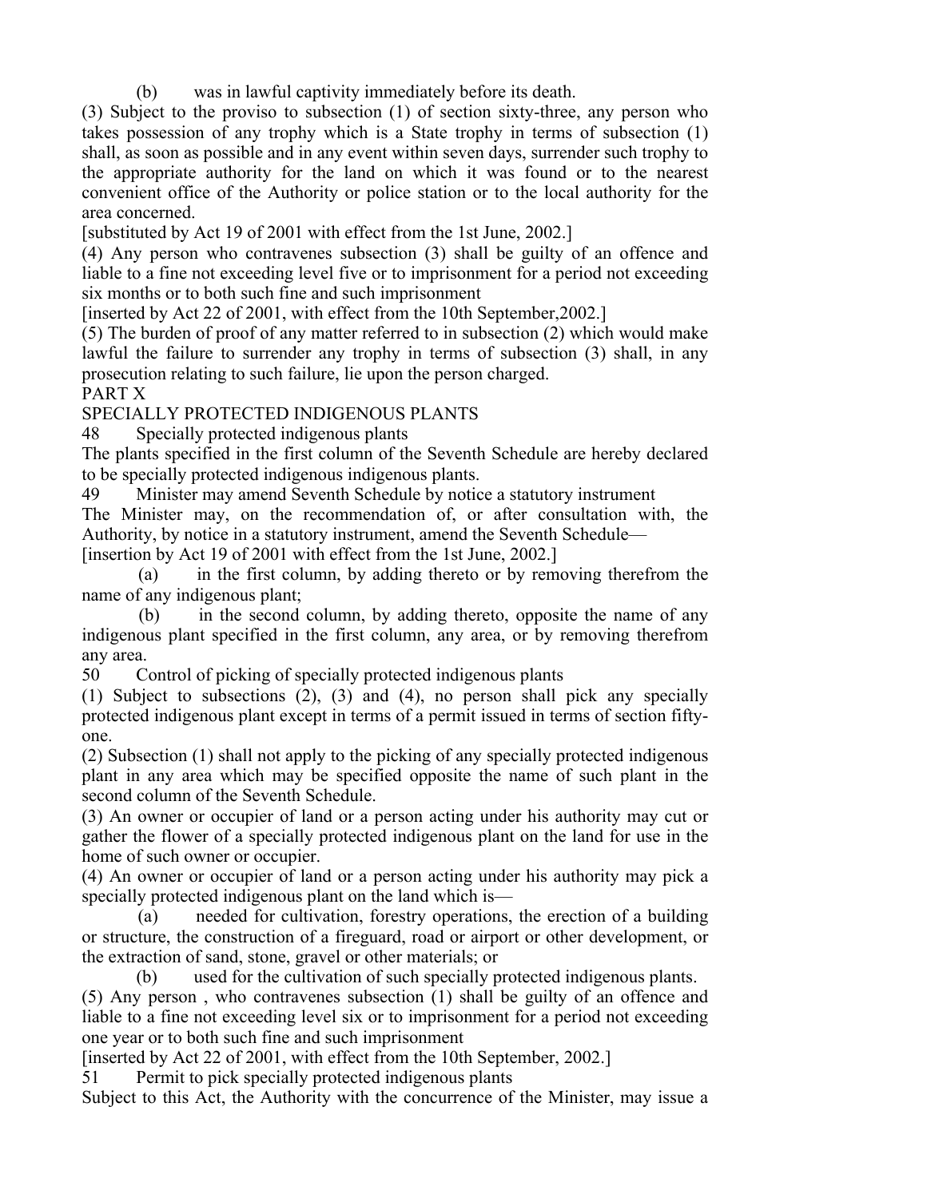(b) was in lawful captivity immediately before its death.

(3) Subject to the proviso to subsection (1) of section sixty-three, any person who takes possession of any trophy which is a State trophy in terms of subsection (1) shall, as soon as possible and in any event within seven days, surrender such trophy to the appropriate authority for the land on which it was found or to the nearest convenient office of the Authority or police station or to the local authority for the area concerned.

[substituted by Act 19 of 2001 with effect from the 1st June, 2002.]

(4) Any person who contravenes subsection (3) shall be guilty of an offence and liable to a fine not exceeding level five or to imprisonment for a period not exceeding six months or to both such fine and such imprisonment

[inserted by Act 22 of 2001, with effect from the 10th September,2002.]

(5) The burden of proof of any matter referred to in subsection (2) which would make lawful the failure to surrender any trophy in terms of subsection (3) shall, in any prosecution relating to such failure, lie upon the person charged.

## PART X

## SPECIALLY PROTECTED INDIGENOUS PLANTS

### 48 Specially protected indigenous plants

The plants specified in the first column of the Seventh Schedule are hereby declared to be specially protected indigenous plants.

### 49 Minister may amend Seventh Schedule by notice a statutory instrument

The Minister may, on the recommendation of, or after consultation with, the Authority, by notice in a statutory instrument, amend the Seventh Schedule—

[insertion by Act 19 of 2001 with effect from the 1st June, 2002.]

(a) in the first column, by adding thereto or by removing therefrom the name of any indigenous plant;

(b) in the second column, by adding thereto, opposite the name of any indigenous plant specified in the first column, any area, or by removing therefrom any area.

### 50 Control of picking of specially protected indigenous plants

(1) Subject to subsections (2), (3) and (4), no person shall pick any specially protected indigenous plant except in terms of a permit issued in terms of section fifty-one.

(2) Subsection (1) shall not apply to the picking of any specially protected indigenous plant in any area which may be specified opposite the name of such plant in the second column of the Seventh Schedule.

(3) An owner or occupier of land or a person acting under his authority may cut or gather the flower of a specially protected indigenous plant on the land for use in the home of such owner or occupier.

(4) An owner or occupier of land or a person acting under his authority may pick a specially protected indigenous plant on the land which is—

(a) needed for cultivation, forestry operations, the erection of a building or structure, the construction of a fireguard, road or airport or other development, or the extraction of sand, stone, gravel or other materials; or

(b) used for the cultivation of such specially protected indigenous plants.

(5) Any person , who contravenes subsection (1) shall be guilty of an offence and liable to a fine not exceeding level six or to imprisonment for a period not exceeding one year or to both such fine and such imprisonment

[inserted by Act 22 of 2001, with effect from the 10th September, 2002.]

### 51 Permit to pick specially protected indigenous plants

Subject to this Act, the Authority with the concurrence of the Minister, may issue a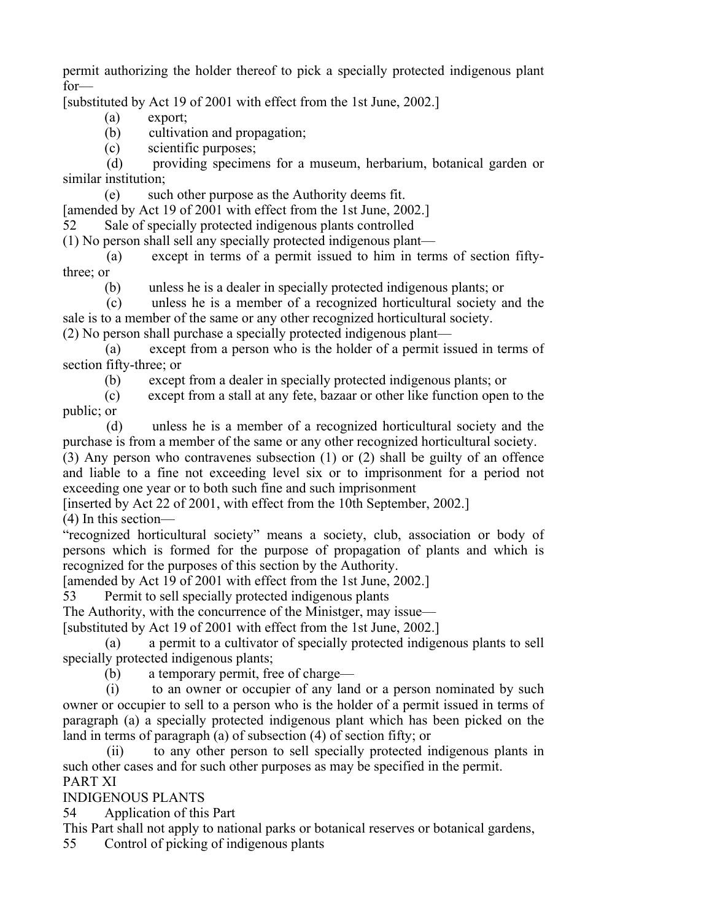permit authorizing the holder thereof to pick a specially protected indigenous plant for—

[substituted by Act 19 of 2001 with effect from the 1st June, 2002.]

(a) export;

(b) cultivation and propagation;

(c) scientific purposes;

(d) providing specimens for a museum, herbarium, botanical garden or similar institution;

(e) such other purpose as the Authority deems fit.

[amended by Act 19 of 2001 with effect from the 1st June, 2002.]

52 Sale of specially protected indigenous plants controlled

(1) No person shall sell any specially protected indigenous plant—

(a) except in terms of a permit issued to him in terms of section fifty-three; or

(b) unless he is a dealer in specially protected indigenous plants; or

(c) unless he is a member of a recognized horticultural society and the sale is to a member of the same or any other recognized horticultural society.

(2) No person shall purchase a specially protected indigenous plant—

(a) except from a person who is the holder of a permit issued in terms of section fifty-three; or

(b) except from a dealer in specially protected indigenous plants; or

(c) except from a stall at any fete, bazaar or other like function open to the public; or

(d) unless he is a member of a recognized horticultural society and the purchase is from a member of the same or any other recognized horticultural society.

(3) Any person who contravenes subsection (1) or (2) shall be guilty of an offence and liable to a fine not exceeding level six or to imprisonment for a period not exceeding one year or to both such fine and such imprisonment

[inserted by Act 22 of 2001, with effect from the 10th September, 2002.]

(4) In this section—

"recognized horticultural society" means a society, club, association or body of persons which is formed for the purpose of propagation of plants and which is recognized for the purposes of this section by the Authority.

[amended by Act 19 of 2001 with effect from the 1st June, 2002.]

53 Permit to sell specially protected indigenous plants

The Authority, with the concurrence of the Ministger, may issue—

[substituted by Act 19 of 2001 with effect from the 1st June, 2002.]

(a) a permit to a cultivator of specially protected indigenous plants to sell specially protected indigenous plants;

(b) a temporary permit, free of charge—

(i) to an owner or occupier of any land or a person nominated by such owner or occupier to sell to a person who is the holder of a permit issued in terms of paragraph (a) a specially protected indigenous plant which has been picked on the land in terms of paragraph (a) of subsection (4) of section fifty; or

(ii) to any other person to sell specially protected indigenous plants in such other cases and for such other purposes as may be specified in the permit.

PART XI

INDIGENOUS PLANTS

54 Application of this Part

This Part shall not apply to national parks or botanical reserves or botanical gardens,

55 Control of picking of indigenous plants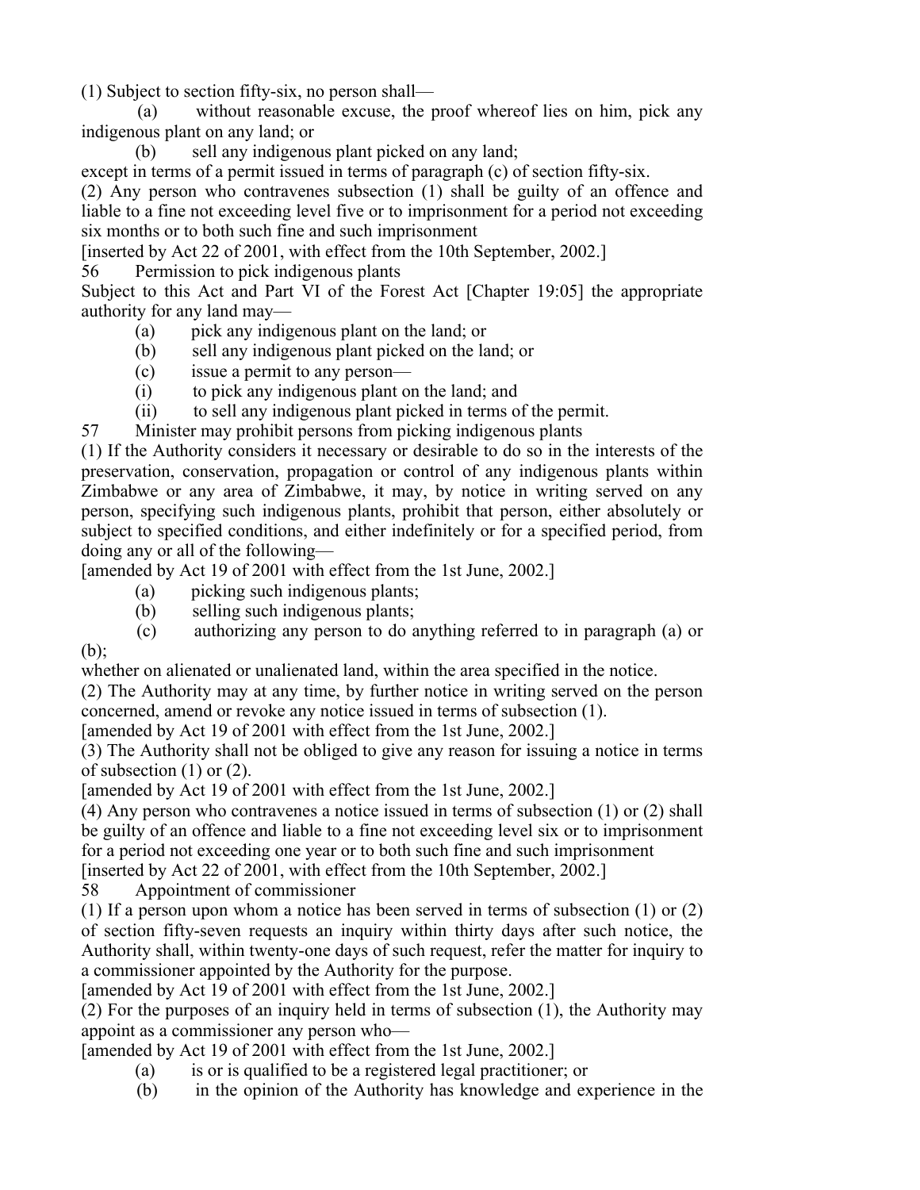(1) Subject to section fifty-six, no person shall—

(a) without reasonable excuse, the proof whereof lies on him, pick any indigenous plant on any land; or

(b) sell any indigenous plant picked on any land;

except in terms of a permit issued in terms of paragraph (c) of section fifty-six.

(2) Any person who contravenes subsection (1) shall be guilty of an offence and liable to a fine not exceeding level five or to imprisonment for a period not exceeding six months or to both such fine and such imprisonment

[inserted by Act 22 of 2001, with effect from the 10th September, 2002.]

56 Permission to pick indigenous plants

Subject to this Act and Part VI of the Forest Act [Chapter 19:05] the appropriate authority for any land may—

(a) pick any indigenous plant on the land; or

(b) sell any indigenous plant picked on the land; or

(c) issue a permit to any person—

(i) to pick any indigenous plant on the land; and

(ii) to sell any indigenous plant picked in terms of the permit.

57 Minister may prohibit persons from picking indigenous plants

(1) If the Authority considers it necessary or desirable to do so in the interests of the preservation, conservation, propagation or control of any indigenous plants within Zimbabwe or any area of Zimbabwe, it may, by notice in writing served on any person, specifying such indigenous plants, prohibit that person, either absolutely or subject to specified conditions, and either indefinitely or for a specified period, from doing any or all of the following—

[amended by Act 19 of 2001 with effect from the 1st June, 2002.]

(a) picking such indigenous plants;

(b) selling such indigenous plants;

(c) authorizing any person to do anything referred to in paragraph (a) or (b);

whether on alienated or unalienated land, within the area specified in the notice.

(2) The Authority may at any time, by further notice in writing served on the person concerned, amend or revoke any notice issued in terms of subsection (1).

[amended by Act 19 of 2001 with effect from the 1st June, 2002.]

(3) The Authority shall not be obliged to give any reason for issuing a notice in terms of subsection (1) or (2).

[amended by Act 19 of 2001 with effect from the 1st June, 2002.]

(4) Any person who contravenes a notice issued in terms of subsection (1) or (2) shall be guilty of an offence and liable to a fine not exceeding level six or to imprisonment for a period not exceeding one year or to both such fine and such imprisonment

[inserted by Act 22 of 2001, with effect from the 10th September, 2002.]

58 Appointment of commissioner

(1) If a person upon whom a notice has been served in terms of subsection (1) or (2) of section fifty-seven requests an inquiry within thirty days after such notice, the Authority shall, within twenty-one days of such request, refer the matter for inquiry to a commissioner appointed by the Authority for the purpose.

[amended by Act 19 of 2001 with effect from the 1st June, 2002.]

(2) For the purposes of an inquiry held in terms of subsection (1), the Authority may appoint as a commissioner any person who—

[amended by Act 19 of 2001 with effect from the 1st June, 2002.]

(a) is or is qualified to be a registered legal practitioner; or

(b) in the opinion of the Authority has knowledge and experience in the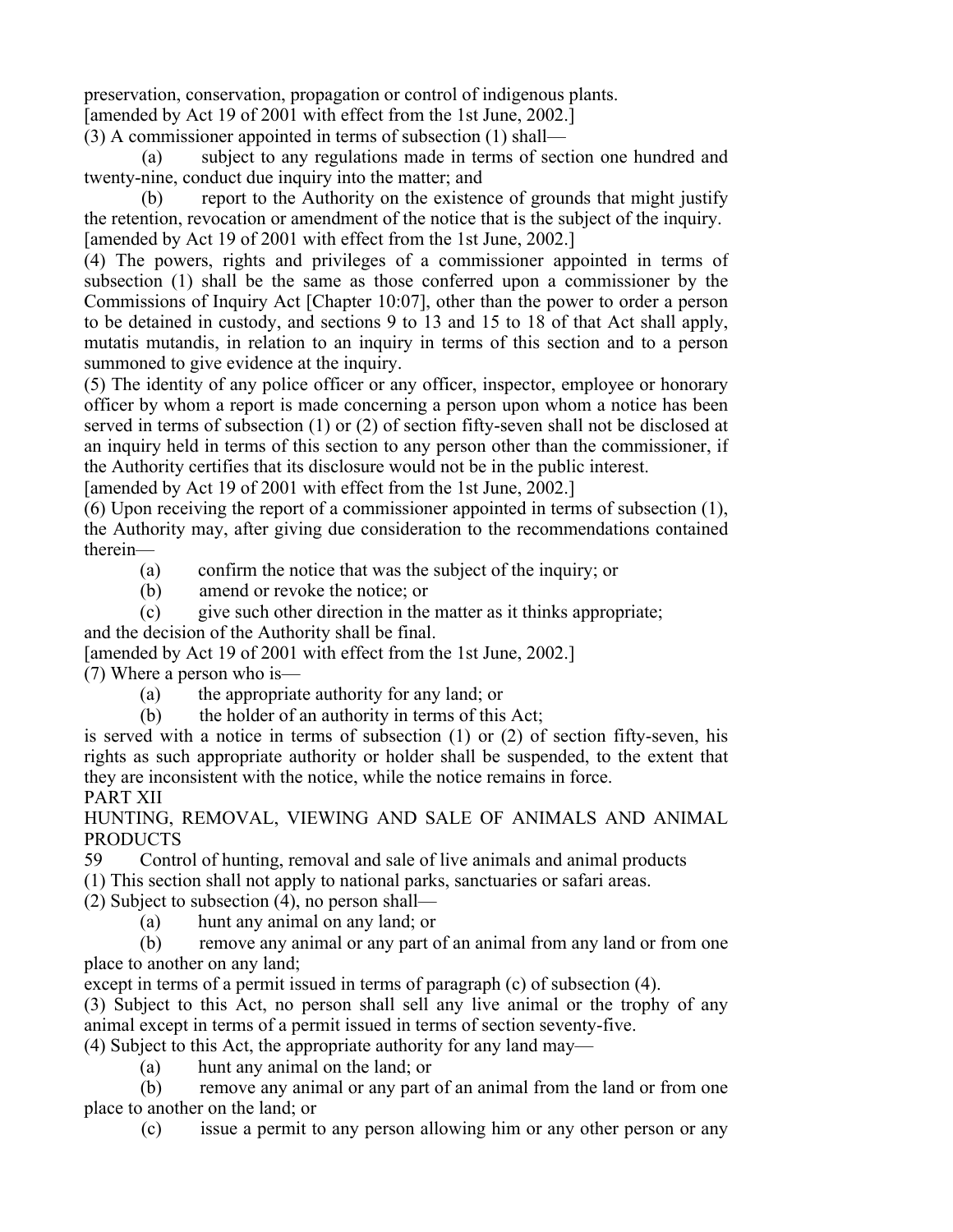preservation, conservation, propagation or control of indigenous plants.
[amended by Act 19 of 2001 with effect from the 1st June, 2002.]

(3) A commissioner appointed in terms of subsection (1) shall—

(a) subject to any regulations made in terms of section one hundred and twenty-nine, conduct due inquiry into the matter; and

(b) report to the Authority on the existence of grounds that might justify the retention, revocation or amendment of the notice that is the subject of the inquiry.
[amended by Act 19 of 2001 with effect from the 1st June, 2002.]

(4) The powers, rights and privileges of a commissioner appointed in terms of subsection (1) shall be the same as those conferred upon a commissioner by the Commissions of Inquiry Act [Chapter 10:07], other than the power to order a person to be detained in custody, and sections 9 to 13 and 15 to 18 of that Act shall apply, mutatis mutandis, in relation to an inquiry in terms of this section and to a person summoned to give evidence at the inquiry.

(5) The identity of any police officer or any officer, inspector, employee or honorary officer by whom a report is made concerning a person upon whom a notice has been served in terms of subsection (1) or (2) of section fifty-seven shall not be disclosed at an inquiry held in terms of this section to any person other than the commissioner, if the Authority certifies that its disclosure would not be in the public interest.
[amended by Act 19 of 2001 with effect from the 1st June, 2002.]

(6) Upon receiving the report of a commissioner appointed in terms of subsection (1), the Authority may, after giving due consideration to the recommendations contained therein—

(a) confirm the notice that was the subject of the inquiry; or

(b) amend or revoke the notice; or

(c) give such other direction in the matter as it thinks appropriate;

and the decision of the Authority shall be final.
[amended by Act 19 of 2001 with effect from the 1st June, 2002.]

(7) Where a person who is—

(a) the appropriate authority for any land; or

(b) the holder of an authority in terms of this Act;

is served with a notice in terms of subsection (1) or (2) of section fifty-seven, his rights as such appropriate authority or holder shall be suspended, to the extent that they are inconsistent with the notice, while the notice remains in force.

## PART XII

## HUNTING, REMOVAL, VIEWING AND SALE OF ANIMALS AND ANIMAL PRODUCTS

### 59 Control of hunting, removal and sale of live animals and animal products

(1) This section shall not apply to national parks, sanctuaries or safari areas.

(2) Subject to subsection (4), no person shall—

(a) hunt any animal on any land; or

(b) remove any animal or any part of an animal from any land or from one place to another on any land;

except in terms of a permit issued in terms of paragraph (c) of subsection (4).

(3) Subject to this Act, no person shall sell any live animal or the trophy of any animal except in terms of a permit issued in terms of section seventy-five.

(4) Subject to this Act, the appropriate authority for any land may—

(a) hunt any animal on the land; or

(b) remove any animal or any part of an animal from the land or from one place to another on the land; or

(c) issue a permit to any person allowing him or any other person or any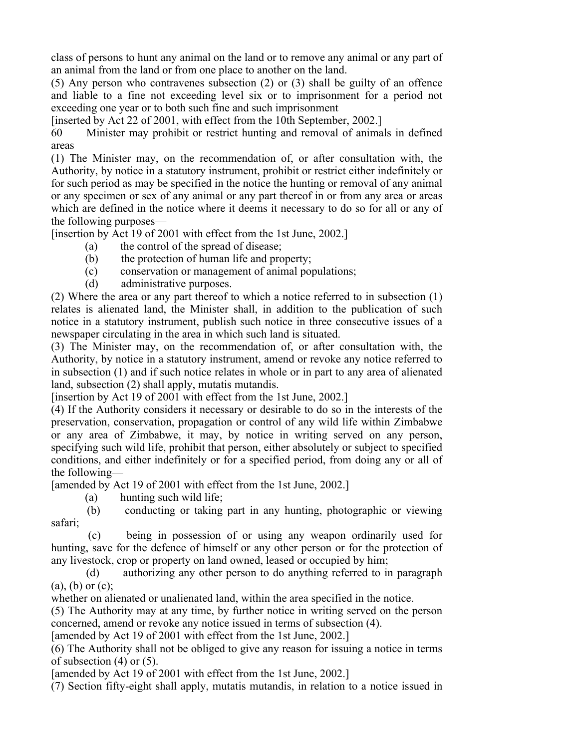class of persons to hunt any animal on the land or to remove any animal or any part of an animal from the land or from one place to another on the land.

(5) Any person who contravenes subsection (2) or (3) shall be guilty of an offence and liable to a fine not exceeding level six or to imprisonment for a period not exceeding one year or to both such fine and such imprisonment

[inserted by Act 22 of 2001, with effect from the 10th September, 2002.]

60 Minister may prohibit or restrict hunting and removal of animals in defined areas

(1) The Minister may, on the recommendation of, or after consultation with, the Authority, by notice in a statutory instrument, prohibit or restrict either indefinitely or for such period as may be specified in the notice the hunting or removal of any animal or any specimen or sex of any animal or any part thereof in or from any area or areas which are defined in the notice where it deems it necessary to do so for all or any of the following purposes—

[insertion by Act 19 of 2001 with effect from the 1st June, 2002.]

(a) the control of the spread of disease;

(b) the protection of human life and property;

(c) conservation or management of animal populations;

(d) administrative purposes.

(2) Where the area or any part thereof to which a notice referred to in subsection (1) relates is alienated land, the Minister shall, in addition to the publication of such notice in a statutory instrument, publish such notice in three consecutive issues of a newspaper circulating in the area in which such land is situated.

(3) The Minister may, on the recommendation of, or after consultation with, the Authority, by notice in a statutory instrument, amend or revoke any notice referred to in subsection (1) and if such notice relates in whole or in part to any area of alienated land, subsection (2) shall apply, mutatis mutandis.

[insertion by Act 19 of 2001 with effect from the 1st June, 2002.]

(4) If the Authority considers it necessary or desirable to do so in the interests of the preservation, conservation, propagation or control of any wild life within Zimbabwe or any area of Zimbabwe, it may, by notice in writing served on any person, specifying such wild life, prohibit that person, either absolutely or subject to specified conditions, and either indefinitely or for a specified period, from doing any or all of the following—

[amended by Act 19 of 2001 with effect from the 1st June, 2002.]

(a) hunting such wild life;

(b) conducting or taking part in any hunting, photographic or viewing safari;

(c) being in possession of or using any weapon ordinarily used for hunting, save for the defence of himself or any other person or for the protection of any livestock, crop or property on land owned, leased or occupied by him;

(d) authorizing any other person to do anything referred to in paragraph (a), (b) or (c);

whether on alienated or unalienated land, within the area specified in the notice.

(5) The Authority may at any time, by further notice in writing served on the person concerned, amend or revoke any notice issued in terms of subsection (4).

[amended by Act 19 of 2001 with effect from the 1st June, 2002.]

(6) The Authority shall not be obliged to give any reason for issuing a notice in terms of subsection (4) or (5).

[amended by Act 19 of 2001 with effect from the 1st June, 2002.]

(7) Section fifty-eight shall apply, mutatis mutandis, in relation to a notice issued in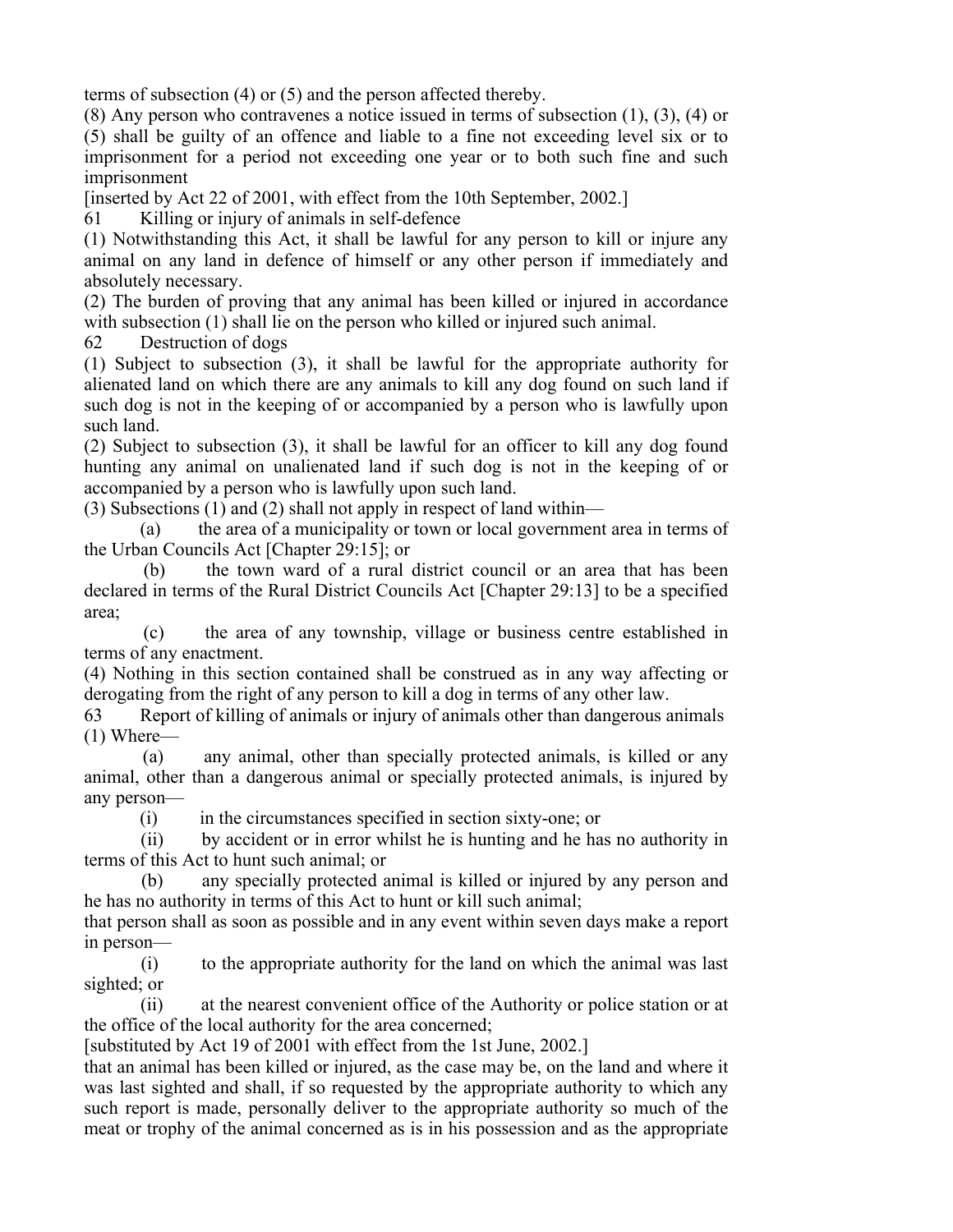terms of subsection (4) or (5) and the person affected thereby.

(8) Any person who contravenes a notice issued in terms of subsection (1), (3), (4) or (5) shall be guilty of an offence and liable to a fine not exceeding level six or to imprisonment for a period not exceeding one year or to both such fine and such imprisonment

[inserted by Act 22 of 2001, with effect from the 10th September, 2002.]

61 Killing or injury of animals in self-defence

(1) Notwithstanding this Act, it shall be lawful for any person to kill or injure any animal on any land in defence of himself or any other person if immediately and absolutely necessary.

(2) The burden of proving that any animal has been killed or injured in accordance with subsection (1) shall lie on the person who killed or injured such animal.

62 Destruction of dogs

(1) Subject to subsection (3), it shall be lawful for the appropriate authority for alienated land on which there are any animals to kill any dog found on such land if such dog is not in the keeping of or accompanied by a person who is lawfully upon such land.

(2) Subject to subsection (3), it shall be lawful for an officer to kill any dog found hunting any animal on unalienated land if such dog is not in the keeping of or accompanied by a person who is lawfully upon such land.

(3) Subsections (1) and (2) shall not apply in respect of land within—

(a) the area of a municipality or town or local government area in terms of the Urban Councils Act [Chapter 29:15]; or

(b) the town ward of a rural district council or an area that has been declared in terms of the Rural District Councils Act [Chapter 29:13] to be a specified area;

(c) the area of any township, village or business centre established in terms of any enactment.

(4) Nothing in this section contained shall be construed as in any way affecting or derogating from the right of any person to kill a dog in terms of any other law.

63 Report of killing of animals or injury of animals other than dangerous animals

(1) Where—

(a) any animal, other than specially protected animals, is killed or any animal, other than a dangerous animal or specially protected animals, is injured by any person—

(i) in the circumstances specified in section sixty-one; or

(ii) by accident or in error whilst he is hunting and he has no authority in terms of this Act to hunt such animal; or

(b) any specially protected animal is killed or injured by any person and he has no authority in terms of this Act to hunt or kill such animal;

that person shall as soon as possible and in any event within seven days make a report in person—

(i) to the appropriate authority for the land on which the animal was last sighted; or

(ii) at the nearest convenient office of the Authority or police station or at the office of the local authority for the area concerned;

[substituted by Act 19 of 2001 with effect from the 1st June, 2002.]

that an animal has been killed or injured, as the case may be, on the land and where it was last sighted and shall, if so requested by the appropriate authority to which any such report is made, personally deliver to the appropriate authority so much of the meat or trophy of the animal concerned as is in his possession and as the appropriate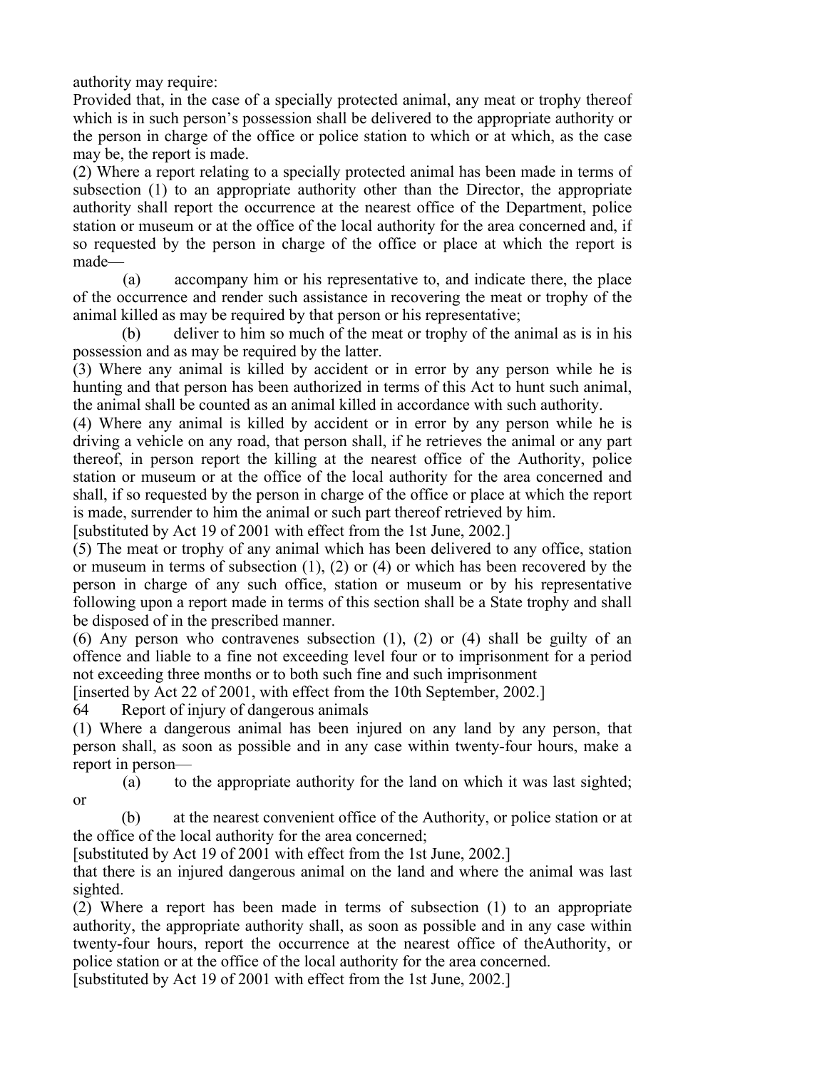authority may require:

Provided that, in the case of a specially protected animal, any meat or trophy thereof which is in such person's possession shall be delivered to the appropriate authority or the person in charge of the office or police station to which or at which, as the case may be, the report is made.

(2) Where a report relating to a specially protected animal has been made in terms of subsection (1) to an appropriate authority other than the Director, the appropriate authority shall report the occurrence at the nearest office of the Department, police station or museum or at the office of the local authority for the area concerned and, if so requested by the person in charge of the office or place at which the report is made—

(a) accompany him or his representative to, and indicate there, the place of the occurrence and render such assistance in recovering the meat or trophy of the animal killed as may be required by that person or his representative;

(b) deliver to him so much of the meat or trophy of the animal as is in his possession and as may be required by the latter.

(3) Where any animal is killed by accident or in error by any person while he is hunting and that person has been authorized in terms of this Act to hunt such animal, the animal shall be counted as an animal killed in accordance with such authority.

(4) Where any animal is killed by accident or in error by any person while he is driving a vehicle on any road, that person shall, if he retrieves the animal or any part thereof, in person report the killing at the nearest office of the Authority, police station or museum or at the office of the local authority for the area concerned and shall, if so requested by the person in charge of the office or place at which the report is made, surrender to him the animal or such part thereof retrieved by him.

[substituted by Act 19 of 2001 with effect from the 1st June, 2002.]

(5) The meat or trophy of any animal which has been delivered to any office, station or museum in terms of subsection (1), (2) or (4) or which has been recovered by the person in charge of any such office, station or museum or by his representative following upon a report made in terms of this section shall be a State trophy and shall be disposed of in the prescribed manner.

(6) Any person who contravenes subsection (1), (2) or (4) shall be guilty of an offence and liable to a fine not exceeding level four or to imprisonment for a period not exceeding three months or to both such fine and such imprisonment

[inserted by Act 22 of 2001, with effect from the 10th September, 2002.]

64 Report of injury of dangerous animals

(1) Where a dangerous animal has been injured on any land by any person, that person shall, as soon as possible and in any case within twenty-four hours, make a report in person—

(a) to the appropriate authority for the land on which it was last sighted; or

(b) at the nearest convenient office of the Authority, or police station or at the office of the local authority for the area concerned;

[substituted by Act 19 of 2001 with effect from the 1st June, 2002.]

that there is an injured dangerous animal on the land and where the animal was last sighted.

(2) Where a report has been made in terms of subsection (1) to an appropriate authority, the appropriate authority shall, as soon as possible and in any case within twenty-four hours, report the occurrence at the nearest office of theAuthority, or police station or at the office of the local authority for the area concerned.

[substituted by Act 19 of 2001 with effect from the 1st June, 2002.]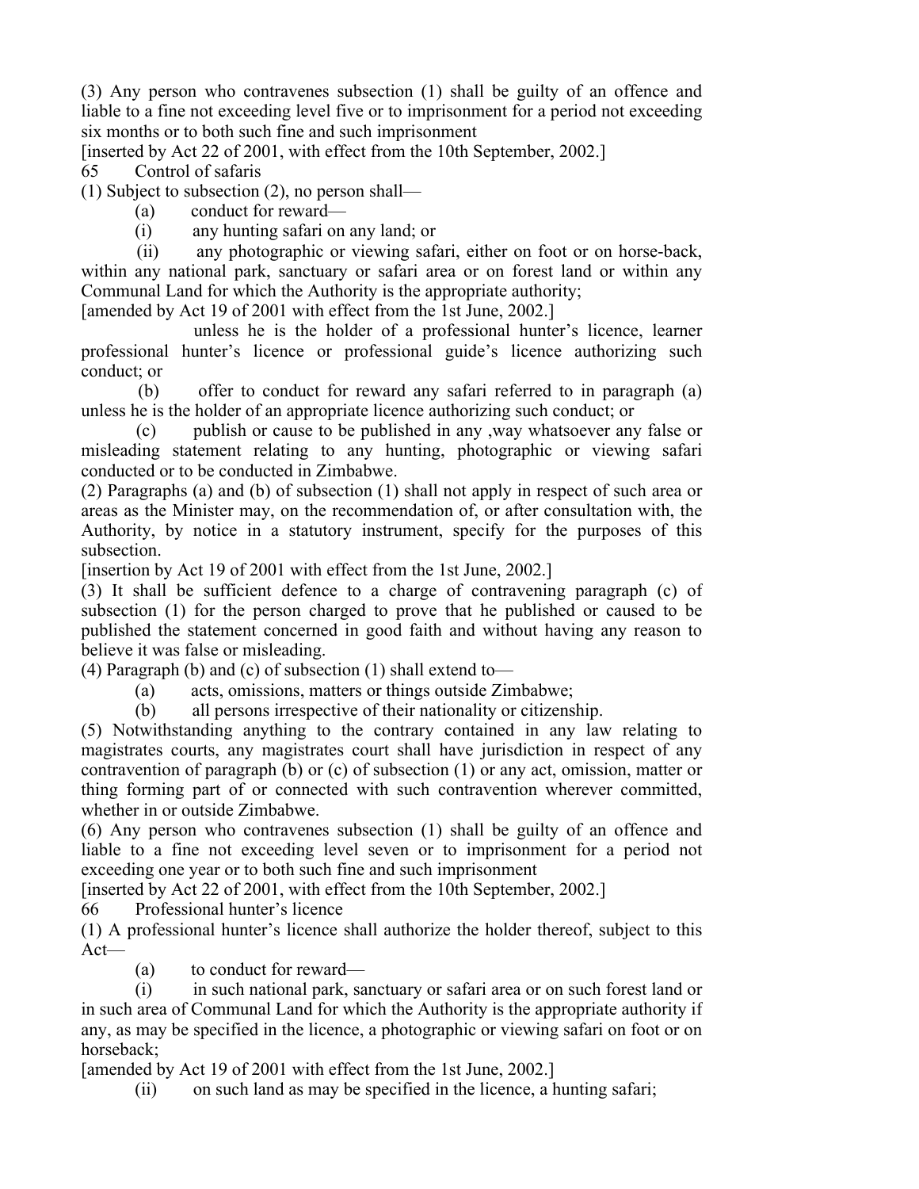(3) Any person who contravenes subsection (1) shall be guilty of an offence and liable to a fine not exceeding level five or to imprisonment for a period not exceeding six months or to both such fine and such imprisonment

[inserted by Act 22 of 2001, with effect from the 10th September, 2002.]

65 Control of safaris

(1) Subject to subsection (2), no person shall—

(a) conduct for reward—

(i) any hunting safari on any land; or

(ii) any photographic or viewing safari, either on foot or on horse-back, within any national park, sanctuary or safari area or on forest land or within any Communal Land for which the Authority is the appropriate authority;

[amended by Act 19 of 2001 with effect from the 1st June, 2002.]

unless he is the holder of a professional hunter's licence, learner professional hunter's licence or professional guide's licence authorizing such conduct; or

(b) offer to conduct for reward any safari referred to in paragraph (a) unless he is the holder of an appropriate licence authorizing such conduct; or

(c) publish or cause to be published in any ,way whatsoever any false or misleading statement relating to any hunting, photographic or viewing safari conducted or to be conducted in Zimbabwe.

(2) Paragraphs (a) and (b) of subsection (1) shall not apply in respect of such area or areas as the Minister may, on the recommendation of, or after consultation with, the Authority, by notice in a statutory instrument, specify for the purposes of this subsection.

[insertion by Act 19 of 2001 with effect from the 1st June, 2002.]

(3) It shall be sufficient defence to a charge of contravening paragraph (c) of subsection (1) for the person charged to prove that he published or caused to be published the statement concerned in good faith and without having any reason to believe it was false or misleading.

(4) Paragraph (b) and (c) of subsection (1) shall extend to—

(a) acts, omissions, matters or things outside Zimbabwe;

(b) all persons irrespective of their nationality or citizenship.

(5) Notwithstanding anything to the contrary contained in any law relating to magistrates courts, any magistrates court shall have jurisdiction in respect of any contravention of paragraph (b) or (c) of subsection (1) or any act, omission, matter or thing forming part of or connected with such contravention wherever committed, whether in or outside Zimbabwe.

(6) Any person who contravenes subsection (1) shall be guilty of an offence and liable to a fine not exceeding level seven or to imprisonment for a period not exceeding one year or to both such fine and such imprisonment

[inserted by Act 22 of 2001, with effect from the 10th September, 2002.]

66 Professional hunter's licence

(1) A professional hunter's licence shall authorize the holder thereof, subject to this Act—

(a) to conduct for reward—

(i) in such national park, sanctuary or safari area or on such forest land or in such area of Communal Land for which the Authority is the appropriate authority if any, as may be specified in the licence, a photographic or viewing safari on foot or on horseback;

[amended by Act 19 of 2001 with effect from the 1st June, 2002.]

(ii) on such land as may be specified in the licence, a hunting safari;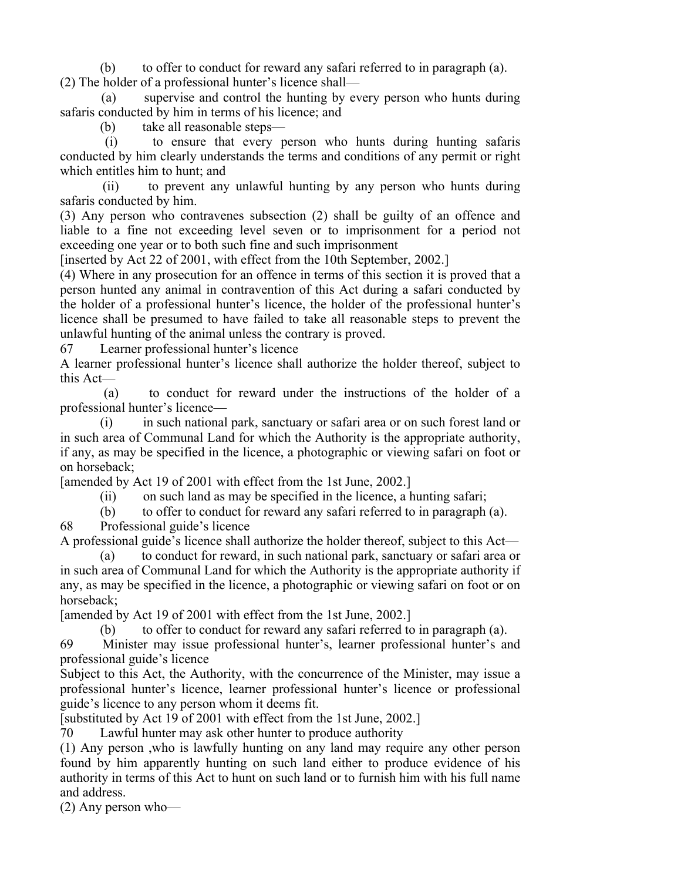(b) to offer to conduct for reward any safari referred to in paragraph (a).

(2) The holder of a professional hunter's licence shall—

(a) supervise and control the hunting by every person who hunts during safaris conducted by him in terms of his licence; and

(b) take all reasonable steps—

(i) to ensure that every person who hunts during hunting safaris conducted by him clearly understands the terms and conditions of any permit or right which entitles him to hunt; and

(ii) to prevent any unlawful hunting by any person who hunts during safaris conducted by him.

(3) Any person who contravenes subsection (2) shall be guilty of an offence and liable to a fine not exceeding level seven or to imprisonment for a period not exceeding one year or to both such fine and such imprisonment

[inserted by Act 22 of 2001, with effect from the 10th September, 2002.]

(4) Where in any prosecution for an offence in terms of this section it is proved that a person hunted any animal in contravention of this Act during a safari conducted by the holder of a professional hunter's licence, the holder of the professional hunter's licence shall be presumed to have failed to take all reasonable steps to prevent the unlawful hunting of the animal unless the contrary is proved.

67 Learner professional hunter's licence

A learner professional hunter's licence shall authorize the holder thereof, subject to this Act—

(a) to conduct for reward under the instructions of the holder of a professional hunter's licence—

(i) in such national park, sanctuary or safari area or on such forest land or in such area of Communal Land for which the Authority is the appropriate authority, if any, as may be specified in the licence, a photographic or viewing safari on foot or on horseback;

[amended by Act 19 of 2001 with effect from the 1st June, 2002.]

(ii) on such land as may be specified in the licence, a hunting safari;

(b) to offer to conduct for reward any safari referred to in paragraph (a).

68 Professional guide's licence

A professional guide's licence shall authorize the holder thereof, subject to this Act—

(a) to conduct for reward, in such national park, sanctuary or safari area or in such area of Communal Land for which the Authority is the appropriate authority if any, as may be specified in the licence, a photographic or viewing safari on foot or on horseback;

[amended by Act 19 of 2001 with effect from the 1st June, 2002.]

(b) to offer to conduct for reward any safari referred to in paragraph (a).

69 Minister may issue professional hunter's, learner professional hunter's and professional guide's licence

Subject to this Act, the Authority, with the concurrence of the Minister, may issue a professional hunter's licence, learner professional hunter's licence or professional guide's licence to any person whom it deems fit.

[substituted by Act 19 of 2001 with effect from the 1st June, 2002.]

70 Lawful hunter may ask other hunter to produce authority

(1) Any person ,who is lawfully hunting on any land may require any other person found by him apparently hunting on such land either to produce evidence of his authority in terms of this Act to hunt on such land or to furnish him with his full name and address.

(2) Any person who—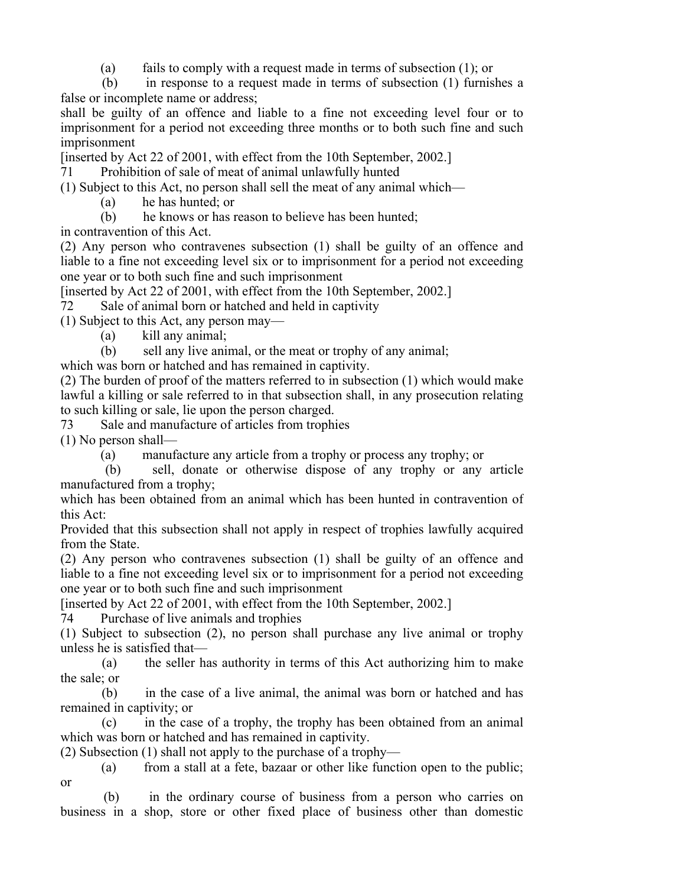(a) fails to comply with a request made in terms of subsection (1); or

(b) in response to a request made in terms of subsection (1) furnishes a false or incomplete name or address;

shall be guilty of an offence and liable to a fine not exceeding level four or to imprisonment for a period not exceeding three months or to both such fine and such imprisonment

[inserted by Act 22 of 2001, with effect from the 10th September, 2002.]

71 Prohibition of sale of meat of animal unlawfully hunted

(1) Subject to this Act, no person shall sell the meat of any animal which—

(a) he has hunted; or

(b) he knows or has reason to believe has been hunted;

in contravention of this Act.

(2) Any person who contravenes subsection (1) shall be guilty of an offence and liable to a fine not exceeding level six or to imprisonment for a period not exceeding one year or to both such fine and such imprisonment

[inserted by Act 22 of 2001, with effect from the 10th September, 2002.]

72 Sale of animal born or hatched and held in captivity

(1) Subject to this Act, any person may—

(a) kill any animal;

(b) sell any live animal, or the meat or trophy of any animal;

which was born or hatched and has remained in captivity.

(2) The burden of proof of the matters referred to in subsection (1) which would make lawful a killing or sale referred to in that subsection shall, in any prosecution relating to such killing or sale, lie upon the person charged.

73 Sale and manufacture of articles from trophies

(1) No person shall—

(a) manufacture any article from a trophy or process any trophy; or

(b) sell, donate or otherwise dispose of any trophy or any article manufactured from a trophy;

which has been obtained from an animal which has been hunted in contravention of this Act:

Provided that this subsection shall not apply in respect of trophies lawfully acquired from the State.

(2) Any person who contravenes subsection (1) shall be guilty of an offence and liable to a fine not exceeding level six or to imprisonment for a period not exceeding one year or to both such fine and such imprisonment

[inserted by Act 22 of 2001, with effect from the 10th September, 2002.]

74 Purchase of live animals and trophies

(1) Subject to subsection (2), no person shall purchase any live animal or trophy unless he is satisfied that—

(a) the seller has authority in terms of this Act authorizing him to make the sale; or

(b) in the case of a live animal, the animal was born or hatched and has remained in captivity; or

(c) in the case of a trophy, the trophy has been obtained from an animal which was born or hatched and has remained in captivity.

(2) Subsection (1) shall not apply to the purchase of a trophy—

(a) from a stall at a fete, bazaar or other like function open to the public; or

(b) in the ordinary course of business from a person who carries on business in a shop, store or other fixed place of business other than domestic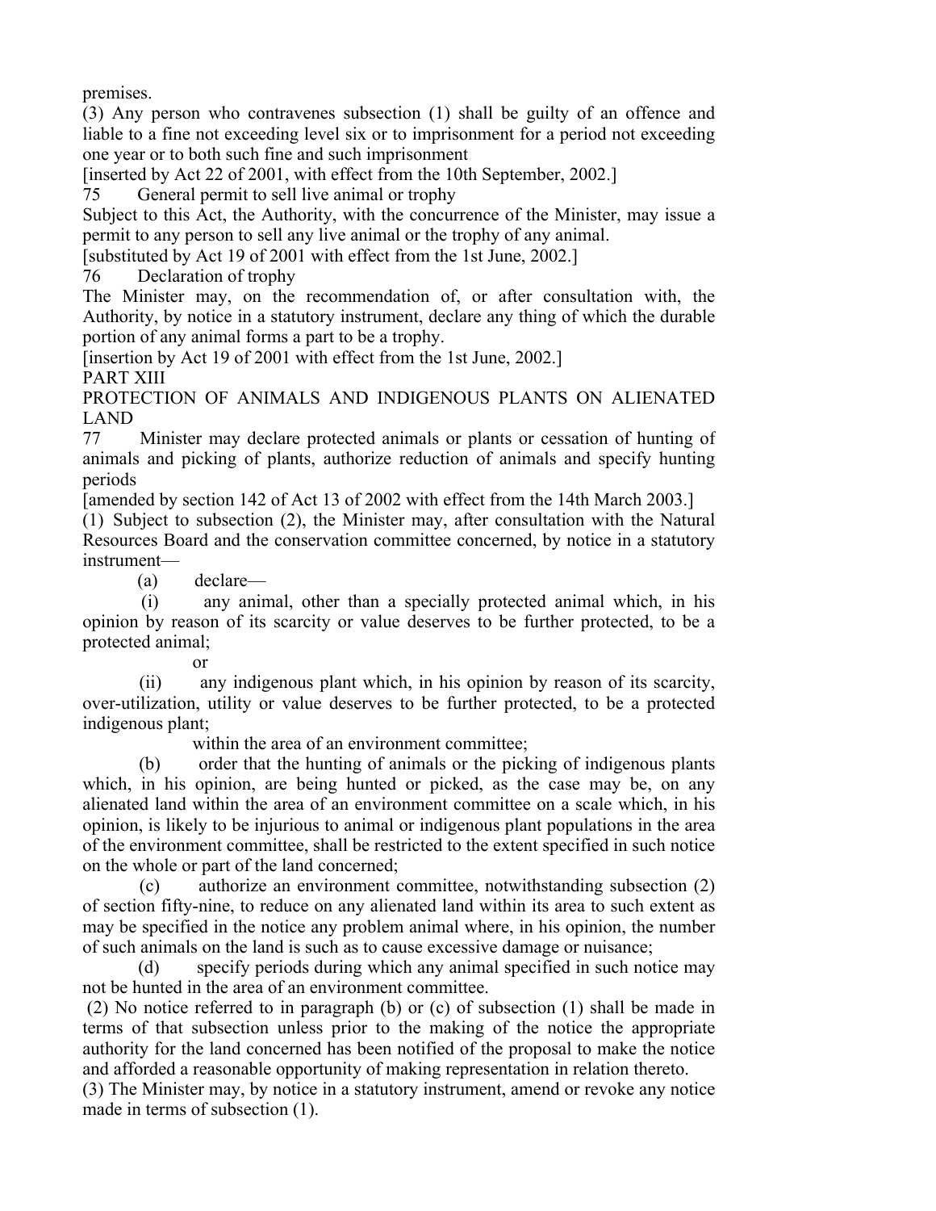premises.

(3) Any person who contravenes subsection (1) shall be guilty of an offence and liable to a fine not exceeding level six or to imprisonment for a period not exceeding one year or to both such fine and such imprisonment

[inserted by Act 22 of 2001, with effect from the 10th September, 2002.]

### 75 General permit to sell live animal or trophy

Subject to this Act, the Authority, with the concurrence of the Minister, may issue a permit to any person to sell any live animal or the trophy of any animal.

[substituted by Act 19 of 2001 with effect from the 1st June, 2002.]

### 76 Declaration of trophy

The Minister may, on the recommendation of, or after consultation with, the Authority, by notice in a statutory instrument, declare any thing of which the durable portion of any animal forms a part to be a trophy.

[insertion by Act 19 of 2001 with effect from the 1st June, 2002.]

## PART XIII

## PROTECTION OF ANIMALS AND INDIGENOUS PLANTS ON ALIENATED LAND

### 77 Minister may declare protected animals or plants or cessation of hunting of animals and picking of plants, authorize reduction of animals and specify hunting periods

[amended by section 142 of Act 13 of 2002 with effect from the 14th March 2003.]

(1) Subject to subsection (2), the Minister may, after consultation with the Natural Resources Board and the conservation committee concerned, by notice in a statutory instrument—

(a) declare—

(i) any animal, other than a specially protected animal which, in his opinion by reason of its scarcity or value deserves to be further protected, to be a protected animal;

or

(ii) any indigenous plant which, in his opinion by reason of its scarcity, over-utilization, utility or value deserves to be further protected, to be a protected indigenous plant;

within the area of an environment committee;

(b) order that the hunting of animals or the picking of indigenous plants which, in his opinion, are being hunted or picked, as the case may be, on any alienated land within the area of an environment committee on a scale which, in his opinion, is likely to be injurious to animal or indigenous plant populations in the area of the environment committee, shall be restricted to the extent specified in such notice on the whole or part of the land concerned;

(c) authorize an environment committee, notwithstanding subsection (2) of section fifty-nine, to reduce on any alienated land within its area to such extent as may be specified in the notice any problem animal where, in his opinion, the number of such animals on the land is such as to cause excessive damage or nuisance;

(d) specify periods during which any animal specified in such notice may not be hunted in the area of an environment committee.

(2) No notice referred to in paragraph (b) or (c) of subsection (1) shall be made in terms of that subsection unless prior to the making of the notice the appropriate authority for the land concerned has been notified of the proposal to make the notice and afforded a reasonable opportunity of making representation in relation thereto.

(3) The Minister may, by notice in a statutory instrument, amend or revoke any notice made in terms of subsection (1).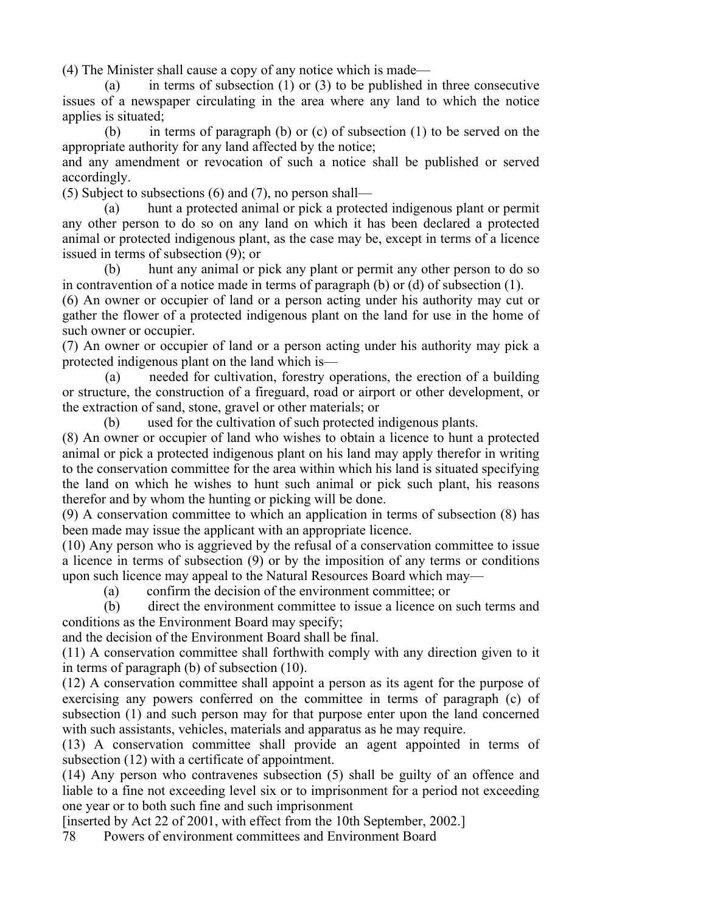(4) The Minister shall cause a copy of any notice which is made—

(a) in terms of subsection (1) or (3) to be published in three consecutive issues of a newspaper circulating in the area where any land to which the notice applies is situated;

(b) in terms of paragraph (b) or (c) of subsection (1) to be served on the appropriate authority for any land affected by the notice;

and any amendment or revocation of such a notice shall be published or served accordingly.

(5) Subject to subsections (6) and (7), no person shall—

(a) hunt a protected animal or pick a protected indigenous plant or permit any other person to do so on any land on which it has been declared a protected animal or protected indigenous plant, as the case may be, except in terms of a licence issued in terms of subsection (9); or

(b) hunt any animal or pick any plant or permit any other person to do so in contravention of a notice made in terms of paragraph (b) or (d) of subsection (1).

(6) An owner or occupier of land or a person acting under his authority may cut or gather the flower of a protected indigenous plant on the land for use in the home of such owner or occupier.

(7) An owner or occupier of land or a person acting under his authority may pick a protected indigenous plant on the land which is—

(a) needed for cultivation, forestry operations, the erection of a building or structure, the construction of a fireguard, road or airport or other development, or the extraction of sand, stone, gravel or other materials; or

(b) used for the cultivation of such protected indigenous plants.

(8) An owner or occupier of land who wishes to obtain a licence to hunt a protected animal or pick a protected indigenous plant on his land may apply therefor in writing to the conservation committee for the area within which his land is situated specifying the land on which he wishes to hunt such animal or pick such plant, his reasons therefor and by whom the hunting or picking will be done.

(9) A conservation committee to which an application in terms of subsection (8) has been made may issue the applicant with an appropriate licence.

(10) Any person who is aggrieved by the refusal of a conservation committee to issue a licence in terms of subsection (9) or by the imposition of any terms or conditions upon such licence may appeal to the Natural Resources Board which may—

(a) confirm the decision of the environment committee; or

(b) direct the environment committee to issue a licence on such terms and conditions as the Environment Board may specify;

and the decision of the Environment Board shall be final.

(11) A conservation committee shall forthwith comply with any direction given to it in terms of paragraph (b) of subsection (10).

(12) A conservation committee shall appoint a person as its agent for the purpose of exercising any powers conferred on the committee in terms of paragraph (c) of subsection (1) and such person may for that purpose enter upon the land concerned with such assistants, vehicles, materials and apparatus as he may require.

(13) A conservation committee shall provide an agent appointed in terms of subsection (12) with a certificate of appointment.

(14) Any person who contravenes subsection (5) shall be guilty of an offence and liable to a fine not exceeding level six or to imprisonment for a period not exceeding one year or to both such fine and such imprisonment

[inserted by Act 22 of 2001, with effect from the 10th September, 2002.]

78 Powers of environment committees and Environment Board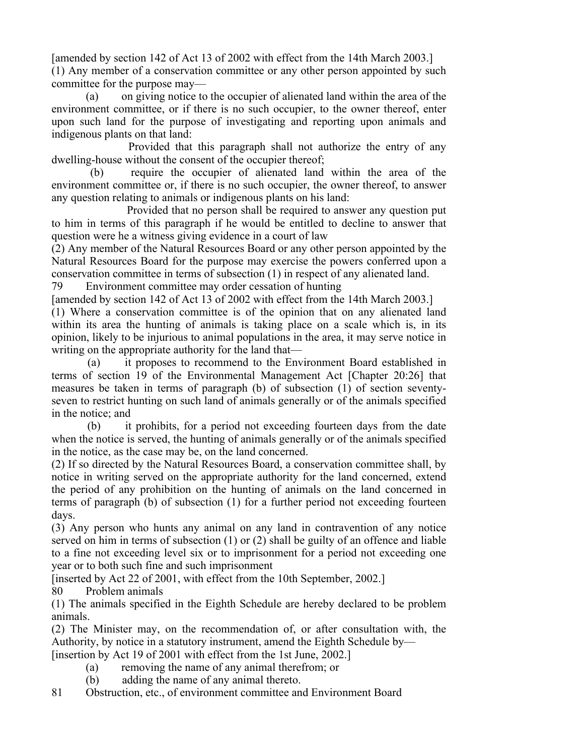[amended by section 142 of Act 13 of 2002 with effect from the 14th March 2003.]

(1) Any member of a conservation committee or any other person appointed by such committee for the purpose may—

(a) on giving notice to the occupier of alienated land within the area of the environment committee, or if there is no such occupier, to the owner thereof, enter upon such land for the purpose of investigating and reporting upon animals and indigenous plants on that land:

Provided that this paragraph shall not authorize the entry of any dwelling-house without the consent of the occupier thereof;

(b) require the occupier of alienated land within the area of the environment committee or, if there is no such occupier, the owner thereof, to answer any question relating to animals or indigenous plants on his land:

Provided that no person shall be required to answer any question put to him in terms of this paragraph if he would be entitled to decline to answer that question were he a witness giving evidence in a court of law

(2) Any member of the Natural Resources Board or any other person appointed by the Natural Resources Board for the purpose may exercise the powers conferred upon a conservation committee in terms of subsection (1) in respect of any alienated land.

79 Environment committee may order cessation of hunting

[amended by section 142 of Act 13 of 2002 with effect from the 14th March 2003.]

(1) Where a conservation committee is of the opinion that on any alienated land within its area the hunting of animals is taking place on a scale which is, in its opinion, likely to be injurious to animal populations in the area, it may serve notice in writing on the appropriate authority for the land that—

(a) it proposes to recommend to the Environment Board established in terms of section 19 of the Environmental Management Act [Chapter 20:26] that measures be taken in terms of paragraph (b) of subsection (1) of section seventy-seven to restrict hunting on such land of animals generally or of the animals specified in the notice; and

(b) it prohibits, for a period not exceeding fourteen days from the date when the notice is served, the hunting of animals generally or of the animals specified in the notice, as the case may be, on the land concerned.

(2) If so directed by the Natural Resources Board, a conservation committee shall, by notice in writing served on the appropriate authority for the land concerned, extend the period of any prohibition on the hunting of animals on the land concerned in terms of paragraph (b) of subsection (1) for a further period not exceeding fourteen days.

(3) Any person who hunts any animal on any land in contravention of any notice served on him in terms of subsection (1) or (2) shall be guilty of an offence and liable to a fine not exceeding level six or to imprisonment for a period not exceeding one year or to both such fine and such imprisonment

[inserted by Act 22 of 2001, with effect from the 10th September, 2002.]

80 Problem animals

(1) The animals specified in the Eighth Schedule are hereby declared to be problem animals.

(2) The Minister may, on the recommendation of, or after consultation with, the Authority, by notice in a statutory instrument, amend the Eighth Schedule by—

[insertion by Act 19 of 2001 with effect from the 1st June, 2002.]

(a) removing the name of any animal therefrom; or

(b) adding the name of any animal thereto.

81 Obstruction, etc., of environment committee and Environment Board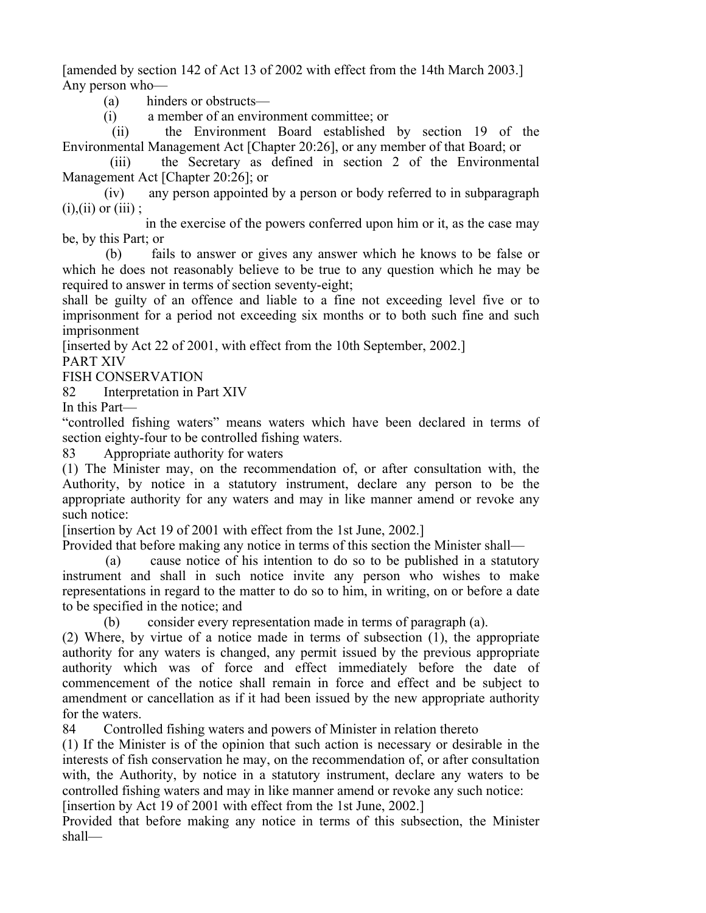[amended by section 142 of Act 13 of 2002 with effect from the 14th March 2003.]
Any person who—

(a) hinders or obstructs—

(i) a member of an environment committee; or

(ii) the Environment Board established by section 19 of the Environmental Management Act [Chapter 20:26], or any member of that Board; or

(iii) the Secretary as defined in section 2 of the Environmental Management Act [Chapter 20:26]; or

(iv) any person appointed by a person or body referred to in subparagraph (i),(ii) or (iii) ;

in the exercise of the powers conferred upon him or it, as the case may be, by this Part; or

(b) fails to answer or gives any answer which he knows to be false or which he does not reasonably believe to be true to any question which he may be required to answer in terms of section seventy-eight;

shall be guilty of an offence and liable to a fine not exceeding level five or to imprisonment for a period not exceeding six months or to both such fine and such imprisonment

[inserted by Act 22 of 2001, with effect from the 10th September, 2002.]

PART XIV

FISH CONSERVATION

82 Interpretation in Part XIV

In this Part—

"controlled fishing waters" means waters which have been declared in terms of section eighty-four to be controlled fishing waters.

83 Appropriate authority for waters

(1) The Minister may, on the recommendation of, or after consultation with, the Authority, by notice in a statutory instrument, declare any person to be the appropriate authority for any waters and may in like manner amend or revoke any such notice:

[insertion by Act 19 of 2001 with effect from the 1st June, 2002.]

Provided that before making any notice in terms of this section the Minister shall—

(a) cause notice of his intention to do so to be published in a statutory instrument and shall in such notice invite any person who wishes to make representations in regard to the matter to do so to him, in writing, on or before a date to be specified in the notice; and

(b) consider every representation made in terms of paragraph (a).

(2) Where, by virtue of a notice made in terms of subsection (1), the appropriate authority for any waters is changed, any permit issued by the previous appropriate authority which was of force and effect immediately before the date of commencement of the notice shall remain in force and effect and be subject to amendment or cancellation as if it had been issued by the new appropriate authority for the waters.

84 Controlled fishing waters and powers of Minister in relation thereto

(1) If the Minister is of the opinion that such action is necessary or desirable in the interests of fish conservation he may, on the recommendation of, or after consultation with, the Authority, by notice in a statutory instrument, declare any waters to be controlled fishing waters and may in like manner amend or revoke any such notice:

[insertion by Act 19 of 2001 with effect from the 1st June, 2002.]

Provided that before making any notice in terms of this subsection, the Minister shall—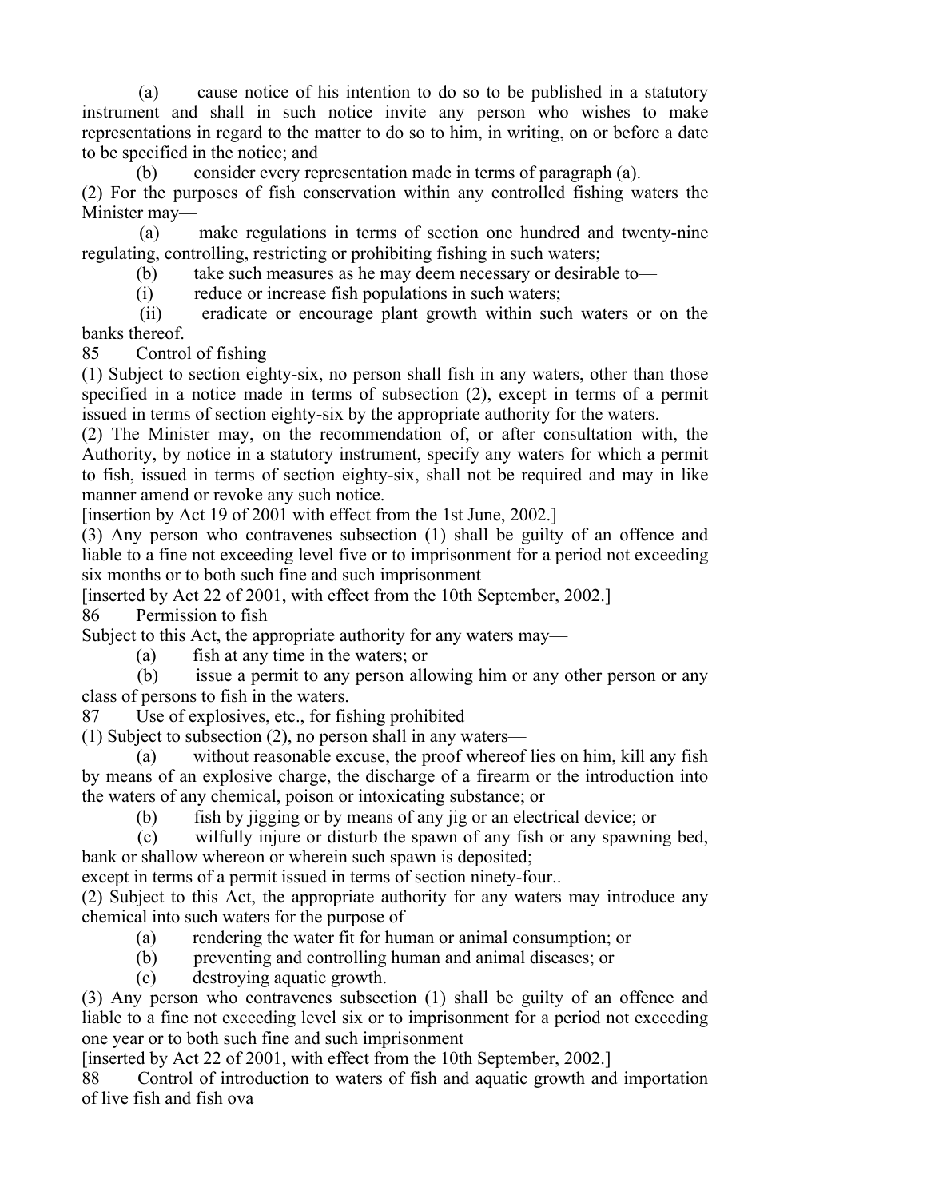(a) cause notice of his intention to do so to be published in a statutory instrument and shall in such notice invite any person who wishes to make representations in regard to the matter to do so to him, in writing, on or before a date to be specified in the notice; and

(b) consider every representation made in terms of paragraph (a).

(2) For the purposes of fish conservation within any controlled fishing waters the Minister may—

(a) make regulations in terms of section one hundred and twenty-nine regulating, controlling, restricting or prohibiting fishing in such waters;

(b) take such measures as he may deem necessary or desirable to—

(i) reduce or increase fish populations in such waters;

(ii) eradicate or encourage plant growth within such waters or on the banks thereof.

### 85 Control of fishing

(1) Subject to section eighty-six, no person shall fish in any waters, other than those specified in a notice made in terms of subsection (2), except in terms of a permit issued in terms of section eighty-six by the appropriate authority for the waters.

(2) The Minister may, on the recommendation of, or after consultation with, the Authority, by notice in a statutory instrument, specify any waters for which a permit to fish, issued in terms of section eighty-six, shall not be required and may in like manner amend or revoke any such notice.

[insertion by Act 19 of 2001 with effect from the 1st June, 2002.]

(3) Any person who contravenes subsection (1) shall be guilty of an offence and liable to a fine not exceeding level five or to imprisonment for a period not exceeding six months or to both such fine and such imprisonment

[inserted by Act 22 of 2001, with effect from the 10th September, 2002.]

### 86 Permission to fish

Subject to this Act, the appropriate authority for any waters may—

(a) fish at any time in the waters; or

(b) issue a permit to any person allowing him or any other person or any class of persons to fish in the waters.

### 87 Use of explosives, etc., for fishing prohibited

(1) Subject to subsection (2), no person shall in any waters—

(a) without reasonable excuse, the proof whereof lies on him, kill any fish by means of an explosive charge, the discharge of a firearm or the introduction into the waters of any chemical, poison or intoxicating substance; or

(b) fish by jigging or by means of any jig or an electrical device; or

(c) wilfully injure or disturb the spawn of any fish or any spawning bed, bank or shallow whereon or wherein such spawn is deposited;

except in terms of a permit issued in terms of section ninety-four..

(2) Subject to this Act, the appropriate authority for any waters may introduce any chemical into such waters for the purpose of—

(a) rendering the water fit for human or animal consumption; or

(b) preventing and controlling human and animal diseases; or

(c) destroying aquatic growth.

(3) Any person who contravenes subsection (1) shall be guilty of an offence and liable to a fine not exceeding level six or to imprisonment for a period not exceeding one year or to both such fine and such imprisonment

[inserted by Act 22 of 2001, with effect from the 10th September, 2002.]

### 88 Control of introduction to waters of fish and aquatic growth and importation of live fish and fish ova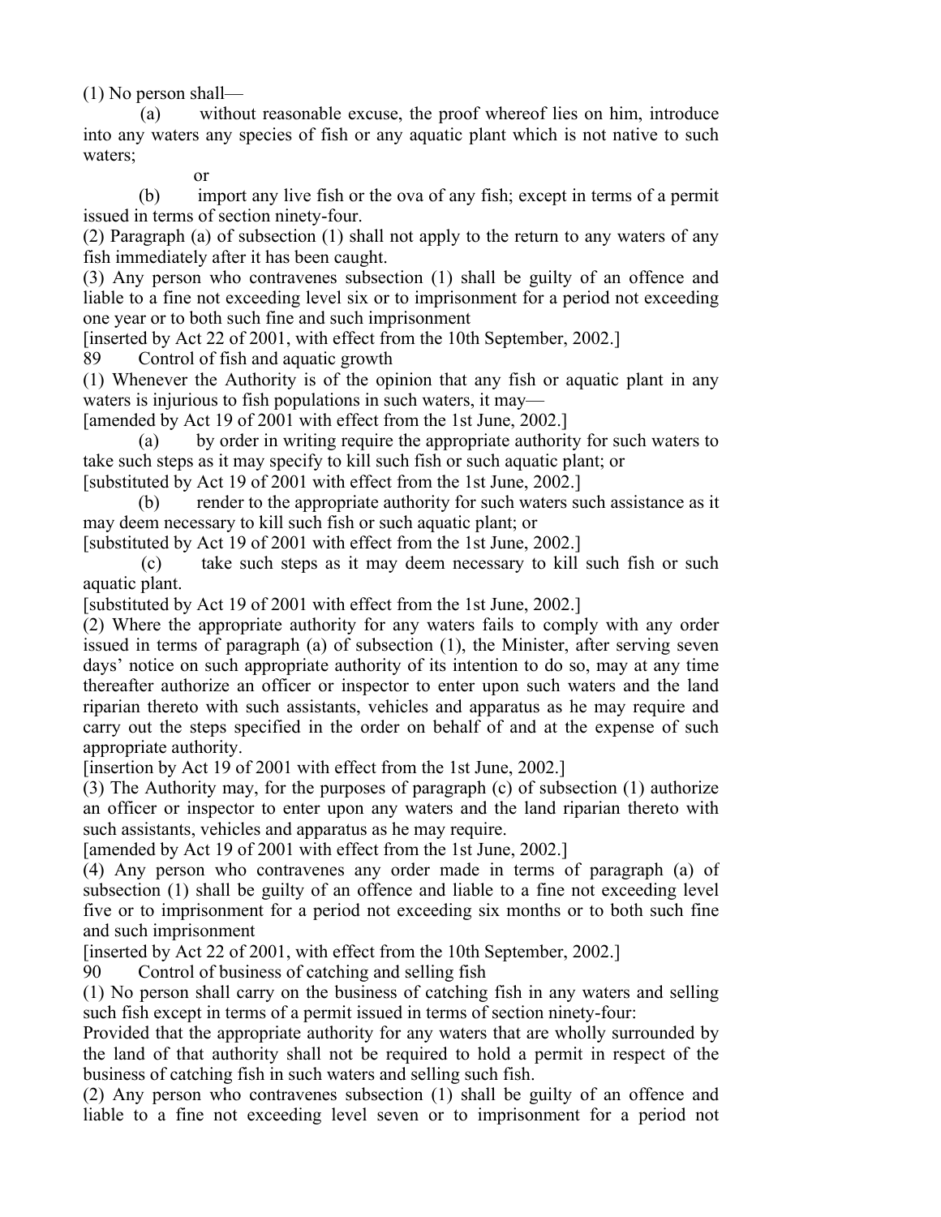(1) No person shall—

(a) without reasonable excuse, the proof whereof lies on him, introduce into any waters any species of fish or any aquatic plant which is not native to such waters;

or

(b) import any live fish or the ova of any fish; except in terms of a permit issued in terms of section ninety-four.

(2) Paragraph (a) of subsection (1) shall not apply to the return to any waters of any fish immediately after it has been caught.

(3) Any person who contravenes subsection (1) shall be guilty of an offence and liable to a fine not exceeding level six or to imprisonment for a period not exceeding one year or to both such fine and such imprisonment

[inserted by Act 22 of 2001, with effect from the 10th September, 2002.]

### 89 Control of fish and aquatic growth

(1) Whenever the Authority is of the opinion that any fish or aquatic plant in any waters is injurious to fish populations in such waters, it may—

[amended by Act 19 of 2001 with effect from the 1st June, 2002.]

(a) by order in writing require the appropriate authority for such waters to take such steps as it may specify to kill such fish or such aquatic plant; or

[substituted by Act 19 of 2001 with effect from the 1st June, 2002.]

(b) render to the appropriate authority for such waters such assistance as it may deem necessary to kill such fish or such aquatic plant; or

[substituted by Act 19 of 2001 with effect from the 1st June, 2002.]

(c) take such steps as it may deem necessary to kill such fish or such aquatic plant.

[substituted by Act 19 of 2001 with effect from the 1st June, 2002.]

(2) Where the appropriate authority for any waters fails to comply with any order issued in terms of paragraph (a) of subsection (1), the Minister, after serving seven days' notice on such appropriate authority of its intention to do so, may at any time thereafter authorize an officer or inspector to enter upon such waters and the land riparian thereto with such assistants, vehicles and apparatus as he may require and carry out the steps specified in the order on behalf of and at the expense of such appropriate authority.

[insertion by Act 19 of 2001 with effect from the 1st June, 2002.]

(3) The Authority may, for the purposes of paragraph (c) of subsection (1) authorize an officer or inspector to enter upon any waters and the land riparian thereto with such assistants, vehicles and apparatus as he may require.

[amended by Act 19 of 2001 with effect from the 1st June, 2002.]

(4) Any person who contravenes any order made in terms of paragraph (a) of subsection (1) shall be guilty of an offence and liable to a fine not exceeding level five or to imprisonment for a period not exceeding six months or to both such fine and such imprisonment

[inserted by Act 22 of 2001, with effect from the 10th September, 2002.]

### 90 Control of business of catching and selling fish

(1) No person shall carry on the business of catching fish in any waters and selling such fish except in terms of a permit issued in terms of section ninety-four:

Provided that the appropriate authority for any waters that are wholly surrounded by the land of that authority shall not be required to hold a permit in respect of the business of catching fish in such waters and selling such fish.

(2) Any person who contravenes subsection (1) shall be guilty of an offence and liable to a fine not exceeding level seven or to imprisonment for a period not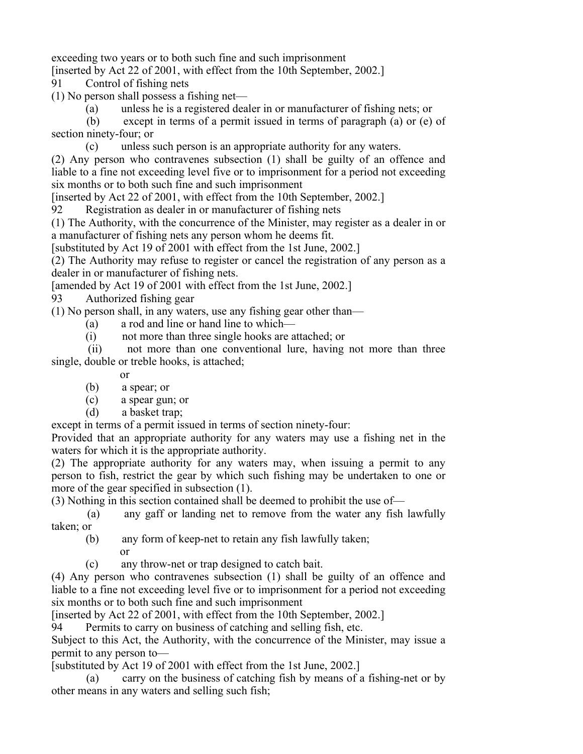exceeding two years or to both such fine and such imprisonment

[inserted by Act 22 of 2001, with effect from the 10th September, 2002.]

### 91 Control of fishing nets

(1) No person shall possess a fishing net—

(a) unless he is a registered dealer in or manufacturer of fishing nets; or

(b) except in terms of a permit issued in terms of paragraph (a) or (e) of section ninety-four; or

(c) unless such person is an appropriate authority for any waters.

(2) Any person who contravenes subsection (1) shall be guilty of an offence and liable to a fine not exceeding level five or to imprisonment for a period not exceeding six months or to both such fine and such imprisonment

[inserted by Act 22 of 2001, with effect from the 10th September, 2002.]

### 92 Registration as dealer in or manufacturer of fishing nets

(1) The Authority, with the concurrence of the Minister, may register as a dealer in or a manufacturer of fishing nets any person whom he deems fit.

[substituted by Act 19 of 2001 with effect from the 1st June, 2002.]

(2) The Authority may refuse to register or cancel the registration of any person as a dealer in or manufacturer of fishing nets.

[amended by Act 19 of 2001 with effect from the 1st June, 2002.]

### 93 Authorized fishing gear

(1) No person shall, in any waters, use any fishing gear other than—

(a) a rod and line or hand line to which—

(i) not more than three single hooks are attached; or

(ii) not more than one conventional lure, having not more than three single, double or treble hooks, is attached;

or

(b) a spear; or

(c) a spear gun; or

(d) a basket trap;

except in terms of a permit issued in terms of section ninety-four:

Provided that an appropriate authority for any waters may use a fishing net in the waters for which it is the appropriate authority.

(2) The appropriate authority for any waters may, when issuing a permit to any person to fish, restrict the gear by which such fishing may be undertaken to one or more of the gear specified in subsection (1).

(3) Nothing in this section contained shall be deemed to prohibit the use of—

(a) any gaff or landing net to remove from the water any fish lawfully taken; or

(b) any form of keep-net to retain any fish lawfully taken;

or

(c) any throw-net or trap designed to catch bait.

(4) Any person who contravenes subsection (1) shall be guilty of an offence and liable to a fine not exceeding level five or to imprisonment for a period not exceeding six months or to both such fine and such imprisonment

[inserted by Act 22 of 2001, with effect from the 10th September, 2002.]

### 94 Permits to carry on business of catching and selling fish, etc.

Subject to this Act, the Authority, with the concurrence of the Minister, may issue a permit to any person to—

[substituted by Act 19 of 2001 with effect from the 1st June, 2002.]

(a) carry on the business of catching fish by means of a fishing-net or by other means in any waters and selling such fish;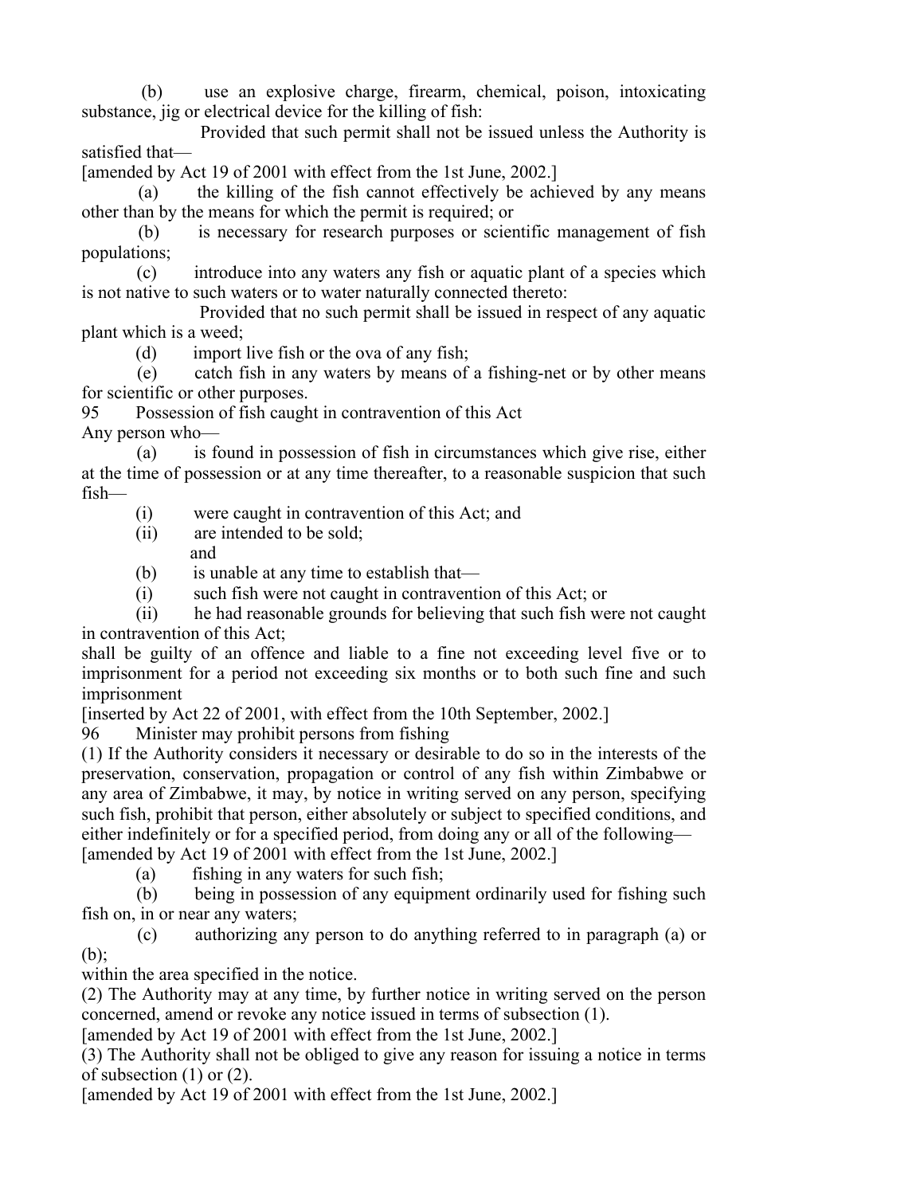(b) use an explosive charge, firearm, chemical, poison, intoxicating substance, jig or electrical device for the killing of fish:

Provided that such permit shall not be issued unless the Authority is satisfied that—

[amended by Act 19 of 2001 with effect from the 1st June, 2002.]

(a) the killing of the fish cannot effectively be achieved by any means other than by the means for which the permit is required; or

(b) is necessary for research purposes or scientific management of fish populations;

(c) introduce into any waters any fish or aquatic plant of a species which is not native to such waters or to water naturally connected thereto:

Provided that no such permit shall be issued in respect of any aquatic plant which is a weed;

(d) import live fish or the ova of any fish;

(e) catch fish in any waters by means of a fishing-net or by other means for scientific or other purposes.

95 Possession of fish caught in contravention of this Act

Any person who—

(a) is found in possession of fish in circumstances which give rise, either at the time of possession or at any time thereafter, to a reasonable suspicion that such fish—

(i) were caught in contravention of this Act; and

(ii) are intended to be sold;

and

(b) is unable at any time to establish that—

(i) such fish were not caught in contravention of this Act; or

(ii) he had reasonable grounds for believing that such fish were not caught in contravention of this Act;

shall be guilty of an offence and liable to a fine not exceeding level five or to imprisonment for a period not exceeding six months or to both such fine and such imprisonment

[inserted by Act 22 of 2001, with effect from the 10th September, 2002.]

96 Minister may prohibit persons from fishing

(1) If the Authority considers it necessary or desirable to do so in the interests of the preservation, conservation, propagation or control of any fish within Zimbabwe or any area of Zimbabwe, it may, by notice in writing served on any person, specifying such fish, prohibit that person, either absolutely or subject to specified conditions, and either indefinitely or for a specified period, from doing any or all of the following—

[amended by Act 19 of 2001 with effect from the 1st June, 2002.]

(a) fishing in any waters for such fish;

(b) being in possession of any equipment ordinarily used for fishing such fish on, in or near any waters;

(c) authorizing any person to do anything referred to in paragraph (a) or (b);

within the area specified in the notice.

(2) The Authority may at any time, by further notice in writing served on the person concerned, amend or revoke any notice issued in terms of subsection (1).

[amended by Act 19 of 2001 with effect from the 1st June, 2002.]

(3) The Authority shall not be obliged to give any reason for issuing a notice in terms of subsection (1) or (2).

[amended by Act 19 of 2001 with effect from the 1st June, 2002.]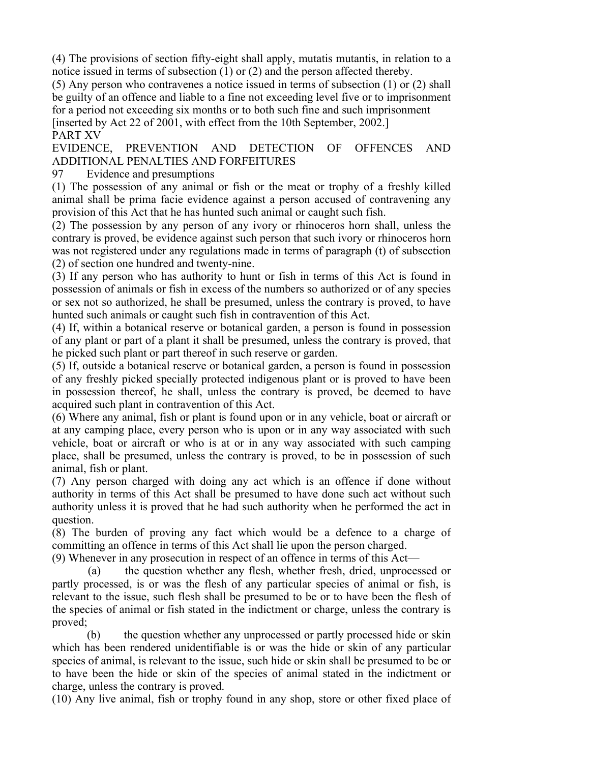(4) The provisions of section fifty-eight shall apply, mutatis mutantis, in relation to a notice issued in terms of subsection (1) or (2) and the person affected thereby.

(5) Any person who contravenes a notice issued in terms of subsection (1) or (2) shall be guilty of an offence and liable to a fine not exceeding level five or to imprisonment for a period not exceeding six months or to both such fine and such imprisonment

[inserted by Act 22 of 2001, with effect from the 10th September, 2002.]

## PART XV

## EVIDENCE, PREVENTION AND DETECTION OF OFFENCES AND ADDITIONAL PENALTIES AND FORFEITURES

### 97 Evidence and presumptions

(1) The possession of any animal or fish or the meat or trophy of a freshly killed animal shall be prima facie evidence against a person accused of contravening any provision of this Act that he has hunted such animal or caught such fish.

(2) The possession by any person of any ivory or rhinoceros horn shall, unless the contrary is proved, be evidence against such person that such ivory or rhinoceros horn was not registered under any regulations made in terms of paragraph (t) of subsection (2) of section one hundred and twenty-nine.

(3) If any person who has authority to hunt or fish in terms of this Act is found in possession of animals or fish in excess of the numbers so authorized or of any species or sex not so authorized, he shall be presumed, unless the contrary is proved, to have hunted such animals or caught such fish in contravention of this Act.

(4) If, within a botanical reserve or botanical garden, a person is found in possession of any plant or part of a plant it shall be presumed, unless the contrary is proved, that he picked such plant or part thereof in such reserve or garden.

(5) If, outside a botanical reserve or botanical garden, a person is found in possession of any freshly picked specially protected indigenous plant or is proved to have been in possession thereof, he shall, unless the contrary is proved, be deemed to have acquired such plant in contravention of this Act.

(6) Where any animal, fish or plant is found upon or in any vehicle, boat or aircraft or at any camping place, every person who is upon or in any way associated with such vehicle, boat or aircraft or who is at or in any way associated with such camping place, shall be presumed, unless the contrary is proved, to be in possession of such animal, fish or plant.

(7) Any person charged with doing any act which is an offence if done without authority in terms of this Act shall be presumed to have done such act without such authority unless it is proved that he had such authority when he performed the act in question.

(8) The burden of proving any fact which would be a defence to a charge of committing an offence in terms of this Act shall lie upon the person charged.

(9) Whenever in any prosecution in respect of an offence in terms of this Act—

(a) the question whether any flesh, whether fresh, dried, unprocessed or partly processed, is or was the flesh of any particular species of animal or fish, is relevant to the issue, such flesh shall be presumed to be or to have been the flesh of the species of animal or fish stated in the indictment or charge, unless the contrary is proved;

(b) the question whether any unprocessed or partly processed hide or skin which has been rendered unidentifiable is or was the hide or skin of any particular species of animal, is relevant to the issue, such hide or skin shall be presumed to be or to have been the hide or skin of the species of animal stated in the indictment or charge, unless the contrary is proved.

(10) Any live animal, fish or trophy found in any shop, store or other fixed place of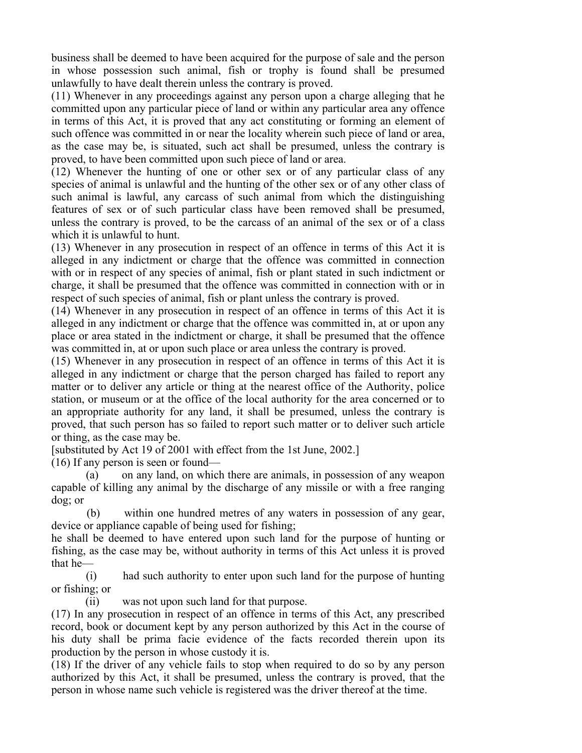business shall be deemed to have been acquired for the purpose of sale and the person in whose possession such animal, fish or trophy is found shall be presumed unlawfully to have dealt therein unless the contrary is proved.

(11) Whenever in any proceedings against any person upon a charge alleging that he committed upon any particular piece of land or within any particular area any offence in terms of this Act, it is proved that any act constituting or forming an element of such offence was committed in or near the locality wherein such piece of land or area, as the case may be, is situated, such act shall be presumed, unless the contrary is proved, to have been committed upon such piece of land or area.

(12) Whenever the hunting of one or other sex or of any particular class of any species of animal is unlawful and the hunting of the other sex or of any other class of such animal is lawful, any carcass of such animal from which the distinguishing features of sex or of such particular class have been removed shall be presumed, unless the contrary is proved, to be the carcass of an animal of the sex or of a class which it is unlawful to hunt.

(13) Whenever in any prosecution in respect of an offence in terms of this Act it is alleged in any indictment or charge that the offence was committed in connection with or in respect of any species of animal, fish or plant stated in such indictment or charge, it shall be presumed that the offence was committed in connection with or in respect of such species of animal, fish or plant unless the contrary is proved.

(14) Whenever in any prosecution in respect of an offence in terms of this Act it is alleged in any indictment or charge that the offence was committed in, at or upon any place or area stated in the indictment or charge, it shall be presumed that the offence was committed in, at or upon such place or area unless the contrary is proved.

(15) Whenever in any prosecution in respect of an offence in terms of this Act it is alleged in any indictment or charge that the person charged has failed to report any matter or to deliver any article or thing at the nearest office of the Authority, police station, or museum or at the office of the local authority for the area concerned or to an appropriate authority for any land, it shall be presumed, unless the contrary is proved, that such person has so failed to report such matter or to deliver such article or thing, as the case may be.

[substituted by Act 19 of 2001 with effect from the 1st June, 2002.]

(16) If any person is seen or found—

(a) on any land, on which there are animals, in possession of any weapon capable of killing any animal by the discharge of any missile or with a free ranging dog; or

(b) within one hundred metres of any waters in possession of any gear, device or appliance capable of being used for fishing;

he shall be deemed to have entered upon such land for the purpose of hunting or fishing, as the case may be, without authority in terms of this Act unless it is proved that he—

(i) had such authority to enter upon such land for the purpose of hunting or fishing; or

(ii) was not upon such land for that purpose.

(17) In any prosecution in respect of an offence in terms of this Act, any prescribed record, book or document kept by any person authorized by this Act in the course of his duty shall be prima facie evidence of the facts recorded therein upon its production by the person in whose custody it is.

(18) If the driver of any vehicle fails to stop when required to do so by any person authorized by this Act, it shall be presumed, unless the contrary is proved, that the person in whose name such vehicle is registered was the driver thereof at the time.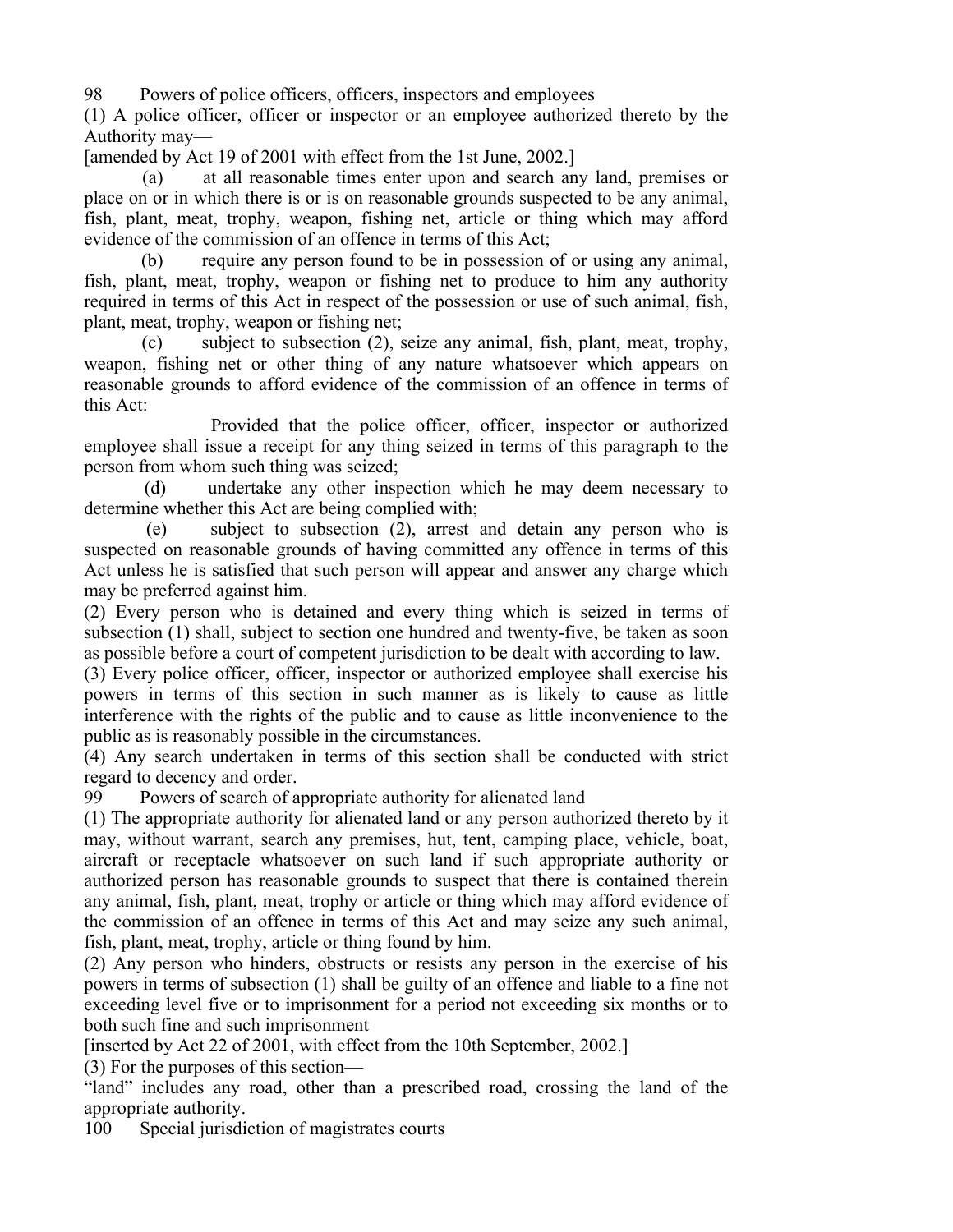98 Powers of police officers, officers, inspectors and employees

(1) A police officer, officer or inspector or an employee authorized thereto by the Authority may—

[amended by Act 19 of 2001 with effect from the 1st June, 2002.]

(a) at all reasonable times enter upon and search any land, premises or place on or in which there is or is on reasonable grounds suspected to be any animal, fish, plant, meat, trophy, weapon, fishing net, article or thing which may afford evidence of the commission of an offence in terms of this Act;

(b) require any person found to be in possession of or using any animal, fish, plant, meat, trophy, weapon or fishing net to produce to him any authority required in terms of this Act in respect of the possession or use of such animal, fish, plant, meat, trophy, weapon or fishing net;

(c) subject to subsection (2), seize any animal, fish, plant, meat, trophy, weapon, fishing net or other thing of any nature whatsoever which appears on reasonable grounds to afford evidence of the commission of an offence in terms of this Act:

Provided that the police officer, officer, inspector or authorized employee shall issue a receipt for any thing seized in terms of this paragraph to the person from whom such thing was seized;

(d) undertake any other inspection which he may deem necessary to determine whether this Act are being complied with;

(e) subject to subsection (2), arrest and detain any person who is suspected on reasonable grounds of having committed any offence in terms of this Act unless he is satisfied that such person will appear and answer any charge which may be preferred against him.

(2) Every person who is detained and every thing which is seized in terms of subsection (1) shall, subject to section one hundred and twenty-five, be taken as soon as possible before a court of competent jurisdiction to be dealt with according to law.

(3) Every police officer, officer, inspector or authorized employee shall exercise his powers in terms of this section in such manner as is likely to cause as little interference with the rights of the public and to cause as little inconvenience to the public as is reasonably possible in the circumstances.

(4) Any search undertaken in terms of this section shall be conducted with strict regard to decency and order.

99 Powers of search of appropriate authority for alienated land

(1) The appropriate authority for alienated land or any person authorized thereto by it may, without warrant, search any premises, hut, tent, camping place, vehicle, boat, aircraft or receptacle whatsoever on such land if such appropriate authority or authorized person has reasonable grounds to suspect that there is contained therein any animal, fish, plant, meat, trophy or article or thing which may afford evidence of the commission of an offence in terms of this Act and may seize any such animal, fish, plant, meat, trophy, article or thing found by him.

(2) Any person who hinders, obstructs or resists any person in the exercise of his powers in terms of subsection (1) shall be guilty of an offence and liable to a fine not exceeding level five or to imprisonment for a period not exceeding six months or to both such fine and such imprisonment

[inserted by Act 22 of 2001, with effect from the 10th September, 2002.]

(3) For the purposes of this section—

"land" includes any road, other than a prescribed road, crossing the land of the appropriate authority.

100 Special jurisdiction of magistrates courts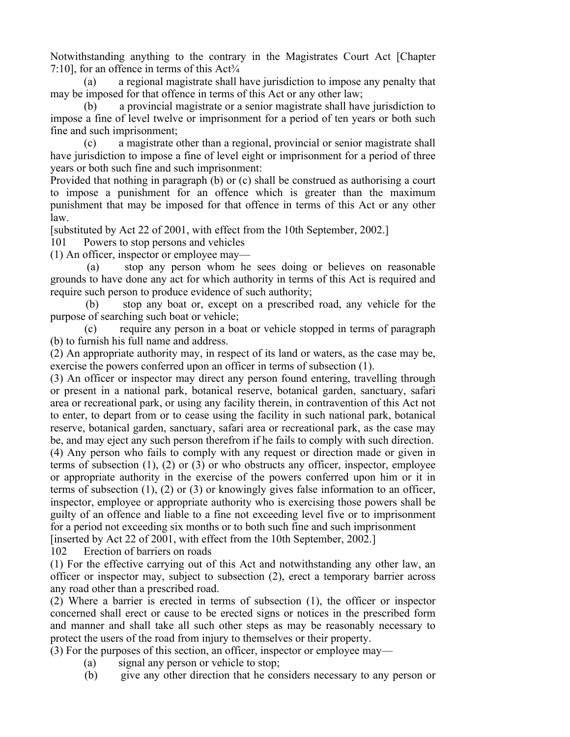Notwithstanding anything to the contrary in the Magistrates Court Act [Chapter 7:10], for an offence in terms of this Act¾

(a) a regional magistrate shall have jurisdiction to impose any penalty that may be imposed for that offence in terms of this Act or any other law;

(b) a provincial magistrate or a senior magistrate shall have jurisdiction to impose a fine of level twelve or imprisonment for a period of ten years or both such fine and such imprisonment;

(c) a magistrate other than a regional, provincial or senior magistrate shall have jurisdiction to impose a fine of level eight or imprisonment for a period of three years or both such fine and such imprisonment:

Provided that nothing in paragraph (b) or (c) shall be construed as authorising a court to impose a punishment for an offence which is greater than the maximum punishment that may be imposed for that offence in terms of this Act or any other law.

[substituted by Act 22 of 2001, with effect from the 10th September, 2002.]

101 Powers to stop persons and vehicles

(1) An officer, inspector or employee may—

(a) stop any person whom he sees doing or believes on reasonable grounds to have done any act for which authority in terms of this Act is required and require such person to produce evidence of such authority;

(b) stop any boat or, except on a prescribed road, any vehicle for the purpose of searching such boat or vehicle;

(c) require any person in a boat or vehicle stopped in terms of paragraph (b) to furnish his full name and address.

(2) An appropriate authority may, in respect of its land or waters, as the case may be, exercise the powers conferred upon an officer in terms of subsection (1).

(3) An officer or inspector may direct any person found entering, travelling through or present in a national park, botanical reserve, botanical garden, sanctuary, safari area or recreational park, or using any facility therein, in contravention of this Act not to enter, to depart from or to cease using the facility in such national park, botanical reserve, botanical garden, sanctuary, safari area or recreational park, as the case may be, and may eject any such person therefrom if he fails to comply with such direction.

(4) Any person who fails to comply with any request or direction made or given in terms of subsection (1), (2) or (3) or who obstructs any officer, inspector, employee or appropriate authority in the exercise of the powers conferred upon him or it in terms of subsection (1), (2) or (3) or knowingly gives false information to an officer, inspector, employee or appropriate authority who is exercising those powers shall be guilty of an offence and liable to a fine not exceeding level five or to imprisonment for a period not exceeding six months or to both such fine and such imprisonment

[inserted by Act 22 of 2001, with effect from the 10th September, 2002.]

102 Erection of barriers on roads

(1) For the effective carrying out of this Act and notwithstanding any other law, an officer or inspector may, subject to subsection (2), erect a temporary barrier across any road other than a prescribed road.

(2) Where a barrier is erected in terms of subsection (1), the officer or inspector concerned shall erect or cause to be erected signs or notices in the prescribed form and manner and shall take all such other steps as may be reasonably necessary to protect the users of the road from injury to themselves or their property.

(3) For the purposes of this section, an officer, inspector or employee may—

(a) signal any person or vehicle to stop;

(b) give any other direction that he considers necessary to any person or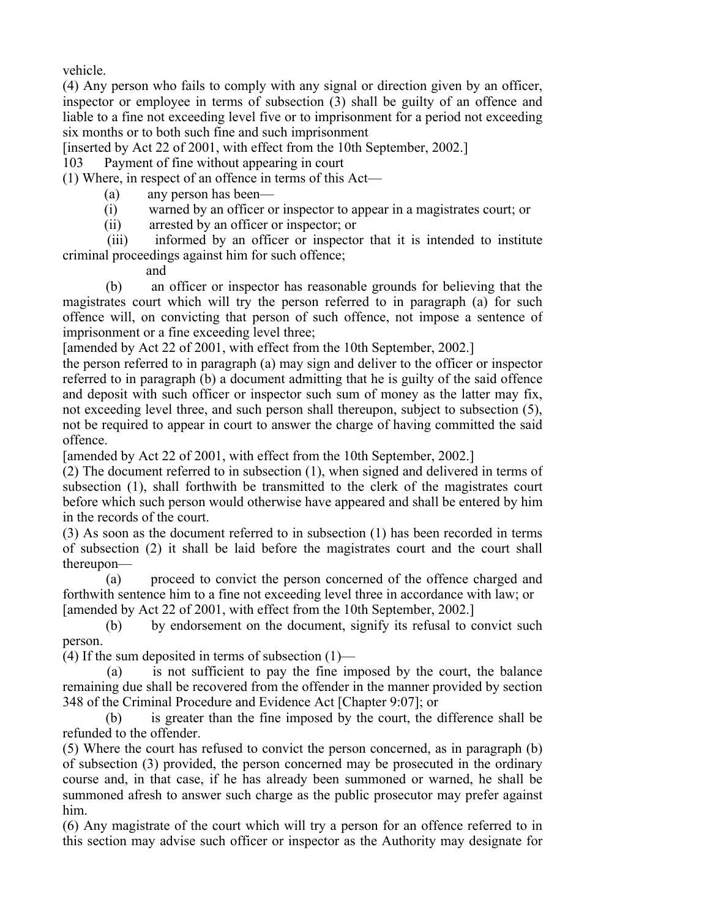vehicle.

(4) Any person who fails to comply with any signal or direction given by an officer, inspector or employee in terms of subsection (3) shall be guilty of an offence and liable to a fine not exceeding level five or to imprisonment for a period not exceeding six months or to both such fine and such imprisonment

[inserted by Act 22 of 2001, with effect from the 10th September, 2002.]

103 Payment of fine without appearing in court

(1) Where, in respect of an offence in terms of this Act—

(a) any person has been—

(i) warned by an officer or inspector to appear in a magistrates court; or

(ii) arrested by an officer or inspector; or

(iii) informed by an officer or inspector that it is intended to institute criminal proceedings against him for such offence;

and

(b) an officer or inspector has reasonable grounds for believing that the magistrates court which will try the person referred to in paragraph (a) for such offence will, on convicting that person of such offence, not impose a sentence of imprisonment or a fine exceeding level three;

[amended by Act 22 of 2001, with effect from the 10th September, 2002.]

the person referred to in paragraph (a) may sign and deliver to the officer or inspector referred to in paragraph (b) a document admitting that he is guilty of the said offence and deposit with such officer or inspector such sum of money as the latter may fix, not exceeding level three, and such person shall thereupon, subject to subsection (5), not be required to appear in court to answer the charge of having committed the said offence.

[amended by Act 22 of 2001, with effect from the 10th September, 2002.]

(2) The document referred to in subsection (1), when signed and delivered in terms of subsection (1), shall forthwith be transmitted to the clerk of the magistrates court before which such person would otherwise have appeared and shall be entered by him in the records of the court.

(3) As soon as the document referred to in subsection (1) has been recorded in terms of subsection (2) it shall be laid before the magistrates court and the court shall thereupon—

(a) proceed to convict the person concerned of the offence charged and forthwith sentence him to a fine not exceeding level three in accordance with law; or

[amended by Act 22 of 2001, with effect from the 10th September, 2002.]

(b) by endorsement on the document, signify its refusal to convict such person.

(4) If the sum deposited in terms of subsection (1)—

(a) is not sufficient to pay the fine imposed by the court, the balance remaining due shall be recovered from the offender in the manner provided by section 348 of the Criminal Procedure and Evidence Act [Chapter 9:07]; or

(b) is greater than the fine imposed by the court, the difference shall be refunded to the offender.

(5) Where the court has refused to convict the person concerned, as in paragraph (b) of subsection (3) provided, the person concerned may be prosecuted in the ordinary course and, in that case, if he has already been summoned or warned, he shall be summoned afresh to answer such charge as the public prosecutor may prefer against him.

(6) Any magistrate of the court which will try a person for an offence referred to in this section may advise such officer or inspector as the Authority may designate for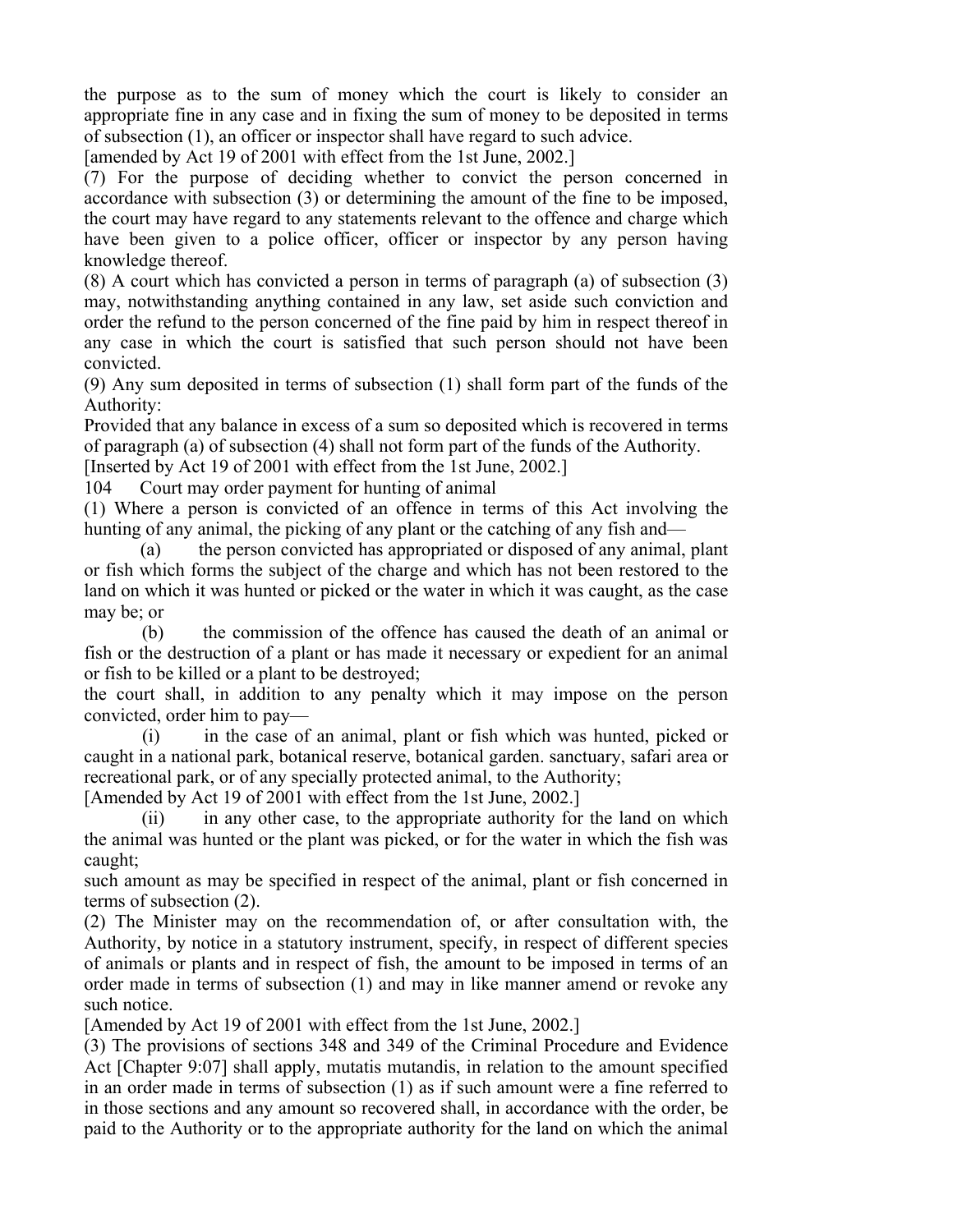the purpose as to the sum of money which the court is likely to consider an appropriate fine in any case and in fixing the sum of money to be deposited in terms of subsection (1), an officer or inspector shall have regard to such advice.

[amended by Act 19 of 2001 with effect from the 1st June, 2002.]

(7) For the purpose of deciding whether to convict the person concerned in accordance with subsection (3) or determining the amount of the fine to be imposed, the court may have regard to any statements relevant to the offence and charge which have been given to a police officer, officer or inspector by any person having knowledge thereof.

(8) A court which has convicted a person in terms of paragraph (a) of subsection (3) may, notwithstanding anything contained in any law, set aside such conviction and order the refund to the person concerned of the fine paid by him in respect thereof in any case in which the court is satisfied that such person should not have been convicted.

(9) Any sum deposited in terms of subsection (1) shall form part of the funds of the Authority:

Provided that any balance in excess of a sum so deposited which is recovered in terms of paragraph (a) of subsection (4) shall not form part of the funds of the Authority.

[Inserted by Act 19 of 2001 with effect from the 1st June, 2002.]

104 Court may order payment for hunting of animal

(1) Where a person is convicted of an offence in terms of this Act involving the hunting of any animal, the picking of any plant or the catching of any fish and—

(a) the person convicted has appropriated or disposed of any animal, plant or fish which forms the subject of the charge and which has not been restored to the land on which it was hunted or picked or the water in which it was caught, as the case may be; or

(b) the commission of the offence has caused the death of an animal or fish or the destruction of a plant or has made it necessary or expedient for an animal or fish to be killed or a plant to be destroyed;

the court shall, in addition to any penalty which it may impose on the person convicted, order him to pay—

(i) in the case of an animal, plant or fish which was hunted, picked or caught in a national park, botanical reserve, botanical garden. sanctuary, safari area or recreational park, or of any specially protected animal, to the Authority;

[Amended by Act 19 of 2001 with effect from the 1st June, 2002.]

(ii) in any other case, to the appropriate authority for the land on which the animal was hunted or the plant was picked, or for the water in which the fish was caught;

such amount as may be specified in respect of the animal, plant or fish concerned in terms of subsection (2).

(2) The Minister may on the recommendation of, or after consultation with, the Authority, by notice in a statutory instrument, specify, in respect of different species of animals or plants and in respect of fish, the amount to be imposed in terms of an order made in terms of subsection (1) and may in like manner amend or revoke any such notice.

[Amended by Act 19 of 2001 with effect from the 1st June, 2002.]

(3) The provisions of sections 348 and 349 of the Criminal Procedure and Evidence Act [Chapter 9:07] shall apply, mutatis mutandis, in relation to the amount specified in an order made in terms of subsection (1) as if such amount were a fine referred to in those sections and any amount so recovered shall, in accordance with the order, be paid to the Authority or to the appropriate authority for the land on which the animal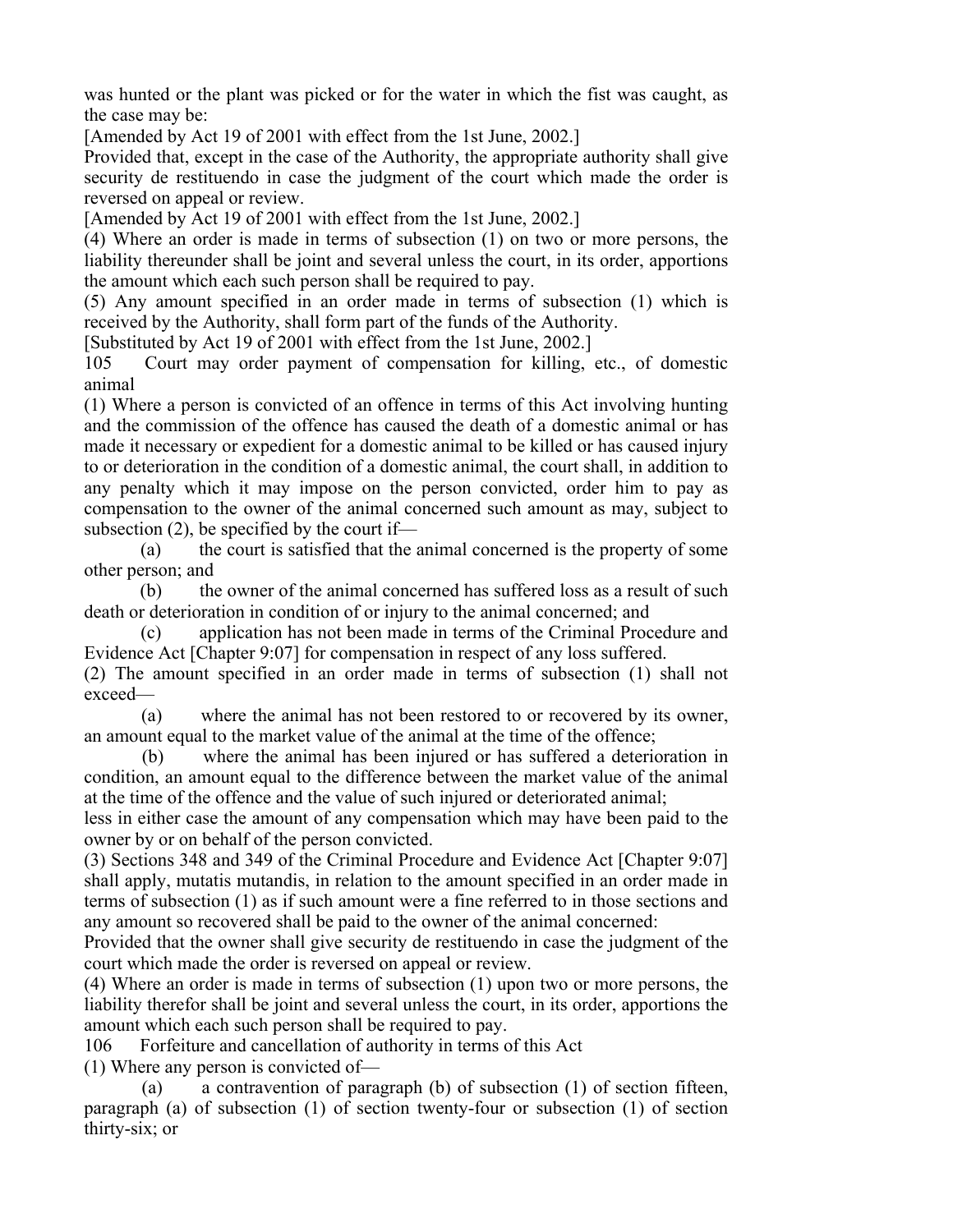was hunted or the plant was picked or for the water in which the fist was caught, as the case may be:

[Amended by Act 19 of 2001 with effect from the 1st June, 2002.]

Provided that, except in the case of the Authority, the appropriate authority shall give security de restituendo in case the judgment of the court which made the order is reversed on appeal or review.

[Amended by Act 19 of 2001 with effect from the 1st June, 2002.]

(4) Where an order is made in terms of subsection (1) on two or more persons, the liability thereunder shall be joint and several unless the court, in its order, apportions the amount which each such person shall be required to pay.

(5) Any amount specified in an order made in terms of subsection (1) which is received by the Authority, shall form part of the funds of the Authority.

[Substituted by Act 19 of 2001 with effect from the 1st June, 2002.]

105 Court may order payment of compensation for killing, etc., of domestic animal

(1) Where a person is convicted of an offence in terms of this Act involving hunting and the commission of the offence has caused the death of a domestic animal or has made it necessary or expedient for a domestic animal to be killed or has caused injury to or deterioration in the condition of a domestic animal, the court shall, in addition to any penalty which it may impose on the person convicted, order him to pay as compensation to the owner of the animal concerned such amount as may, subject to subsection (2), be specified by the court if—

(a) the court is satisfied that the animal concerned is the property of some other person; and

(b) the owner of the animal concerned has suffered loss as a result of such death or deterioration in condition of or injury to the animal concerned; and

(c) application has not been made in terms of the Criminal Procedure and Evidence Act [Chapter 9:07] for compensation in respect of any loss suffered.

(2) The amount specified in an order made in terms of subsection (1) shall not exceed—

(a) where the animal has not been restored to or recovered by its owner, an amount equal to the market value of the animal at the time of the offence;

(b) where the animal has been injured or has suffered a deterioration in condition, an amount equal to the difference between the market value of the animal at the time of the offence and the value of such injured or deteriorated animal;

less in either case the amount of any compensation which may have been paid to the owner by or on behalf of the person convicted.

(3) Sections 348 and 349 of the Criminal Procedure and Evidence Act [Chapter 9:07] shall apply, mutatis mutandis, in relation to the amount specified in an order made in terms of subsection (1) as if such amount were a fine referred to in those sections and any amount so recovered shall be paid to the owner of the animal concerned:

Provided that the owner shall give security de restituendo in case the judgment of the court which made the order is reversed on appeal or review.

(4) Where an order is made in terms of subsection (1) upon two or more persons, the liability therefor shall be joint and several unless the court, in its order, apportions the amount which each such person shall be required to pay.

106 Forfeiture and cancellation of authority in terms of this Act

(1) Where any person is convicted of—

(a) a contravention of paragraph (b) of subsection (1) of section fifteen, paragraph (a) of subsection (1) of section twenty-four or subsection (1) of section thirty-six; or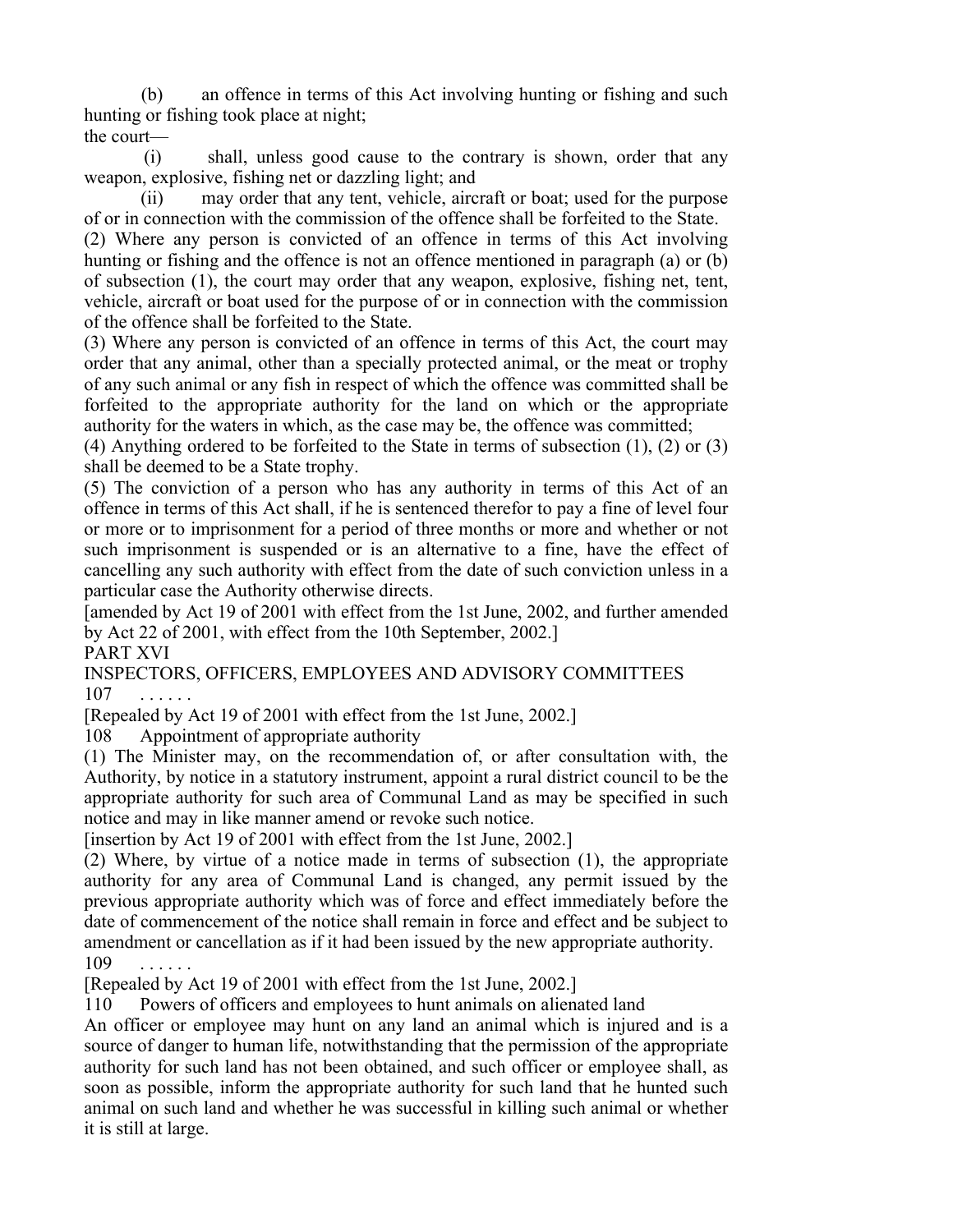(b) an offence in terms of this Act involving hunting or fishing and such hunting or fishing took place at night;

the court—

(i) shall, unless good cause to the contrary is shown, order that any weapon, explosive, fishing net or dazzling light; and

(ii) may order that any tent, vehicle, aircraft or boat; used for the purpose of or in connection with the commission of the offence shall be forfeited to the State.

(2) Where any person is convicted of an offence in terms of this Act involving hunting or fishing and the offence is not an offence mentioned in paragraph (a) or (b) of subsection (1), the court may order that any weapon, explosive, fishing net, tent, vehicle, aircraft or boat used for the purpose of or in connection with the commission of the offence shall be forfeited to the State.

(3) Where any person is convicted of an offence in terms of this Act, the court may order that any animal, other than a specially protected animal, or the meat or trophy of any such animal or any fish in respect of which the offence was committed shall be forfeited to the appropriate authority for the land on which or the appropriate authority for the waters in which, as the case may be, the offence was committed;

(4) Anything ordered to be forfeited to the State in terms of subsection (1), (2) or (3) shall be deemed to be a State trophy.

(5) The conviction of a person who has any authority in terms of this Act of an offence in terms of this Act shall, if he is sentenced therefor to pay a fine of level four or more or to imprisonment for a period of three months or more and whether or not such imprisonment is suspended or is an alternative to a fine, have the effect of cancelling any such authority with effect from the date of such conviction unless in a particular case the Authority otherwise directs.

[amended by Act 19 of 2001 with effect from the 1st June, 2002, and further amended by Act 22 of 2001, with effect from the 10th September, 2002.]

## PART XVI

## INSPECTORS, OFFICERS, EMPLOYEES AND ADVISORY COMMITTEES

107 . . . . . .

[Repealed by Act 19 of 2001 with effect from the 1st June, 2002.]

### 108 Appointment of appropriate authority

(1) The Minister may, on the recommendation of, or after consultation with, the Authority, by notice in a statutory instrument, appoint a rural district council to be the appropriate authority for such area of Communal Land as may be specified in such notice and may in like manner amend or revoke such notice.

[insertion by Act 19 of 2001 with effect from the 1st June, 2002.]

(2) Where, by virtue of a notice made in terms of subsection (1), the appropriate authority for any area of Communal Land is changed, any permit issued by the previous appropriate authority which was of force and effect immediately before the date of commencement of the notice shall remain in force and effect and be subject to amendment or cancellation as if it had been issued by the new appropriate authority.

109 . . . . . .

[Repealed by Act 19 of 2001 with effect from the 1st June, 2002.]

### 110 Powers of officers and employees to hunt animals on alienated land

An officer or employee may hunt on any land an animal which is injured and is a source of danger to human life, notwithstanding that the permission of the appropriate authority for such land has not been obtained, and such officer or employee shall, as soon as possible, inform the appropriate authority for such land that he hunted such animal on such land and whether he was successful in killing such animal or whether it is still at large.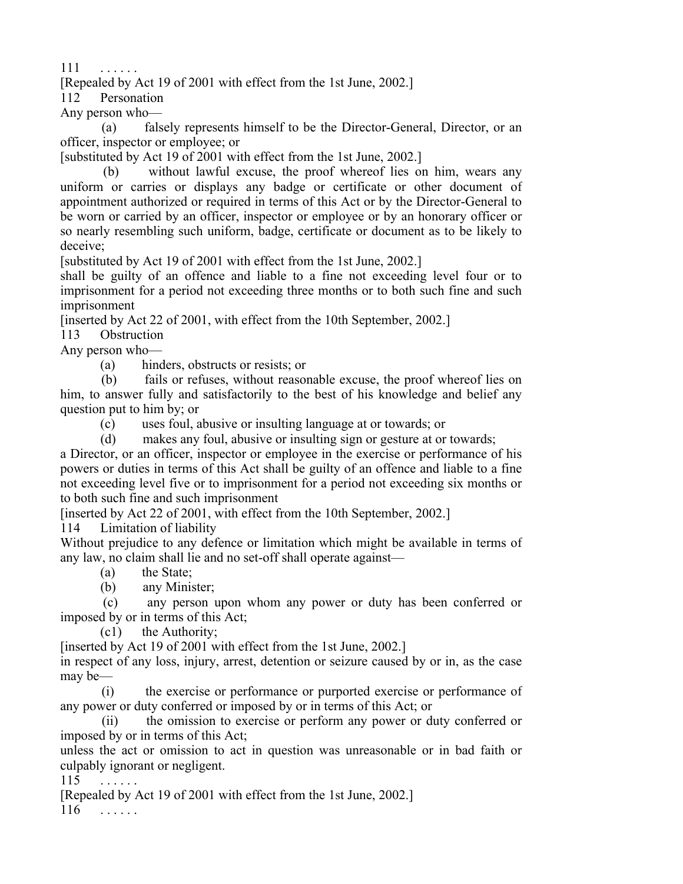111 . . . . . .

[Repealed by Act 19 of 2001 with effect from the 1st June, 2002.]

112 Personation

Any person who—

(a) falsely represents himself to be the Director-General, Director, or an officer, inspector or employee; or

[substituted by Act 19 of 2001 with effect from the 1st June, 2002.]

(b) without lawful excuse, the proof whereof lies on him, wears any uniform or carries or displays any badge or certificate or other document of appointment authorized or required in terms of this Act or by the Director-General to be worn or carried by an officer, inspector or employee or by an honorary officer or so nearly resembling such uniform, badge, certificate or document as to be likely to deceive;

[substituted by Act 19 of 2001 with effect from the 1st June, 2002.]

shall be guilty of an offence and liable to a fine not exceeding level four or to imprisonment for a period not exceeding three months or to both such fine and such imprisonment

[inserted by Act 22 of 2001, with effect from the 10th September, 2002.]

113 Obstruction

Any person who—

(a) hinders, obstructs or resists; or

(b) fails or refuses, without reasonable excuse, the proof whereof lies on him, to answer fully and satisfactorily to the best of his knowledge and belief any question put to him by; or

(c) uses foul, abusive or insulting language at or towards; or

(d) makes any foul, abusive or insulting sign or gesture at or towards;

a Director, or an officer, inspector or employee in the exercise or performance of his powers or duties in terms of this Act shall be guilty of an offence and liable to a fine not exceeding level five or to imprisonment for a period not exceeding six months or to both such fine and such imprisonment

[inserted by Act 22 of 2001, with effect from the 10th September, 2002.]

114 Limitation of liability

Without prejudice to any defence or limitation which might be available in terms of any law, no claim shall lie and no set-off shall operate against—

(a) the State;

(b) any Minister;

(c) any person upon whom any power or duty has been conferred or imposed by or in terms of this Act;

(c1) the Authority;

[inserted by Act 19 of 2001 with effect from the 1st June, 2002.]

in respect of any loss, injury, arrest, detention or seizure caused by or in, as the case may be—

(i) the exercise or performance or purported exercise or performance of any power or duty conferred or imposed by or in terms of this Act; or

(ii) the omission to exercise or perform any power or duty conferred or imposed by or in terms of this Act;

unless the act or omission to act in question was unreasonable or in bad faith or culpably ignorant or negligent.

115 . . . . . .

[Repealed by Act 19 of 2001 with effect from the 1st June, 2002.]

116 . . . . . .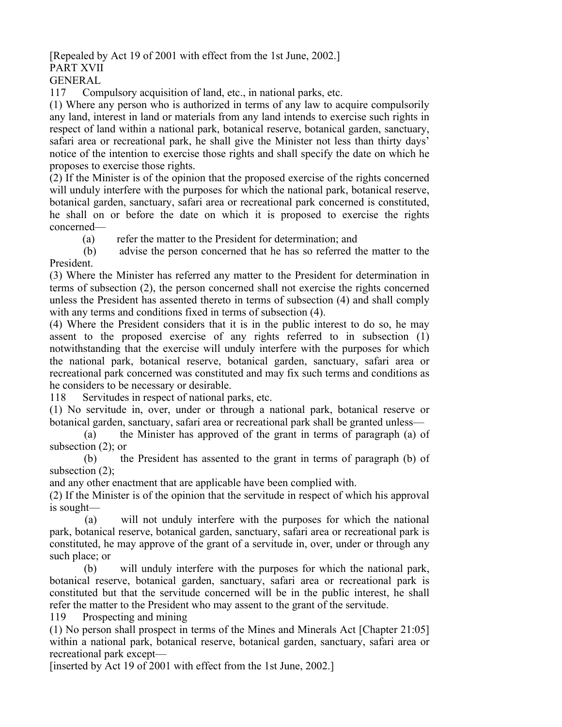[Repealed by Act 19 of 2001 with effect from the 1st June, 2002.]

## PART XVII

## GENERAL

### 117 Compulsory acquisition of land, etc., in national parks, etc.

(1) Where any person who is authorized in terms of any law to acquire compulsorily any land, interest in land or materials from any land intends to exercise such rights in respect of land within a national park, botanical reserve, botanical garden, sanctuary, safari area or recreational park, he shall give the Minister not less than thirty days' notice of the intention to exercise those rights and shall specify the date on which he proposes to exercise those rights.

(2) If the Minister is of the opinion that the proposed exercise of the rights concerned will unduly interfere with the purposes for which the national park, botanical reserve, botanical garden, sanctuary, safari area or recreational park concerned is constituted, he shall on or before the date on which it is proposed to exercise the rights concerned—

(a) refer the matter to the President for determination; and

(b) advise the person concerned that he has so referred the matter to the President.

(3) Where the Minister has referred any matter to the President for determination in terms of subsection (2), the person concerned shall not exercise the rights concerned unless the President has assented thereto in terms of subsection (4) and shall comply with any terms and conditions fixed in terms of subsection (4).

(4) Where the President considers that it is in the public interest to do so, he may assent to the proposed exercise of any rights referred to in subsection (1) notwithstanding that the exercise will unduly interfere with the purposes for which the national park, botanical reserve, botanical garden, sanctuary, safari area or recreational park concerned was constituted and may fix such terms and conditions as he considers to be necessary or desirable.

### 118 Servitudes in respect of national parks, etc.

(1) No servitude in, over, under or through a national park, botanical reserve or botanical garden, sanctuary, safari area or recreational park shall be granted unless—

(a) the Minister has approved of the grant in terms of paragraph (a) of subsection (2); or

(b) the President has assented to the grant in terms of paragraph (b) of subsection (2);

and any other enactment that are applicable have been complied with.

(2) If the Minister is of the opinion that the servitude in respect of which his approval is sought—

(a) will not unduly interfere with the purposes for which the national park, botanical reserve, botanical garden, sanctuary, safari area or recreational park is constituted, he may approve of the grant of a servitude in, over, under or through any such place; or

(b) will unduly interfere with the purposes for which the national park, botanical reserve, botanical garden, sanctuary, safari area or recreational park is constituted but that the servitude concerned will be in the public interest, he shall refer the matter to the President who may assent to the grant of the servitude.

### 119 Prospecting and mining

(1) No person shall prospect in terms of the Mines and Minerals Act [Chapter 21:05] within a national park, botanical reserve, botanical garden, sanctuary, safari area or recreational park except—

[inserted by Act 19 of 2001 with effect from the 1st June, 2002.]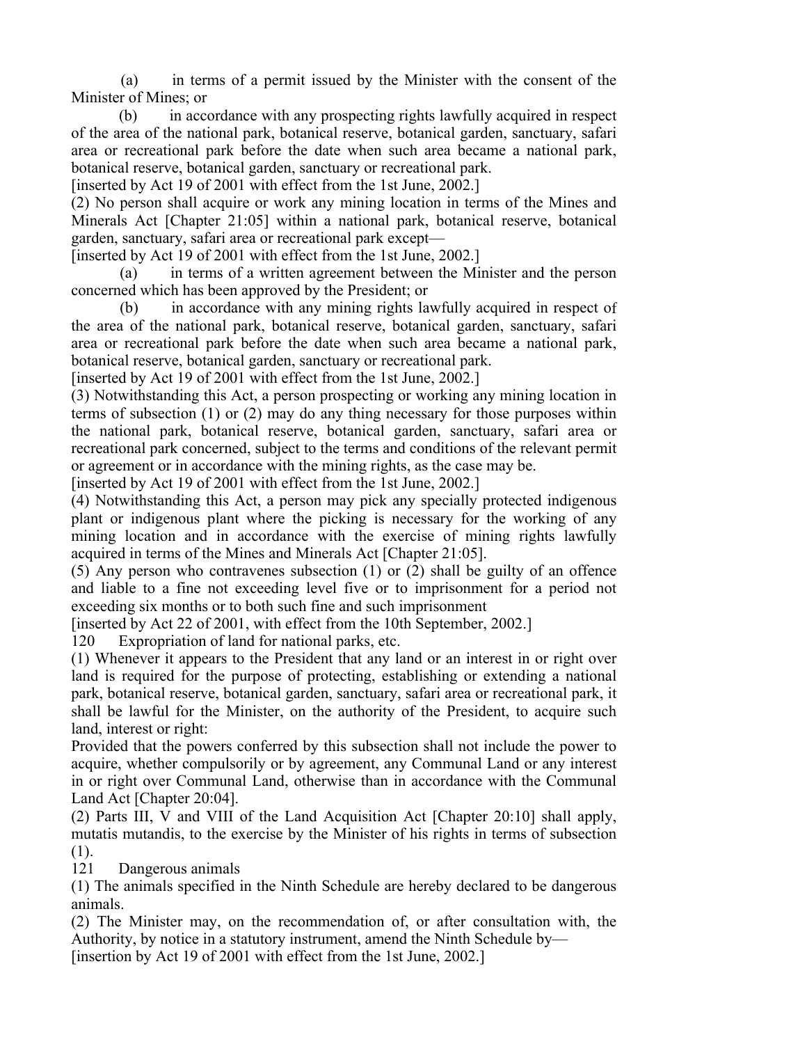(a) in terms of a permit issued by the Minister with the consent of the Minister of Mines; or

(b) in accordance with any prospecting rights lawfully acquired in respect of the area of the national park, botanical reserve, botanical garden, sanctuary, safari area or recreational park before the date when such area became a national park, botanical reserve, botanical garden, sanctuary or recreational park.

[inserted by Act 19 of 2001 with effect from the 1st June, 2002.]

(2) No person shall acquire or work any mining location in terms of the Mines and Minerals Act [Chapter 21:05] within a national park, botanical reserve, botanical garden, sanctuary, safari area or recreational park except—

[inserted by Act 19 of 2001 with effect from the 1st June, 2002.]

(a) in terms of a written agreement between the Minister and the person concerned which has been approved by the President; or

(b) in accordance with any mining rights lawfully acquired in respect of the area of the national park, botanical reserve, botanical garden, sanctuary, safari area or recreational park before the date when such area became a national park, botanical reserve, botanical garden, sanctuary or recreational park.

[inserted by Act 19 of 2001 with effect from the 1st June, 2002.]

(3) Notwithstanding this Act, a person prospecting or working any mining location in terms of subsection (1) or (2) may do any thing necessary for those purposes within the national park, botanical reserve, botanical garden, sanctuary, safari area or recreational park concerned, subject to the terms and conditions of the relevant permit or agreement or in accordance with the mining rights, as the case may be.

[inserted by Act 19 of 2001 with effect from the 1st June, 2002.]

(4) Notwithstanding this Act, a person may pick any specially protected indigenous plant or indigenous plant where the picking is necessary for the working of any mining location and in accordance with the exercise of mining rights lawfully acquired in terms of the Mines and Minerals Act [Chapter 21:05].

(5) Any person who contravenes subsection (1) or (2) shall be guilty of an offence and liable to a fine not exceeding level five or to imprisonment for a period not exceeding six months or to both such fine and such imprisonment

[inserted by Act 22 of 2001, with effect from the 10th September, 2002.]

120 Expropriation of land for national parks, etc.

(1) Whenever it appears to the President that any land or an interest in or right over land is required for the purpose of protecting, establishing or extending a national park, botanical reserve, botanical garden, sanctuary, safari area or recreational park, it shall be lawful for the Minister, on the authority of the President, to acquire such land, interest or right:

Provided that the powers conferred by this subsection shall not include the power to acquire, whether compulsorily or by agreement, any Communal Land or any interest in or right over Communal Land, otherwise than in accordance with the Communal Land Act [Chapter 20:04].

(2) Parts III, V and VIII of the Land Acquisition Act [Chapter 20:10] shall apply, mutatis mutandis, to the exercise by the Minister of his rights in terms of subsection (1).

121 Dangerous animals

(1) The animals specified in the Ninth Schedule are hereby declared to be dangerous animals.

(2) The Minister may, on the recommendation of, or after consultation with, the Authority, by notice in a statutory instrument, amend the Ninth Schedule by—

[insertion by Act 19 of 2001 with effect from the 1st June, 2002.]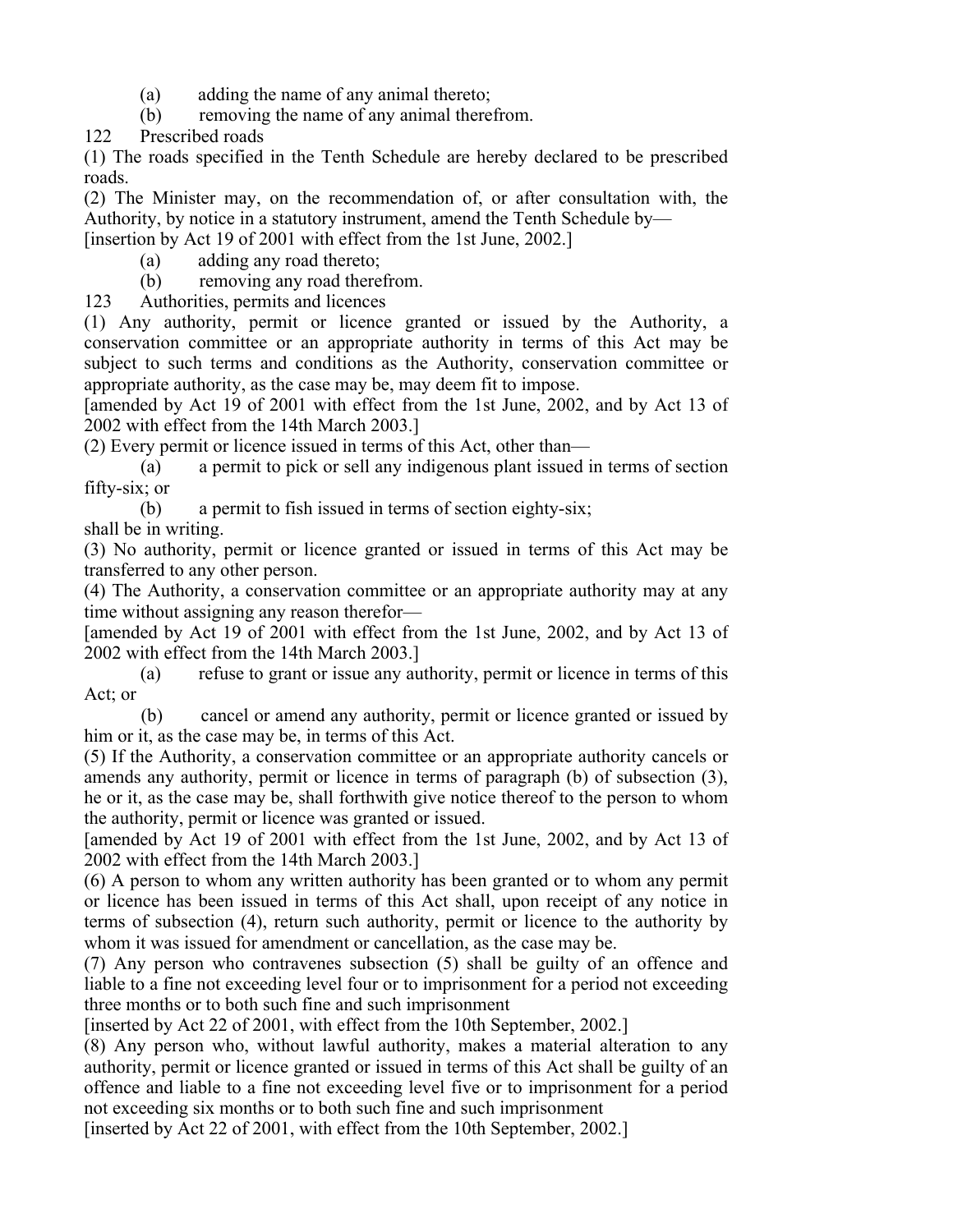(a) adding the name of any animal thereto;

(b) removing the name of any animal therefrom.

122 Prescribed roads

(1) The roads specified in the Tenth Schedule are hereby declared to be prescribed roads.

(2) The Minister may, on the recommendation of, or after consultation with, the Authority, by notice in a statutory instrument, amend the Tenth Schedule by—

[insertion by Act 19 of 2001 with effect from the 1st June, 2002.]

(a) adding any road thereto;

(b) removing any road therefrom.

123 Authorities, permits and licences

(1) Any authority, permit or licence granted or issued by the Authority, a conservation committee or an appropriate authority in terms of this Act may be subject to such terms and conditions as the Authority, conservation committee or appropriate authority, as the case may be, may deem fit to impose.

[amended by Act 19 of 2001 with effect from the 1st June, 2002, and by Act 13 of 2002 with effect from the 14th March 2003.]

(2) Every permit or licence issued in terms of this Act, other than—

(a) a permit to pick or sell any indigenous plant issued in terms of section fifty-six; or

(b) a permit to fish issued in terms of section eighty-six;

shall be in writing.

(3) No authority, permit or licence granted or issued in terms of this Act may be transferred to any other person.

(4) The Authority, a conservation committee or an appropriate authority may at any time without assigning any reason therefor—

[amended by Act 19 of 2001 with effect from the 1st June, 2002, and by Act 13 of 2002 with effect from the 14th March 2003.]

(a) refuse to grant or issue any authority, permit or licence in terms of this Act; or

(b) cancel or amend any authority, permit or licence granted or issued by him or it, as the case may be, in terms of this Act.

(5) If the Authority, a conservation committee or an appropriate authority cancels or amends any authority, permit or licence in terms of paragraph (b) of subsection (3), he or it, as the case may be, shall forthwith give notice thereof to the person to whom the authority, permit or licence was granted or issued.

[amended by Act 19 of 2001 with effect from the 1st June, 2002, and by Act 13 of 2002 with effect from the 14th March 2003.]

(6) A person to whom any written authority has been granted or to whom any permit or licence has been issued in terms of this Act shall, upon receipt of any notice in terms of subsection (4), return such authority, permit or licence to the authority by whom it was issued for amendment or cancellation, as the case may be.

(7) Any person who contravenes subsection (5) shall be guilty of an offence and liable to a fine not exceeding level four or to imprisonment for a period not exceeding three months or to both such fine and such imprisonment

[inserted by Act 22 of 2001, with effect from the 10th September, 2002.]

(8) Any person who, without lawful authority, makes a material alteration to any authority, permit or licence granted or issued in terms of this Act shall be guilty of an offence and liable to a fine not exceeding level five or to imprisonment for a period not exceeding six months or to both such fine and such imprisonment

[inserted by Act 22 of 2001, with effect from the 10th September, 2002.]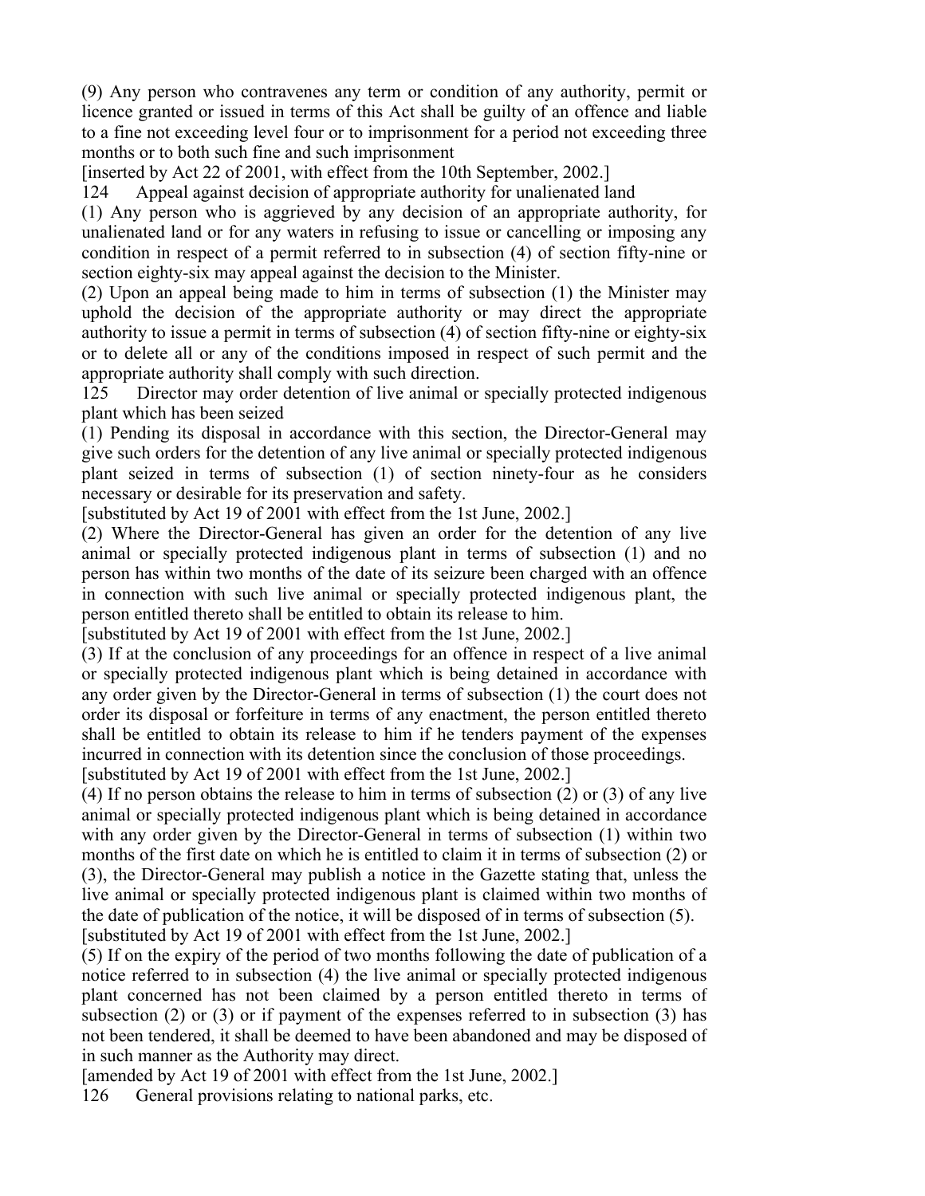(9) Any person who contravenes any term or condition of any authority, permit or licence granted or issued in terms of this Act shall be guilty of an offence and liable to a fine not exceeding level four or to imprisonment for a period not exceeding three months or to both such fine and such imprisonment

[inserted by Act 22 of 2001, with effect from the 10th September, 2002.]

### 124 Appeal against decision of appropriate authority for unalienated land

(1) Any person who is aggrieved by any decision of an appropriate authority, for unalienated land or for any waters in refusing to issue or cancelling or imposing any condition in respect of a permit referred to in subsection (4) of section fifty-nine or section eighty-six may appeal against the decision to the Minister.

(2) Upon an appeal being made to him in terms of subsection (1) the Minister may uphold the decision of the appropriate authority or may direct the appropriate authority to issue a permit in terms of subsection (4) of section fifty-nine or eighty-six or to delete all or any of the conditions imposed in respect of such permit and the appropriate authority shall comply with such direction.

### 125 Director may order detention of live animal or specially protected indigenous plant which has been seized

(1) Pending its disposal in accordance with this section, the Director-General may give such orders for the detention of any live animal or specially protected indigenous plant seized in terms of subsection (1) of section ninety-four as he considers necessary or desirable for its preservation and safety.

[substituted by Act 19 of 2001 with effect from the 1st June, 2002.]

(2) Where the Director-General has given an order for the detention of any live animal or specially protected indigenous plant in terms of subsection (1) and no person has within two months of the date of its seizure been charged with an offence in connection with such live animal or specially protected indigenous plant, the person entitled thereto shall be entitled to obtain its release to him.

[substituted by Act 19 of 2001 with effect from the 1st June, 2002.]

(3) If at the conclusion of any proceedings for an offence in respect of a live animal or specially protected indigenous plant which is being detained in accordance with any order given by the Director-General in terms of subsection (1) the court does not order its disposal or forfeiture in terms of any enactment, the person entitled thereto shall be entitled to obtain its release to him if he tenders payment of the expenses incurred in connection with its detention since the conclusion of those proceedings.

[substituted by Act 19 of 2001 with effect from the 1st June, 2002.]

(4) If no person obtains the release to him in terms of subsection (2) or (3) of any live animal or specially protected indigenous plant which is being detained in accordance with any order given by the Director-General in terms of subsection (1) within two months of the first date on which he is entitled to claim it in terms of subsection (2) or (3), the Director-General may publish a notice in the Gazette stating that, unless the live animal or specially protected indigenous plant is claimed within two months of the date of publication of the notice, it will be disposed of in terms of subsection (5).

[substituted by Act 19 of 2001 with effect from the 1st June, 2002.]

(5) If on the expiry of the period of two months following the date of publication of a notice referred to in subsection (4) the live animal or specially protected indigenous plant concerned has not been claimed by a person entitled thereto in terms of subsection (2) or (3) or if payment of the expenses referred to in subsection (3) has not been tendered, it shall be deemed to have been abandoned and may be disposed of in such manner as the Authority may direct.

[amended by Act 19 of 2001 with effect from the 1st June, 2002.]

### 126 General provisions relating to national parks, etc.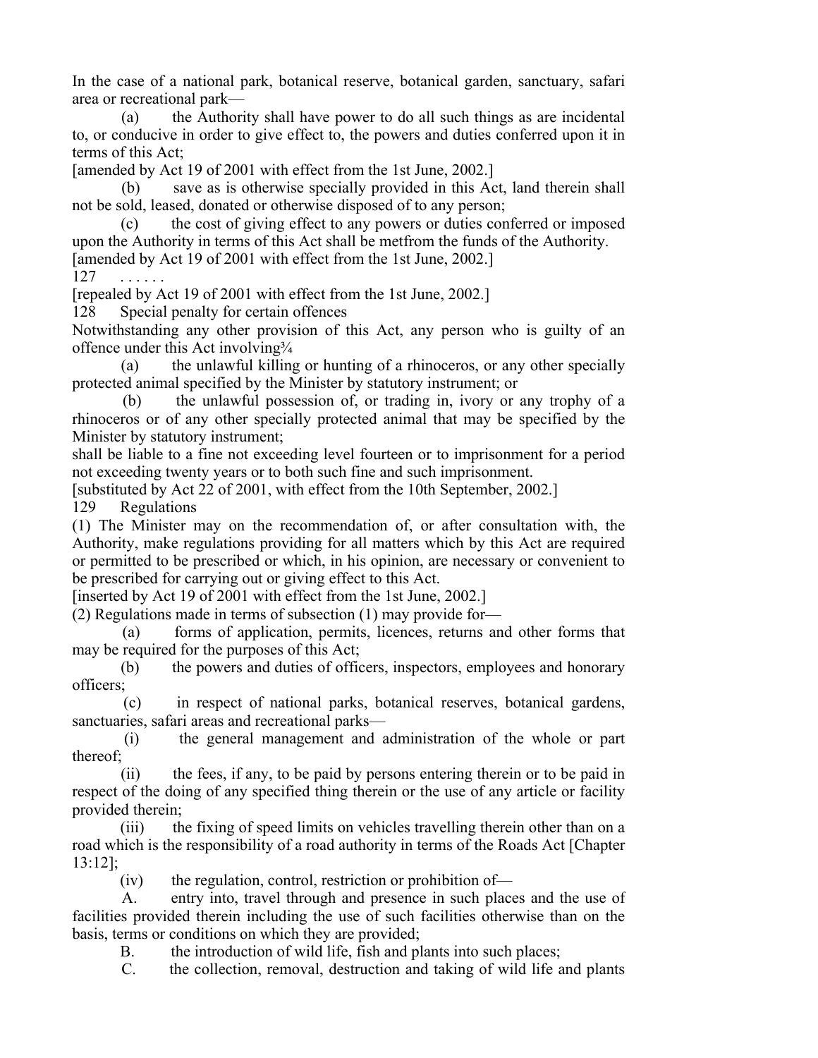In the case of a national park, botanical reserve, botanical garden, sanctuary, safari area or recreational park—

(a) the Authority shall have power to do all such things as are incidental to, or conducive in order to give effect to, the powers and duties conferred upon it in terms of this Act;

[amended by Act 19 of 2001 with effect from the 1st June, 2002.]

(b) save as is otherwise specially provided in this Act, land therein shall not be sold, leased, donated or otherwise disposed of to any person;

(c) the cost of giving effect to any powers or duties conferred or imposed upon the Authority in terms of this Act shall be metfrom the funds of the Authority.

[amended by Act 19 of 2001 with effect from the 1st June, 2002.]

127 . . . . . .

[repealed by Act 19 of 2001 with effect from the 1st June, 2002.]

128 Special penalty for certain offences

Notwithstanding any other provision of this Act, any person who is guilty of an offence under this Act involving¾

(a) the unlawful killing or hunting of a rhinoceros, or any other specially protected animal specified by the Minister by statutory instrument; or

(b) the unlawful possession of, or trading in, ivory or any trophy of a rhinoceros or of any other specially protected animal that may be specified by the Minister by statutory instrument;

shall be liable to a fine not exceeding level fourteen or to imprisonment for a period not exceeding twenty years or to both such fine and such imprisonment.

[substituted by Act 22 of 2001, with effect from the 10th September, 2002.]

129 Regulations

(1) The Minister may on the recommendation of, or after consultation with, the Authority, make regulations providing for all matters which by this Act are required or permitted to be prescribed or which, in his opinion, are necessary or convenient to be prescribed for carrying out or giving effect to this Act.

[inserted by Act 19 of 2001 with effect from the 1st June, 2002.]

(2) Regulations made in terms of subsection (1) may provide for—

(a) forms of application, permits, licences, returns and other forms that may be required for the purposes of this Act;

(b) the powers and duties of officers, inspectors, employees and honorary officers;

(c) in respect of national parks, botanical reserves, botanical gardens, sanctuaries, safari areas and recreational parks—

(i) the general management and administration of the whole or part thereof;

(ii) the fees, if any, to be paid by persons entering therein or to be paid in respect of the doing of any specified thing therein or the use of any article or facility provided therein;

(iii) the fixing of speed limits on vehicles travelling therein other than on a road which is the responsibility of a road authority in terms of the Roads Act [Chapter 13:12];

(iv) the regulation, control, restriction or prohibition of—

A. entry into, travel through and presence in such places and the use of facilities provided therein including the use of such facilities otherwise than on the basis, terms or conditions on which they are provided;

B. the introduction of wild life, fish and plants into such places;

C. the collection, removal, destruction and taking of wild life and plants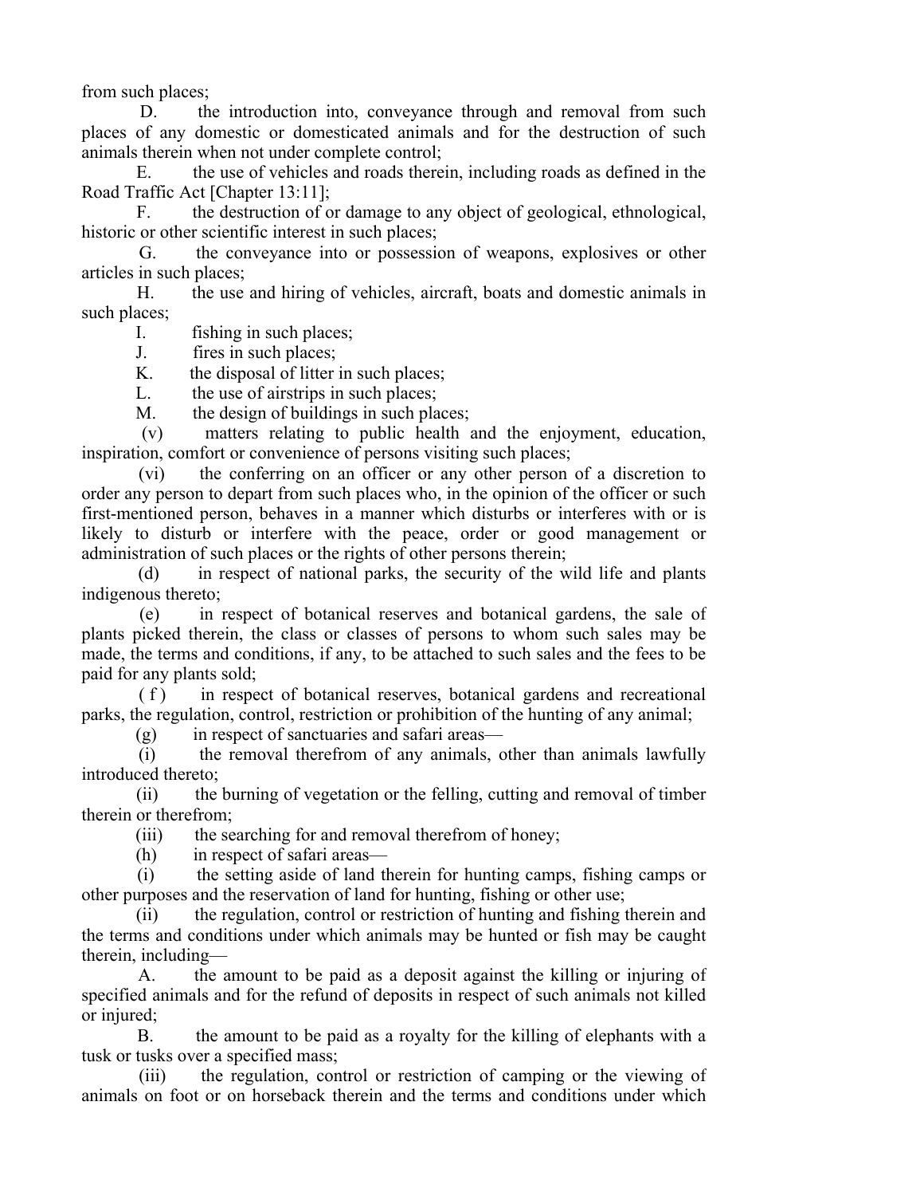from such places;

D. the introduction into, conveyance through and removal from such places of any domestic or domesticated animals and for the destruction of such animals therein when not under complete control;

E. the use of vehicles and roads therein, including roads as defined in the Road Traffic Act [Chapter 13:11];

F. the destruction of or damage to any object of geological, ethnological, historic or other scientific interest in such places;

G. the conveyance into or possession of weapons, explosives or other articles in such places;

H. the use and hiring of vehicles, aircraft, boats and domestic animals in such places;

I. fishing in such places;

J. fires in such places;

K. the disposal of litter in such places;

L. the use of airstrips in such places;

M. the design of buildings in such places;

(v) matters relating to public health and the enjoyment, education, inspiration, comfort or convenience of persons visiting such places;

(vi) the conferring on an officer or any other person of a discretion to order any person to depart from such places who, in the opinion of the officer or such first-mentioned person, behaves in a manner which disturbs or interferes with or is likely to disturb or interfere with the peace, order or good management or administration of such places or the rights of other persons therein;

(d) in respect of national parks, the security of the wild life and plants indigenous thereto;

(e) in respect of botanical reserves and botanical gardens, the sale of plants picked therein, the class or classes of persons to whom such sales may be made, the terms and conditions, if any, to be attached to such sales and the fees to be paid for any plants sold;

(f) in respect of botanical reserves, botanical gardens and recreational parks, the regulation, control, restriction or prohibition of the hunting of any animal;

(g) in respect of sanctuaries and safari areas—

(i) the removal therefrom of any animals, other than animals lawfully introduced thereto;

(ii) the burning of vegetation or the felling, cutting and removal of timber therein or therefrom;

(iii) the searching for and removal therefrom of honey;

(h) in respect of safari areas—

(i) the setting aside of land therein for hunting camps, fishing camps or other purposes and the reservation of land for hunting, fishing or other use;

(ii) the regulation, control or restriction of hunting and fishing therein and the terms and conditions under which animals may be hunted or fish may be caught therein, including—

A. the amount to be paid as a deposit against the killing or injuring of specified animals and for the refund of deposits in respect of such animals not killed or injured;

B. the amount to be paid as a royalty for the killing of elephants with a tusk or tusks over a specified mass;

(iii) the regulation, control or restriction of camping or the viewing of animals on foot or on horseback therein and the terms and conditions under which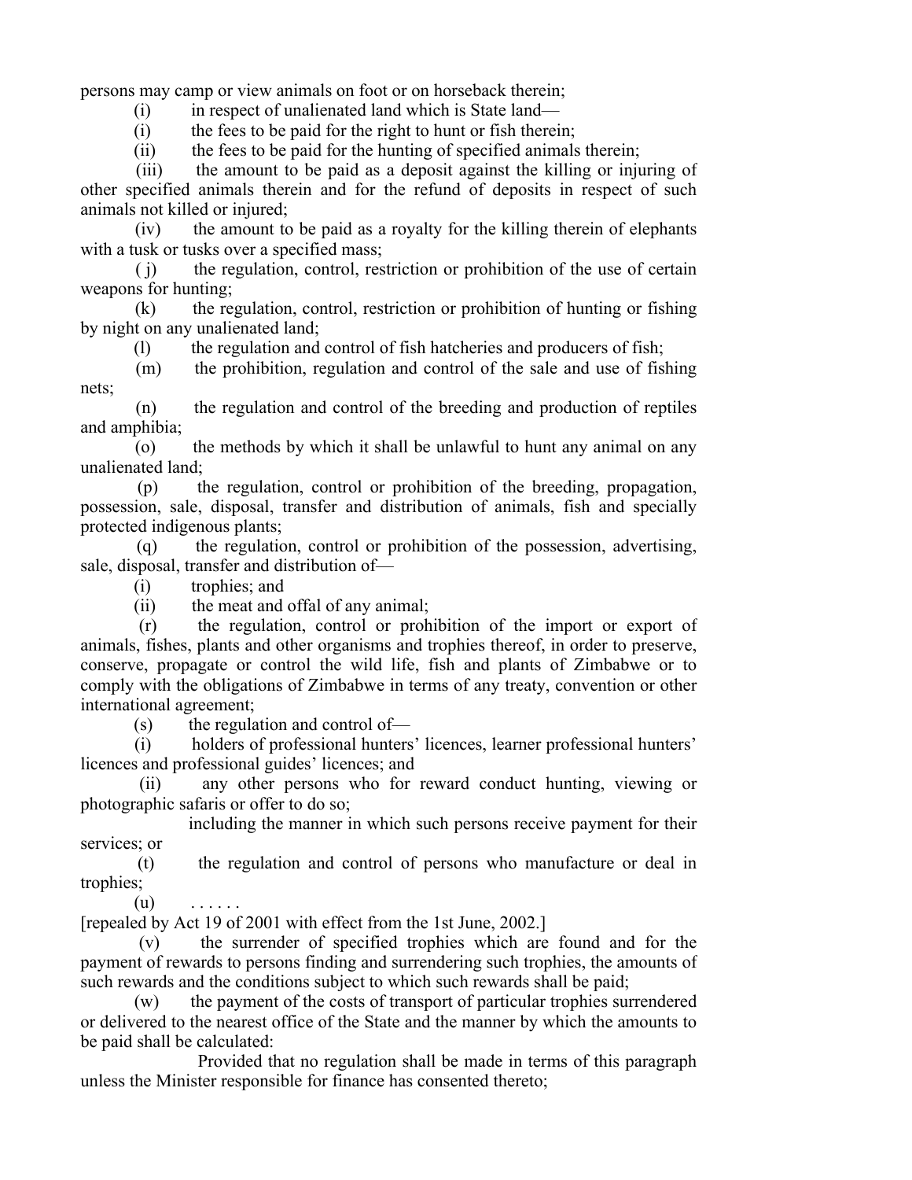persons may camp or view animals on foot or on horseback therein;

(i) in respect of unalienated land which is State land—

(i) the fees to be paid for the right to hunt or fish therein;

(ii) the fees to be paid for the hunting of specified animals therein;

(iii) the amount to be paid as a deposit against the killing or injuring of other specified animals therein and for the refund of deposits in respect of such animals not killed or injured;

(iv) the amount to be paid as a royalty for the killing therein of elephants with a tusk or tusks over a specified mass;

( j) the regulation, control, restriction or prohibition of the use of certain weapons for hunting;

(k) the regulation, control, restriction or prohibition of hunting or fishing by night on any unalienated land;

(l) the regulation and control of fish hatcheries and producers of fish;

(m) the prohibition, regulation and control of the sale and use of fishing nets;

(n) the regulation and control of the breeding and production of reptiles and amphibia;

(o) the methods by which it shall be unlawful to hunt any animal on any unalienated land;

(p) the regulation, control or prohibition of the breeding, propagation, possession, sale, disposal, transfer and distribution of animals, fish and specially protected indigenous plants;

(q) the regulation, control or prohibition of the possession, advertising, sale, disposal, transfer and distribution of—

(i) trophies; and

(ii) the meat and offal of any animal;

(r) the regulation, control or prohibition of the import or export of animals, fishes, plants and other organisms and trophies thereof, in order to preserve, conserve, propagate or control the wild life, fish and plants of Zimbabwe or to comply with the obligations of Zimbabwe in terms of any treaty, convention or other international agreement;

(s) the regulation and control of—

(i) holders of professional hunters' licences, learner professional hunters' licences and professional guides' licences; and

(ii) any other persons who for reward conduct hunting, viewing or photographic safaris or offer to do so;

including the manner in which such persons receive payment for their services; or

(t) the regulation and control of persons who manufacture or deal in trophies;

(u) . . . . . .

[repealed by Act 19 of 2001 with effect from the 1st June, 2002.]

(v) the surrender of specified trophies which are found and for the payment of rewards to persons finding and surrendering such trophies, the amounts of such rewards and the conditions subject to which such rewards shall be paid;

(w) the payment of the costs of transport of particular trophies surrendered or delivered to the nearest office of the State and the manner by which the amounts to be paid shall be calculated:

Provided that no regulation shall be made in terms of this paragraph unless the Minister responsible for finance has consented thereto;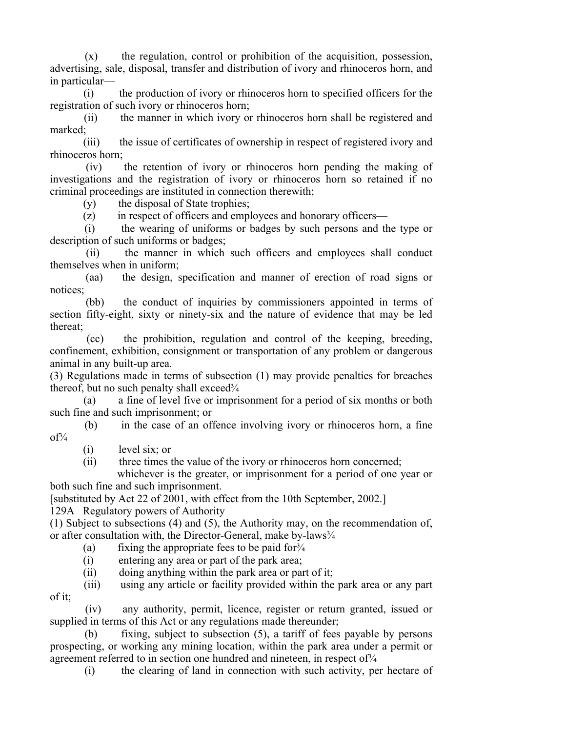(x) the regulation, control or prohibition of the acquisition, possession, advertising, sale, disposal, transfer and distribution of ivory and rhinoceros horn, and in particular—

(i) the production of ivory or rhinoceros horn to specified officers for the registration of such ivory or rhinoceros horn;

(ii) the manner in which ivory or rhinoceros horn shall be registered and marked;

(iii) the issue of certificates of ownership in respect of registered ivory and rhinoceros horn;

(iv) the retention of ivory or rhinoceros horn pending the making of investigations and the registration of ivory or rhinoceros horn so retained if no criminal proceedings are instituted in connection therewith;

(y) the disposal of State trophies;

(z) in respect of officers and employees and honorary officers—

(i) the wearing of uniforms or badges by such persons and the type or description of such uniforms or badges;

(ii) the manner in which such officers and employees shall conduct themselves when in uniform;

(aa) the design, specification and manner of erection of road signs or notices;

(bb) the conduct of inquiries by commissioners appointed in terms of section fifty-eight, sixty or ninety-six and the nature of evidence that may be led thereat;

(cc) the prohibition, regulation and control of the keeping, breeding, confinement, exhibition, consignment or transportation of any problem or dangerous animal in any built-up area.

(3) Regulations made in terms of subsection (1) may provide penalties for breaches thereof, but no such penalty shall exceed¾

(a) a fine of level five or imprisonment for a period of six months or both such fine and such imprisonment; or

(b) in the case of an offence involving ivory or rhinoceros horn, a fine of¾

(i) level six; or

(ii) three times the value of the ivory or rhinoceros horn concerned;

whichever is the greater, or imprisonment for a period of one year or both such fine and such imprisonment.

[substituted by Act 22 of 2001, with effect from the 10th September, 2002.]

129A Regulatory powers of Authority

(1) Subject to subsections (4) and (5), the Authority may, on the recommendation of, or after consultation with, the Director-General, make by-laws¾

(a) fixing the appropriate fees to be paid for¾

(i) entering any area or part of the park area;

(ii) doing anything within the park area or part of it;

(iii) using any article or facility provided within the park area or any part of it;

(iv) any authority, permit, licence, register or return granted, issued or supplied in terms of this Act or any regulations made thereunder;

(b) fixing, subject to subsection (5), a tariff of fees payable by persons prospecting, or working any mining location, within the park area under a permit or agreement referred to in section one hundred and nineteen, in respect of¾

(i) the clearing of land in connection with such activity, per hectare of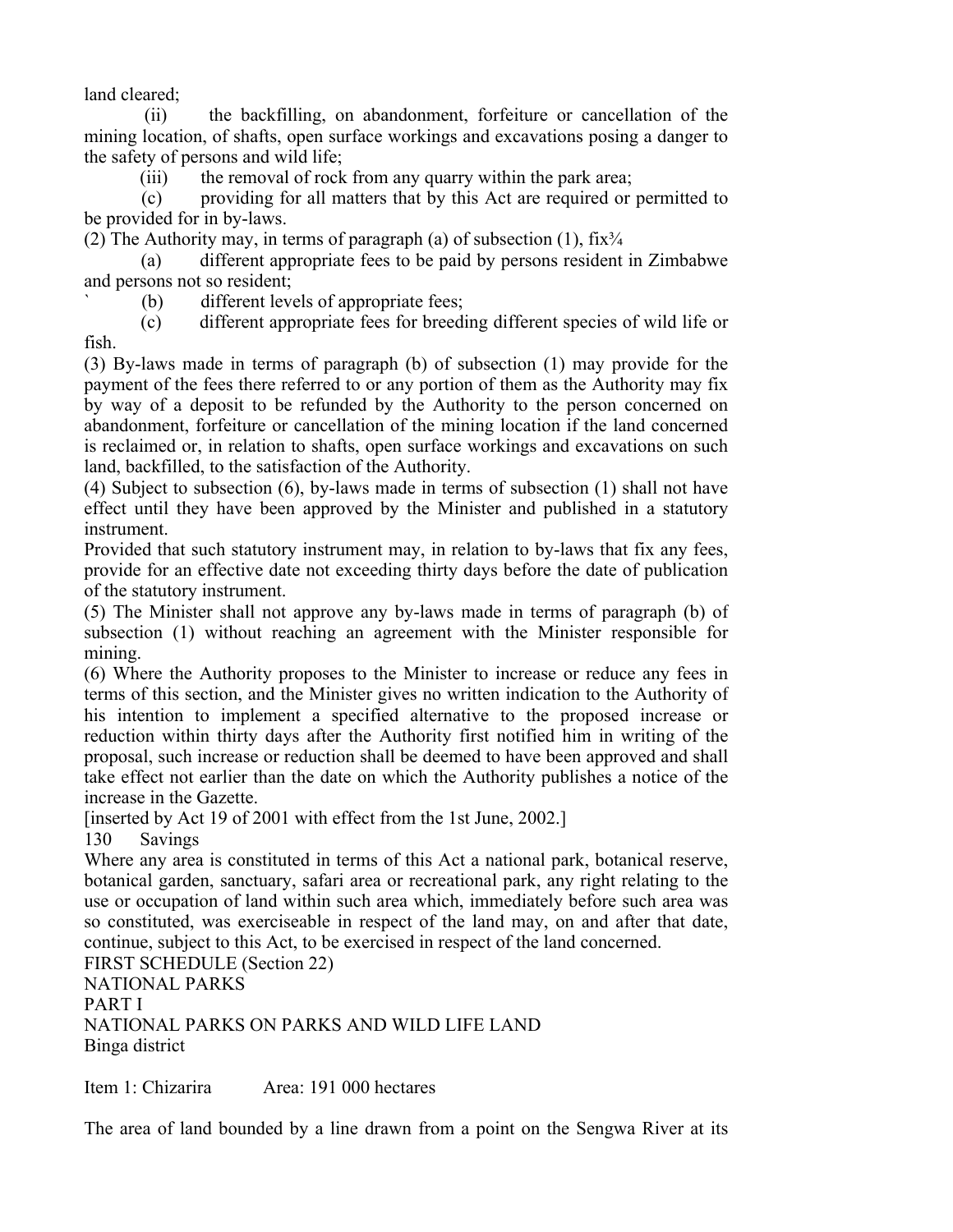land cleared;

(ii) the backfilling, on abandonment, forfeiture or cancellation of the mining location, of shafts, open surface workings and excavations posing a danger to the safety of persons and wild life;

(iii) the removal of rock from any quarry within the park area;

(c) providing for all matters that by this Act are required or permitted to be provided for in by-laws.

(2) The Authority may, in terms of paragraph (a) of subsection (1), fix¾

(a) different appropriate fees to be paid by persons resident in Zimbabwe and persons not so resident;

` (b) different levels of appropriate fees;

(c) different appropriate fees for breeding different species of wild life or fish.

(3) By-laws made in terms of paragraph (b) of subsection (1) may provide for the payment of the fees there referred to or any portion of them as the Authority may fix by way of a deposit to be refunded by the Authority to the person concerned on abandonment, forfeiture or cancellation of the mining location if the land concerned is reclaimed or, in relation to shafts, open surface workings and excavations on such land, backfilled, to the satisfaction of the Authority.

(4) Subject to subsection (6), by-laws made in terms of subsection (1) shall not have effect until they have been approved by the Minister and published in a statutory instrument.

Provided that such statutory instrument may, in relation to by-laws that fix any fees, provide for an effective date not exceeding thirty days before the date of publication of the statutory instrument.

(5) The Minister shall not approve any by-laws made in terms of paragraph (b) of subsection (1) without reaching an agreement with the Minister responsible for mining.

(6) Where the Authority proposes to the Minister to increase or reduce any fees in terms of this section, and the Minister gives no written indication to the Authority of his intention to implement a specified alternative to the proposed increase or reduction within thirty days after the Authority first notified him in writing of the proposal, such increase or reduction shall be deemed to have been approved and shall take effect not earlier than the date on which the Authority publishes a notice of the increase in the Gazette.

[inserted by Act 19 of 2001 with effect from the 1st June, 2002.]

130 Savings

Where any area is constituted in terms of this Act a national park, botanical reserve, botanical garden, sanctuary, safari area or recreational park, any right relating to the use or occupation of land within such area which, immediately before such area was so constituted, was exerciseable in respect of the land may, on and after that date, continue, subject to this Act, to be exercised in respect of the land concerned.

FIRST SCHEDULE (Section 22)

NATIONAL PARKS

PART I

NATIONAL PARKS ON PARKS AND WILD LIFE LAND

Binga district

Item 1: Chizarira Area: 191 000 hectares

The area of land bounded by a line drawn from a point on the Sengwa River at its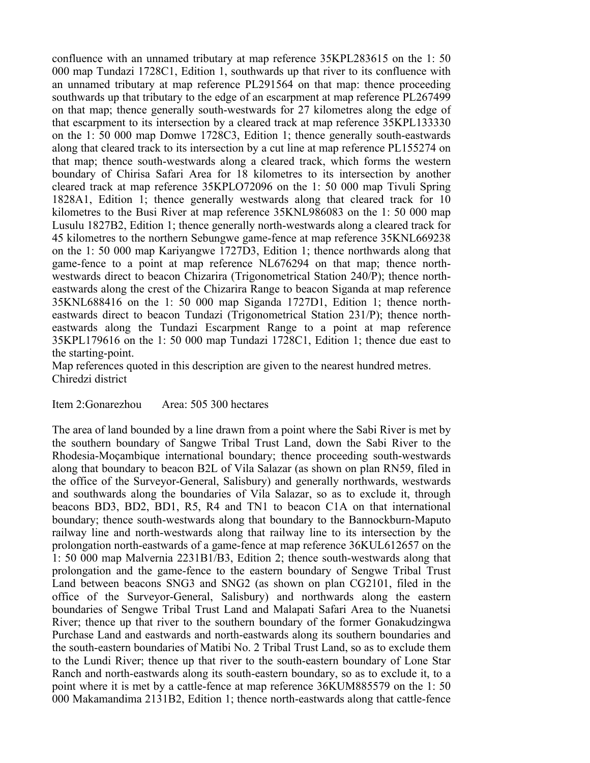confluence with an unnamed tributary at map reference 35KPL283615 on the 1: 50 000 map Tundazi 1728C1, Edition 1, southwards up that river to its confluence with an unnamed tributary at map reference PL291564 on that map: thence proceeding southwards up that tributary to the edge of an escarpment at map reference PL267499 on that map; thence generally south-westwards for 27 kilometres along the edge of that escarpment to its intersection by a cleared track at map reference 35KPL133330 on the 1: 50 000 map Domwe 1728C3, Edition 1; thence generally south-eastwards along that cleared track to its intersection by a cut line at map reference PL155274 on that map; thence south-westwards along a cleared track, which forms the western boundary of Chirisa Safari Area for 18 kilometres to its intersection by another cleared track at map reference 35KPLO72096 on the 1: 50 000 map Tivuli Spring 1828A1, Edition 1; thence generally westwards along that cleared track for 10 kilometres to the Busi River at map reference 35KNL986083 on the 1: 50 000 map Lusulu 1827B2, Edition 1; thence generally north-westwards along a cleared track for 45 kilometres to the northern Sebungwe game-fence at map reference 35KNL669238 on the 1: 50 000 map Kariyangwe 1727D3, Edition 1; thence northwards along that game-fence to a point at map reference NL676294 on that map; thence north-westwards direct to beacon Chizarira (Trigonometrical Station 240/P); thence north-eastwards along the crest of the Chizarira Range to beacon Siganda at map reference 35KNL688416 on the 1: 50 000 map Siganda 1727D1, Edition 1; thence north-eastwards direct to beacon Tundazi (Trigonometrical Station 231/P); thence north-eastwards along the Tundazi Escarpment Range to a point at map reference 35KPL179616 on the 1: 50 000 map Tundazi 1728C1, Edition 1; thence due east to the starting-point.

Map references quoted in this description are given to the nearest hundred metres.

Chiredzi district

Item 2:Gonarezhou Area: 505 300 hectares

The area of land bounded by a line drawn from a point where the Sabi River is met by the southern boundary of Sangwe Tribal Trust Land, down the Sabi River to the Rhodesia-Moçambique international boundary; thence proceeding south-westwards along that boundary to beacon B2L of Vila Salazar (as shown on plan RN59, filed in the office of the Surveyor-General, Salisbury) and generally northwards, westwards and southwards along the boundaries of Vila Salazar, so as to exclude it, through beacons BD3, BD2, BD1, R5, R4 and TN1 to beacon C1A on that international boundary; thence south-westwards along that boundary to the Bannockburn-Maputo railway line and north-westwards along that railway line to its intersection by the prolongation north-eastwards of a game-fence at map reference 36KUL612657 on the 1: 50 000 map Malvernia 2231B1/B3, Edition 2; thence south-westwards along that prolongation and the game-fence to the eastern boundary of Sengwe Tribal Trust Land between beacons SNG3 and SNG2 (as shown on plan CG2101, filed in the office of the Surveyor-General, Salisbury) and northwards along the eastern boundaries of Sengwe Tribal Trust Land and Malapati Safari Area to the Nuanetsi River; thence up that river to the southern boundary of the former Gonakudzingwa Purchase Land and eastwards and north-eastwards along its southern boundaries and the south-eastern boundaries of Matibi No. 2 Tribal Trust Land, so as to exclude them to the Lundi River; thence up that river to the south-eastern boundary of Lone Star Ranch and north-eastwards along its south-eastern boundary, so as to exclude it, to a point where it is met by a cattle-fence at map reference 36KUM885579 on the 1: 50 000 Makamandima 2131B2, Edition 1; thence north-eastwards along that cattle-fence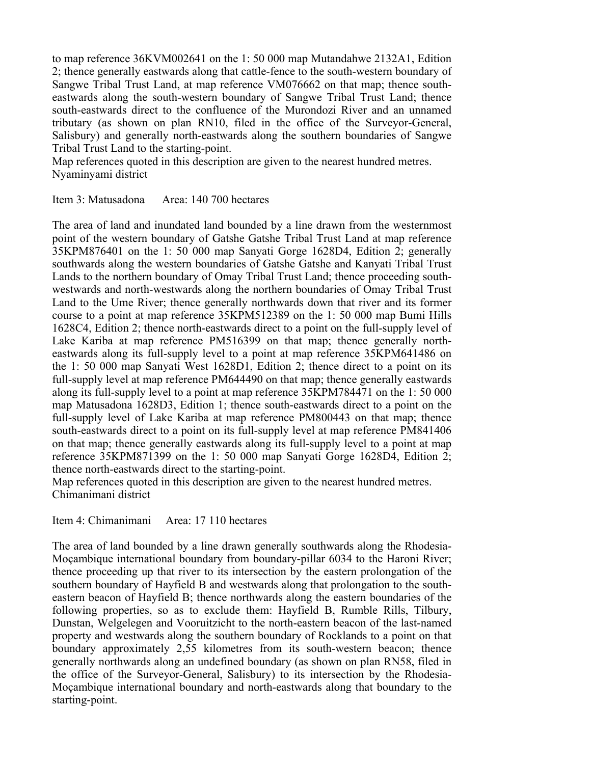to map reference 36KVM002641 on the 1: 50 000 map Mutandahwe 2132A1, Edition 2; thence generally eastwards along that cattle-fence to the south-western boundary of Sangwe Tribal Trust Land, at map reference VM076662 on that map; thence south-eastwards along the south-western boundary of Sangwe Tribal Trust Land; thence south-eastwards direct to the confluence of the Murondozi River and an unnamed tributary (as shown on plan RN10, filed in the office of the Surveyor-General, Salisbury) and generally north-eastwards along the southern boundaries of Sangwe Tribal Trust Land to the starting-point.

Map references quoted in this description are given to the nearest hundred metres.

Nyaminyami district

Item 3: Matusadona Area: 140 700 hectares

The area of land and inundated land bounded by a line drawn from the westernmost point of the western boundary of Gatshe Gatshe Tribal Trust Land at map reference 35KPM876401 on the 1: 50 000 map Sanyati Gorge 1628D4, Edition 2; generally southwards along the western boundaries of Gatshe Gatshe and Kanyati Tribal Trust Lands to the northern boundary of Omay Tribal Trust Land; thence proceeding south-westwards and north-westwards along the northern boundaries of Omay Tribal Trust Land to the Ume River; thence generally northwards down that river and its former course to a point at map reference 35KPM512389 on the 1: 50 000 map Bumi Hills 1628C4, Edition 2; thence north-eastwards direct to a point on the full-supply level of Lake Kariba at map reference PM516399 on that map; thence generally north-eastwards along its full-supply level to a point at map reference 35KPM641486 on the 1: 50 000 map Sanyati West 1628D1, Edition 2; thence direct to a point on its full-supply level at map reference PM644490 on that map; thence generally eastwards along its full-supply level to a point at map reference 35KPM784471 on the 1: 50 000 map Matusadona 1628D3, Edition 1; thence south-eastwards direct to a point on the full-supply level of Lake Kariba at map reference PM800443 on that map; thence south-eastwards direct to a point on its full-supply level at map reference PM841406 on that map; thence generally eastwards along its full-supply level to a point at map reference 35KPM871399 on the 1: 50 000 map Sanyati Gorge 1628D4, Edition 2; thence north-eastwards direct to the starting-point.

Map references quoted in this description are given to the nearest hundred metres.

Chimanimani district

Item 4: Chimanimani Area: 17 110 hectares

The area of land bounded by a line drawn generally southwards along the Rhodesia-Moçambique international boundary from boundary-pillar 6034 to the Haroni River; thence proceeding up that river to its intersection by the eastern prolongation of the southern boundary of Hayfield B and westwards along that prolongation to the south-eastern beacon of Hayfield B; thence northwards along the eastern boundaries of the following properties, so as to exclude them: Hayfield B, Rumble Rills, Tilbury, Dunstan, Welgelegen and Vooruitzicht to the north-eastern beacon of the last-named property and westwards along the southern boundary of Rocklands to a point on that boundary approximately 2,55 kilometres from its south-western beacon; thence generally northwards along an undefined boundary (as shown on plan RN58, filed in the office of the Surveyor-General, Salisbury) to its intersection by the Rhodesia-Moçambique international boundary and north-eastwards along that boundary to the starting-point.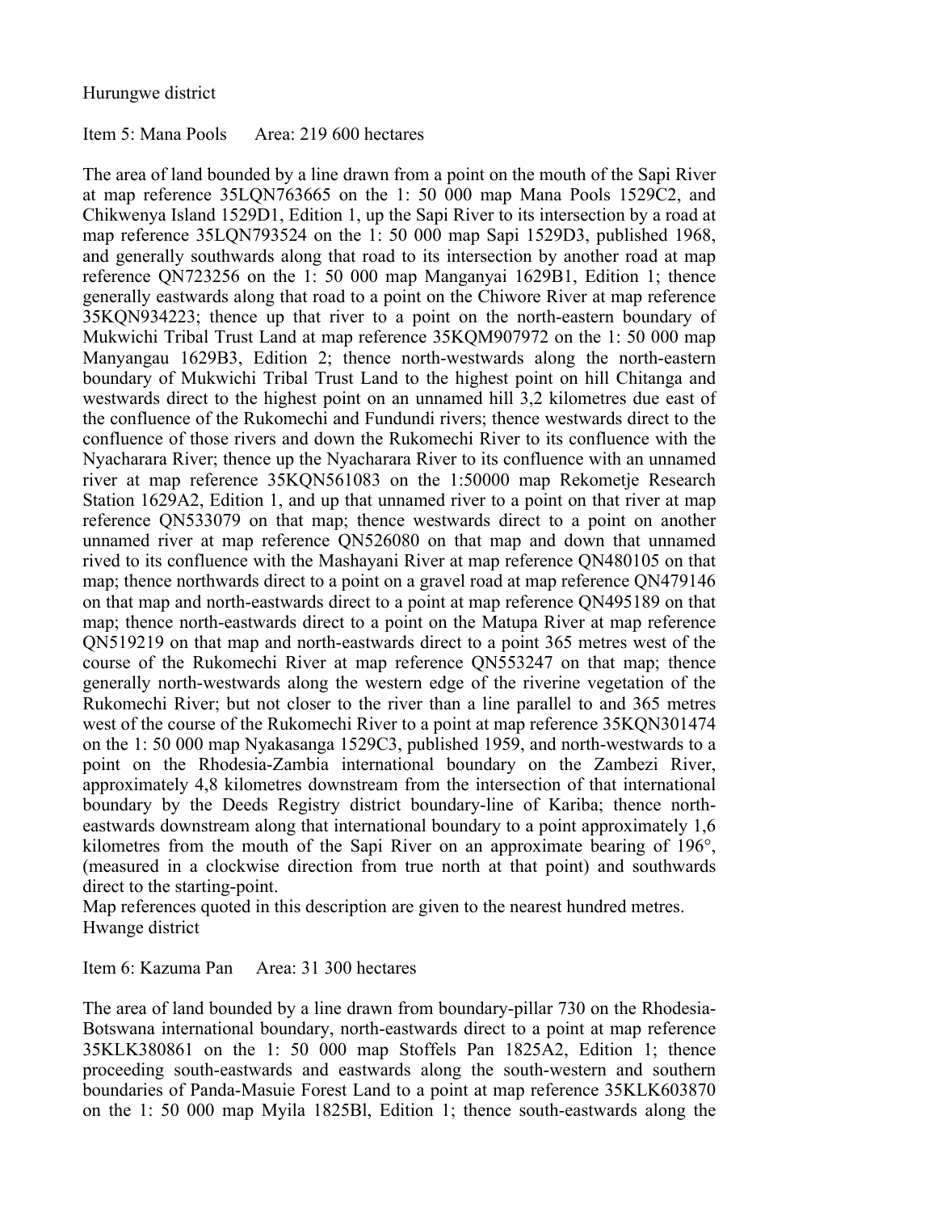Hurungwe district

Item 5: Mana Pools  Area: 219 600 hectares

The area of land bounded by a line drawn from a point on the mouth of the Sapi River at map reference 35LQN763665 on the 1: 50 000 map Mana Pools 1529C2, and Chikwenya Island 1529D1, Edition 1, up the Sapi River to its intersection by a road at map reference 35LQN793524 on the 1: 50 000 map Sapi 1529D3, published 1968, and generally southwards along that road to its intersection by another road at map reference QN723256 on the 1: 50 000 map Manganyai 1629B1, Edition 1; thence generally eastwards along that road to a point on the Chiwore River at map reference 35KQN934223; thence up that river to a point on the north-eastern boundary of Mukwichi Tribal Trust Land at map reference 35KQM907972 on the 1: 50 000 map Manyangau 1629B3, Edition 2; thence north-westwards along the north-eastern boundary of Mukwichi Tribal Trust Land to the highest point on hill Chitanga and westwards direct to the highest point on an unnamed hill 3,2 kilometres due east of the confluence of the Rukomechi and Fundundi rivers; thence westwards direct to the confluence of those rivers and down the Rukomechi River to its confluence with the Nyacharara River; thence up the Nyacharara River to its confluence with an unnamed river at map reference 35KQN561083 on the 1:50000 map Rekometje Research Station 1629A2, Edition 1, and up that unnamed river to a point on that river at map reference QN533079 on that map; thence westwards direct to a point on another unnamed river at map reference QN526080 on that map and down that unnamed rived to its confluence with the Mashayani River at map reference QN480105 on that map; thence northwards direct to a point on a gravel road at map reference QN479146 on that map and north-eastwards direct to a point at map reference QN495189 on that map; thence north-eastwards direct to a point on the Matupa River at map reference QN519219 on that map and north-eastwards direct to a point 365 metres west of the course of the Rukomechi River at map reference QN553247 on that map; thence generally north-westwards along the western edge of the riverine vegetation of the Rukomechi River; but not closer to the river than a line parallel to and 365 metres west of the course of the Rukomechi River to a point at map reference 35KQN301474 on the 1: 50 000 map Nyakasanga 1529C3, published 1959, and north-westwards to a point on the Rhodesia-Zambia international boundary on the Zambezi River, approximately 4,8 kilometres downstream from the intersection of that international boundary by the Deeds Registry district boundary-line of Kariba; thence north-eastwards downstream along that international boundary to a point approximately 1,6 kilometres from the mouth of the Sapi River on an approximate bearing of 196°, (measured in a clockwise direction from true north at that point) and southwards direct to the starting-point.
Map references quoted in this description are given to the nearest hundred metres.
Hwange district

Item 6: Kazuma Pan  Area: 31 300 hectares

The area of land bounded by a line drawn from boundary-pillar 730 on the Rhodesia-Botswana international boundary, north-eastwards direct to a point at map reference 35KLK380861 on the 1: 50 000 map Stoffels Pan 1825A2, Edition 1; thence proceeding south-eastwards and eastwards along the south-western and southern boundaries of Panda-Masuie Forest Land to a point at map reference 35KLK603870 on the 1: 50 000 map Myila 1825Bl, Edition 1; thence south-eastwards along the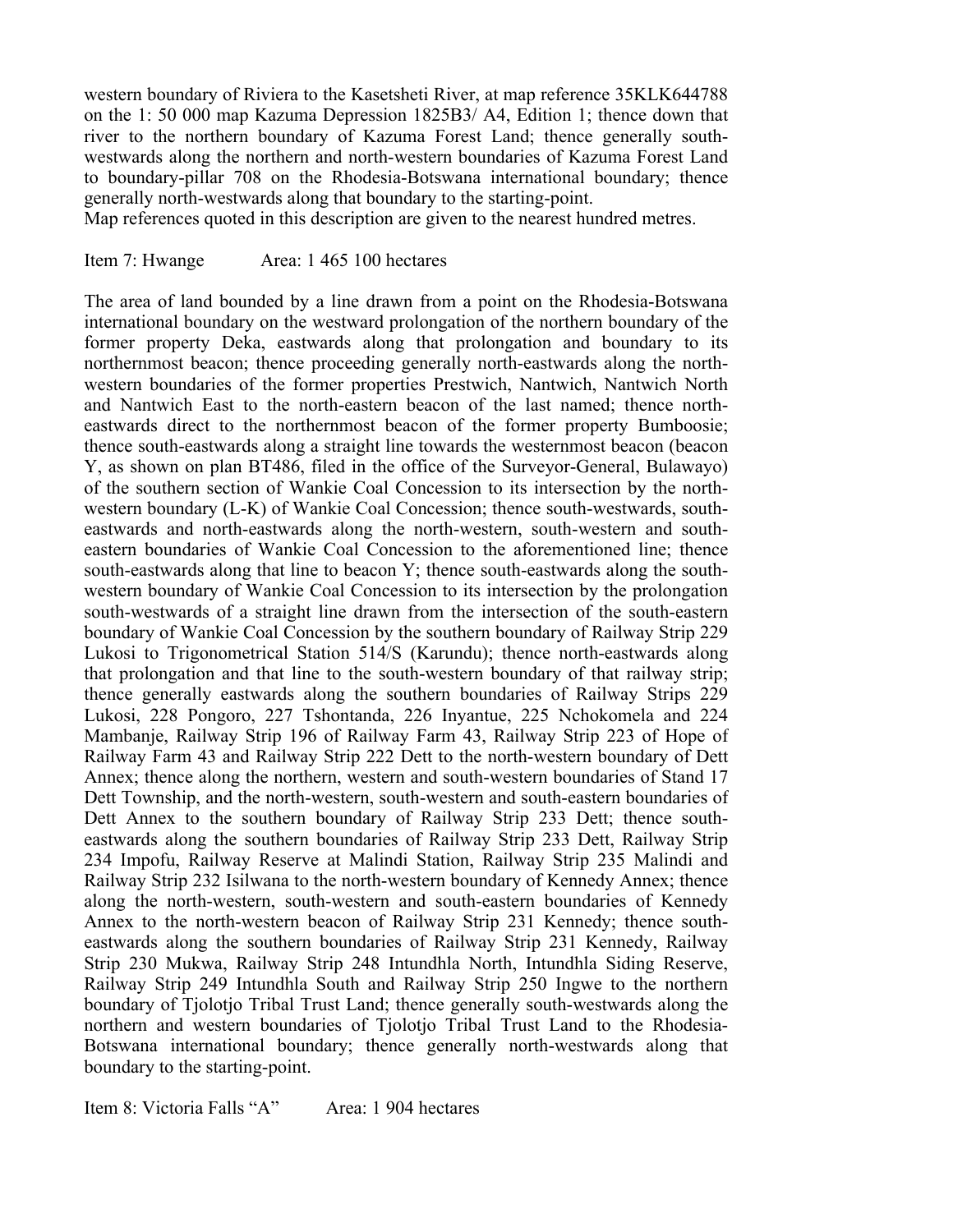western boundary of Riviera to the Kasetsheti River, at map reference 35KLK644788 on the 1: 50 000 map Kazuma Depression 1825B3/ A4, Edition 1; thence down that river to the northern boundary of Kazuma Forest Land; thence generally south-westwards along the northern and north-western boundaries of Kazuma Forest Land to boundary-pillar 708 on the Rhodesia-Botswana international boundary; thence generally north-westwards along that boundary to the starting-point.
Map references quoted in this description are given to the nearest hundred metres.

Item 7: Hwange   Area: 1 465 100 hectares

The area of land bounded by a line drawn from a point on the Rhodesia-Botswana international boundary on the westward prolongation of the northern boundary of the former property Deka, eastwards along that prolongation and boundary to its northernmost beacon; thence proceeding generally north-eastwards along the north-western boundaries of the former properties Prestwich, Nantwich, Nantwich North and Nantwich East to the north-eastern beacon of the last named; thence north-eastwards direct to the northernmost beacon of the former property Bumboosie; thence south-eastwards along a straight line towards the westernmost beacon (beacon Y, as shown on plan BT486, filed in the office of the Surveyor-General, Bulawayo) of the southern section of Wankie Coal Concession to its intersection by the north-western boundary (L-K) of Wankie Coal Concession; thence south-westwards, south-eastwards and north-eastwards along the north-western, south-western and south-eastern boundaries of Wankie Coal Concession to the aforementioned line; thence south-eastwards along that line to beacon Y; thence south-eastwards along the south-western boundary of Wankie Coal Concession to its intersection by the prolongation south-westwards of a straight line drawn from the intersection of the south-eastern boundary of Wankie Coal Concession by the southern boundary of Railway Strip 229 Lukosi to Trigonometrical Station 514/S (Karundu); thence north-eastwards along that prolongation and that line to the south-western boundary of that railway strip; thence generally eastwards along the southern boundaries of Railway Strips 229 Lukosi, 228 Pongoro, 227 Tshontanda, 226 Inyantue, 225 Nchokomela and 224 Mambanje, Railway Strip 196 of Railway Farm 43, Railway Strip 223 of Hope of Railway Farm 43 and Railway Strip 222 Dett to the north-western boundary of Dett Annex; thence along the northern, western and south-western boundaries of Stand 17 Dett Township, and the north-western, south-western and south-eastern boundaries of Dett Annex to the southern boundary of Railway Strip 233 Dett; thence south-eastwards along the southern boundaries of Railway Strip 233 Dett, Railway Strip 234 Impofu, Railway Reserve at Malindi Station, Railway Strip 235 Malindi and Railway Strip 232 Isilwana to the north-western boundary of Kennedy Annex; thence along the north-western, south-western and south-eastern boundaries of Kennedy Annex to the north-western beacon of Railway Strip 231 Kennedy; thence south-eastwards along the southern boundaries of Railway Strip 231 Kennedy, Railway Strip 230 Mukwa, Railway Strip 248 Intundhla North, Intundhla Siding Reserve, Railway Strip 249 Intundhla South and Railway Strip 250 Ingwe to the northern boundary of Tjolotjo Tribal Trust Land; thence generally south-westwards along the northern and western boundaries of Tjolotjo Tribal Trust Land to the Rhodesia-Botswana international boundary; thence generally north-westwards along that boundary to the starting-point.

Item 8: Victoria Falls "A"   Area: 1 904 hectares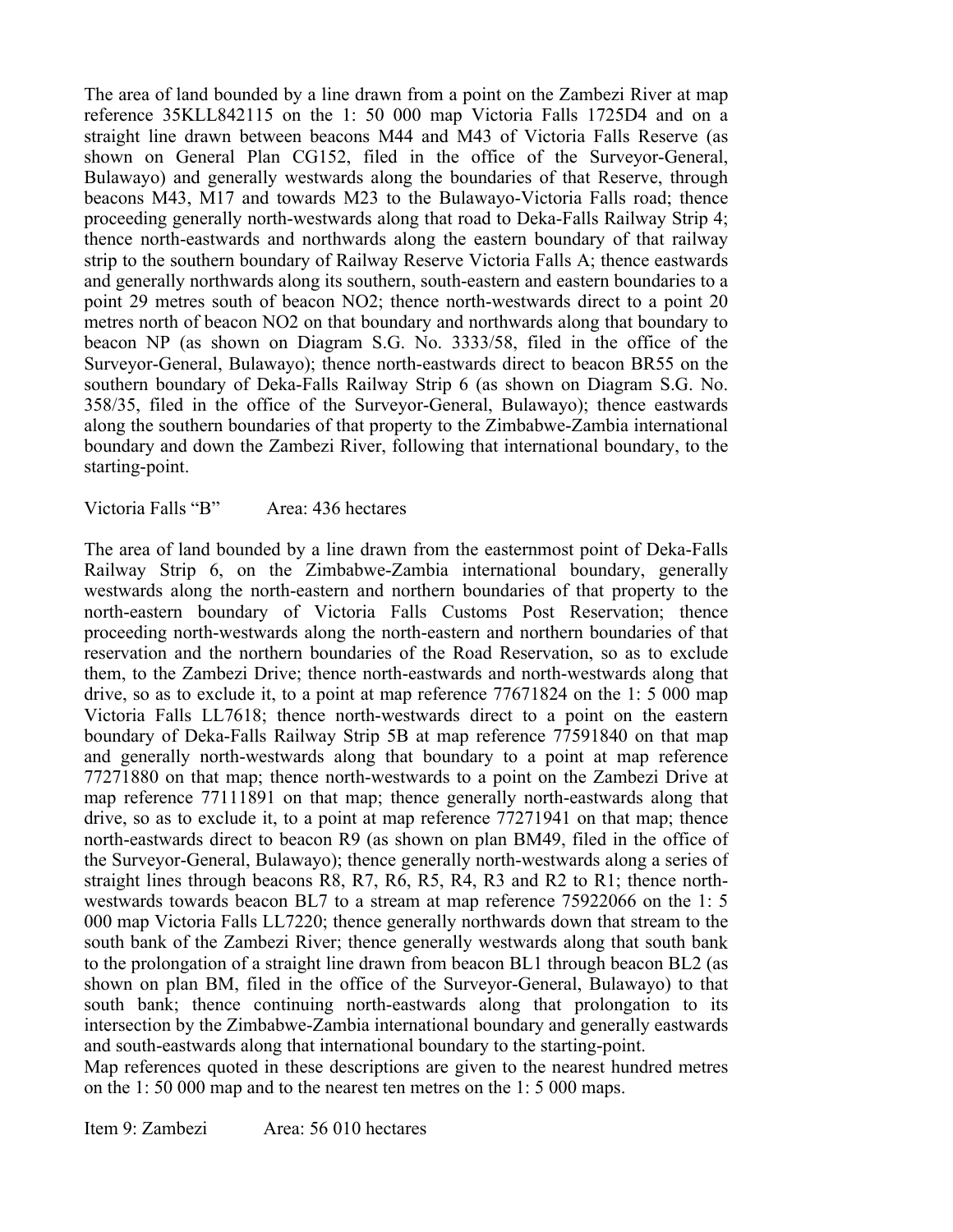The area of land bounded by a line drawn from a point on the Zambezi River at map reference 35KLL842115 on the 1: 50 000 map Victoria Falls 1725D4 and on a straight line drawn between beacons M44 and M43 of Victoria Falls Reserve (as shown on General Plan CG152, filed in the office of the Surveyor-General, Bulawayo) and generally westwards along the boundaries of that Reserve, through beacons M43, M17 and towards M23 to the Bulawayo-Victoria Falls road; thence proceeding generally north-westwards along that road to Deka-Falls Railway Strip 4; thence north-eastwards and northwards along the eastern boundary of that railway strip to the southern boundary of Railway Reserve Victoria Falls A; thence eastwards and generally northwards along its southern, south-eastern and eastern boundaries to a point 29 metres south of beacon NO2; thence north-westwards direct to a point 20 metres north of beacon NO2 on that boundary and northwards along that boundary to beacon NP (as shown on Diagram S.G. No. 3333/58, filed in the office of the Surveyor-General, Bulawayo); thence north-eastwards direct to beacon BR55 on the southern boundary of Deka-Falls Railway Strip 6 (as shown on Diagram S.G. No. 358/35, filed in the office of the Surveyor-General, Bulawayo); thence eastwards along the southern boundaries of that property to the Zimbabwe-Zambia international boundary and down the Zambezi River, following that international boundary, to the starting-point.

Victoria Falls "B" Area: 436 hectares

The area of land bounded by a line drawn from the easternmost point of Deka-Falls Railway Strip 6, on the Zimbabwe-Zambia international boundary, generally westwards along the north-eastern and northern boundaries of that property to the north-eastern boundary of Victoria Falls Customs Post Reservation; thence proceeding north-westwards along the north-eastern and northern boundaries of that reservation and the northern boundaries of the Road Reservation, so as to exclude them, to the Zambezi Drive; thence north-eastwards and north-westwards along that drive, so as to exclude it, to a point at map reference 77671824 on the 1: 5 000 map Victoria Falls LL7618; thence north-westwards direct to a point on the eastern boundary of Deka-Falls Railway Strip 5B at map reference 77591840 on that map and generally north-westwards along that boundary to a point at map reference 77271880 on that map; thence north-westwards to a point on the Zambezi Drive at map reference 77111891 on that map; thence generally north-eastwards along that drive, so as to exclude it, to a point at map reference 77271941 on that map; thence north-eastwards direct to beacon R9 (as shown on plan BM49, filed in the office of the Surveyor-General, Bulawayo); thence generally north-westwards along a series of straight lines through beacons R8, R7, R6, R5, R4, R3 and R2 to R1; thence north-westwards towards beacon BL7 to a stream at map reference 75922066 on the 1: 5 000 map Victoria Falls LL7220; thence generally northwards down that stream to the south bank of the Zambezi River; thence generally westwards along that south bank to the prolongation of a straight line drawn from beacon BL1 through beacon BL2 (as shown on plan BM, filed in the office of the Surveyor-General, Bulawayo) to that south bank; thence continuing north-eastwards along that prolongation to its intersection by the Zimbabwe-Zambia international boundary and generally eastwards and south-eastwards along that international boundary to the starting-point.
Map references quoted in these descriptions are given to the nearest hundred metres on the 1: 50 000 map and to the nearest ten metres on the 1: 5 000 maps.

Item 9: Zambezi Area: 56 010 hectares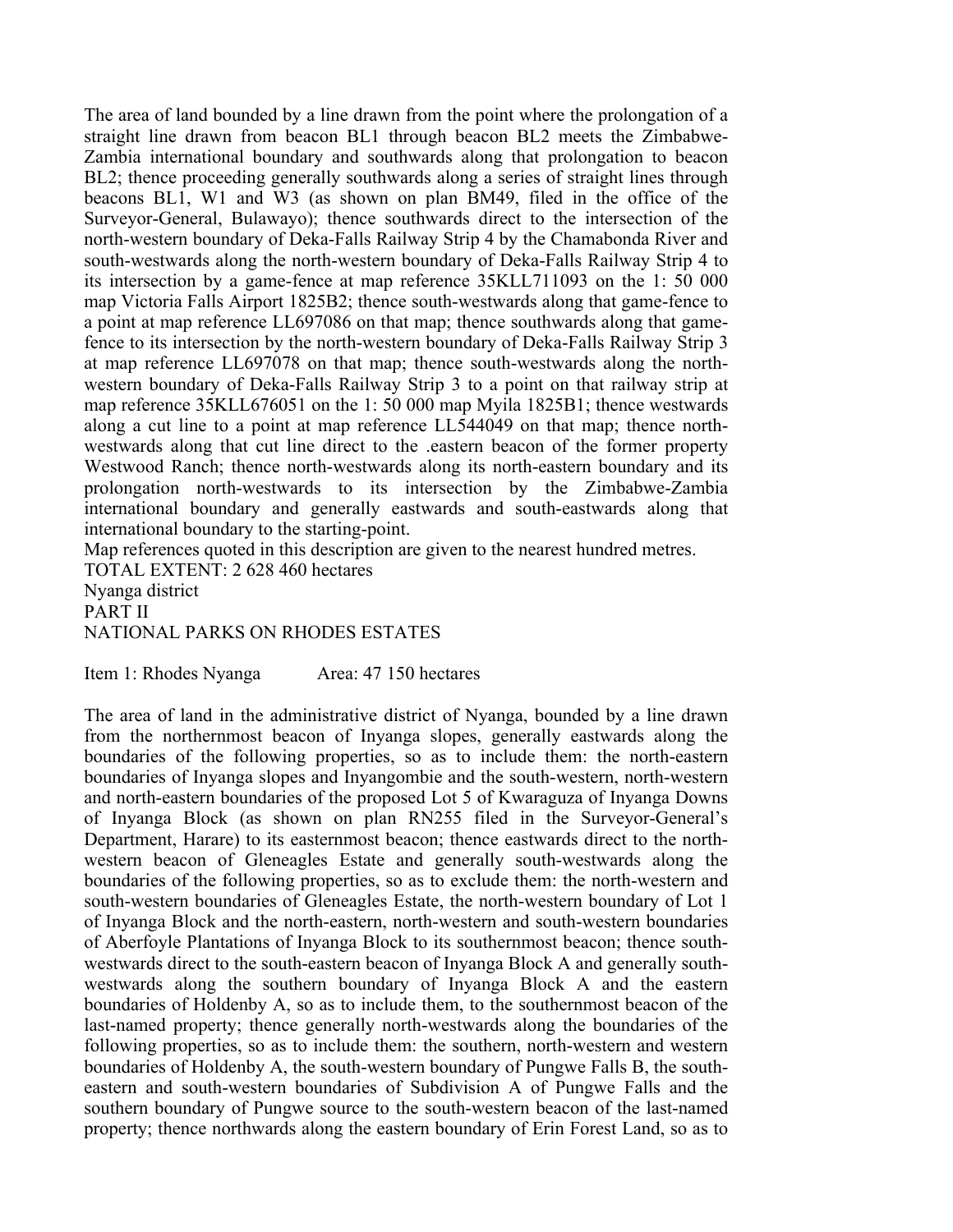The area of land bounded by a line drawn from the point where the prolongation of a straight line drawn from beacon BL1 through beacon BL2 meets the Zimbabwe-Zambia international boundary and southwards along that prolongation to beacon BL2; thence proceeding generally southwards along a series of straight lines through beacons BL1, W1 and W3 (as shown on plan BM49, filed in the office of the Surveyor-General, Bulawayo); thence southwards direct to the intersection of the north-western boundary of Deka-Falls Railway Strip 4 by the Chamabonda River and south-westwards along the north-western boundary of Deka-Falls Railway Strip 4 to its intersection by a game-fence at map reference 35KLL711093 on the 1: 50 000 map Victoria Falls Airport 1825B2; thence south-westwards along that game-fence to a point at map reference LL697086 on that map; thence southwards along that game-fence to its intersection by the north-western boundary of Deka-Falls Railway Strip 3 at map reference LL697078 on that map; thence south-westwards along the north-western boundary of Deka-Falls Railway Strip 3 to a point on that railway strip at map reference 35KLL676051 on the 1: 50 000 map Myila 1825B1; thence westwards along a cut line to a point at map reference LL544049 on that map; thence north-westwards along that cut line direct to the .eastern beacon of the former property Westwood Ranch; thence north-westwards along its north-eastern boundary and its prolongation north-westwards to its intersection by the Zimbabwe-Zambia international boundary and generally eastwards and south-eastwards along that international boundary to the starting-point.

Map references quoted in this description are given to the nearest hundred metres.

TOTAL EXTENT: 2 628 460 hectares

Nyanga district

PART II

NATIONAL PARKS ON RHODES ESTATES

Item 1: Rhodes Nyanga Area: 47 150 hectares

The area of land in the administrative district of Nyanga, bounded by a line drawn from the northernmost beacon of Inyanga slopes, generally eastwards along the boundaries of the following properties, so as to include them: the north-eastern boundaries of Inyanga slopes and Inyangombie and the south-western, north-western and north-eastern boundaries of the proposed Lot 5 of Kwaraguza of Inyanga Downs of Inyanga Block (as shown on plan RN255 filed in the Surveyor-General's Department, Harare) to its easternmost beacon; thence eastwards direct to the north-western beacon of Gleneagles Estate and generally south-westwards along the boundaries of the following properties, so as to exclude them: the north-western and south-western boundaries of Gleneagles Estate, the north-western boundary of Lot 1 of Inyanga Block and the north-eastern, north-western and south-western boundaries of Aberfoyle Plantations of Inyanga Block to its southernmost beacon; thence south-westwards direct to the south-eastern beacon of Inyanga Block A and generally south-westwards along the southern boundary of Inyanga Block A and the eastern boundaries of Holdenby A, so as to include them, to the southernmost beacon of the last-named property; thence generally north-westwards along the boundaries of the following properties, so as to include them: the southern, north-western and western boundaries of Holdenby A, the south-western boundary of Pungwe Falls B, the south-eastern and south-western boundaries of Subdivision A of Pungwe Falls and the southern boundary of Pungwe source to the south-western beacon of the last-named property; thence northwards along the eastern boundary of Erin Forest Land, so as to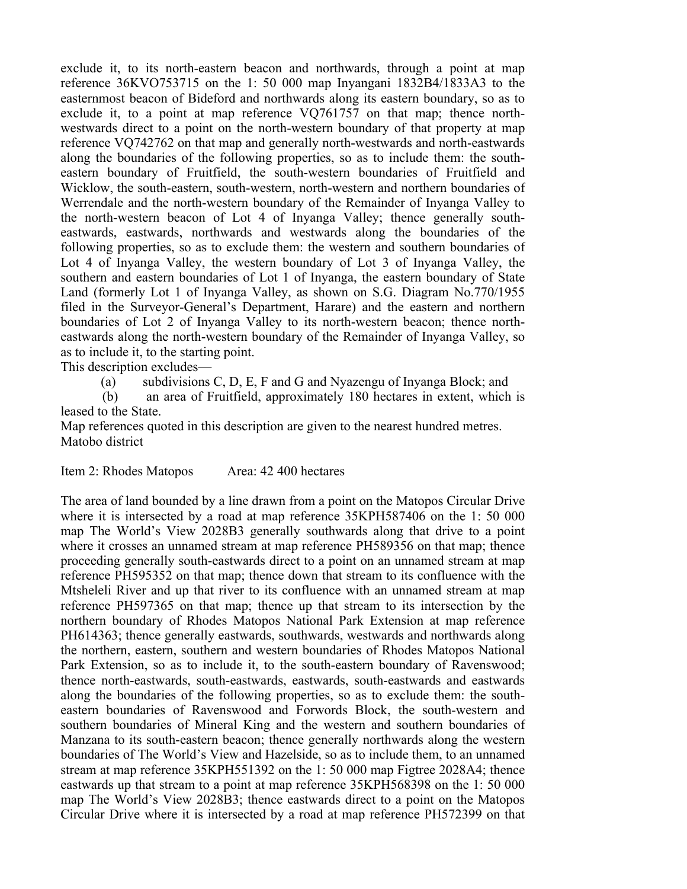exclude it, to its north-eastern beacon and northwards, through a point at map reference 36KVO753715 on the 1: 50 000 map Inyangani 1832B4/1833A3 to the easternmost beacon of Bideford and northwards along its eastern boundary, so as to exclude it, to a point at map reference VQ761757 on that map; thence north-westwards direct to a point on the north-western boundary of that property at map reference VQ742762 on that map and generally north-westwards and north-eastwards along the boundaries of the following properties, so as to include them: the south-eastern boundary of Fruitfield, the south-western boundaries of Fruitfield and Wicklow, the south-eastern, south-western, north-western and northern boundaries of Werrendale and the north-western boundary of the Remainder of Inyanga Valley to the north-western beacon of Lot 4 of Inyanga Valley; thence generally south-eastwards, eastwards, northwards and westwards along the boundaries of the following properties, so as to exclude them: the western and southern boundaries of Lot 4 of Inyanga Valley, the western boundary of Lot 3 of Inyanga Valley, the southern and eastern boundaries of Lot 1 of Inyanga, the eastern boundary of State Land (formerly Lot 1 of Inyanga Valley, as shown on S.G. Diagram No.770/1955 filed in the Surveyor-General's Department, Harare) and the eastern and northern boundaries of Lot 2 of Inyanga Valley to its north-western beacon; thence north-eastwards along the north-western boundary of the Remainder of Inyanga Valley, so as to include it, to the starting point.

This description excludes—

(a) subdivisions C, D, E, F and G and Nyazengu of Inyanga Block; and

(b) an area of Fruitfield, approximately 180 hectares in extent, which is leased to the State.

Map references quoted in this description are given to the nearest hundred metres.

Matobo district

Item 2: Rhodes Matopos Area: 42 400 hectares

The area of land bounded by a line drawn from a point on the Matopos Circular Drive where it is intersected by a road at map reference 35KPH587406 on the 1: 50 000 map The World's View 2028B3 generally southwards along that drive to a point where it crosses an unnamed stream at map reference PH589356 on that map; thence proceeding generally south-eastwards direct to a point on an unnamed stream at map reference PH595352 on that map; thence down that stream to its confluence with the Mtsheleli River and up that river to its confluence with an unnamed stream at map reference PH597365 on that map; thence up that stream to its intersection by the northern boundary of Rhodes Matopos National Park Extension at map reference PH614363; thence generally eastwards, southwards, westwards and northwards along the northern, eastern, southern and western boundaries of Rhodes Matopos National Park Extension, so as to include it, to the south-eastern boundary of Ravenswood; thence north-eastwards, south-eastwards, eastwards, south-eastwards and eastwards along the boundaries of the following properties, so as to exclude them: the south-eastern boundaries of Ravenswood and Forwords Block, the south-western and southern boundaries of Mineral King and the western and southern boundaries of Manzana to its south-eastern beacon; thence generally northwards along the western boundaries of The World's View and Hazelside, so as to include them, to an unnamed stream at map reference 35KPH551392 on the 1: 50 000 map Figtree 2028A4; thence eastwards up that stream to a point at map reference 35KPH568398 on the 1: 50 000 map The World's View 2028B3; thence eastwards direct to a point on the Matopos Circular Drive where it is intersected by a road at map reference PH572399 on that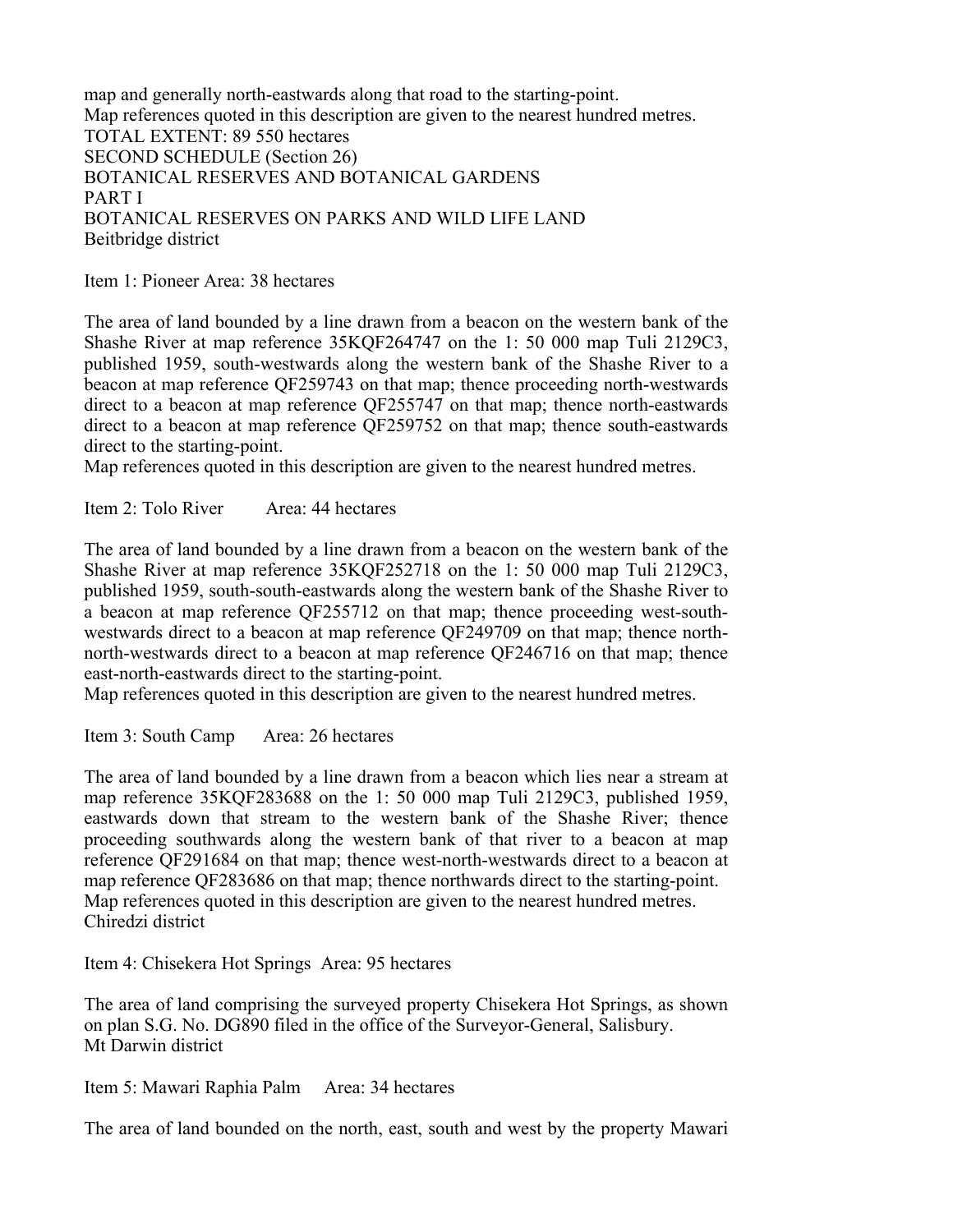map and generally north-eastwards along that road to the starting-point.
Map references quoted in this description are given to the nearest hundred metres.
TOTAL EXTENT: 89 550 hectares

## SECOND SCHEDULE (Section 26)

## BOTANICAL RESERVES AND BOTANICAL GARDENS

### PART I

### BOTANICAL RESERVES ON PARKS AND WILD LIFE LAND

Beitbridge district

Item 1: Pioneer Area: 38 hectares

The area of land bounded by a line drawn from a beacon on the western bank of the Shashe River at map reference 35KQF264747 on the 1: 50 000 map Tuli 2129C3, published 1959, south-westwards along the western bank of the Shashe River to a beacon at map reference QF259743 on that map; thence proceeding north-westwards direct to a beacon at map reference QF255747 on that map; thence north-eastwards direct to a beacon at map reference QF259752 on that map; thence south-eastwards direct to the starting-point.
Map references quoted in this description are given to the nearest hundred metres.

Item 2: Tolo River Area: 44 hectares

The area of land bounded by a line drawn from a beacon on the western bank of the Shashe River at map reference 35KQF252718 on the 1: 50 000 map Tuli 2129C3, published 1959, south-south-eastwards along the western bank of the Shashe River to a beacon at map reference QF255712 on that map; thence proceeding west-south-westwards direct to a beacon at map reference QF249709 on that map; thence north-north-westwards direct to a beacon at map reference QF246716 on that map; thence east-north-eastwards direct to the starting-point.
Map references quoted in this description are given to the nearest hundred metres.

Item 3: South Camp Area: 26 hectares

The area of land bounded by a line drawn from a beacon which lies near a stream at map reference 35KQF283688 on the 1: 50 000 map Tuli 2129C3, published 1959, eastwards down that stream to the western bank of the Shashe River; thence proceeding southwards along the western bank of that river to a beacon at map reference QF291684 on that map; thence west-north-westwards direct to a beacon at map reference QF283686 on that map; thence northwards direct to the starting-point.
Map references quoted in this description are given to the nearest hundred metres.
Chiredzi district

Item 4: Chisekera Hot Springs Area: 95 hectares

The area of land comprising the surveyed property Chisekera Hot Springs, as shown on plan S.G. No. DG890 filed in the office of the Surveyor-General, Salisbury.
Mt Darwin district

Item 5: Mawari Raphia Palm Area: 34 hectares

The area of land bounded on the north, east, south and west by the property Mawari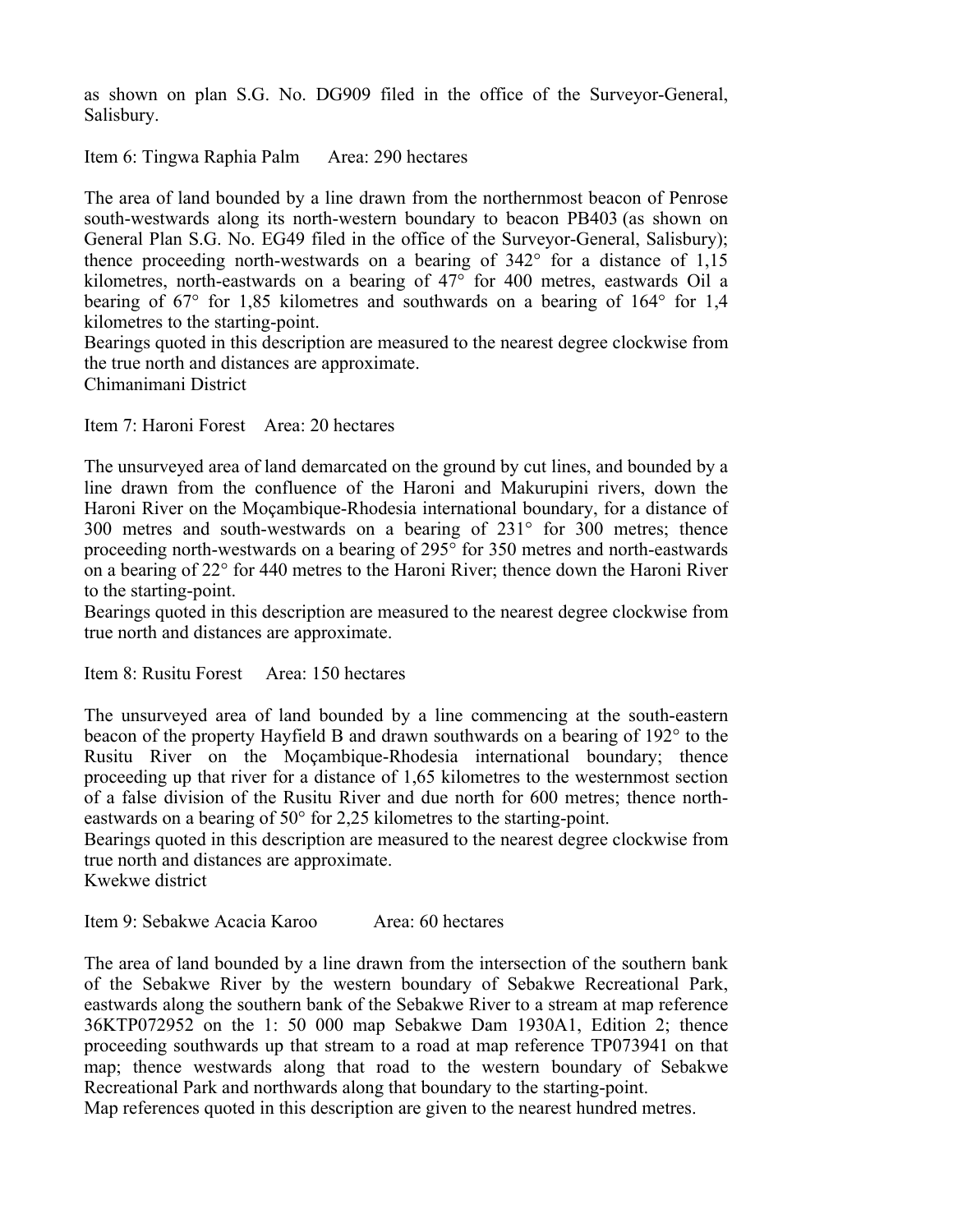as shown on plan S.G. No. DG909 filed in the office of the Surveyor-General, Salisbury.

Item 6: Tingwa Raphia Palm Area: 290 hectares

The area of land bounded by a line drawn from the northernmost beacon of Penrose south-westwards along its north-western boundary to beacon PB403 (as shown on General Plan S.G. No. EG49 filed in the office of the Surveyor-General, Salisbury); thence proceeding north-westwards on a bearing of 342° for a distance of 1,15 kilometres, north-eastwards on a bearing of 47° for 400 metres, eastwards Oil a bearing of 67° for 1,85 kilometres and southwards on a bearing of 164° for 1,4 kilometres to the starting-point.
Bearings quoted in this description are measured to the nearest degree clockwise from the true north and distances are approximate.
Chimanimani District

Item 7: Haroni Forest Area: 20 hectares

The unsurveyed area of land demarcated on the ground by cut lines, and bounded by a line drawn from the confluence of the Haroni and Makurupini rivers, down the Haroni River on the Moçambique-Rhodesia international boundary, for a distance of 300 metres and south-westwards on a bearing of 231° for 300 metres; thence proceeding north-westwards on a bearing of 295° for 350 metres and north-eastwards on a bearing of 22° for 440 metres to the Haroni River; thence down the Haroni River to the starting-point.
Bearings quoted in this description are measured to the nearest degree clockwise from true north and distances are approximate.

Item 8: Rusitu Forest Area: 150 hectares

The unsurveyed area of land bounded by a line commencing at the south-eastern beacon of the property Hayfield B and drawn southwards on a bearing of 192° to the Rusitu River on the Moçambique-Rhodesia international boundary; thence proceeding up that river for a distance of 1,65 kilometres to the westernmost section of a false division of the Rusitu River and due north for 600 metres; thence north-eastwards on a bearing of 50° for 2,25 kilometres to the starting-point.
Bearings quoted in this description are measured to the nearest degree clockwise from true north and distances are approximate.
Kwekwe district

Item 9: Sebakwe Acacia Karoo Area: 60 hectares

The area of land bounded by a line drawn from the intersection of the southern bank of the Sebakwe River by the western boundary of Sebakwe Recreational Park, eastwards along the southern bank of the Sebakwe River to a stream at map reference 36KTP072952 on the 1: 50 000 map Sebakwe Dam 1930A1, Edition 2; thence proceeding southwards up that stream to a road at map reference TP073941 on that map; thence westwards along that road to the western boundary of Sebakwe Recreational Park and northwards along that boundary to the starting-point.
Map references quoted in this description are given to the nearest hundred metres.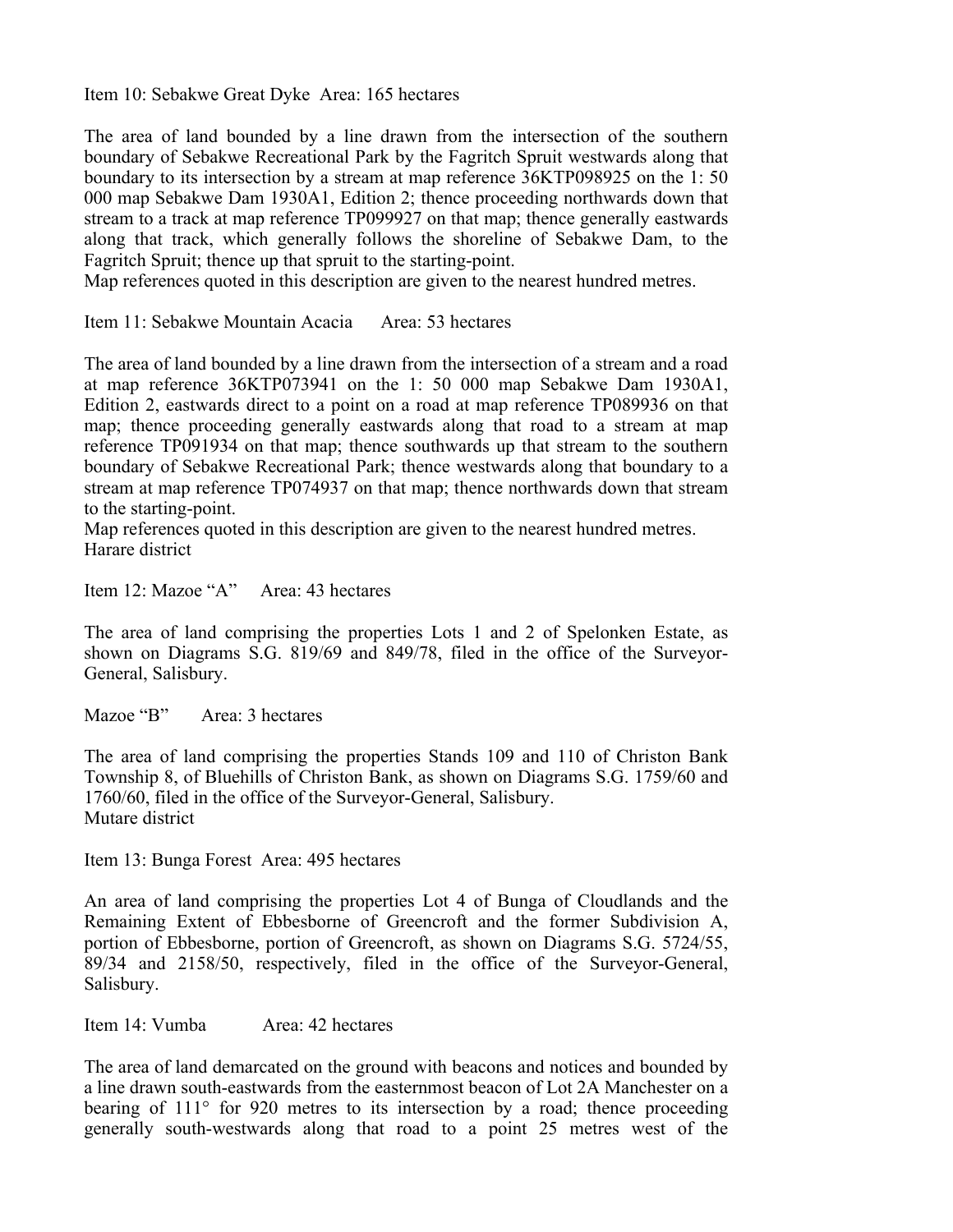Item 10: Sebakwe Great Dyke Area: 165 hectares

The area of land bounded by a line drawn from the intersection of the southern boundary of Sebakwe Recreational Park by the Fagritch Spruit westwards along that boundary to its intersection by a stream at map reference 36KTP098925 on the 1: 50 000 map Sebakwe Dam 1930A1, Edition 2; thence proceeding northwards down that stream to a track at map reference TP099927 on that map; thence generally eastwards along that track, which generally follows the shoreline of Sebakwe Dam, to the Fagritch Spruit; thence up that spruit to the starting-point.
Map references quoted in this description are given to the nearest hundred metres.

Item 11: Sebakwe Mountain Acacia Area: 53 hectares

The area of land bounded by a line drawn from the intersection of a stream and a road at map reference 36KTP073941 on the 1: 50 000 map Sebakwe Dam 1930A1, Edition 2, eastwards direct to a point on a road at map reference TP089936 on that map; thence proceeding generally eastwards along that road to a stream at map reference TP091934 on that map; thence southwards up that stream to the southern boundary of Sebakwe Recreational Park; thence westwards along that boundary to a stream at map reference TP074937 on that map; thence northwards down that stream to the starting-point.
Map references quoted in this description are given to the nearest hundred metres.
Harare district

Item 12: Mazoe "A" Area: 43 hectares

The area of land comprising the properties Lots 1 and 2 of Spelonken Estate, as shown on Diagrams S.G. 819/69 and 849/78, filed in the office of the Surveyor-General, Salisbury.

Mazoe "B" Area: 3 hectares

The area of land comprising the properties Stands 109 and 110 of Christon Bank Township 8, of Bluehills of Christon Bank, as shown on Diagrams S.G. 1759/60 and 1760/60, filed in the office of the Surveyor-General, Salisbury.
Mutare district

Item 13: Bunga Forest Area: 495 hectares

An area of land comprising the properties Lot 4 of Bunga of Cloudlands and the Remaining Extent of Ebbesborne of Greencroft and the former Subdivision A, portion of Ebbesborne, portion of Greencroft, as shown on Diagrams S.G. 5724/55, 89/34 and 2158/50, respectively, filed in the office of the Surveyor-General, Salisbury.

Item 14: Vumba Area: 42 hectares

The area of land demarcated on the ground with beacons and notices and bounded by a line drawn south-eastwards from the easternmost beacon of Lot 2A Manchester on a bearing of 111° for 920 metres to its intersection by a road; thence proceeding generally south-westwards along that road to a point 25 metres west of the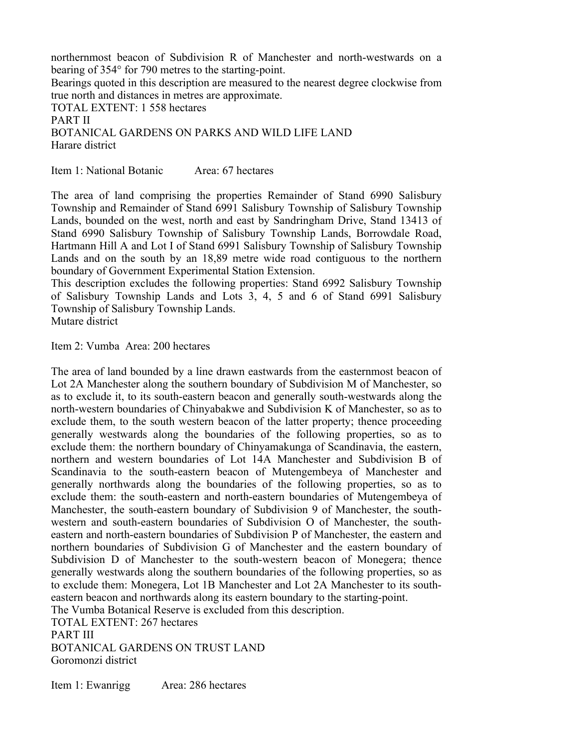northernmost beacon of Subdivision R of Manchester and north-westwards on a bearing of 354° for 790 metres to the starting-point.

Bearings quoted in this description are measured to the nearest degree clockwise from true north and distances in metres are approximate.

TOTAL EXTENT: 1 558 hectares

PART II

BOTANICAL GARDENS ON PARKS AND WILD LIFE LAND

Harare district

Item 1: National Botanic Area: 67 hectares

The area of land comprising the properties Remainder of Stand 6990 Salisbury Township and Remainder of Stand 6991 Salisbury Township of Salisbury Township Lands, bounded on the west, north and east by Sandringham Drive, Stand 13413 of Stand 6990 Salisbury Township of Salisbury Township Lands, Borrowdale Road, Hartmann Hill A and Lot I of Stand 6991 Salisbury Township of Salisbury Township Lands and on the south by an 18,89 metre wide road contiguous to the northern boundary of Government Experimental Station Extension.

This description excludes the following properties: Stand 6992 Salisbury Township of Salisbury Township Lands and Lots 3, 4, 5 and 6 of Stand 6991 Salisbury Township of Salisbury Township Lands.

Mutare district

Item 2: Vumba Area: 200 hectares

The area of land bounded by a line drawn eastwards from the easternmost beacon of Lot 2A Manchester along the southern boundary of Subdivision M of Manchester, so as to exclude it, to its south-eastern beacon and generally south-westwards along the north-western boundaries of Chinyabakwe and Subdivision K of Manchester, so as to exclude them, to the south western beacon of the latter property; thence proceeding generally westwards along the boundaries of the following properties, so as to exclude them: the northern boundary of Chinyamakunga of Scandinavia, the eastern, northern and western boundaries of Lot 14A Manchester and Subdivision B of Scandinavia to the south-eastern beacon of Mutengembeya of Manchester and generally northwards along the boundaries of the following properties, so as to exclude them: the south-eastern and north-eastern boundaries of Mutengembeya of Manchester, the south-eastern boundary of Subdivision 9 of Manchester, the south-western and south-eastern boundaries of Subdivision O of Manchester, the south-eastern and north-eastern boundaries of Subdivision P of Manchester, the eastern and northern boundaries of Subdivision G of Manchester and the eastern boundary of Subdivision D of Manchester to the south-western beacon of Monegera; thence generally westwards along the southern boundaries of the following properties, so as to exclude them: Monegera, Lot 1B Manchester and Lot 2A Manchester to its south-eastern beacon and northwards along its eastern boundary to the starting-point.

The Vumba Botanical Reserve is excluded from this description.

TOTAL EXTENT: 267 hectares

PART III

BOTANICAL GARDENS ON TRUST LAND

Goromonzi district

Item 1: Ewanrigg Area: 286 hectares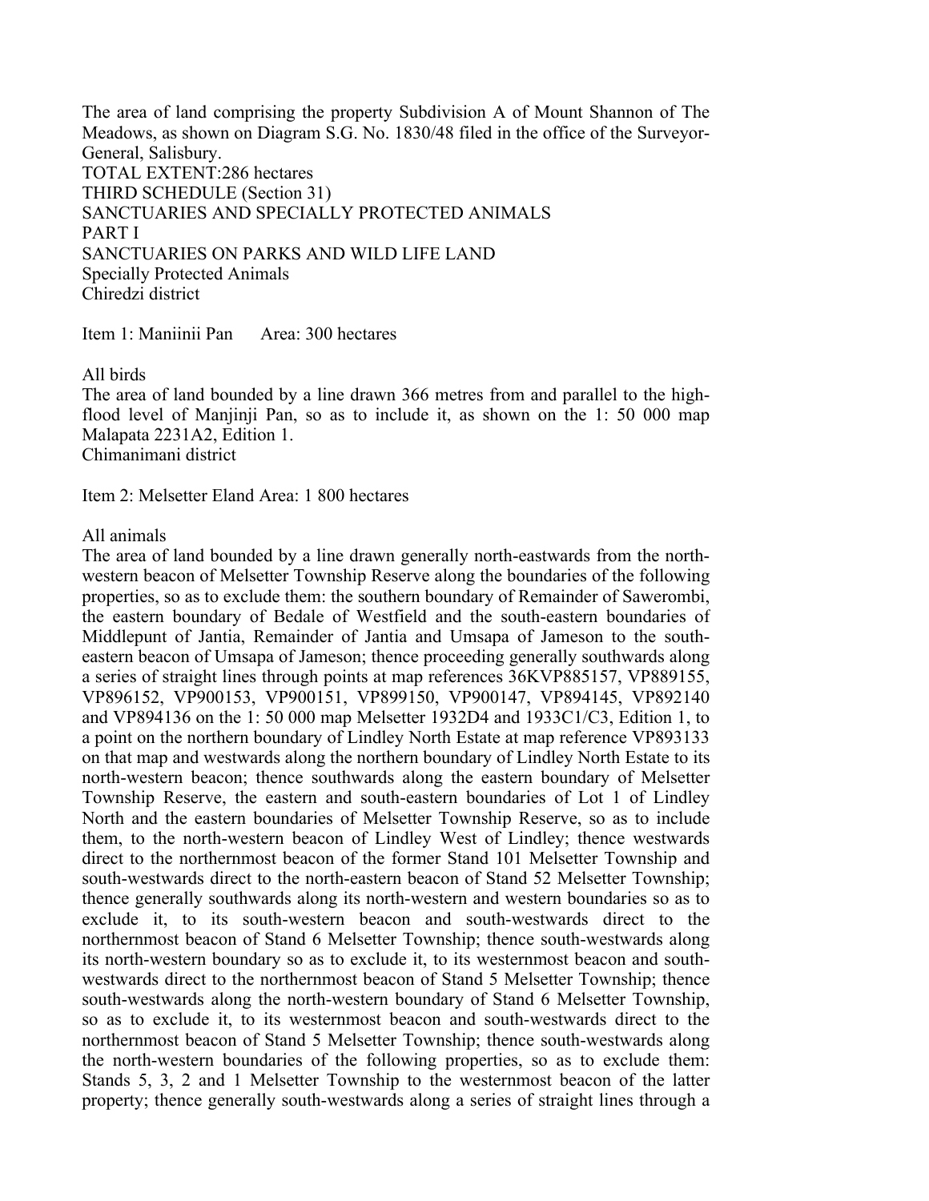The area of land comprising the property Subdivision A of Mount Shannon of The Meadows, as shown on Diagram S.G. No. 1830/48 filed in the office of the Surveyor-General, Salisbury.

TOTAL EXTENT:286 hectares

THIRD SCHEDULE (Section 31)

SANCTUARIES AND SPECIALLY PROTECTED ANIMALS

PART I

SANCTUARIES ON PARKS AND WILD LIFE LAND

Specially Protected Animals

Chiredzi district

Item 1: Maniinii Pan      Area: 300 hectares

All birds

The area of land bounded by a line drawn 366 metres from and parallel to the high-flood level of Manjinji Pan, so as to include it, as shown on the 1: 50 000 map Malapata 2231A2, Edition 1.

Chimanimani district

Item 2: Melsetter Eland Area: 1 800 hectares

All animals

The area of land bounded by a line drawn generally north-eastwards from the north-western beacon of Melsetter Township Reserve along the boundaries of the following properties, so as to exclude them: the southern boundary of Remainder of Sawerombi, the eastern boundary of Bedale of Westfield and the south-eastern boundaries of Middlepunt of Jantia, Remainder of Jantia and Umsapa of Jameson to the south-eastern beacon of Umsapa of Jameson; thence proceeding generally southwards along a series of straight lines through points at map references 36KVP885157, VP889155, VP896152, VP900153, VP900151, VP899150, VP900147, VP894145, VP892140 and VP894136 on the 1: 50 000 map Melsetter 1932D4 and 1933C1/C3, Edition 1, to a point on the northern boundary of Lindley North Estate at map reference VP893133 on that map and westwards along the northern boundary of Lindley North Estate to its north-western beacon; thence southwards along the eastern boundary of Melsetter Township Reserve, the eastern and south-eastern boundaries of Lot 1 of Lindley North and the eastern boundaries of Melsetter Township Reserve, so as to include them, to the north-western beacon of Lindley West of Lindley; thence westwards direct to the northernmost beacon of the former Stand 101 Melsetter Township and south-westwards direct to the north-eastern beacon of Stand 52 Melsetter Township; thence generally southwards along its north-western and western boundaries so as to exclude it, to its south-western beacon and south-westwards direct to the northernmost beacon of Stand 6 Melsetter Township; thence south-westwards along its north-western boundary so as to exclude it, to its westernmost beacon and south-westwards direct to the northernmost beacon of Stand 5 Melsetter Township; thence south-westwards along the north-western boundary of Stand 6 Melsetter Township, so as to exclude it, to its westernmost beacon and south-westwards direct to the northernmost beacon of Stand 5 Melsetter Township; thence south-westwards along the north-western boundaries of the following properties, so as to exclude them: Stands 5, 3, 2 and 1 Melsetter Township to the westernmost beacon of the latter property; thence generally south-westwards along a series of straight lines through a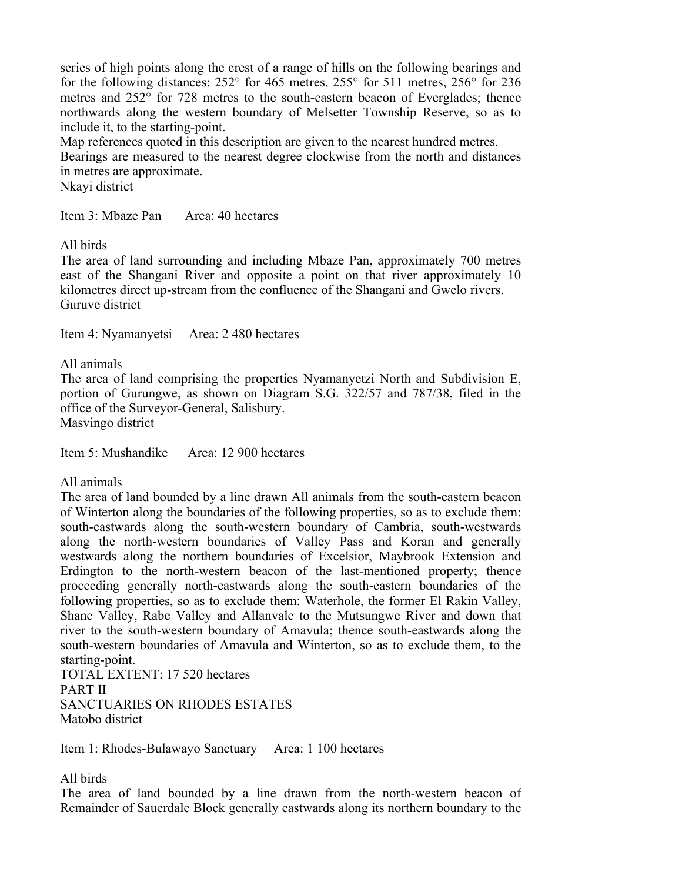series of high points along the crest of a range of hills on the following bearings and for the following distances: 252° for 465 metres, 255° for 511 metres, 256° for 236 metres and 252° for 728 metres to the south-eastern beacon of Everglades; thence northwards along the western boundary of Melsetter Township Reserve, so as to include it, to the starting-point.

Map references quoted in this description are given to the nearest hundred metres.

Bearings are measured to the nearest degree clockwise from the north and distances in metres are approximate.

Nkayi district

Item 3: Mbaze Pan Area: 40 hectares

All birds

The area of land surrounding and including Mbaze Pan, approximately 700 metres east of the Shangani River and opposite a point on that river approximately 10 kilometres direct up-stream from the confluence of the Shangani and Gwelo rivers.

Guruve district

Item 4: Nyamanyetsi Area: 2 480 hectares

All animals

The area of land comprising the properties Nyamanyetzi North and Subdivision E, portion of Gurungwe, as shown on Diagram S.G. 322/57 and 787/38, filed in the office of the Surveyor-General, Salisbury.

Masvingo district

Item 5: Mushandike Area: 12 900 hectares

All animals

The area of land bounded by a line drawn All animals from the south-eastern beacon of Winterton along the boundaries of the following properties, so as to exclude them: south-eastwards along the south-western boundary of Cambria, south-westwards along the north-western boundaries of Valley Pass and Koran and generally westwards along the northern boundaries of Excelsior, Maybrook Extension and Erdington to the north-western beacon of the last-mentioned property; thence proceeding generally north-eastwards along the south-eastern boundaries of the following properties, so as to exclude them: Waterhole, the former El Rakin Valley, Shane Valley, Rabe Valley and Allanvale to the Mutsungwe River and down that river to the south-western boundary of Amavula; thence south-eastwards along the south-western boundaries of Amavula and Winterton, so as to exclude them, to the starting-point.

TOTAL EXTENT: 17 520 hectares

PART II

SANCTUARIES ON RHODES ESTATES

Matobo district

Item 1: Rhodes-Bulawayo Sanctuary Area: 1 100 hectares

All birds

The area of land bounded by a line drawn from the north-western beacon of Remainder of Sauerdale Block generally eastwards along its northern boundary to the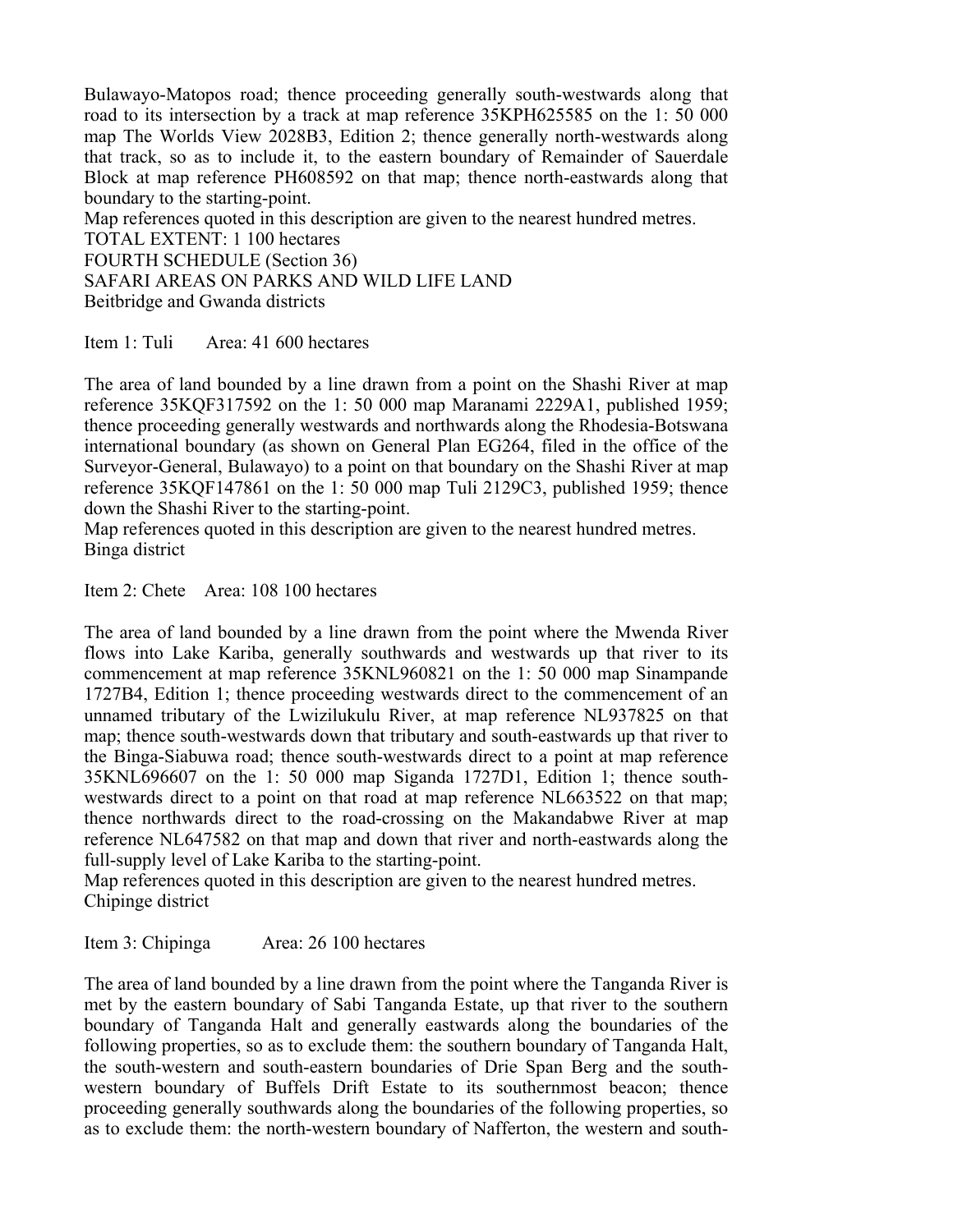Bulawayo-Matopos road; thence proceeding generally south-westwards along that road to its intersection by a track at map reference 35KPH625585 on the 1: 50 000 map The Worlds View 2028B3, Edition 2; thence generally north-westwards along that track, so as to include it, to the eastern boundary of Remainder of Sauerdale Block at map reference PH608592 on that map; thence north-eastwards along that boundary to the starting-point.

Map references quoted in this description are given to the nearest hundred metres.

TOTAL EXTENT: 1 100 hectares

FOURTH SCHEDULE (Section 36)

SAFARI AREAS ON PARKS AND WILD LIFE LAND

Beitbridge and Gwanda districts

Item 1: Tuli Area: 41 600 hectares

The area of land bounded by a line drawn from a point on the Shashi River at map reference 35KQF317592 on the 1: 50 000 map Maranami 2229A1, published 1959; thence proceeding generally westwards and northwards along the Rhodesia-Botswana international boundary (as shown on General Plan EG264, filed in the office of the Surveyor-General, Bulawayo) to a point on that boundary on the Shashi River at map reference 35KQF147861 on the 1: 50 000 map Tuli 2129C3, published 1959; thence down the Shashi River to the starting-point.

Map references quoted in this description are given to the nearest hundred metres.

Binga district

Item 2: Chete Area: 108 100 hectares

The area of land bounded by a line drawn from the point where the Mwenda River flows into Lake Kariba, generally southwards and westwards up that river to its commencement at map reference 35KNL960821 on the 1: 50 000 map Sinampande 1727B4, Edition 1; thence proceeding westwards direct to the commencement of an unnamed tributary of the Lwizilukulu River, at map reference NL937825 on that map; thence south-westwards down that tributary and south-eastwards up that river to the Binga-Siabuwa road; thence south-westwards direct to a point at map reference 35KNL696607 on the 1: 50 000 map Siganda 1727D1, Edition 1; thence south-westwards direct to a point on that road at map reference NL663522 on that map; thence northwards direct to the road-crossing on the Makandabwe River at map reference NL647582 on that map and down that river and north-eastwards along the full-supply level of Lake Kariba to the starting-point.

Map references quoted in this description are given to the nearest hundred metres.

Chipinge district

Item 3: Chipinga Area: 26 100 hectares

The area of land bounded by a line drawn from the point where the Tanganda River is met by the eastern boundary of Sabi Tanganda Estate, up that river to the southern boundary of Tanganda Halt and generally eastwards along the boundaries of the following properties, so as to exclude them: the southern boundary of Tanganda Halt, the south-western and south-eastern boundaries of Drie Span Berg and the south-western boundary of Buffels Drift Estate to its southernmost beacon; thence proceeding generally southwards along the boundaries of the following properties, so as to exclude them: the north-western boundary of Nafferton, the western and south-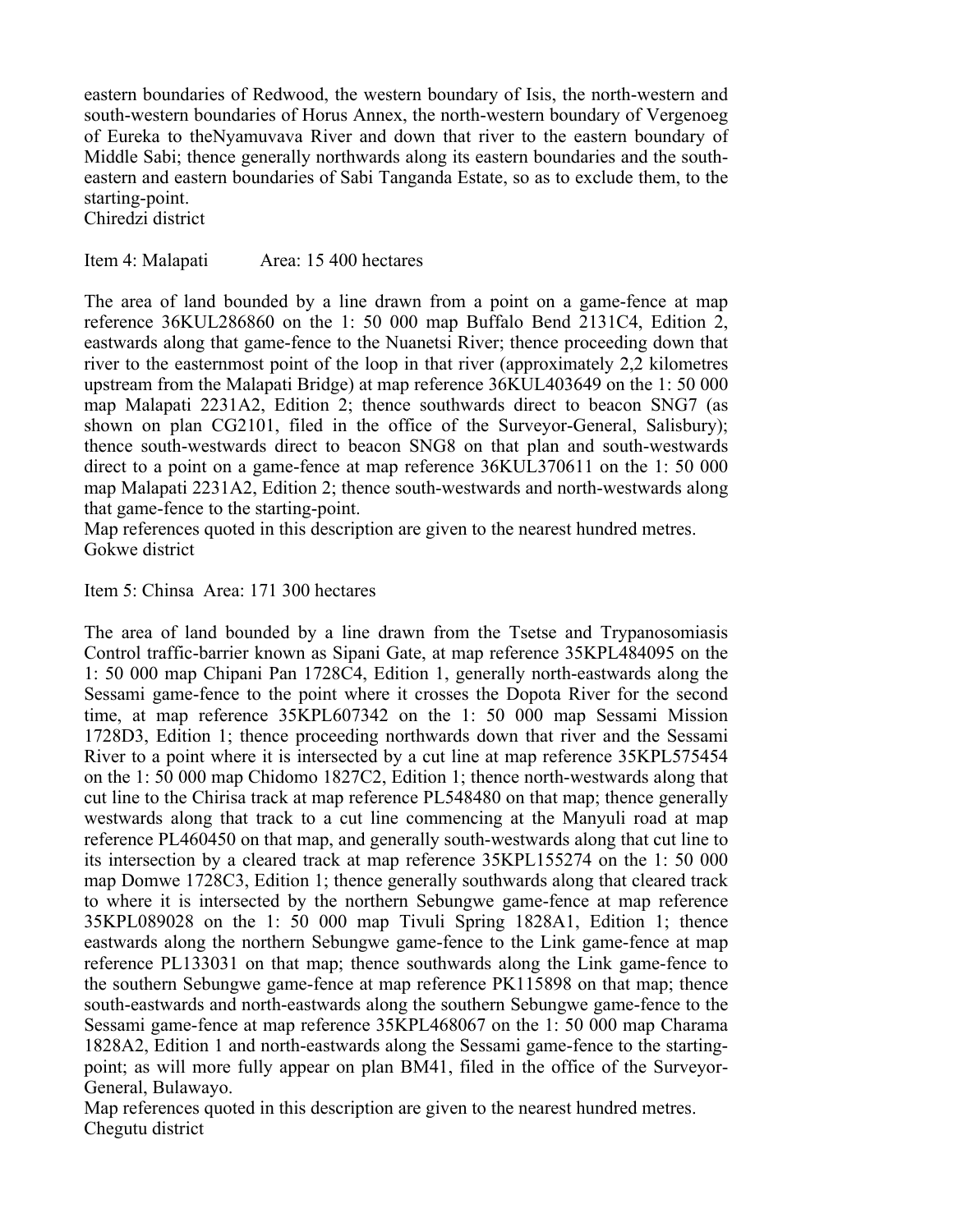eastern boundaries of Redwood, the western boundary of Isis, the north-western and south-western boundaries of Horus Annex, the north-western boundary of Vergenoeg of Eureka to theNyamuvava River and down that river to the eastern boundary of Middle Sabi; thence generally northwards along its eastern boundaries and the south-eastern and eastern boundaries of Sabi Tanganda Estate, so as to exclude them, to the starting-point.

Chiredzi district

Item 4: Malapati Area: 15 400 hectares

The area of land bounded by a line drawn from a point on a game-fence at map reference 36KUL286860 on the 1: 50 000 map Buffalo Bend 2131C4, Edition 2, eastwards along that game-fence to the Nuanetsi River; thence proceeding down that river to the easternmost point of the loop in that river (approximately 2,2 kilometres upstream from the Malapati Bridge) at map reference 36KUL403649 on the 1: 50 000 map Malapati 2231A2, Edition 2; thence southwards direct to beacon SNG7 (as shown on plan CG2101, filed in the office of the Surveyor-General, Salisbury); thence south-westwards direct to beacon SNG8 on that plan and south-westwards direct to a point on a game-fence at map reference 36KUL370611 on the 1: 50 000 map Malapati 2231A2, Edition 2; thence south-westwards and north-westwards along that game-fence to the starting-point.

Map references quoted in this description are given to the nearest hundred metres.

Gokwe district

Item 5: Chinsa Area: 171 300 hectares

The area of land bounded by a line drawn from the Tsetse and Trypanosomiasis Control traffic-barrier known as Sipani Gate, at map reference 35KPL484095 on the 1: 50 000 map Chipani Pan 1728C4, Edition 1, generally north-eastwards along the Sessami game-fence to the point where it crosses the Dopota River for the second time, at map reference 35KPL607342 on the 1: 50 000 map Sessami Mission 1728D3, Edition 1; thence proceeding northwards down that river and the Sessami River to a point where it is intersected by a cut line at map reference 35KPL575454 on the 1: 50 000 map Chidomo 1827C2, Edition 1; thence north-westwards along that cut line to the Chirisa track at map reference PL548480 on that map; thence generally westwards along that track to a cut line commencing at the Manyuli road at map reference PL460450 on that map, and generally south-westwards along that cut line to its intersection by a cleared track at map reference 35KPL155274 on the 1: 50 000 map Domwe 1728C3, Edition 1; thence generally southwards along that cleared track to where it is intersected by the northern Sebungwe game-fence at map reference 35KPL089028 on the 1: 50 000 map Tivuli Spring 1828A1, Edition 1; thence eastwards along the northern Sebungwe game-fence to the Link game-fence at map reference PL133031 on that map; thence southwards along the Link game-fence to the southern Sebungwe game-fence at map reference PK115898 on that map; thence south-eastwards and north-eastwards along the southern Sebungwe game-fence to the Sessami game-fence at map reference 35KPL468067 on the 1: 50 000 map Charama 1828A2, Edition 1 and north-eastwards along the Sessami game-fence to the starting-point; as will more fully appear on plan BM41, filed in the office of the Surveyor-General, Bulawayo.

Map references quoted in this description are given to the nearest hundred metres.

Chegutu district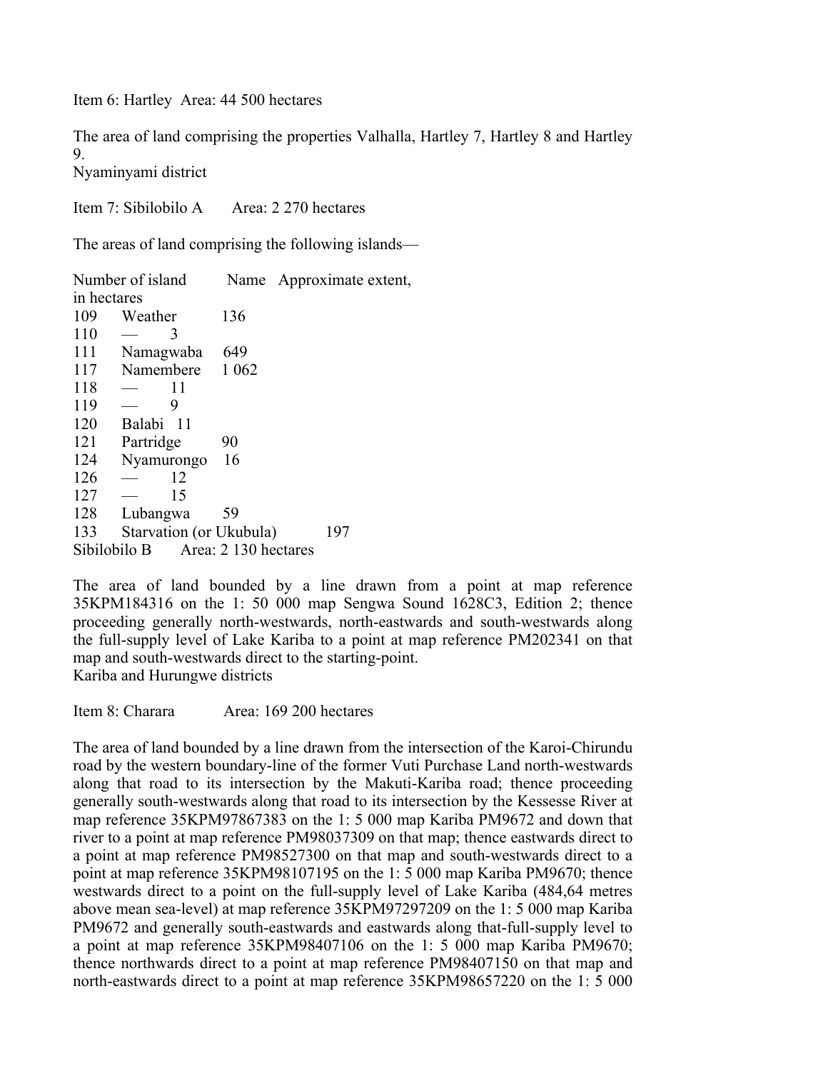Item 6: Hartley Area: 44 500 hectares

The area of land comprising the properties Valhalla, Hartley 7, Hartley 8 and Hartley 9.

Nyaminyami district

Item 7: Sibilobilo A Area: 2 270 hectares

The areas of land comprising the following islands—

| Number of island | Name | Approximate extent, in hectares |
|---|---|---|
| 109 | Weather | 136 |
| 110 | — | 3 |
| 111 | Namagwaba | 649 |
| 117 | Namembere | 1 062 |
| 118 | — | 11 |
| 119 | — | 9 |
| 120 | Balabi | 11 |
| 121 | Partridge | 90 |
| 124 | Nyamurongo | 16 |
| 126 | — | 12 |
| 127 | — | 15 |
| 128 | Lubangwa | 59 |
| 133 | Starvation (or Ukubula) | 197 |

Sibilobilo B Area: 2 130 hectares

The area of land bounded by a line drawn from a point at map reference 35KPM184316 on the 1: 50 000 map Sengwa Sound 1628C3, Edition 2; thence proceeding generally north-westwards, north-eastwards and south-westwards along the full-supply level of Lake Kariba to a point at map reference PM202341 on that map and south-westwards direct to the starting-point.

Kariba and Hurungwe districts

Item 8: Charara Area: 169 200 hectares

The area of land bounded by a line drawn from the intersection of the Karoi-Chirundu road by the western boundary-line of the former Vuti Purchase Land north-westwards along that road to its intersection by the Makuti-Kariba road; thence proceeding generally south-westwards along that road to its intersection by the Kessesse River at map reference 35KPM97867383 on the 1: 5 000 map Kariba PM9672 and down that river to a point at map reference PM98037309 on that map; thence eastwards direct to a point at map reference PM98527300 on that map and south-westwards direct to a point at map reference 35KPM98107195 on the 1: 5 000 map Kariba PM9670; thence westwards direct to a point on the full-supply level of Lake Kariba (484,64 metres above mean sea-level) at map reference 35KPM97297209 on the 1: 5 000 map Kariba PM9672 and generally south-eastwards and eastwards along that-full-supply level to a point at map reference 35KPM98407106 on the 1: 5 000 map Kariba PM9670; thence northwards direct to a point at map reference PM98407150 on that map and north-eastwards direct to a point at map reference 35KPM98657220 on the 1: 5 000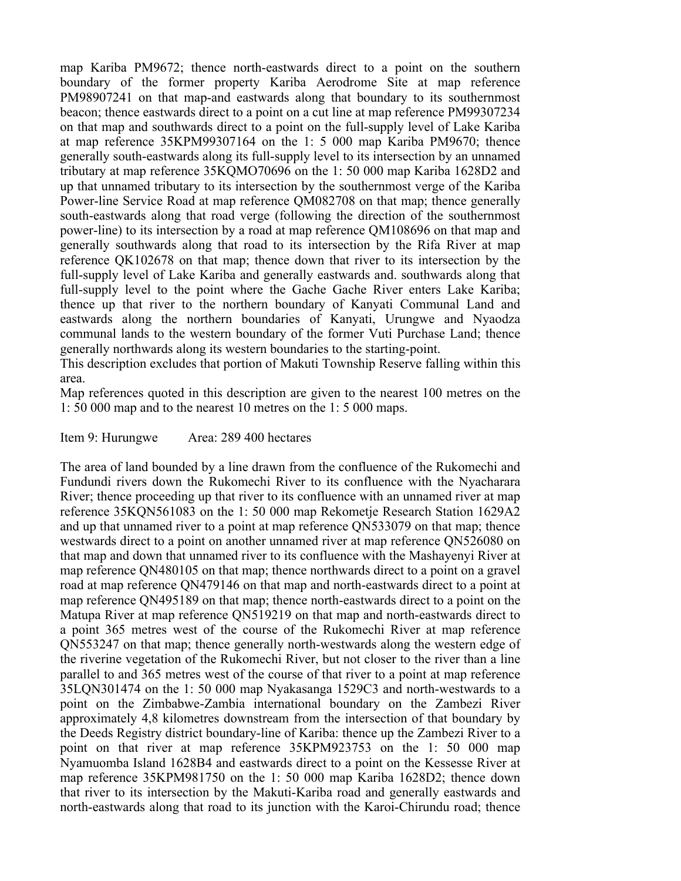map Kariba PM9672; thence north-eastwards direct to a point on the southern boundary of the former property Kariba Aerodrome Site at map reference PM98907241 on that map-and eastwards along that boundary to its southernmost beacon; thence eastwards direct to a point on a cut line at map reference PM99307234 on that map and southwards direct to a point on the full-supply level of Lake Kariba at map reference 35KPM99307164 on the 1: 5 000 map Kariba PM9670; thence generally south-eastwards along its full-supply level to its intersection by an unnamed tributary at map reference 35KQMO70696 on the 1: 50 000 map Kariba 1628D2 and up that unnamed tributary to its intersection by the southernmost verge of the Kariba Power-line Service Road at map reference QM082708 on that map; thence generally south-eastwards along that road verge (following the direction of the southernmost power-line) to its intersection by a road at map reference QM108696 on that map and generally southwards along that road to its intersection by the Rifa River at map reference QK102678 on that map; thence down that river to its intersection by the full-supply level of Lake Kariba and generally eastwards and. southwards along that full-supply level to the point where the Gache Gache River enters Lake Kariba; thence up that river to the northern boundary of Kanyati Communal Land and eastwards along the northern boundaries of Kanyati, Urungwe and Nyaodza communal lands to the western boundary of the former Vuti Purchase Land; thence generally northwards along its western boundaries to the starting-point.
This description excludes that portion of Makuti Township Reserve falling within this area.
Map references quoted in this description are given to the nearest 100 metres on the 1: 50 000 map and to the nearest 10 metres on the 1: 5 000 maps.

Item 9: Hurungwe Area: 289 400 hectares

The area of land bounded by a line drawn from the confluence of the Rukomechi and Fundundi rivers down the Rukomechi River to its confluence with the Nyacharara River; thence proceeding up that river to its confluence with an unnamed river at map reference 35KQN561083 on the 1: 50 000 map Rekometje Research Station 1629A2 and up that unnamed river to a point at map reference QN533079 on that map; thence westwards direct to a point on another unnamed river at map reference QN526080 on that map and down that unnamed river to its confluence with the Mashayenyi River at map reference QN480105 on that map; thence northwards direct to a point on a gravel road at map reference QN479146 on that map and north-eastwards direct to a point at map reference QN495189 on that map; thence north-eastwards direct to a point on the Matupa River at map reference QN519219 on that map and north-eastwards direct to a point 365 metres west of the course of the Rukomechi River at map reference QN553247 on that map; thence generally north-westwards along the western edge of the riverine vegetation of the Rukomechi River, but not closer to the river than a line parallel to and 365 metres west of the course of that river to a point at map reference 35LQN301474 on the 1: 50 000 map Nyakasanga 1529C3 and north-westwards to a point on the Zimbabwe-Zambia international boundary on the Zambezi River approximately 4,8 kilometres downstream from the intersection of that boundary by the Deeds Registry district boundary-line of Kariba: thence up the Zambezi River to a point on that river at map reference 35KPM923753 on the 1: 50 000 map Nyamuomba Island 1628B4 and eastwards direct to a point on the Kessesse River at map reference 35KPM981750 on the 1: 50 000 map Kariba 1628D2; thence down that river to its intersection by the Makuti-Kariba road and generally eastwards and north-eastwards along that road to its junction with the Karoi-Chirundu road; thence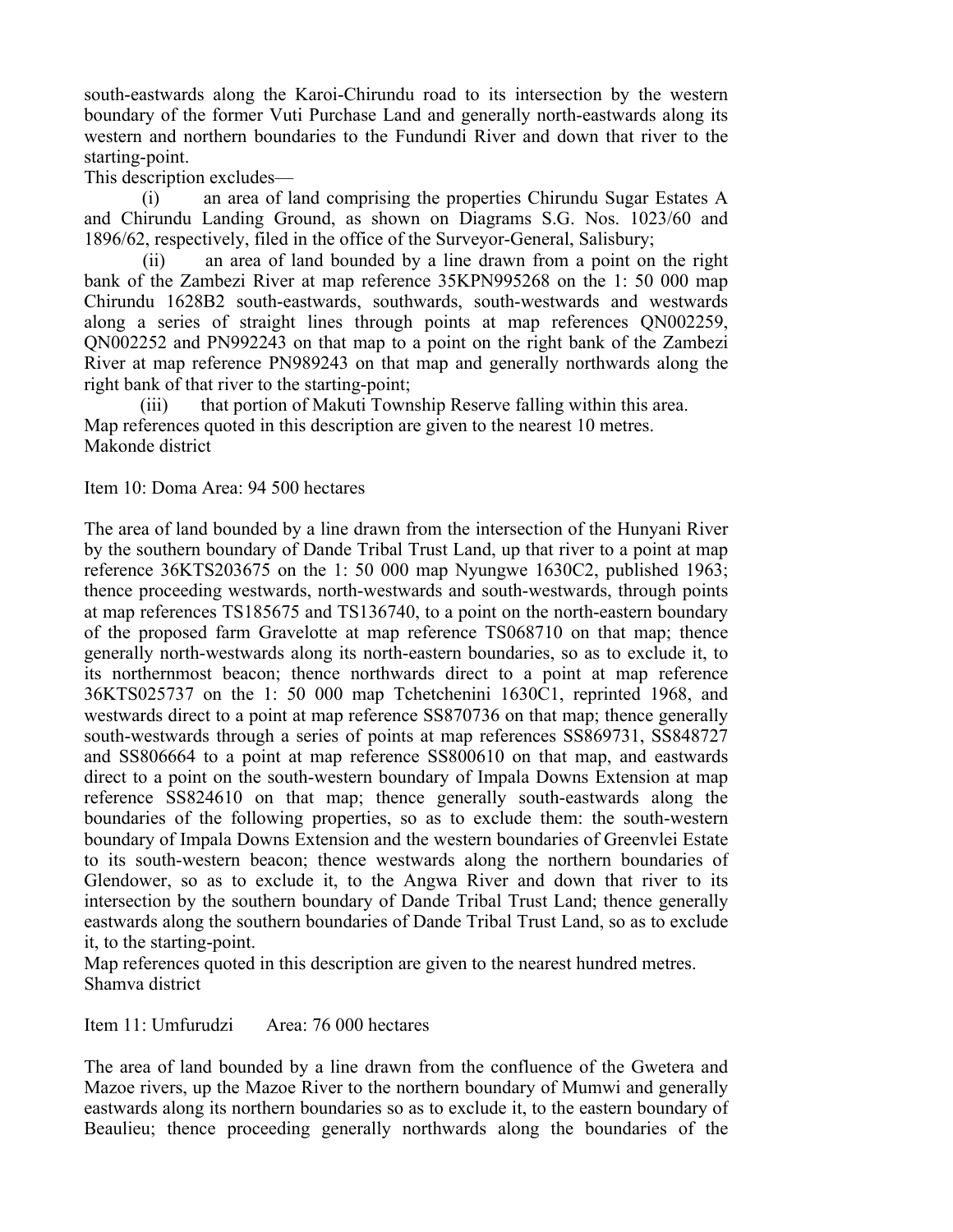south-eastwards along the Karoi-Chirundu road to its intersection by the western boundary of the former Vuti Purchase Land and generally north-eastwards along its western and northern boundaries to the Fundundi River and down that river to the starting-point.

This description excludes—

(i) an area of land comprising the properties Chirundu Sugar Estates A and Chirundu Landing Ground, as shown on Diagrams S.G. Nos. 1023/60 and 1896/62, respectively, filed in the office of the Surveyor-General, Salisbury;

(ii) an area of land bounded by a line drawn from a point on the right bank of the Zambezi River at map reference 35KPN995268 on the 1: 50 000 map Chirundu 1628B2 south-eastwards, southwards, south-westwards and westwards along a series of straight lines through points at map references QN002259, QN002252 and PN992243 on that map to a point on the right bank of the Zambezi River at map reference PN989243 on that map and generally northwards along the right bank of that river to the starting-point;

(iii) that portion of Makuti Township Reserve falling within this area.

Map references quoted in this description are given to the nearest 10 metres.

Makonde district

Item 10: Doma Area: 94 500 hectares

The area of land bounded by a line drawn from the intersection of the Hunyani River by the southern boundary of Dande Tribal Trust Land, up that river to a point at map reference 36KTS203675 on the 1: 50 000 map Nyungwe 1630C2, published 1963; thence proceeding westwards, north-westwards and south-westwards, through points at map references TS185675 and TS136740, to a point on the north-eastern boundary of the proposed farm Gravelotte at map reference TS068710 on that map; thence generally north-westwards along its north-eastern boundaries, so as to exclude it, to its northernmost beacon; thence northwards direct to a point at map reference 36KTS025737 on the 1: 50 000 map Tchetchenini 1630C1, reprinted 1968, and westwards direct to a point at map reference SS870736 on that map; thence generally south-westwards through a series of points at map references SS869731, SS848727 and SS806664 to a point at map reference SS800610 on that map, and eastwards direct to a point on the south-western boundary of Impala Downs Extension at map reference SS824610 on that map; thence generally south-eastwards along the boundaries of the following properties, so as to exclude them: the south-western boundary of Impala Downs Extension and the western boundaries of Greenvlei Estate to its south-western beacon; thence westwards along the northern boundaries of Glendower, so as to exclude it, to the Angwa River and down that river to its intersection by the southern boundary of Dande Tribal Trust Land; thence generally eastwards along the southern boundaries of Dande Tribal Trust Land, so as to exclude it, to the starting-point.

Map references quoted in this description are given to the nearest hundred metres.

Shamva district

Item 11: Umfurudzi Area: 76 000 hectares

The area of land bounded by a line drawn from the confluence of the Gwetera and Mazoe rivers, up the Mazoe River to the northern boundary of Mumwi and generally eastwards along its northern boundaries so as to exclude it, to the eastern boundary of Beaulieu; thence proceeding generally northwards along the boundaries of the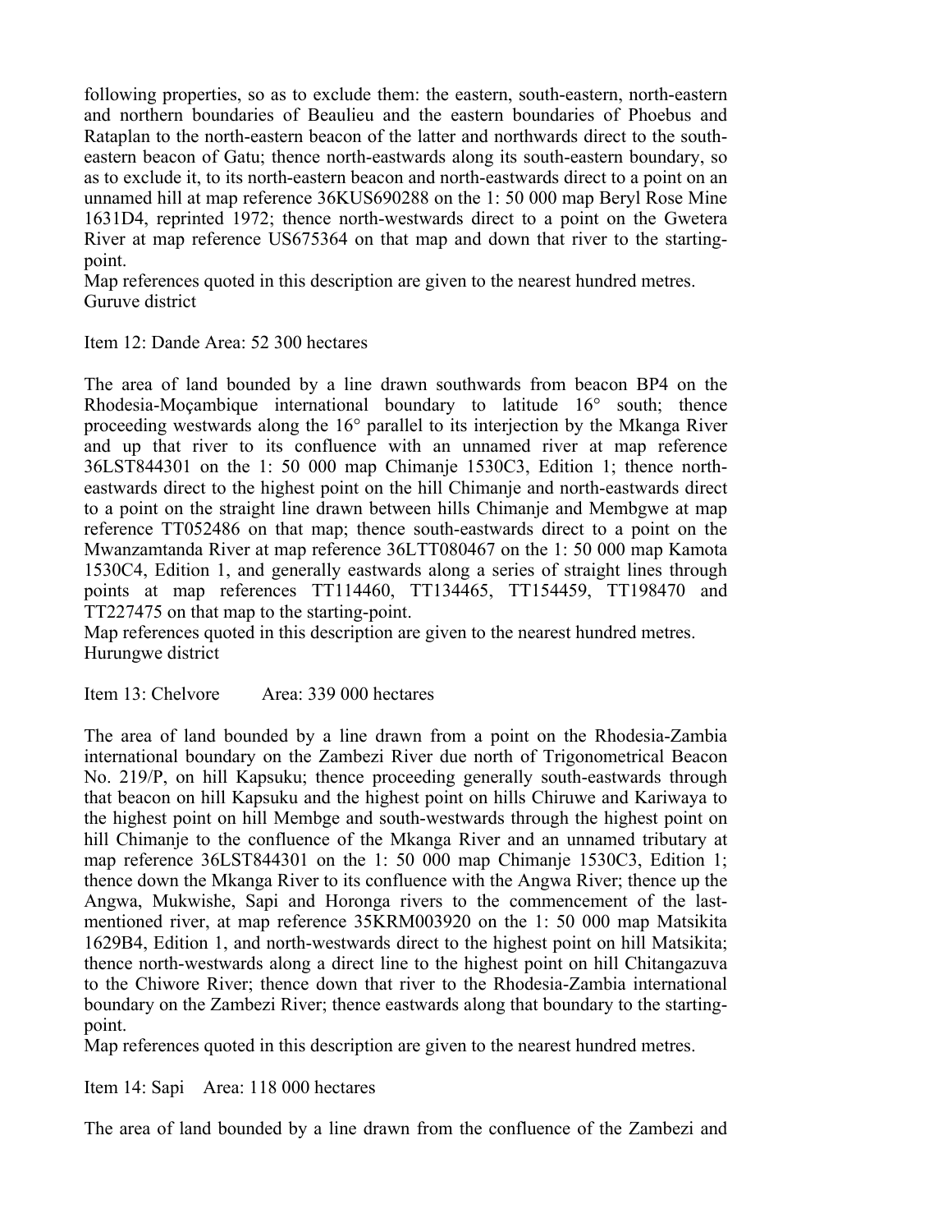following properties, so as to exclude them: the eastern, south-eastern, north-eastern and northern boundaries of Beaulieu and the eastern boundaries of Phoebus and Rataplan to the north-eastern beacon of the latter and northwards direct to the south-eastern beacon of Gatu; thence north-eastwards along its south-eastern boundary, so as to exclude it, to its north-eastern beacon and north-eastwards direct to a point on an unnamed hill at map reference 36KUS690288 on the 1: 50 000 map Beryl Rose Mine 1631D4, reprinted 1972; thence north-westwards direct to a point on the Gwetera River at map reference US675364 on that map and down that river to the starting-point.
Map references quoted in this description are given to the nearest hundred metres.
Guruve district

Item 12: Dande Area: 52 300 hectares

The area of land bounded by a line drawn southwards from beacon BP4 on the Rhodesia-Moçambique international boundary to latitude 16° south; thence proceeding westwards along the 16° parallel to its interjection by the Mkanga River and up that river to its confluence with an unnamed river at map reference 36LST844301 on the 1: 50 000 map Chimanje 1530C3, Edition 1; thence north-eastwards direct to the highest point on the hill Chimanje and north-eastwards direct to a point on the straight line drawn between hills Chimanje and Membgwe at map reference TT052486 on that map; thence south-eastwards direct to a point on the Mwanzamtanda River at map reference 36LTT080467 on the 1: 50 000 map Kamota 1530C4, Edition 1, and generally eastwards along a series of straight lines through points at map references TT114460, TT134465, TT154459, TT198470 and TT227475 on that map to the starting-point.
Map references quoted in this description are given to the nearest hundred metres.
Hurungwe district

Item 13: Chelvore Area: 339 000 hectares

The area of land bounded by a line drawn from a point on the Rhodesia-Zambia international boundary on the Zambezi River due north of Trigonometrical Beacon No. 219/P, on hill Kapsuku; thence proceeding generally south-eastwards through that beacon on hill Kapsuku and the highest point on hills Chiruwe and Kariwaya to the highest point on hill Membge and south-westwards through the highest point on hill Chimanje to the confluence of the Mkanga River and an unnamed tributary at map reference 36LST844301 on the 1: 50 000 map Chimanje 1530C3, Edition 1; thence down the Mkanga River to its confluence with the Angwa River; thence up the Angwa, Mukwishe, Sapi and Horonga rivers to the commencement of the last-mentioned river, at map reference 35KRM003920 on the 1: 50 000 map Matsikita 1629B4, Edition 1, and north-westwards direct to the highest point on hill Matsikita; thence north-westwards along a direct line to the highest point on hill Chitangazuva to the Chiwore River; thence down that river to the Rhodesia-Zambia international boundary on the Zambezi River; thence eastwards along that boundary to the starting-point.
Map references quoted in this description are given to the nearest hundred metres.

Item 14: Sapi Area: 118 000 hectares

The area of land bounded by a line drawn from the confluence of the Zambezi and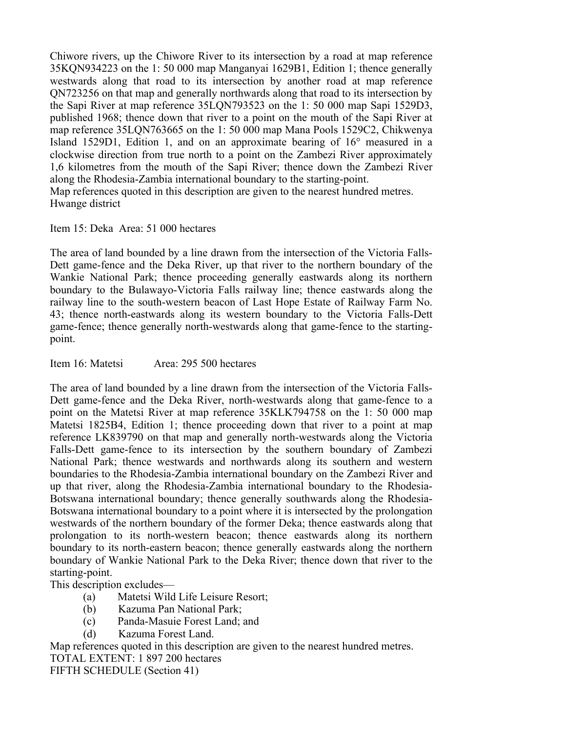Chiwore rivers, up the Chiwore River to its intersection by a road at map reference 35KQN934223 on the 1: 50 000 map Manganyai 1629B1, Edition 1; thence generally westwards along that road to its intersection by another road at map reference QN723256 on that map and generally northwards along that road to its intersection by the Sapi River at map reference 35LQN793523 on the 1: 50 000 map Sapi 1529D3, published 1968; thence down that river to a point on the mouth of the Sapi River at map reference 35LQN763665 on the 1: 50 000 map Mana Pools 1529C2, Chikwenya Island 1529D1, Edition 1, and on an approximate bearing of 16° measured in a clockwise direction from true north to a point on the Zambezi River approximately 1,6 kilometres from the mouth of the Sapi River; thence down the Zambezi River along the Rhodesia-Zambia international boundary to the starting-point.

Map references quoted in this description are given to the nearest hundred metres.

Hwange district

Item 15: Deka  Area: 51 000 hectares

The area of land bounded by a line drawn from the intersection of the Victoria Falls-Dett game-fence and the Deka River, up that river to the northern boundary of the Wankie National Park; thence proceeding generally eastwards along its northern boundary to the Bulawayo-Victoria Falls railway line; thence eastwards along the railway line to the south-western beacon of Last Hope Estate of Railway Farm No. 43; thence north-eastwards along its western boundary to the Victoria Falls-Dett game-fence; thence generally north-westwards along that game-fence to the starting-point.

Item 16: Matetsi  Area: 295 500 hectares

The area of land bounded by a line drawn from the intersection of the Victoria Falls-Dett game-fence and the Deka River, north-westwards along that game-fence to a point on the Matetsi River at map reference 35KLK794758 on the 1: 50 000 map Matetsi 1825B4, Edition 1; thence proceeding down that river to a point at map reference LK839790 on that map and generally north-westwards along the Victoria Falls-Dett game-fence to its intersection by the southern boundary of Zambezi National Park; thence westwards and northwards along its southern and western boundaries to the Rhodesia-Zambia international boundary on the Zambezi River and up that river, along the Rhodesia-Zambia international boundary to the Rhodesia-Botswana international boundary; thence generally southwards along the Rhodesia-Botswana international boundary to a point where it is intersected by the prolongation westwards of the northern boundary of the former Deka; thence eastwards along that prolongation to its north-western beacon; thence eastwards along its northern boundary to its north-eastern beacon; thence generally eastwards along the northern boundary of Wankie National Park to the Deka River; thence down that river to the starting-point.

This description excludes—

(a) Matetsi Wild Life Leisure Resort;
(b) Kazuma Pan National Park;
(c) Panda-Masuie Forest Land; and
(d) Kazuma Forest Land.

Map references quoted in this description are given to the nearest hundred metres.

TOTAL EXTENT: 1 897 200 hectares

FIFTH SCHEDULE (Section 41)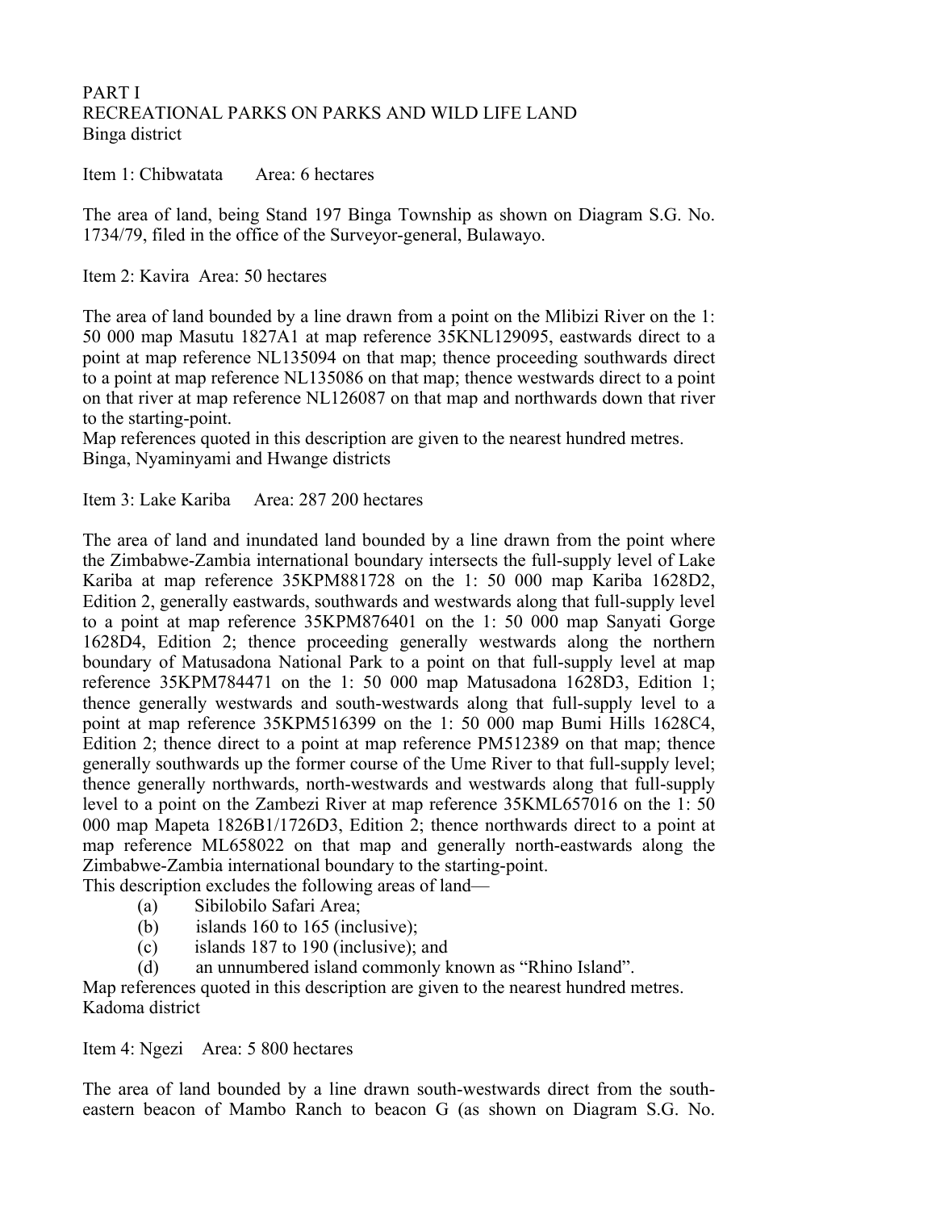PART I
RECREATIONAL PARKS ON PARKS AND WILD LIFE LAND
Binga district

Item 1: Chibwatata Area: 6 hectares

The area of land, being Stand 197 Binga Township as shown on Diagram S.G. No. 1734/79, filed in the office of the Surveyor-general, Bulawayo.

Item 2: Kavira Area: 50 hectares

The area of land bounded by a line drawn from a point on the Mlibizi River on the 1: 50 000 map Masutu 1827A1 at map reference 35KNL129095, eastwards direct to a point at map reference NL135094 on that map; thence proceeding southwards direct to a point at map reference NL135086 on that map; thence westwards direct to a point on that river at map reference NL126087 on that map and northwards down that river to the starting-point.
Map references quoted in this description are given to the nearest hundred metres.
Binga, Nyaminyami and Hwange districts

Item 3: Lake Kariba Area: 287 200 hectares

The area of land and inundated land bounded by a line drawn from the point where the Zimbabwe-Zambia international boundary intersects the full-supply level of Lake Kariba at map reference 35KPM881728 on the 1: 50 000 map Kariba 1628D2, Edition 2, generally eastwards, southwards and westwards along that full-supply level to a point at map reference 35KPM876401 on the 1: 50 000 map Sanyati Gorge 1628D4, Edition 2; thence proceeding generally westwards along the northern boundary of Matusadona National Park to a point on that full-supply level at map reference 35KPM784471 on the 1: 50 000 map Matusadona 1628D3, Edition 1; thence generally westwards and south-westwards along that full-supply level to a point at map reference 35KPM516399 on the 1: 50 000 map Bumi Hills 1628C4, Edition 2; thence direct to a point at map reference PM512389 on that map; thence generally southwards up the former course of the Ume River to that full-supply level; thence generally northwards, north-westwards and westwards along that full-supply level to a point on the Zambezi River at map reference 35KML657016 on the 1: 50 000 map Mapeta 1826B1/1726D3, Edition 2; thence northwards direct to a point at map reference ML658022 on that map and generally north-eastwards along the Zimbabwe-Zambia international boundary to the starting-point.
This description excludes the following areas of land—

(a) Sibilobilo Safari Area;
(b) islands 160 to 165 (inclusive);
(c) islands 187 to 190 (inclusive); and
(d) an unnumbered island commonly known as "Rhino Island".

Map references quoted in this description are given to the nearest hundred metres.
Kadoma district

Item 4: Ngezi Area: 5 800 hectares

The area of land bounded by a line drawn south-westwards direct from the south-eastern beacon of Mambo Ranch to beacon G (as shown on Diagram S.G. No.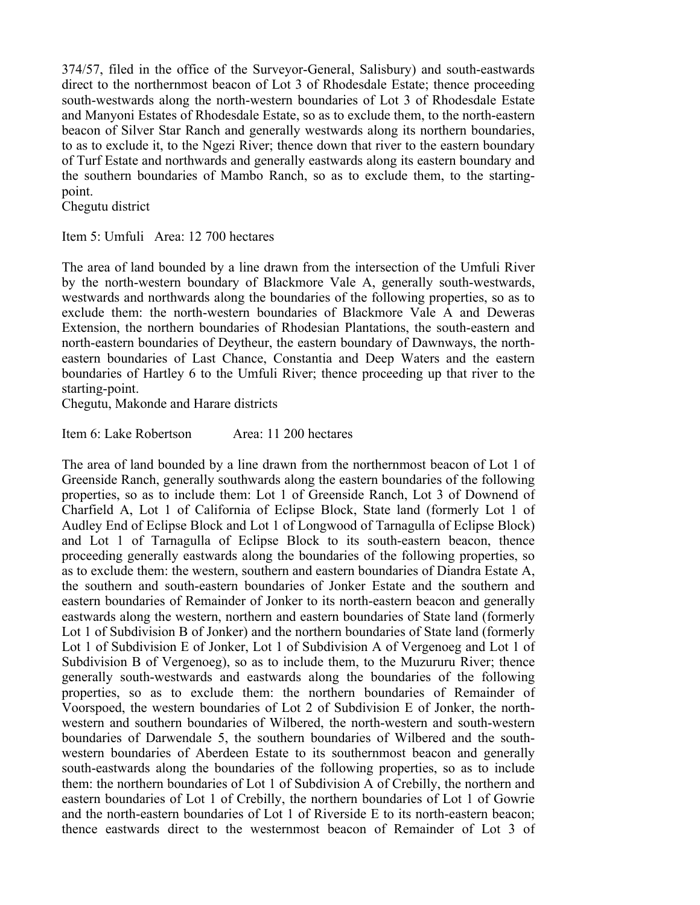374/57, filed in the office of the Surveyor-General, Salisbury) and south-eastwards direct to the northernmost beacon of Lot 3 of Rhodesdale Estate; thence proceeding south-westwards along the north-western boundaries of Lot 3 of Rhodesdale Estate and Manyoni Estates of Rhodesdale Estate, so as to exclude them, to the north-eastern beacon of Silver Star Ranch and generally westwards along its northern boundaries, to as to exclude it, to the Ngezi River; thence down that river to the eastern boundary of Turf Estate and northwards and generally eastwards along its eastern boundary and the southern boundaries of Mambo Ranch, so as to exclude them, to the starting-point.
Chegutu district

Item 5: Umfuli   Area: 12 700 hectares

The area of land bounded by a line drawn from the intersection of the Umfuli River by the north-western boundary of Blackmore Vale A, generally south-westwards, westwards and northwards along the boundaries of the following properties, so as to exclude them: the north-western boundaries of Blackmore Vale A and Deweras Extension, the northern boundaries of Rhodesian Plantations, the south-eastern and north-eastern boundaries of Deytheur, the eastern boundary of Dawnways, the north-eastern boundaries of Last Chance, Constantia and Deep Waters and the eastern boundaries of Hartley 6 to the Umfuli River; thence proceeding up that river to the starting-point.
Chegutu, Makonde and Harare districts

Item 6: Lake Robertson   Area: 11 200 hectares

The area of land bounded by a line drawn from the northernmost beacon of Lot 1 of Greenside Ranch, generally southwards along the eastern boundaries of the following properties, so as to include them: Lot 1 of Greenside Ranch, Lot 3 of Downend of Charfield A, Lot 1 of California of Eclipse Block, State land (formerly Lot 1 of Audley End of Eclipse Block and Lot 1 of Longwood of Tarnagulla of Eclipse Block) and Lot 1 of Tarnagulla of Eclipse Block to its south-eastern beacon, thence proceeding generally eastwards along the boundaries of the following properties, so as to exclude them: the western, southern and eastern boundaries of Diandra Estate A, the southern and south-eastern boundaries of Jonker Estate and the southern and eastern boundaries of Remainder of Jonker to its north-eastern beacon and generally eastwards along the western, northern and eastern boundaries of State land (formerly Lot 1 of Subdivision B of Jonker) and the northern boundaries of State land (formerly Lot 1 of Subdivision E of Jonker, Lot 1 of Subdivision A of Vergenoeg and Lot 1 of Subdivision B of Vergenoeg), so as to include them, to the Muzururu River; thence generally south-westwards and eastwards along the boundaries of the following properties, so as to exclude them: the northern boundaries of Remainder of Voorspoed, the western boundaries of Lot 2 of Subdivision E of Jonker, the north-western and southern boundaries of Wilbered, the north-western and south-western boundaries of Darwendale 5, the southern boundaries of Wilbered and the south-western boundaries of Aberdeen Estate to its southernmost beacon and generally south-eastwards along the boundaries of the following properties, so as to include them: the northern boundaries of Lot 1 of Subdivision A of Crebilly, the northern and eastern boundaries of Lot 1 of Crebilly, the northern boundaries of Lot 1 of Gowrie and the north-eastern boundaries of Lot 1 of Riverside E to its north-eastern beacon; thence eastwards direct to the westernmost beacon of Remainder of Lot 3 of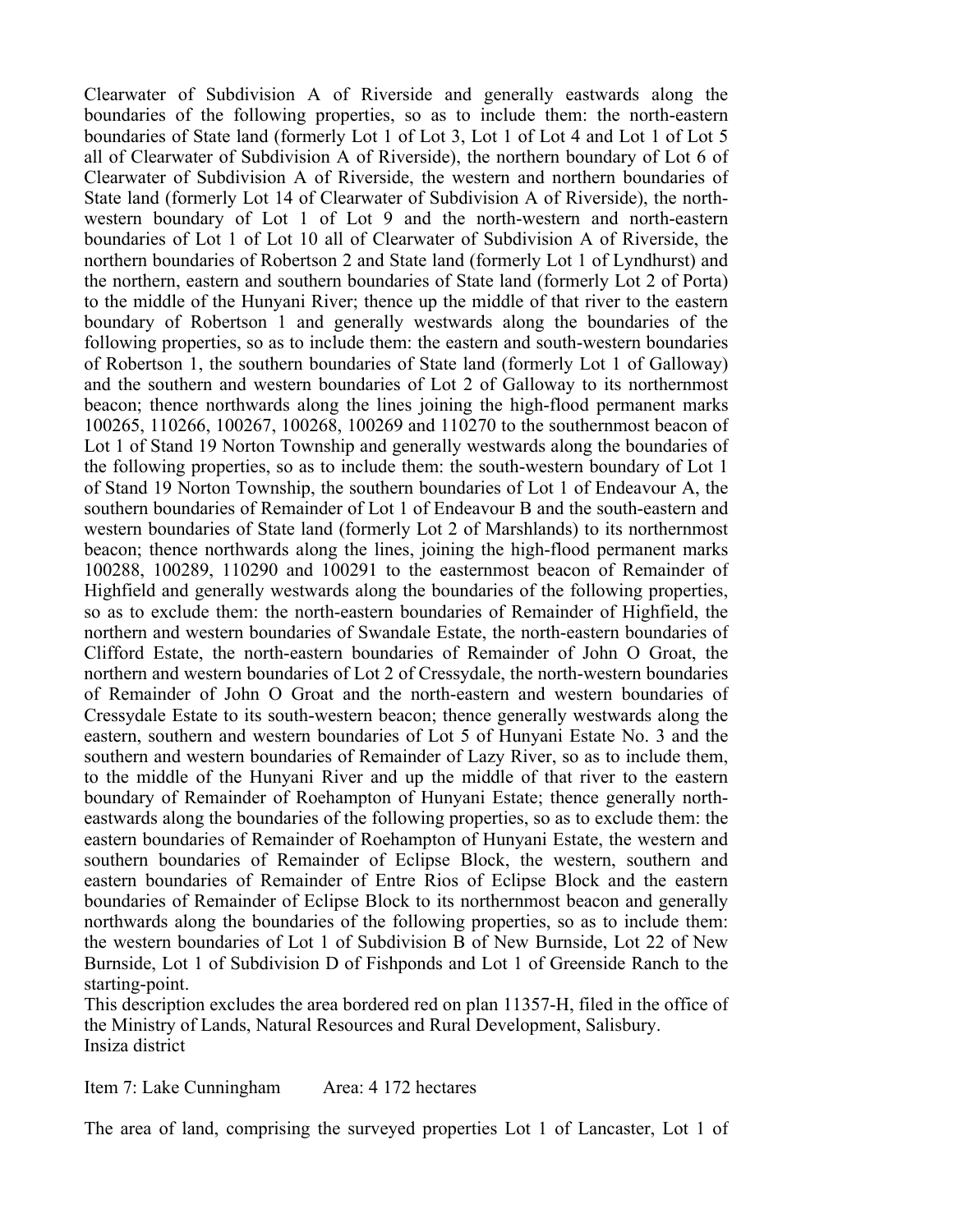Clearwater of Subdivision A of Riverside and generally eastwards along the boundaries of the following properties, so as to include them: the north-eastern boundaries of State land (formerly Lot 1 of Lot 3, Lot 1 of Lot 4 and Lot 1 of Lot 5 all of Clearwater of Subdivision A of Riverside), the northern boundary of Lot 6 of Clearwater of Subdivision A of Riverside, the western and northern boundaries of State land (formerly Lot 14 of Clearwater of Subdivision A of Riverside), the north-western boundary of Lot 1 of Lot 9 and the north-western and north-eastern boundaries of Lot 1 of Lot 10 all of Clearwater of Subdivision A of Riverside, the northern boundaries of Robertson 2 and State land (formerly Lot 1 of Lyndhurst) and the northern, eastern and southern boundaries of State land (formerly Lot 2 of Porta) to the middle of the Hunyani River; thence up the middle of that river to the eastern boundary of Robertson 1 and generally westwards along the boundaries of the following properties, so as to include them: the eastern and south-western boundaries of Robertson 1, the southern boundaries of State land (formerly Lot 1 of Galloway) and the southern and western boundaries of Lot 2 of Galloway to its northernmost beacon; thence northwards along the lines joining the high-flood permanent marks 100265, 110266, 100267, 100268, 100269 and 110270 to the southernmost beacon of Lot 1 of Stand 19 Norton Township and generally westwards along the boundaries of the following properties, so as to include them: the south-western boundary of Lot 1 of Stand 19 Norton Township, the southern boundaries of Lot 1 of Endeavour A, the southern boundaries of Remainder of Lot 1 of Endeavour B and the south-eastern and western boundaries of State land (formerly Lot 2 of Marshlands) to its northernmost beacon; thence northwards along the lines, joining the high-flood permanent marks 100288, 100289, 110290 and 100291 to the easternmost beacon of Remainder of Highfield and generally westwards along the boundaries of the following properties, so as to exclude them: the north-eastern boundaries of Remainder of Highfield, the northern and western boundaries of Swandale Estate, the north-eastern boundaries of Clifford Estate, the north-eastern boundaries of Remainder of John O Groat, the northern and western boundaries of Lot 2 of Cressydale, the north-western boundaries of Remainder of John O Groat and the north-eastern and western boundaries of Cressydale Estate to its south-western beacon; thence generally westwards along the eastern, southern and western boundaries of Lot 5 of Hunyani Estate No. 3 and the southern and western boundaries of Remainder of Lazy River, so as to include them, to the middle of the Hunyani River and up the middle of that river to the eastern boundary of Remainder of Roehampton of Hunyani Estate; thence generally north-eastwards along the boundaries of the following properties, so as to exclude them: the eastern boundaries of Remainder of Roehampton of Hunyani Estate, the western and southern boundaries of Remainder of Eclipse Block, the western, southern and eastern boundaries of Remainder of Entre Rios of Eclipse Block and the eastern boundaries of Remainder of Eclipse Block to its northernmost beacon and generally northwards along the boundaries of the following properties, so as to include them: the western boundaries of Lot 1 of Subdivision B of New Burnside, Lot 22 of New Burnside, Lot 1 of Subdivision D of Fishponds and Lot 1 of Greenside Ranch to the starting-point.

This description excludes the area bordered red on plan 11357-H, filed in the office of the Ministry of Lands, Natural Resources and Rural Development, Salisbury.

Insiza district

Item 7: Lake Cunningham Area: 4 172 hectares

The area of land, comprising the surveyed properties Lot 1 of Lancaster, Lot 1 of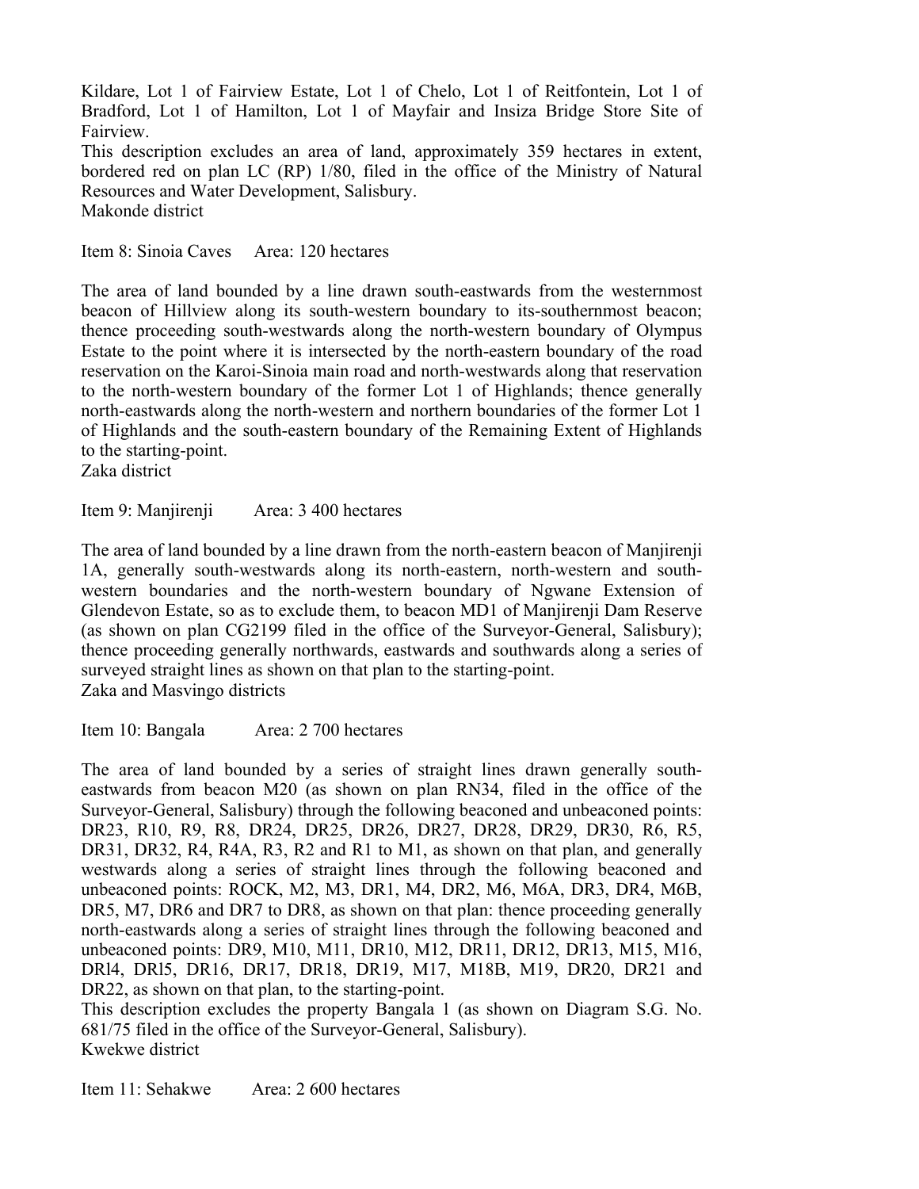Kildare, Lot 1 of Fairview Estate, Lot 1 of Chelo, Lot 1 of Reitfontein, Lot 1 of Bradford, Lot 1 of Hamilton, Lot 1 of Mayfair and Insiza Bridge Store Site of Fairview.

This description excludes an area of land, approximately 359 hectares in extent, bordered red on plan LC (RP) 1/80, filed in the office of the Ministry of Natural Resources and Water Development, Salisbury.

Makonde district

Item 8: Sinoia Caves     Area: 120 hectares

The area of land bounded by a line drawn south-eastwards from the westernmost beacon of Hillview along its south-western boundary to its-southernmost beacon; thence proceeding south-westwards along the north-western boundary of Olympus Estate to the point where it is intersected by the north-eastern boundary of the road reservation on the Karoi-Sinoia main road and north-westwards along that reservation to the north-western boundary of the former Lot 1 of Highlands; thence generally north-eastwards along the north-western and northern boundaries of the former Lot 1 of Highlands and the south-eastern boundary of the Remaining Extent of Highlands to the starting-point.

Zaka district

Item 9: Manjirenji     Area: 3 400 hectares

The area of land bounded by a line drawn from the north-eastern beacon of Manjirenji 1A, generally south-westwards along its north-eastern, north-western and south-western boundaries and the north-western boundary of Ngwane Extension of Glendevon Estate, so as to exclude them, to beacon MD1 of Manjirenji Dam Reserve (as shown on plan CG2199 filed in the office of the Surveyor-General, Salisbury); thence proceeding generally northwards, eastwards and southwards along a series of surveyed straight lines as shown on that plan to the starting-point.

Zaka and Masvingo districts

Item 10: Bangala     Area: 2 700 hectares

The area of land bounded by a series of straight lines drawn generally south-eastwards from beacon M20 (as shown on plan RN34, filed in the office of the Surveyor-General, Salisbury) through the following beaconed and unbeaconed points: DR23, R10, R9, R8, DR24, DR25, DR26, DR27, DR28, DR29, DR30, R6, R5, DR31, DR32, R4, R4A, R3, R2 and R1 to M1, as shown on that plan, and generally westwards along a series of straight lines through the following beaconed and unbeaconed points: ROCK, M2, M3, DR1, M4, DR2, M6, M6A, DR3, DR4, M6B, DR5, M7, DR6 and DR7 to DR8, as shown on that plan: thence proceeding generally north-eastwards along a series of straight lines through the following beaconed and unbeaconed points: DR9, M10, M11, DR10, M12, DR11, DR12, DR13, M15, M16, DRl4, DRl5, DR16, DR17, DR18, DR19, M17, M18B, M19, DR20, DR21 and DR22, as shown on that plan, to the starting-point.

This description excludes the property Bangala 1 (as shown on Diagram S.G. No. 681/75 filed in the office of the Surveyor-General, Salisbury).

Kwekwe district

Item 11: Sehakwe     Area: 2 600 hectares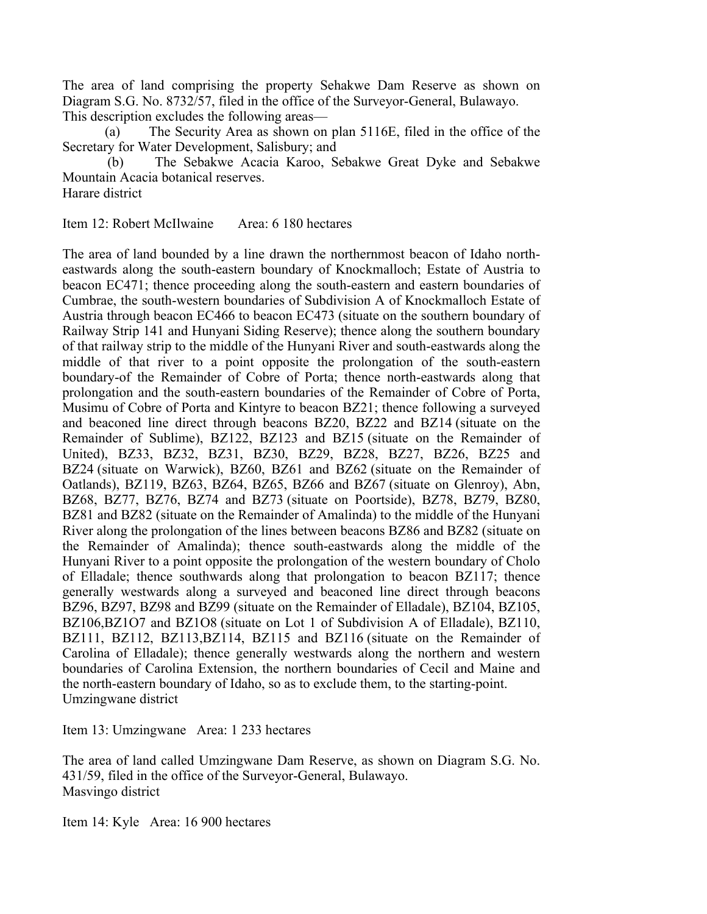The area of land comprising the property Sehakwe Dam Reserve as shown on Diagram S.G. No. 8732/57, filed in the office of the Surveyor-General, Bulawayo. This description excludes the following areas—

(a) The Security Area as shown on plan 5116E, filed in the office of the Secretary for Water Development, Salisbury; and

(b) The Sebakwe Acacia Karoo, Sebakwe Great Dyke and Sebakwe Mountain Acacia botanical reserves.

Harare district

Item 12: Robert McIlwaine Area: 6 180 hectares

The area of land bounded by a line drawn the northernmost beacon of Idaho north-eastwards along the south-eastern boundary of Knockmalloch; Estate of Austria to beacon EC471; thence proceeding along the south-eastern and eastern boundaries of Cumbrae, the south-western boundaries of Subdivision A of Knockmalloch Estate of Austria through beacon EC466 to beacon EC473 (situate on the southern boundary of Railway Strip 141 and Hunyani Siding Reserve); thence along the southern boundary of that railway strip to the middle of the Hunyani River and south-eastwards along the middle of that river to a point opposite the prolongation of the south-eastern boundary-of the Remainder of Cobre of Porta; thence north-eastwards along that prolongation and the south-eastern boundaries of the Remainder of Cobre of Porta, Musimu of Cobre of Porta and Kintyre to beacon BZ21; thence following a surveyed and beaconed line direct through beacons BZ20, BZ22 and BZ14 (situate on the Remainder of Sublime), BZ122, BZ123 and BZ15 (situate on the Remainder of United), BZ33, BZ32, BZ31, BZ30, BZ29, BZ28, BZ27, BZ26, BZ25 and BZ24 (situate on Warwick), BZ60, BZ61 and BZ62 (situate on the Remainder of Oatlands), BZ119, BZ63, BZ64, BZ65, BZ66 and BZ67 (situate on Glenroy), Abn, BZ68, BZ77, BZ76, BZ74 and BZ73 (situate on Poortside), BZ78, BZ79, BZ80, BZ81 and BZ82 (situate on the Remainder of Amalinda) to the middle of the Hunyani River along the prolongation of the lines between beacons BZ86 and BZ82 (situate on the Remainder of Amalinda); thence south-eastwards along the middle of the Hunyani River to a point opposite the prolongation of the western boundary of Cholo of Elladale; thence southwards along that prolongation to beacon BZ117; thence generally westwards along a surveyed and beaconed line direct through beacons BZ96, BZ97, BZ98 and BZ99 (situate on the Remainder of Elladale), BZ104, BZ105, BZ106,BZ1O7 and BZ1O8 (situate on Lot 1 of Subdivision A of Elladale), BZ110, BZ111, BZ112, BZ113,BZ114, BZ115 and BZ116 (situate on the Remainder of Carolina of Elladale); thence generally westwards along the northern and western boundaries of Carolina Extension, the northern boundaries of Cecil and Maine and the north-eastern boundary of Idaho, so as to exclude them, to the starting-point.

Umzingwane district

Item 13: Umzingwane Area: 1 233 hectares

The area of land called Umzingwane Dam Reserve, as shown on Diagram S.G. No. 431/59, filed in the office of the Surveyor-General, Bulawayo.

Masvingo district

Item 14: Kyle Area: 16 900 hectares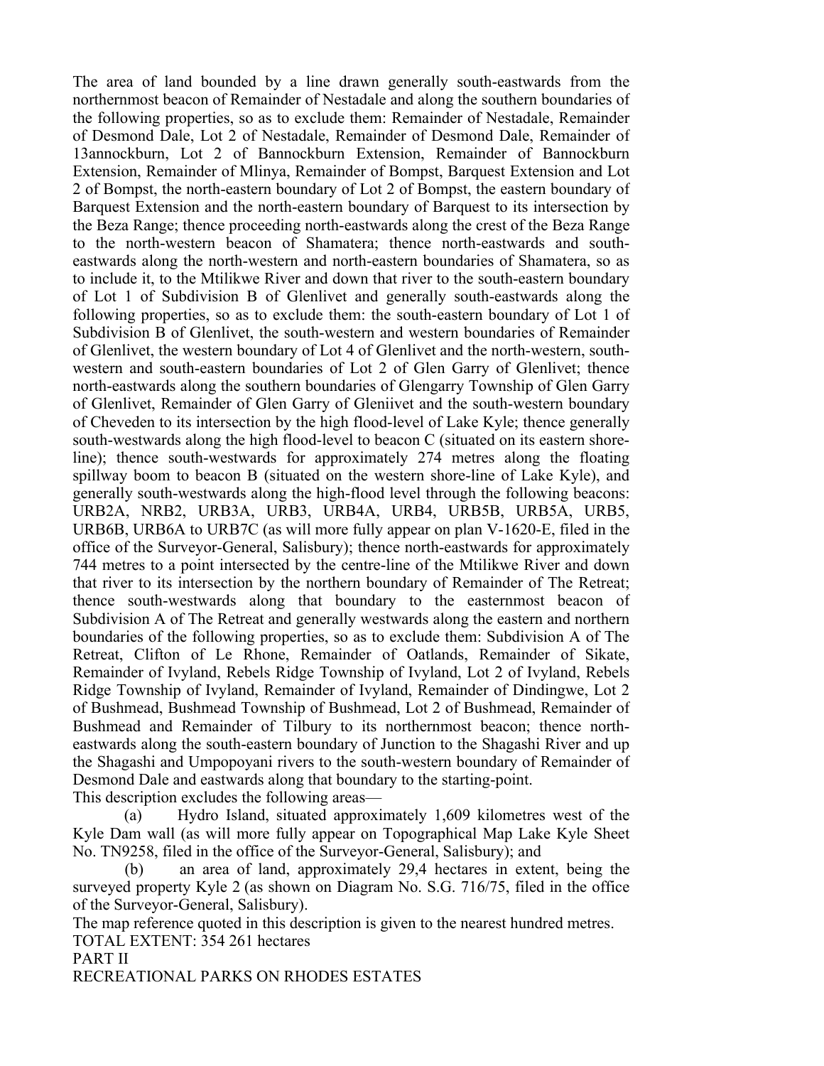The area of land bounded by a line drawn generally south-eastwards from the northernmost beacon of Remainder of Nestadale and along the southern boundaries of the following properties, so as to exclude them: Remainder of Nestadale, Remainder of Desmond Dale, Lot 2 of Nestadale, Remainder of Desmond Dale, Remainder of 13annockburn, Lot 2 of Bannockburn Extension, Remainder of Bannockburn Extension, Remainder of Mlinya, Remainder of Bompst, Barquest Extension and Lot 2 of Bompst, the north-eastern boundary of Lot 2 of Bompst, the eastern boundary of Barquest Extension and the north-eastern boundary of Barquest to its intersection by the Beza Range; thence proceeding north-eastwards along the crest of the Beza Range to the north-western beacon of Shamatera; thence north-eastwards and south-eastwards along the north-western and north-eastern boundaries of Shamatera, so as to include it, to the Mtilikwe River and down that river to the south-eastern boundary of Lot 1 of Subdivision B of Glenlivet and generally south-eastwards along the following properties, so as to exclude them: the south-eastern boundary of Lot 1 of Subdivision B of Glenlivet, the south-western and western boundaries of Remainder of Glenlivet, the western boundary of Lot 4 of Glenlivet and the north-western, south-western and south-eastern boundaries of Lot 2 of Glen Garry of Glenlivet; thence north-eastwards along the southern boundaries of Glengarry Township of Glen Garry of Glenlivet, Remainder of Glen Garry of Gleniivet and the south-western boundary of Cheveden to its intersection by the high flood-level of Lake Kyle; thence generally south-westwards along the high flood-level to beacon C (situated on its eastern shore-line); thence south-westwards for approximately 274 metres along the floating spillway boom to beacon B (situated on the western shore-line of Lake Kyle), and generally south-westwards along the high-flood level through the following beacons: URB2A, NRB2, URB3A, URB3, URB4A, URB4, URB5B, URB5A, URB5, URB6B, URB6A to URB7C (as will more fully appear on plan V-1620-E, filed in the office of the Surveyor-General, Salisbury); thence north-eastwards for approximately 744 metres to a point intersected by the centre-line of the Mtilikwe River and down that river to its intersection by the northern boundary of Remainder of The Retreat; thence south-westwards along that boundary to the easternmost beacon of Subdivision A of The Retreat and generally westwards along the eastern and northern boundaries of the following properties, so as to exclude them: Subdivision A of The Retreat, Clifton of Le Rhone, Remainder of Oatlands, Remainder of Sikate, Remainder of Ivyland, Rebels Ridge Township of Ivyland, Lot 2 of Ivyland, Rebels Ridge Township of Ivyland, Remainder of Ivyland, Remainder of Dindingwe, Lot 2 of Bushmead, Bushmead Township of Bushmead, Lot 2 of Bushmead, Remainder of Bushmead and Remainder of Tilbury to its northernmost beacon; thence north-eastwards along the south-eastern boundary of Junction to the Shagashi River and up the Shagashi and Umpopoyani rivers to the south-western boundary of Remainder of Desmond Dale and eastwards along that boundary to the starting-point.

This description excludes the following areas—

(a) Hydro Island, situated approximately 1,609 kilometres west of the Kyle Dam wall (as will more fully appear on Topographical Map Lake Kyle Sheet No. TN9258, filed in the office of the Surveyor-General, Salisbury); and

(b) an area of land, approximately 29,4 hectares in extent, being the surveyed property Kyle 2 (as shown on Diagram No. S.G. 716/75, filed in the office of the Surveyor-General, Salisbury).

The map reference quoted in this description is given to the nearest hundred metres.

TOTAL EXTENT: 354 261 hectares

PART II

RECREATIONAL PARKS ON RHODES ESTATES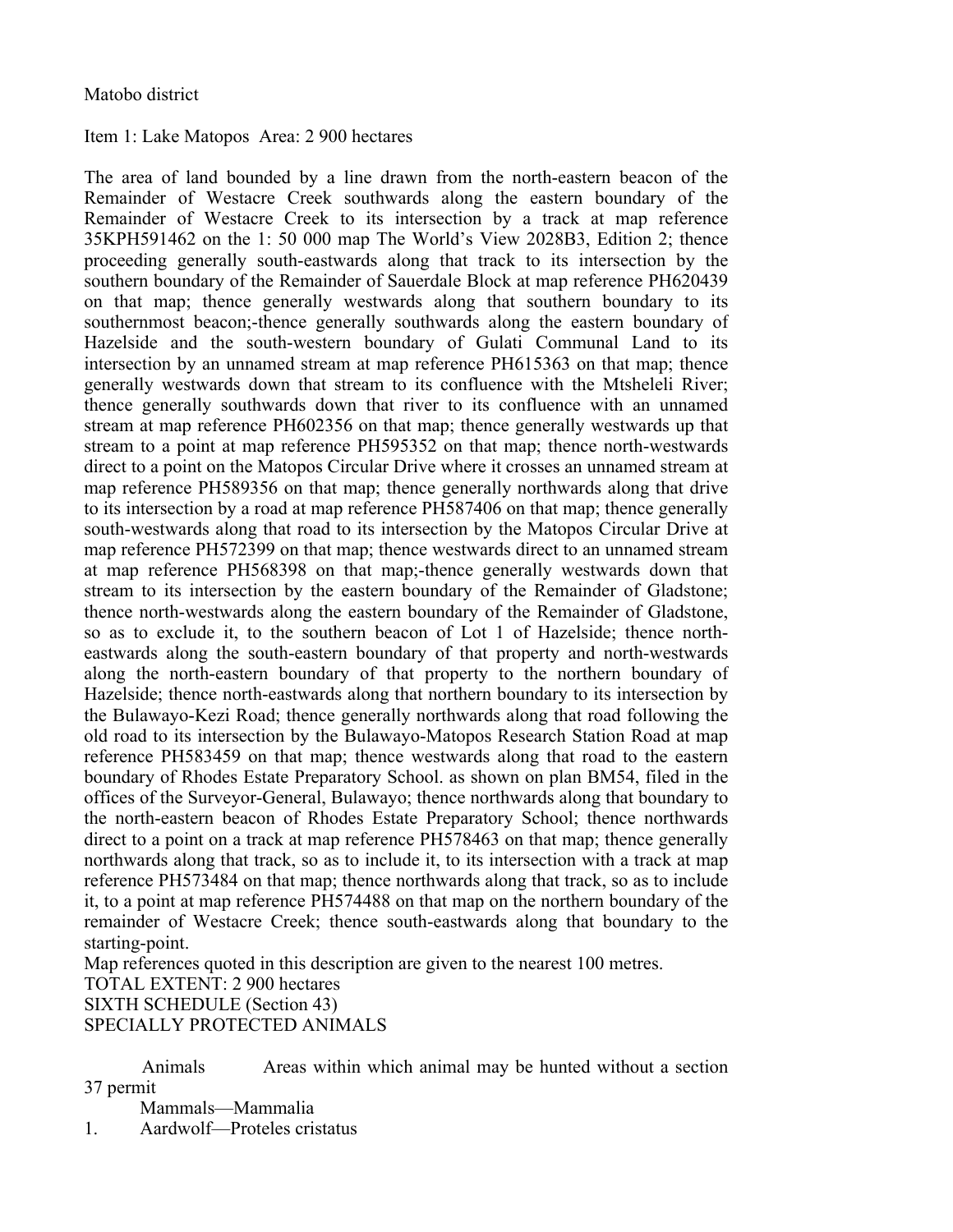Matobo district

Item 1: Lake Matopos  Area: 2 900 hectares

The area of land bounded by a line drawn from the north-eastern beacon of the Remainder of Westacre Creek southwards along the eastern boundary of the Remainder of Westacre Creek to its intersection by a track at map reference 35KPH591462 on the 1: 50 000 map The World's View 2028B3, Edition 2; thence proceeding generally south-eastwards along that track to its intersection by the southern boundary of the Remainder of Sauerdale Block at map reference PH620439 on that map; thence generally westwards along that southern boundary to its southernmost beacon;-thence generally southwards along the eastern boundary of Hazelside and the south-western boundary of Gulati Communal Land to its intersection by an unnamed stream at map reference PH615363 on that map; thence generally westwards down that stream to its confluence with the Mtsheleli River; thence generally southwards down that river to its confluence with an unnamed stream at map reference PH602356 on that map; thence generally westwards up that stream to a point at map reference PH595352 on that map; thence north-westwards direct to a point on the Matopos Circular Drive where it crosses an unnamed stream at map reference PH589356 on that map; thence generally northwards along that drive to its intersection by a road at map reference PH587406 on that map; thence generally south-westwards along that road to its intersection by the Matopos Circular Drive at map reference PH572399 on that map; thence westwards direct to an unnamed stream at map reference PH568398 on that map;-thence generally westwards down that stream to its intersection by the eastern boundary of the Remainder of Gladstone; thence north-westwards along the eastern boundary of the Remainder of Gladstone, so as to exclude it, to the southern beacon of Lot 1 of Hazelside; thence north-eastwards along the south-eastern boundary of that property and north-westwards along the north-eastern boundary of that property to the northern boundary of Hazelside; thence north-eastwards along that northern boundary to its intersection by the Bulawayo-Kezi Road; thence generally northwards along that road following the old road to its intersection by the Bulawayo-Matopos Research Station Road at map reference PH583459 on that map; thence westwards along that road to the eastern boundary of Rhodes Estate Preparatory School. as shown on plan BM54, filed in the offices of the Surveyor-General, Bulawayo; thence northwards along that boundary to the north-eastern beacon of Rhodes Estate Preparatory School; thence northwards direct to a point on a track at map reference PH578463 on that map; thence generally northwards along that track, so as to include it, to its intersection with a track at map reference PH573484 on that map; thence northwards along that track, so as to include it, to a point at map reference PH574488 on that map on the northern boundary of the remainder of Westacre Creek; thence south-eastwards along that boundary to the starting-point.

Map references quoted in this description are given to the nearest 100 metres.

TOTAL EXTENT: 2 900 hectares

SIXTH SCHEDULE (Section 43)

SPECIALLY PROTECTED ANIMALS

| Animals | Areas within which animal may be hunted without a section 37 permit |
|---|---|
| Mammals—Mammalia | |
| 1. Aardwolf—Proteles cristatus | |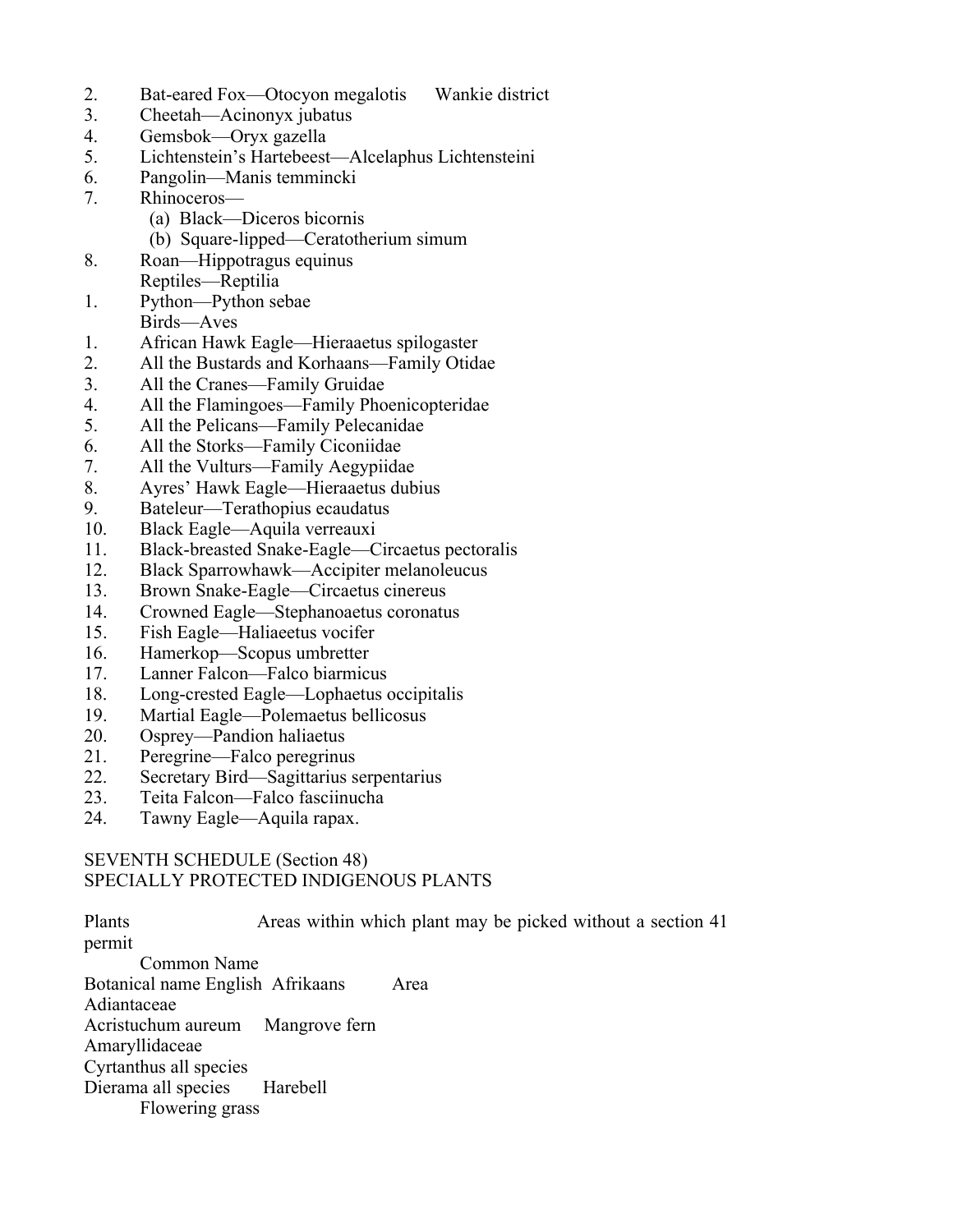2. Bat-eared Fox—Otocyon megalotis Wankie district
3. Cheetah—Acinonyx jubatus
4. Gemsbok—Oryx gazella
5. Lichtenstein's Hartebeest—Alcelaphus Lichtensteini
6. Pangolin—Manis temmincki
7. Rhinoceros—
   (a) Black—Diceros bicornis
   (b) Square-lipped—Ceratotherium simum
8. Roan—Hippotragus equinus

Reptiles—Reptilia

1. Python—Python sebae

Birds—Aves

1. African Hawk Eagle—Hieraaetus spilogaster
2. All the Bustards and Korhaans—Family Otidae
3. All the Cranes—Family Gruidae
4. All the Flamingoes—Family Phoenicopteridae
5. All the Pelicans—Family Pelecanidae
6. All the Storks—Family Ciconiidae
7. All the Vulturs—Family Aegypiidae
8. Ayres' Hawk Eagle—Hieraaetus dubius
9. Bateleur—Terathopius ecaudatus
10. Black Eagle—Aquila verreauxi
11. Black-breasted Snake-Eagle—Circaetus pectoralis
12. Black Sparrowhawk—Accipiter melanoleucus
13. Brown Snake-Eagle—Circaetus cinereus
14. Crowned Eagle—Stephanoaetus coronatus
15. Fish Eagle—Haliaeetus vocifer
16. Hamerkop—Scopus umbretter
17. Lanner Falcon—Falco biarmicus
18. Long-crested Eagle—Lophaetus occipitalis
19. Martial Eagle—Polemaetus bellicosus
20. Osprey—Pandion haliaetus
21. Peregrine—Falco peregrinus
22. Secretary Bird—Sagittarius serpentarius
23. Teita Falcon—Falco fasciinucha
24. Tawny Eagle—Aquila rapax.

SEVENTH SCHEDULE (Section 48)
SPECIALLY PROTECTED INDIGENOUS PLANTS

Plants Areas within which plant may be picked without a section 41 permit

| Botanical name | Common Name English | Afrikaans | Area |
|---|---|---|---|
| Adiantaceae | | | |
| Acristuchum aureum | Mangrove fern | | |
| Amaryllidaceae | | | |
| Cyrtanthus all species | | | |
| Dierama all species | Harebell Flowering grass | | |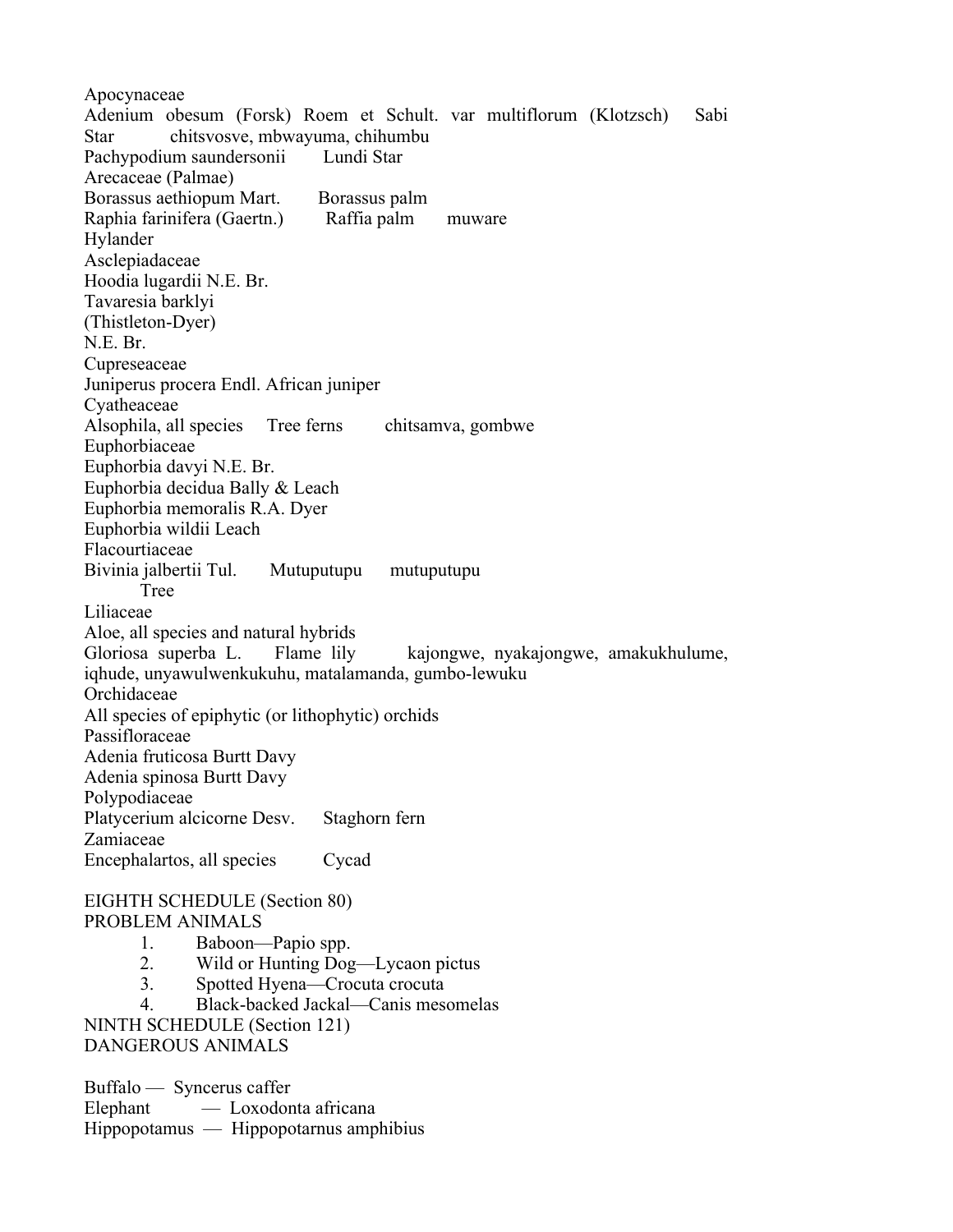Apocynaceae
Adenium obesum (Forsk) Roem et Schult. var multiflorum (Klotzsch) Sabi Star chitsvosve, mbwayuma, chihumbu
Pachypodium saundersonii Lundi Star
Arecaceae (Palmae)
Borassus aethiopum Mart. Borassus palm
Raphia farinifera (Gaertn.) Raffia palm muware
Hylander
Asclepiadaceae
Hoodia lugardii N.E. Br.
Tavaresia barklyi
(Thistleton-Dyer)
N.E. Br.
Cupreseaceae
Juniperus procera Endl. African juniper
Cyatheaceae
Alsophila, all species Tree ferns chitsamva, gombwe
Euphorbiaceae
Euphorbia davyi N.E. Br.
Euphorbia decidua Bally & Leach
Euphorbia memoralis R.A. Dyer
Euphorbia wildii Leach
Flacourtiaceae
Bivinia jalbertii Tul. Mutuputupu mutuputupu
Tree
Liliaceae
Aloe, all species and natural hybrids
Gloriosa superba L. Flame lily kajongwe, nyakajongwe, amakukhulume, iqhude, unyawulwenkukuhu, matalamanda, gumbo-lewuku
Orchidaceae
All species of epiphytic (or lithophytic) orchids
Passifloraceae
Adenia fruticosa Burtt Davy
Adenia spinosa Burtt Davy
Polypodiaceae
Platycerium alcicorne Desv. Staghorn fern
Zamiaceae
Encephalartos, all species Cycad

EIGHTH SCHEDULE (Section 80)
PROBLEM ANIMALS

1. Baboon—Papio spp.
2. Wild or Hunting Dog—Lycaon pictus
3. Spotted Hyena—Crocuta crocuta
4. Black-backed Jackal—Canis mesomelas

NINTH SCHEDULE (Section 121)
DANGEROUS ANIMALS

Buffalo — Syncerus caffer
Elephant — Loxodonta africana
Hippopotamus — Hippopotarnus amphibius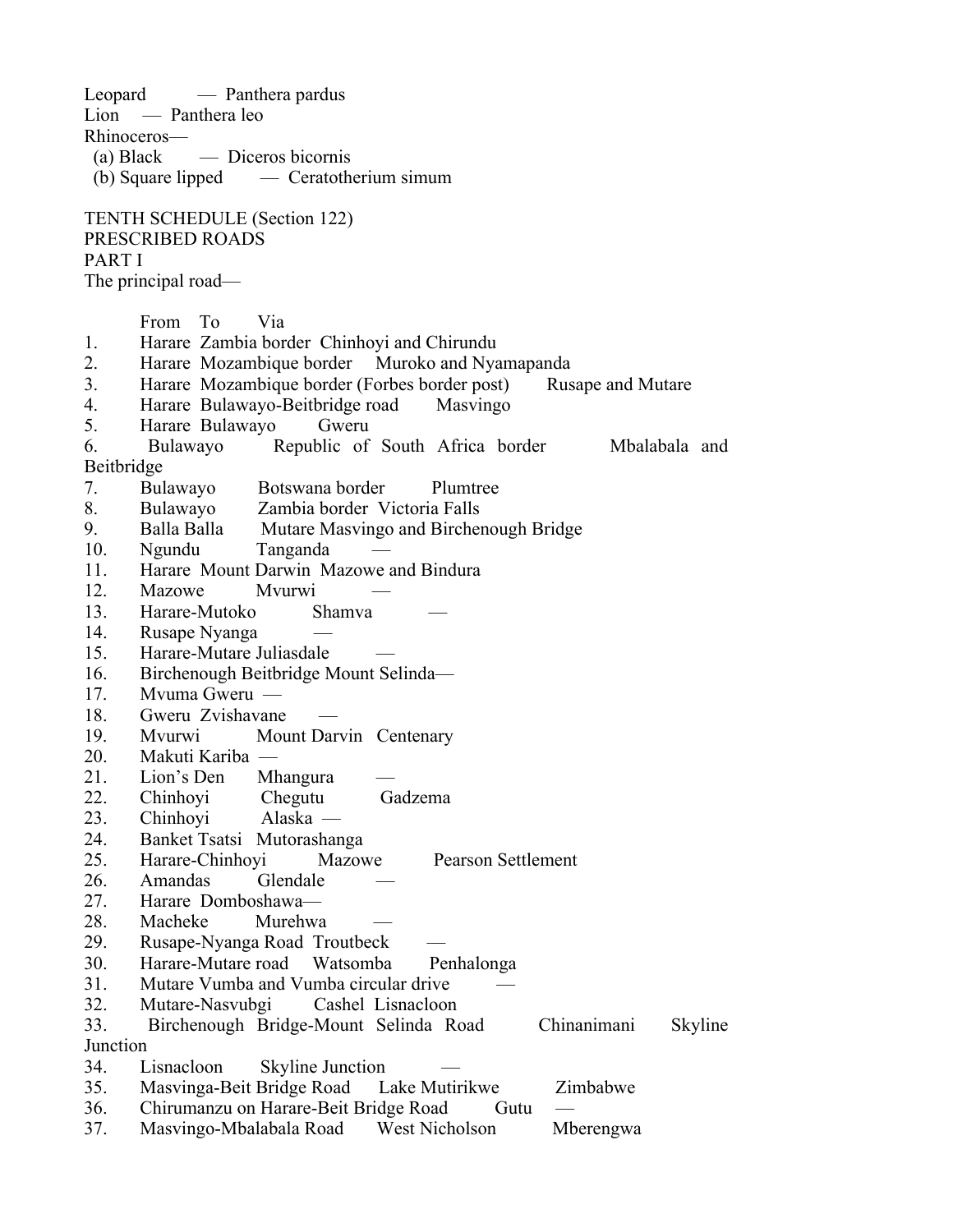Leopard — Panthera pardus
Lion — Panthera leo
Rhinoceros—
(a) Black — Diceros bicornis
(b) Square lipped — Ceratotherium simum

TENTH SCHEDULE (Section 122)

PRESCRIBED ROADS

PART I

The principal road—

| | From | To | Via |
|---|---|---|---|
| 1. | Harare | Zambia border | Chinhoyi and Chirundu |
| 2. | Harare | Mozambique border | Muroko and Nyamapanda |
| 3. | Harare | Mozambique border (Forbes border post) | Rusape and Mutare |
| 4. | Harare | Bulawayo-Beitbridge road | Masvingo |
| 5. | Harare | Bulawayo | Gweru |
| 6. | Bulawayo | Republic of South Africa border | Mbalabala and Beitbridge |
| 7. | Bulawayo | Botswana border | Plumtree |
| 8. | Bulawayo | Zambia border | Victoria Falls |
| 9. | Balla Balla | Mutare | Masvingo and Birchenough Bridge |
| 10. | Ngundu | Tanganda | — |
| 11. | Harare | Mount Darwin | Mazowe and Bindura |
| 12. | Mazowe | Mvurwi | — |
| 13. | Harare-Mutoko | Shamva | — |
| 14. | Rusape | Nyanga | — |
| 15. | Harare-Mutare | Juliasdale | — |
| 16. | Birchenough | Beitbridge | Mount Selinda— |
| 17. | Mvuma | Gweru | — |
| 18. | Gweru | Zvishavane | — |
| 19. | Mvurwi | Mount Darwin | Centenary |
| 20. | Makuti | Kariba | — |
| 21. | Lion's Den | Mhangura | — |
| 22. | Chinhoyi | Chegutu | Gadzema |
| 23. | Chinhoyi | Alaska | — |
| 24. | Banket | Tsatsi | Mutorashanga |
| 25. | Harare-Chinhoyi | Mazowe | Pearson Settlement |
| 26. | Amandas | Glendale | — |
| 27. | Harare | Domboshawa— | |
| 28. | Macheke | Murehwa | — |
| 29. | Rusape-Nyanga Road | Troutbeck | — |
| 30. | Harare-Mutare road | Watsomba | Penhalonga |
| 31. | Mutare | Vumba and Vumba circular drive | — |
| 32. | Mutare-Nasvubgi | Cashel | Lisnacloon |
| 33. | Birchenough Bridge-Mount Selinda Road | Chinanimani | Skyline Junction |
| 34. | Lisnacloon | Skyline Junction | — |
| 35. | Masvinga-Beit Bridge Road | Lake Mutirikwe | Zimbabwe |
| 36. | Chirumanzu on Harare-Beit Bridge Road | Gutu | — |
| 37. | Masvingo-Mbalabala Road | West Nicholson | Mberengwa |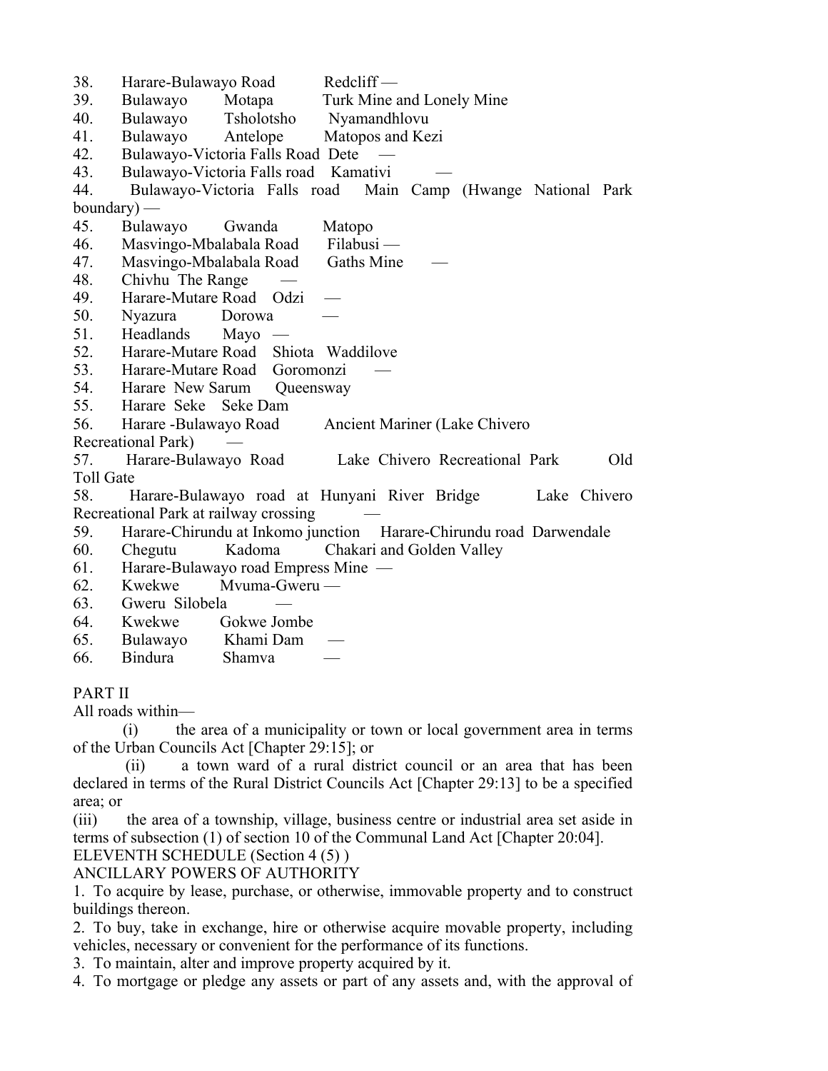38. Harare-Bulawayo Road Redcliff —
39. Bulawayo Motapa Turk Mine and Lonely Mine
40. Bulawayo Tsholotsho Nyamandhlovu
41. Bulawayo Antelope Matopos and Kezi
42. Bulawayo-Victoria Falls Road Dete —
43. Bulawayo-Victoria Falls road Kamativi —
44. Bulawayo-Victoria Falls road Main Camp (Hwange National Park boundary) —
45. Bulawayo Gwanda Matopo
46. Masvingo-Mbalabala Road Filabusi —
47. Masvingo-Mbalabala Road Gaths Mine —
48. Chivhu The Range —
49. Harare-Mutare Road Odzi —
50. Nyazura Dorowa —
51. Headlands Mayo —
52. Harare-Mutare Road Shiota Waddilove
53. Harare-Mutare Road Goromonzi —
54. Harare New Sarum Queensway
55. Harare Seke Seke Dam
56. Harare -Bulawayo Road Ancient Mariner (Lake Chivero Recreational Park) —
57. Harare-Bulawayo Road Lake Chivero Recreational Park Old Toll Gate
58. Harare-Bulawayo road at Hunyani River Bridge Lake Chivero Recreational Park at railway crossing —
59. Harare-Chirundu at Inkomo junction Harare-Chirundu road Darwendale
60. Chegutu Kadoma Chakari and Golden Valley
61. Harare-Bulawayo road Empress Mine —
62. Kwekwe Mvuma-Gweru —
63. Gweru Silobela —
64. Kwekwe Gokwe Jombe
65. Bulawayo Khami Dam —
66. Bindura Shamva —

PART II

All roads within—

(i) the area of a municipality or town or local government area in terms of the Urban Councils Act [Chapter 29:15]; or

(ii) a town ward of a rural district council or an area that has been declared in terms of the Rural District Councils Act [Chapter 29:13] to be a specified area; or

(iii) the area of a township, village, business centre or industrial area set aside in terms of subsection (1) of section 10 of the Communal Land Act [Chapter 20:04].

ELEVENTH SCHEDULE (Section 4 (5) )

ANCILLARY POWERS OF AUTHORITY

1. To acquire by lease, purchase, or otherwise, immovable property and to construct buildings thereon.

2. To buy, take in exchange, hire or otherwise acquire movable property, including vehicles, necessary or convenient for the performance of its functions.

3. To maintain, alter and improve property acquired by it.

4. To mortgage or pledge any assets or part of any assets and, with the approval of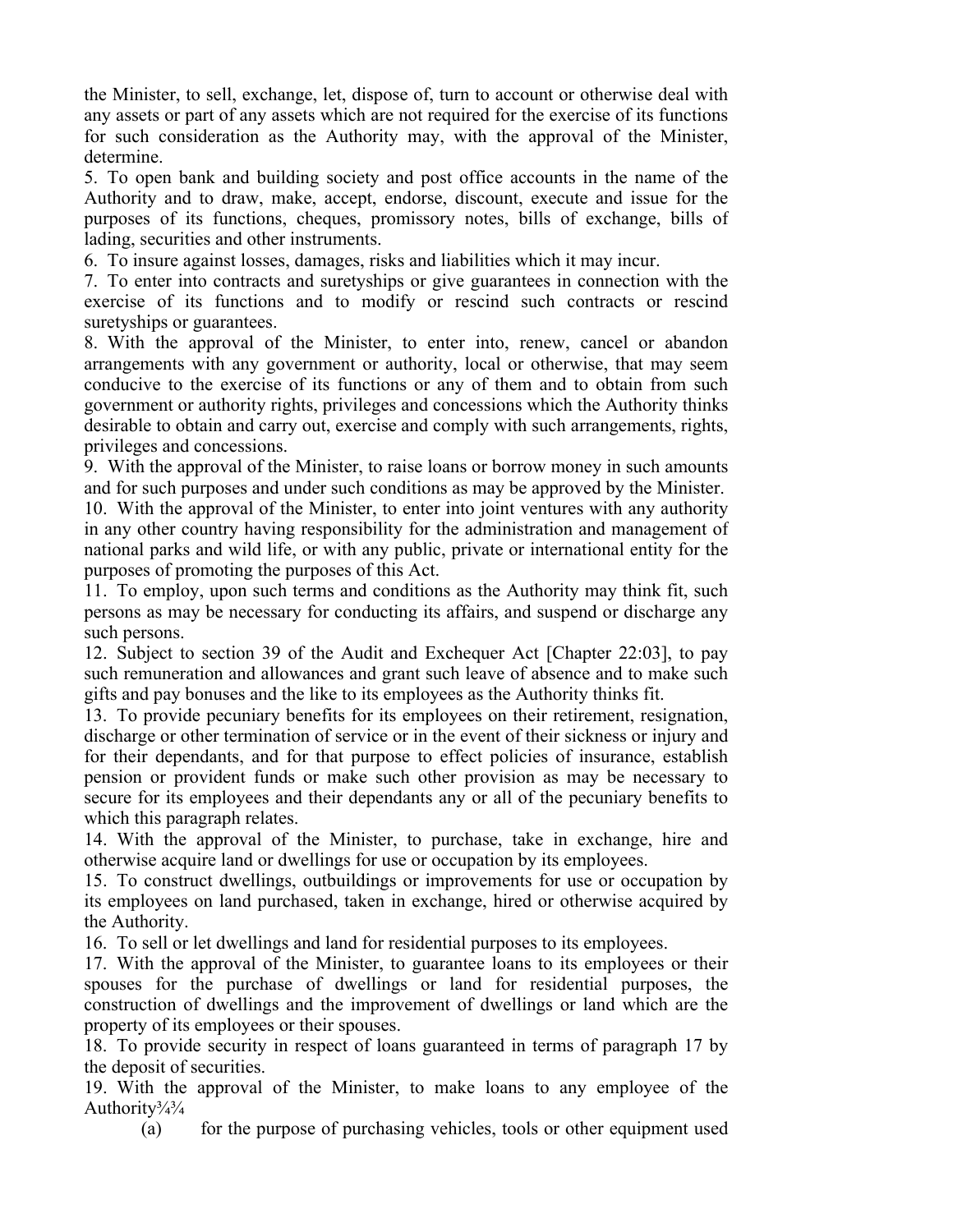the Minister, to sell, exchange, let, dispose of, turn to account or otherwise deal with any assets or part of any assets which are not required for the exercise of its functions for such consideration as the Authority may, with the approval of the Minister, determine.

5. To open bank and building society and post office accounts in the name of the Authority and to draw, make, accept, endorse, discount, execute and issue for the purposes of its functions, cheques, promissory notes, bills of exchange, bills of lading, securities and other instruments.

6. To insure against losses, damages, risks and liabilities which it may incur.

7. To enter into contracts and suretyships or give guarantees in connection with the exercise of its functions and to modify or rescind such contracts or rescind suretyships or guarantees.

8. With the approval of the Minister, to enter into, renew, cancel or abandon arrangements with any government or authority, local or otherwise, that may seem conducive to the exercise of its functions or any of them and to obtain from such government or authority rights, privileges and concessions which the Authority thinks desirable to obtain and carry out, exercise and comply with such arrangements, rights, privileges and concessions.

9. With the approval of the Minister, to raise loans or borrow money in such amounts and for such purposes and under such conditions as may be approved by the Minister.

10. With the approval of the Minister, to enter into joint ventures with any authority in any other country having responsibility for the administration and management of national parks and wild life, or with any public, private or international entity for the purposes of promoting the purposes of this Act.

11. To employ, upon such terms and conditions as the Authority may think fit, such persons as may be necessary for conducting its affairs, and suspend or discharge any such persons.

12. Subject to section 39 of the Audit and Exchequer Act [Chapter 22:03], to pay such remuneration and allowances and grant such leave of absence and to make such gifts and pay bonuses and the like to its employees as the Authority thinks fit.

13. To provide pecuniary benefits for its employees on their retirement, resignation, discharge or other termination of service or in the event of their sickness or injury and for their dependants, and for that purpose to effect policies of insurance, establish pension or provident funds or make such other provision as may be necessary to secure for its employees and their dependants any or all of the pecuniary benefits to which this paragraph relates.

14. With the approval of the Minister, to purchase, take in exchange, hire and otherwise acquire land or dwellings for use or occupation by its employees.

15. To construct dwellings, outbuildings or improvements for use or occupation by its employees on land purchased, taken in exchange, hired or otherwise acquired by the Authority.

16. To sell or let dwellings and land for residential purposes to its employees.

17. With the approval of the Minister, to guarantee loans to its employees or their spouses for the purchase of dwellings or land for residential purposes, the construction of dwellings and the improvement of dwellings or land which are the property of its employees or their spouses.

18. To provide security in respect of loans guaranteed in terms of paragraph 17 by the deposit of securities.

19. With the approval of the Minister, to make loans to any employee of the Authority¾¾

(a) for the purpose of purchasing vehicles, tools or other equipment used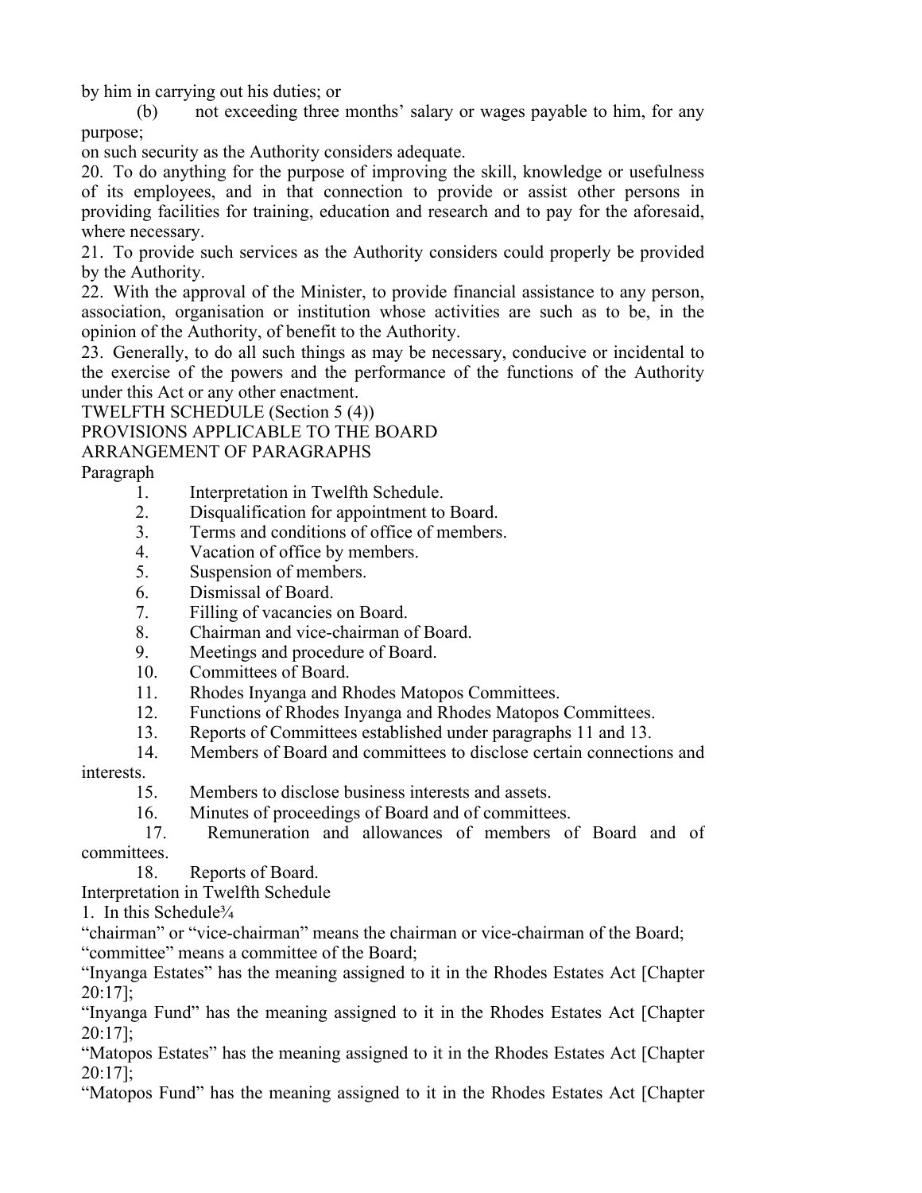by him in carrying out his duties; or

(b) not exceeding three months' salary or wages payable to him, for any purpose;

on such security as the Authority considers adequate.

20. To do anything for the purpose of improving the skill, knowledge or usefulness of its employees, and in that connection to provide or assist other persons in providing facilities for training, education and research and to pay for the aforesaid, where necessary.

21. To provide such services as the Authority considers could properly be provided by the Authority.

22. With the approval of the Minister, to provide financial assistance to any person, association, organisation or institution whose activities are such as to be, in the opinion of the Authority, of benefit to the Authority.

23. Generally, to do all such things as may be necessary, conducive or incidental to the exercise of the powers and the performance of the functions of the Authority under this Act or any other enactment.

TWELFTH SCHEDULE (Section 5 (4))

PROVISIONS APPLICABLE TO THE BOARD

ARRANGEMENT OF PARAGRAPHS

Paragraph

1. Interpretation in Twelfth Schedule.
2. Disqualification for appointment to Board.
3. Terms and conditions of office of members.
4. Vacation of office by members.
5. Suspension of members.
6. Dismissal of Board.
7. Filling of vacancies on Board.
8. Chairman and vice-chairman of Board.
9. Meetings and procedure of Board.
10. Committees of Board.
11. Rhodes Inyanga and Rhodes Matopos Committees.
12. Functions of Rhodes Inyanga and Rhodes Matopos Committees.
13. Reports of Committees established under paragraphs 11 and 13.
14. Members of Board and committees to disclose certain connections and interests.
15. Members to disclose business interests and assets.
16. Minutes of proceedings of Board and of committees.
17. Remuneration and allowances of members of Board and of committees.
18. Reports of Board.

Interpretation in Twelfth Schedule

1. In this Schedule¾

"chairman" or "vice-chairman" means the chairman or vice-chairman of the Board;

"committee" means a committee of the Board;

"Inyanga Estates" has the meaning assigned to it in the Rhodes Estates Act [Chapter 20:17];

"Inyanga Fund" has the meaning assigned to it in the Rhodes Estates Act [Chapter 20:17];

"Matopos Estates" has the meaning assigned to it in the Rhodes Estates Act [Chapter 20:17];

"Matopos Fund" has the meaning assigned to it in the Rhodes Estates Act [Chapter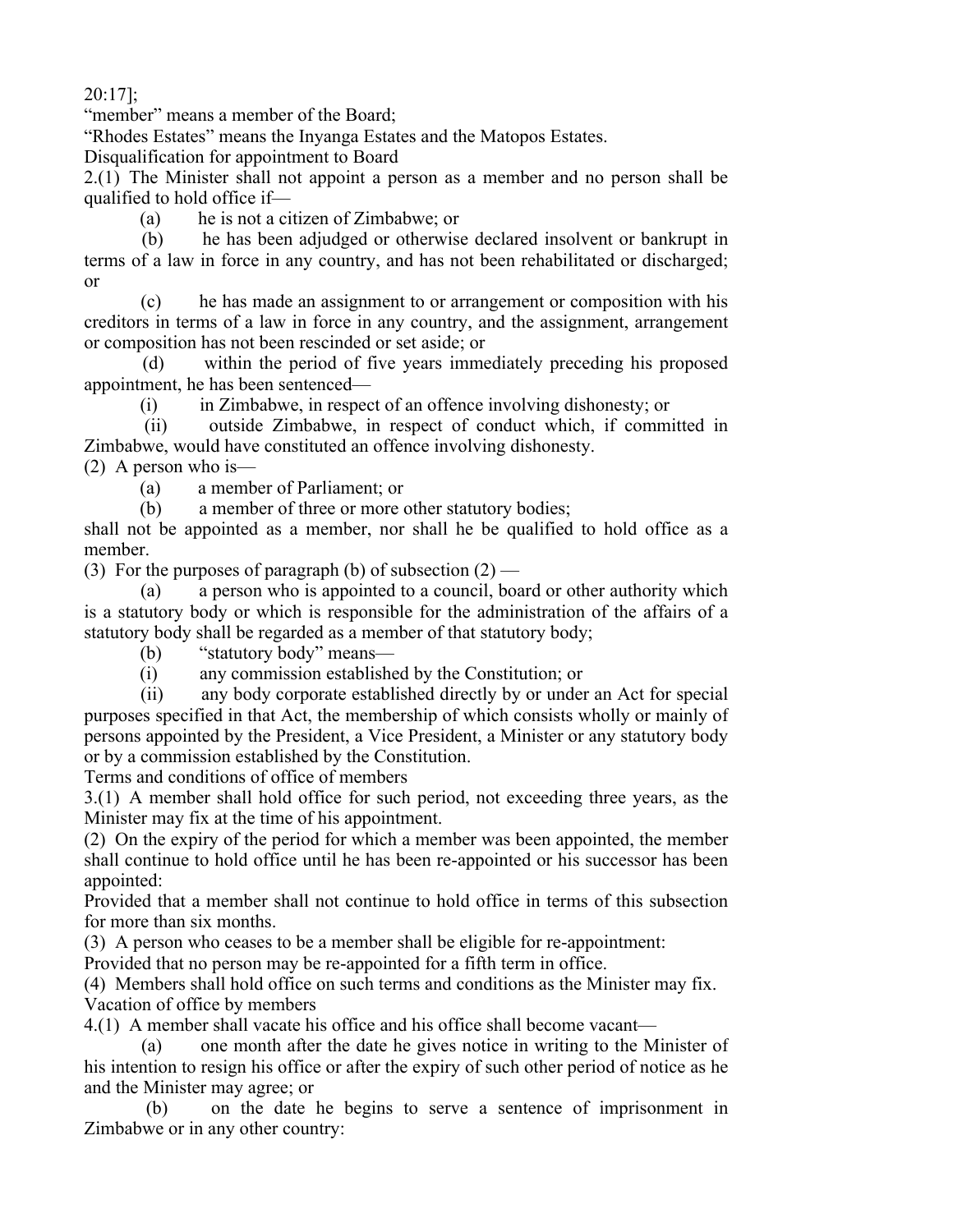20:17];

"member" means a member of the Board;

"Rhodes Estates" means the Inyanga Estates and the Matopos Estates.

### Disqualification for appointment to Board

2.(1) The Minister shall not appoint a person as a member and no person shall be qualified to hold office if—

(a) he is not a citizen of Zimbabwe; or

(b) he has been adjudged or otherwise declared insolvent or bankrupt in terms of a law in force in any country, and has not been rehabilitated or discharged; or

(c) he has made an assignment to or arrangement or composition with his creditors in terms of a law in force in any country, and the assignment, arrangement or composition has not been rescinded or set aside; or

(d) within the period of five years immediately preceding his proposed appointment, he has been sentenced—

(i) in Zimbabwe, in respect of an offence involving dishonesty; or

(ii) outside Zimbabwe, in respect of conduct which, if committed in Zimbabwe, would have constituted an offence involving dishonesty.

(2) A person who is—

(a) a member of Parliament; or

(b) a member of three or more other statutory bodies;

shall not be appointed as a member, nor shall he be qualified to hold office as a member.

(3) For the purposes of paragraph (b) of subsection (2) —

(a) a person who is appointed to a council, board or other authority which is a statutory body or which is responsible for the administration of the affairs of a statutory body shall be regarded as a member of that statutory body;

(b) "statutory body" means—

(i) any commission established by the Constitution; or

(ii) any body corporate established directly by or under an Act for special purposes specified in that Act, the membership of which consists wholly or mainly of persons appointed by the President, a Vice President, a Minister or any statutory body or by a commission established by the Constitution.

### Terms and conditions of office of members

3.(1) A member shall hold office for such period, not exceeding three years, as the Minister may fix at the time of his appointment.

(2) On the expiry of the period for which a member was been appointed, the member shall continue to hold office until he has been re-appointed or his successor has been appointed:

Provided that a member shall not continue to hold office in terms of this subsection for more than six months.

(3) A person who ceases to be a member shall be eligible for re-appointment:

Provided that no person may be re-appointed for a fifth term in office.

(4) Members shall hold office on such terms and conditions as the Minister may fix.

### Vacation of office by members

4.(1) A member shall vacate his office and his office shall become vacant—

(a) one month after the date he gives notice in writing to the Minister of his intention to resign his office or after the expiry of such other period of notice as he and the Minister may agree; or

(b) on the date he begins to serve a sentence of imprisonment in Zimbabwe or in any other country: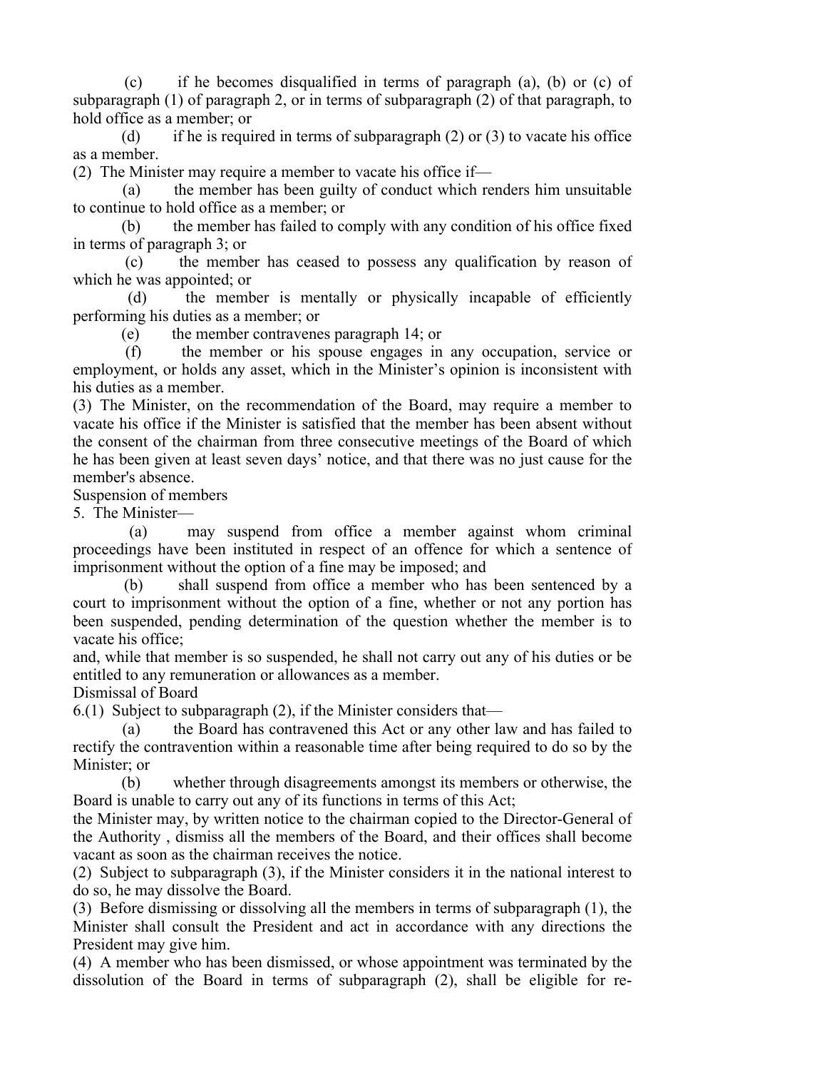(c) if he becomes disqualified in terms of paragraph (a), (b) or (c) of subparagraph (1) of paragraph 2, or in terms of subparagraph (2) of that paragraph, to hold office as a member; or

(d) if he is required in terms of subparagraph (2) or (3) to vacate his office as a member.

(2) The Minister may require a member to vacate his office if—

(a) the member has been guilty of conduct which renders him unsuitable to continue to hold office as a member; or

(b) the member has failed to comply with any condition of his office fixed in terms of paragraph 3; or

(c) the member has ceased to possess any qualification by reason of which he was appointed; or

(d) the member is mentally or physically incapable of efficiently performing his duties as a member; or

(e) the member contravenes paragraph 14; or

(f) the member or his spouse engages in any occupation, service or employment, or holds any asset, which in the Minister's opinion is inconsistent with his duties as a member.

(3) The Minister, on the recommendation of the Board, may require a member to vacate his office if the Minister is satisfied that the member has been absent without the consent of the chairman from three consecutive meetings of the Board of which he has been given at least seven days' notice, and that there was no just cause for the member's absence.

Suspension of members

5. The Minister—

(a) may suspend from office a member against whom criminal proceedings have been instituted in respect of an offence for which a sentence of imprisonment without the option of a fine may be imposed; and

(b) shall suspend from office a member who has been sentenced by a court to imprisonment without the option of a fine, whether or not any portion has been suspended, pending determination of the question whether the member is to vacate his office;

and, while that member is so suspended, he shall not carry out any of his duties or be entitled to any remuneration or allowances as a member.

Dismissal of Board

6.(1) Subject to subparagraph (2), if the Minister considers that—

(a) the Board has contravened this Act or any other law and has failed to rectify the contravention within a reasonable time after being required to do so by the Minister; or

(b) whether through disagreements amongst its members or otherwise, the Board is unable to carry out any of its functions in terms of this Act;

the Minister may, by written notice to the chairman copied to the Director-General of the Authority , dismiss all the members of the Board, and their offices shall become vacant as soon as the chairman receives the notice.

(2) Subject to subparagraph (3), if the Minister considers it in the national interest to do so, he may dissolve the Board.

(3) Before dismissing or dissolving all the members in terms of subparagraph (1), the Minister shall consult the President and act in accordance with any directions the President may give him.

(4) A member who has been dismissed, or whose appointment was terminated by the dissolution of the Board in terms of subparagraph (2), shall be eligible for re-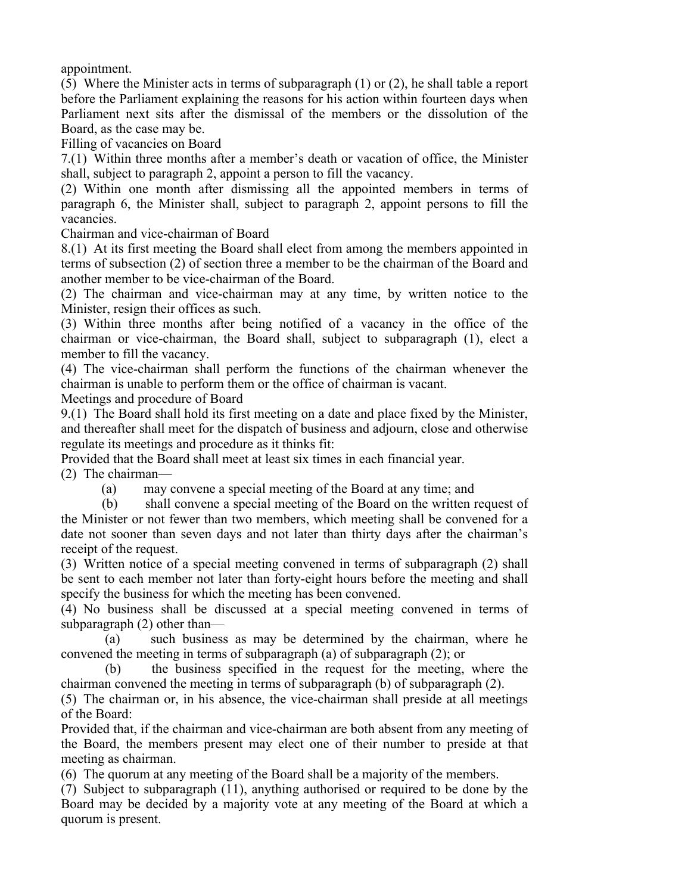appointment.

(5) Where the Minister acts in terms of subparagraph (1) or (2), he shall table a report before the Parliament explaining the reasons for his action within fourteen days when Parliament next sits after the dismissal of the members or the dissolution of the Board, as the case may be.

Filling of vacancies on Board

7.(1) Within three months after a member's death or vacation of office, the Minister shall, subject to paragraph 2, appoint a person to fill the vacancy.

(2) Within one month after dismissing all the appointed members in terms of paragraph 6, the Minister shall, subject to paragraph 2, appoint persons to fill the vacancies.

Chairman and vice-chairman of Board

8.(1) At its first meeting the Board shall elect from among the members appointed in terms of subsection (2) of section three a member to be the chairman of the Board and another member to be vice-chairman of the Board.

(2) The chairman and vice-chairman may at any time, by written notice to the Minister, resign their offices as such.

(3) Within three months after being notified of a vacancy in the office of the chairman or vice-chairman, the Board shall, subject to subparagraph (1), elect a member to fill the vacancy.

(4) The vice-chairman shall perform the functions of the chairman whenever the chairman is unable to perform them or the office of chairman is vacant.

Meetings and procedure of Board

9.(1) The Board shall hold its first meeting on a date and place fixed by the Minister, and thereafter shall meet for the dispatch of business and adjourn, close and otherwise regulate its meetings and procedure as it thinks fit:

Provided that the Board shall meet at least six times in each financial year.

(2) The chairman—

(a) may convene a special meeting of the Board at any time; and

(b) shall convene a special meeting of the Board on the written request of the Minister or not fewer than two members, which meeting shall be convened for a date not sooner than seven days and not later than thirty days after the chairman's receipt of the request.

(3) Written notice of a special meeting convened in terms of subparagraph (2) shall be sent to each member not later than forty-eight hours before the meeting and shall specify the business for which the meeting has been convened.

(4) No business shall be discussed at a special meeting convened in terms of subparagraph (2) other than—

(a) such business as may be determined by the chairman, where he convened the meeting in terms of subparagraph (a) of subparagraph (2); or

(b) the business specified in the request for the meeting, where the chairman convened the meeting in terms of subparagraph (b) of subparagraph (2).

(5) The chairman or, in his absence, the vice-chairman shall preside at all meetings of the Board:

Provided that, if the chairman and vice-chairman are both absent from any meeting of the Board, the members present may elect one of their number to preside at that meeting as chairman.

(6) The quorum at any meeting of the Board shall be a majority of the members.

(7) Subject to subparagraph (11), anything authorised or required to be done by the Board may be decided by a majority vote at any meeting of the Board at which a quorum is present.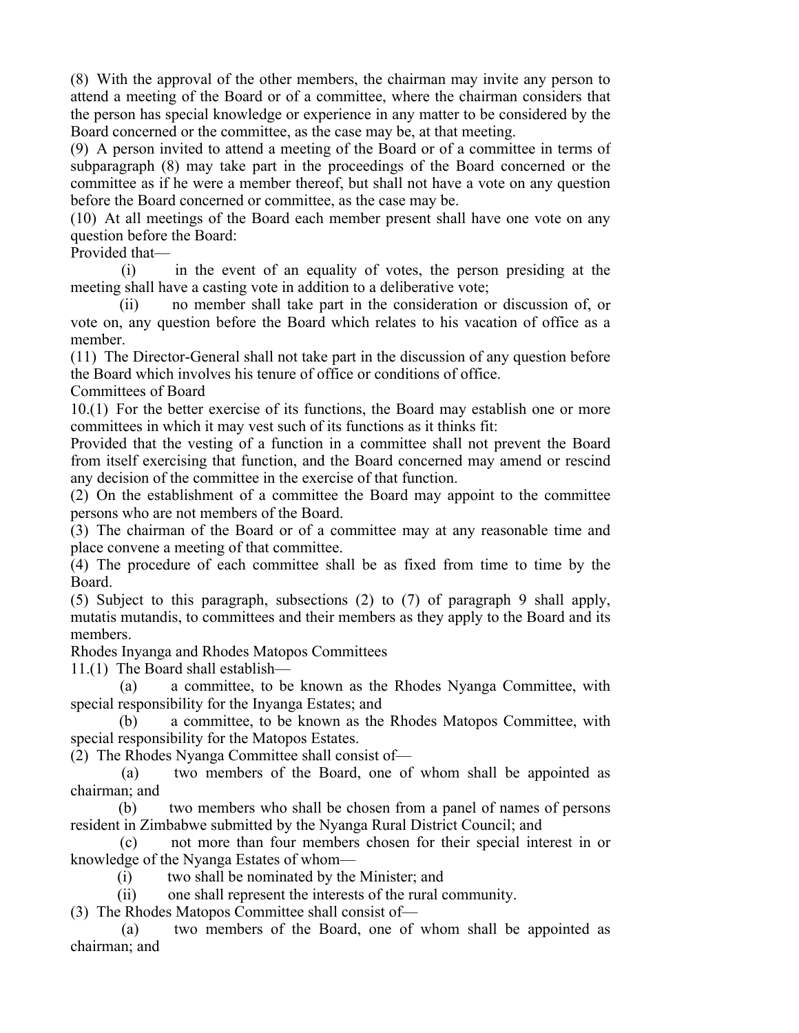(8) With the approval of the other members, the chairman may invite any person to attend a meeting of the Board or of a committee, where the chairman considers that the person has special knowledge or experience in any matter to be considered by the Board concerned or the committee, as the case may be, at that meeting.

(9) A person invited to attend a meeting of the Board or of a committee in terms of subparagraph (8) may take part in the proceedings of the Board concerned or the committee as if he were a member thereof, but shall not have a vote on any question before the Board concerned or committee, as the case may be.

(10) At all meetings of the Board each member present shall have one vote on any question before the Board:

Provided that—

(i) in the event of an equality of votes, the person presiding at the meeting shall have a casting vote in addition to a deliberative vote;

(ii) no member shall take part in the consideration or discussion of, or vote on, any question before the Board which relates to his vacation of office as a member.

(11) The Director-General shall not take part in the discussion of any question before the Board which involves his tenure of office or conditions of office.

Committees of Board

10.(1) For the better exercise of its functions, the Board may establish one or more committees in which it may vest such of its functions as it thinks fit:

Provided that the vesting of a function in a committee shall not prevent the Board from itself exercising that function, and the Board concerned may amend or rescind any decision of the committee in the exercise of that function.

(2) On the establishment of a committee the Board may appoint to the committee persons who are not members of the Board.

(3) The chairman of the Board or of a committee may at any reasonable time and place convene a meeting of that committee.

(4) The procedure of each committee shall be as fixed from time to time by the Board.

(5) Subject to this paragraph, subsections (2) to (7) of paragraph 9 shall apply, mutatis mutandis, to committees and their members as they apply to the Board and its members.

Rhodes Inyanga and Rhodes Matopos Committees

11.(1) The Board shall establish—

(a) a committee, to be known as the Rhodes Nyanga Committee, with special responsibility for the Inyanga Estates; and

(b) a committee, to be known as the Rhodes Matopos Committee, with special responsibility for the Matopos Estates.

(2) The Rhodes Nyanga Committee shall consist of—

(a) two members of the Board, one of whom shall be appointed as chairman; and

(b) two members who shall be chosen from a panel of names of persons resident in Zimbabwe submitted by the Nyanga Rural District Council; and

(c) not more than four members chosen for their special interest in or knowledge of the Nyanga Estates of whom—

(i) two shall be nominated by the Minister; and

(ii) one shall represent the interests of the rural community.

(3) The Rhodes Matopos Committee shall consist of—

(a) two members of the Board, one of whom shall be appointed as chairman; and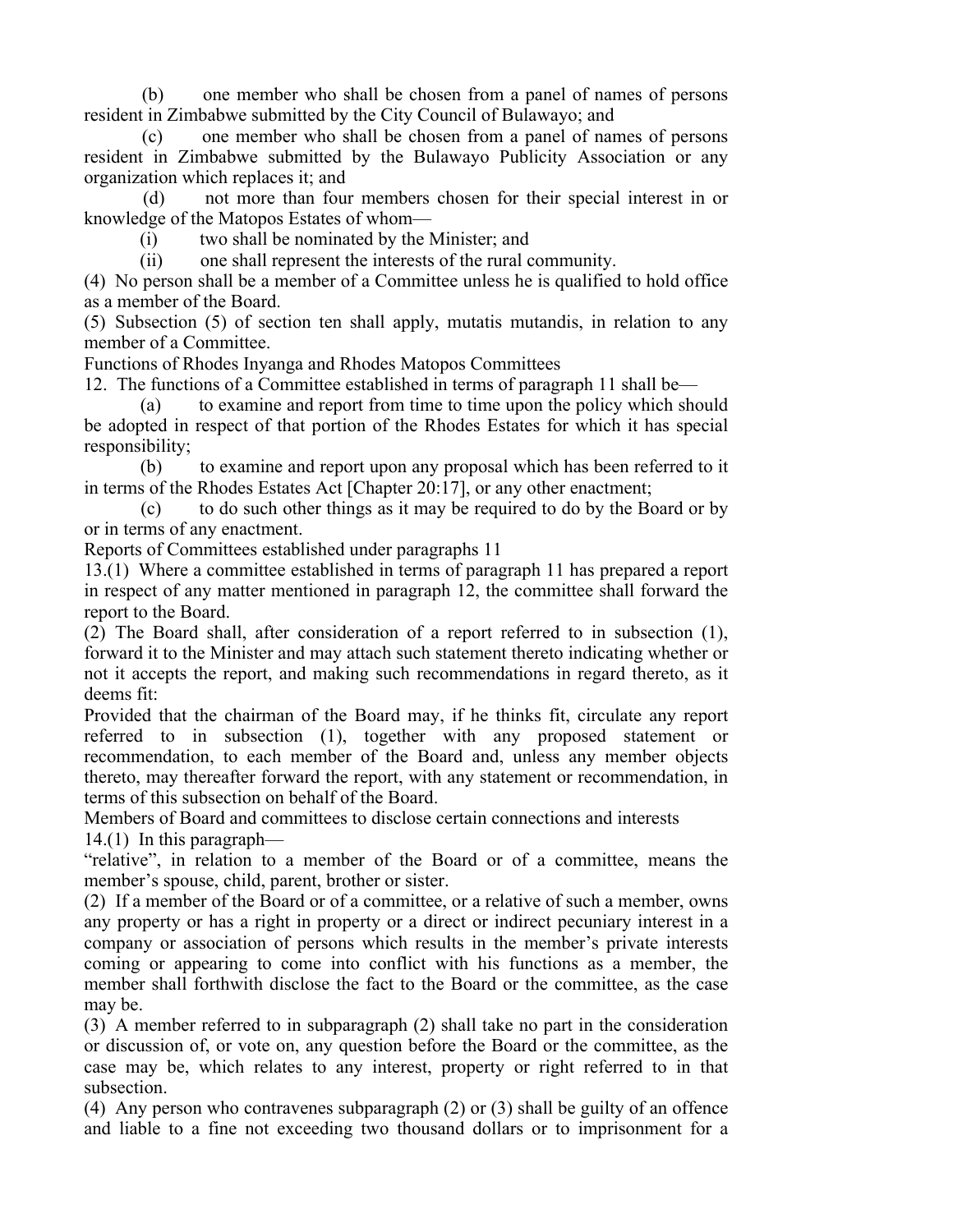(b) one member who shall be chosen from a panel of names of persons resident in Zimbabwe submitted by the City Council of Bulawayo; and

(c) one member who shall be chosen from a panel of names of persons resident in Zimbabwe submitted by the Bulawayo Publicity Association or any organization which replaces it; and

(d) not more than four members chosen for their special interest in or knowledge of the Matopos Estates of whom—

(i) two shall be nominated by the Minister; and

(ii) one shall represent the interests of the rural community.

(4) No person shall be a member of a Committee unless he is qualified to hold office as a member of the Board.

(5) Subsection (5) of section ten shall apply, mutatis mutandis, in relation to any member of a Committee.

Functions of Rhodes Inyanga and Rhodes Matopos Committees

12. The functions of a Committee established in terms of paragraph 11 shall be—

(a) to examine and report from time to time upon the policy which should be adopted in respect of that portion of the Rhodes Estates for which it has special responsibility;

(b) to examine and report upon any proposal which has been referred to it in terms of the Rhodes Estates Act [Chapter 20:17], or any other enactment;

(c) to do such other things as it may be required to do by the Board or by or in terms of any enactment.

Reports of Committees established under paragraphs 11

13.(1) Where a committee established in terms of paragraph 11 has prepared a report in respect of any matter mentioned in paragraph 12, the committee shall forward the report to the Board.

(2) The Board shall, after consideration of a report referred to in subsection (1), forward it to the Minister and may attach such statement thereto indicating whether or not it accepts the report, and making such recommendations in regard thereto, as it deems fit:

Provided that the chairman of the Board may, if he thinks fit, circulate any report referred to in subsection (1), together with any proposed statement or recommendation, to each member of the Board and, unless any member objects thereto, may thereafter forward the report, with any statement or recommendation, in terms of this subsection on behalf of the Board.

Members of Board and committees to disclose certain connections and interests

14.(1) In this paragraph—

"relative", in relation to a member of the Board or of a committee, means the member's spouse, child, parent, brother or sister.

(2) If a member of the Board or of a committee, or a relative of such a member, owns any property or has a right in property or a direct or indirect pecuniary interest in a company or association of persons which results in the member's private interests coming or appearing to come into conflict with his functions as a member, the member shall forthwith disclose the fact to the Board or the committee, as the case may be.

(3) A member referred to in subparagraph (2) shall take no part in the consideration or discussion of, or vote on, any question before the Board or the committee, as the case may be, which relates to any interest, property or right referred to in that subsection.

(4) Any person who contravenes subparagraph (2) or (3) shall be guilty of an offence and liable to a fine not exceeding two thousand dollars or to imprisonment for a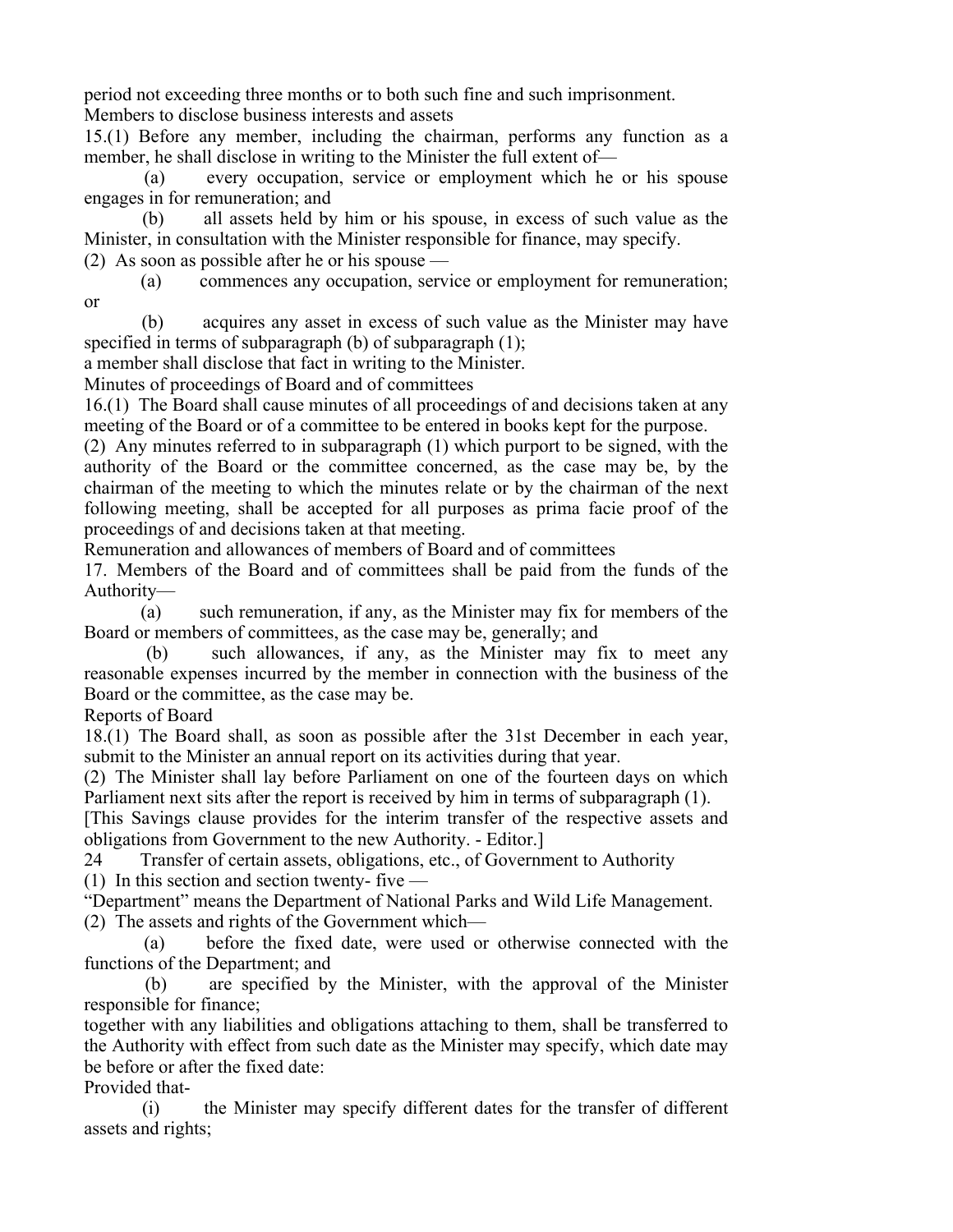period not exceeding three months or to both such fine and such imprisonment.

Members to disclose business interests and assets

15.(1) Before any member, including the chairman, performs any function as a member, he shall disclose in writing to the Minister the full extent of—

(a) every occupation, service or employment which he or his spouse engages in for remuneration; and

(b) all assets held by him or his spouse, in excess of such value as the Minister, in consultation with the Minister responsible for finance, may specify.

(2) As soon as possible after he or his spouse —

(a) commences any occupation, service or employment for remuneration; or

(b) acquires any asset in excess of such value as the Minister may have specified in terms of subparagraph (b) of subparagraph (1);

a member shall disclose that fact in writing to the Minister.

Minutes of proceedings of Board and of committees

16.(1) The Board shall cause minutes of all proceedings of and decisions taken at any meeting of the Board or of a committee to be entered in books kept for the purpose.

(2) Any minutes referred to in subparagraph (1) which purport to be signed, with the authority of the Board or the committee concerned, as the case may be, by the chairman of the meeting to which the minutes relate or by the chairman of the next following meeting, shall be accepted for all purposes as prima facie proof of the proceedings of and decisions taken at that meeting.

Remuneration and allowances of members of Board and of committees

17. Members of the Board and of committees shall be paid from the funds of the Authority—

(a) such remuneration, if any, as the Minister may fix for members of the Board or members of committees, as the case may be, generally; and

(b) such allowances, if any, as the Minister may fix to meet any reasonable expenses incurred by the member in connection with the business of the Board or the committee, as the case may be.

Reports of Board

18.(1) The Board shall, as soon as possible after the 31st December in each year, submit to the Minister an annual report on its activities during that year.

(2) The Minister shall lay before Parliament on one of the fourteen days on which Parliament next sits after the report is received by him in terms of subparagraph (1).

[This Savings clause provides for the interim transfer of the respective assets and obligations from Government to the new Authority. - Editor.]

24 Transfer of certain assets, obligations, etc., of Government to Authority

(1) In this section and section twenty- five —

"Department" means the Department of National Parks and Wild Life Management.

(2) The assets and rights of the Government which—

(a) before the fixed date, were used or otherwise connected with the functions of the Department; and

(b) are specified by the Minister, with the approval of the Minister responsible for finance;

together with any liabilities and obligations attaching to them, shall be transferred to the Authority with effect from such date as the Minister may specify, which date may be before or after the fixed date:

Provided that-

(i) the Minister may specify different dates for the transfer of different assets and rights;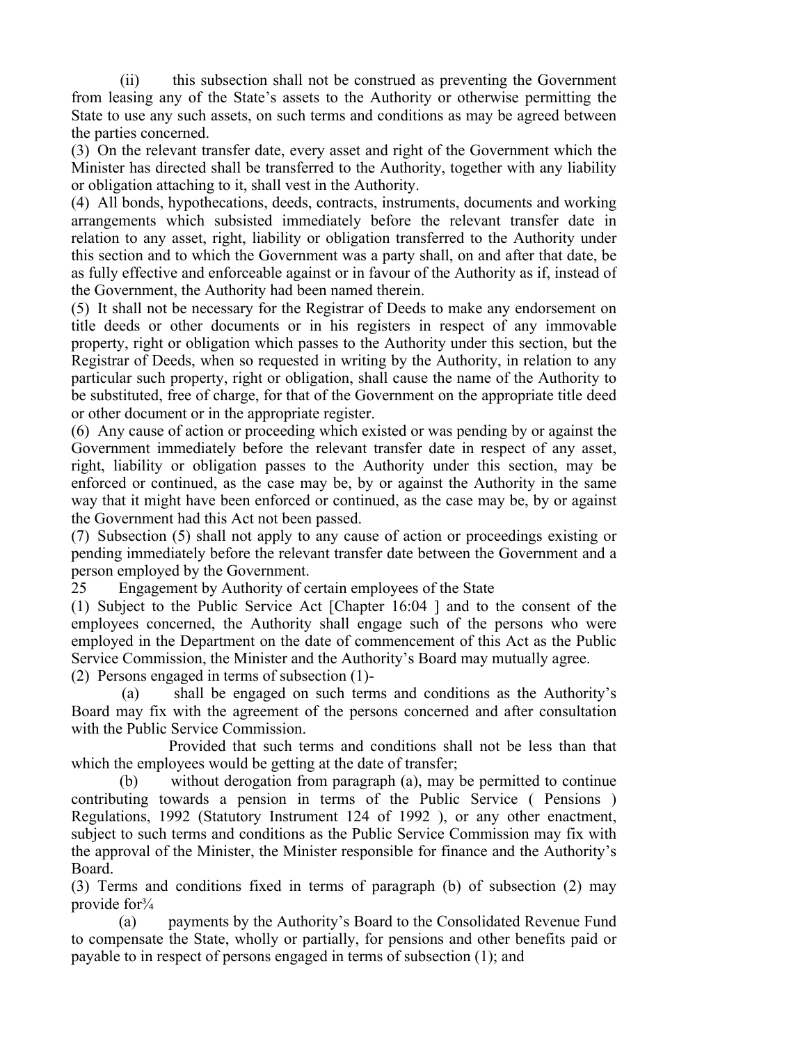(ii) this subsection shall not be construed as preventing the Government from leasing any of the State's assets to the Authority or otherwise permitting the State to use any such assets, on such terms and conditions as may be agreed between the parties concerned.

(3) On the relevant transfer date, every asset and right of the Government which the Minister has directed shall be transferred to the Authority, together with any liability or obligation attaching to it, shall vest in the Authority.

(4) All bonds, hypothecations, deeds, contracts, instruments, documents and working arrangements which subsisted immediately before the relevant transfer date in relation to any asset, right, liability or obligation transferred to the Authority under this section and to which the Government was a party shall, on and after that date, be as fully effective and enforceable against or in favour of the Authority as if, instead of the Government, the Authority had been named therein.

(5) It shall not be necessary for the Registrar of Deeds to make any endorsement on title deeds or other documents or in his registers in respect of any immovable property, right or obligation which passes to the Authority under this section, but the Registrar of Deeds, when so requested in writing by the Authority, in relation to any particular such property, right or obligation, shall cause the name of the Authority to be substituted, free of charge, for that of the Government on the appropriate title deed or other document or in the appropriate register.

(6) Any cause of action or proceeding which existed or was pending by or against the Government immediately before the relevant transfer date in respect of any asset, right, liability or obligation passes to the Authority under this section, may be enforced or continued, as the case may be, by or against the Authority in the same way that it might have been enforced or continued, as the case may be, by or against the Government had this Act not been passed.

(7) Subsection (5) shall not apply to any cause of action or proceedings existing or pending immediately before the relevant transfer date between the Government and a person employed by the Government.

25 Engagement by Authority of certain employees of the State

(1) Subject to the Public Service Act [Chapter 16:04 ] and to the consent of the employees concerned, the Authority shall engage such of the persons who were employed in the Department on the date of commencement of this Act as the Public Service Commission, the Minister and the Authority's Board may mutually agree.

(2) Persons engaged in terms of subsection (1)-

(a) shall be engaged on such terms and conditions as the Authority's Board may fix with the agreement of the persons concerned and after consultation with the Public Service Commission.

Provided that such terms and conditions shall not be less than that which the employees would be getting at the date of transfer;

(b) without derogation from paragraph (a), may be permitted to continue contributing towards a pension in terms of the Public Service ( Pensions ) Regulations, 1992 (Statutory Instrument 124 of 1992 ), or any other enactment, subject to such terms and conditions as the Public Service Commission may fix with the approval of the Minister, the Minister responsible for finance and the Authority's Board.

(3) Terms and conditions fixed in terms of paragraph (b) of subsection (2) may provide for¾

(a) payments by the Authority's Board to the Consolidated Revenue Fund to compensate the State, wholly or partially, for pensions and other benefits paid or payable to in respect of persons engaged in terms of subsection (1); and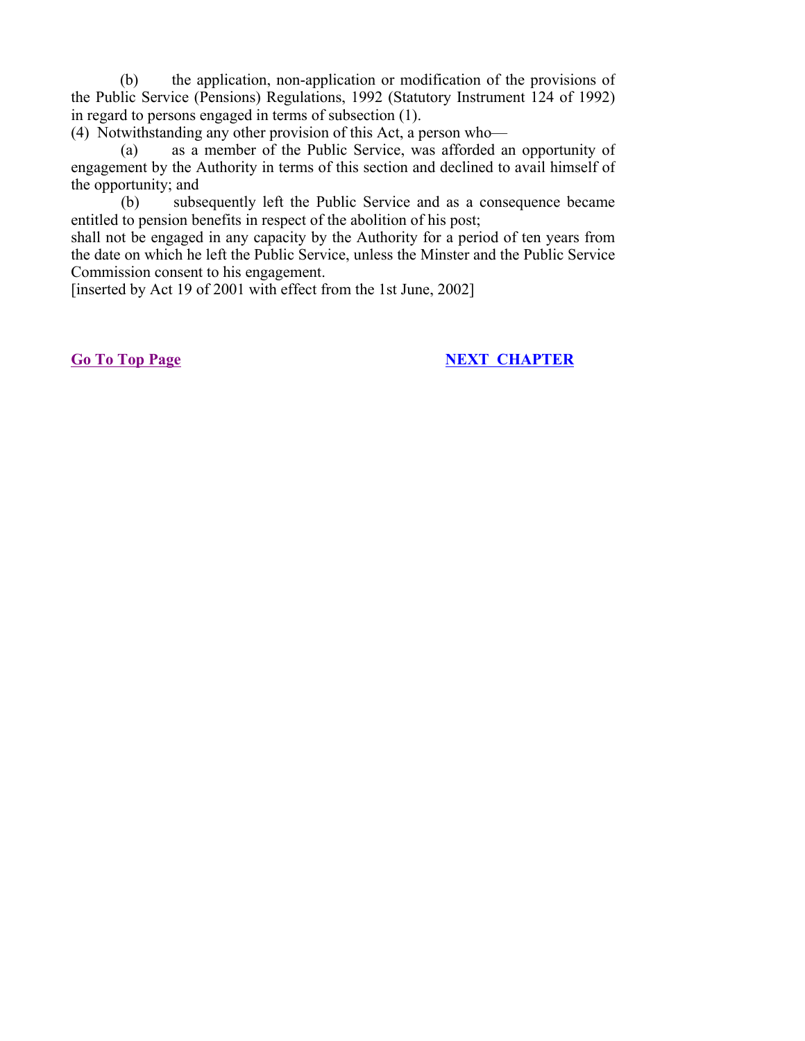(b) the application, non-application or modification of the provisions of the Public Service (Pensions) Regulations, 1992 (Statutory Instrument 124 of 1992) in regard to persons engaged in terms of subsection (1).

(4) Notwithstanding any other provision of this Act, a person who—

(a) as a member of the Public Service, was afforded an opportunity of engagement by the Authority in terms of this section and declined to avail himself of the opportunity; and

(b) subsequently left the Public Service and as a consequence became entitled to pension benefits in respect of the abolition of his post;

shall not be engaged in any capacity by the Authority for a period of ten years from the date on which he left the Public Service, unless the Minster and the Public Service Commission consent to his engagement.

[inserted by Act 19 of 2001 with effect from the 1st June, 2002]

**Go To Top Page** **NEXT CHAPTER**